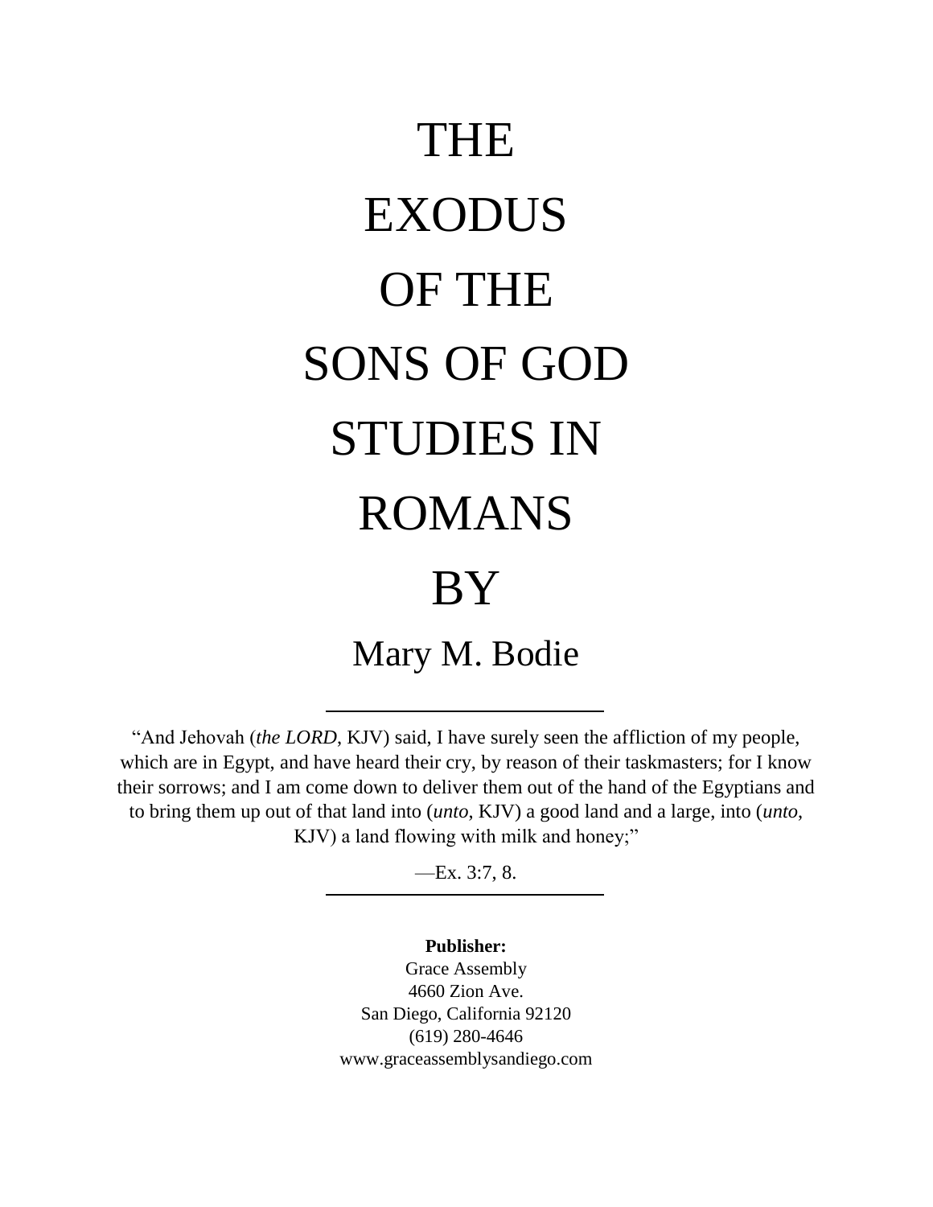# THE EXODUS OF THE SONS OF GOD STUDIES IN ROMANS

# BY

## Mary M. Bodie

---

"And Jehovah (*the LORD*, KJV) said, I have surely seen the affliction of my people, which are in Egypt, and have heard their cry, by reason of their taskmasters; for I know their sorrows; and I am come down to deliver them out of the hand of the Egyptians and to bring them up out of that land into (*unto*, KJV) a good land and a large, into (*unto*, KJV) a land flowing with milk and honey;"

—Ex. 3:7, 8.

---

**Publisher:**
Grace Assembly
4660 Zion Ave.
San Diego, California 92120
(619) 280-4646
www.graceassemblysandiego.com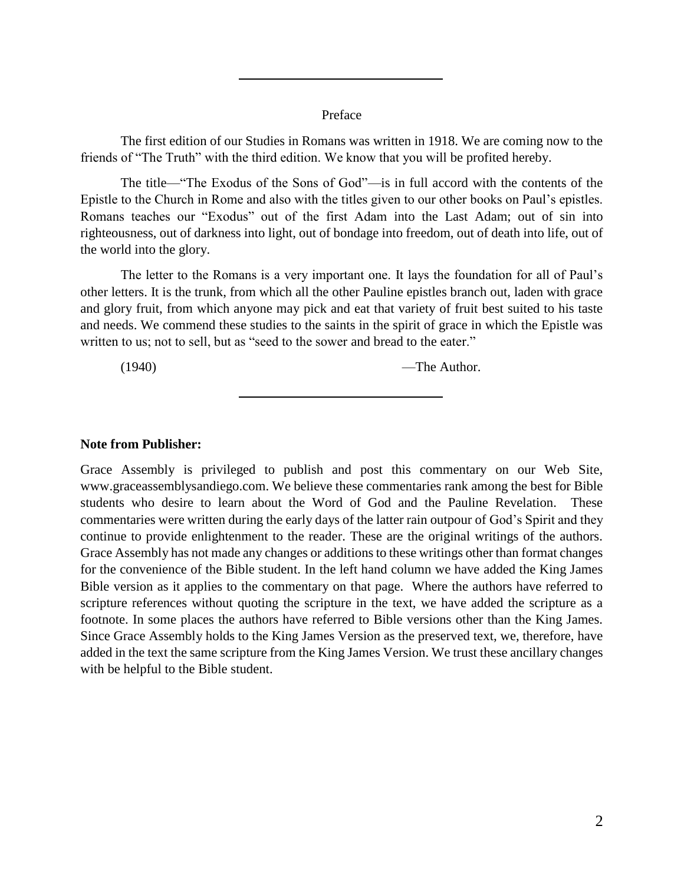## Preface

The first edition of our Studies in Romans was written in 1918. We are coming now to the friends of "The Truth" with the third edition. We know that you will be profited hereby.

The title—"The Exodus of the Sons of God"—is in full accord with the contents of the Epistle to the Church in Rome and also with the titles given to our other books on Paul's epistles. Romans teaches our "Exodus" out of the first Adam into the Last Adam; out of sin into righteousness, out of darkness into light, out of bondage into freedom, out of death into life, out of the world into the glory.

The letter to the Romans is a very important one. It lays the foundation for all of Paul's other letters. It is the trunk, from which all the other Pauline epistles branch out, laden with grace and glory fruit, from which anyone may pick and eat that variety of fruit best suited to his taste and needs. We commend these studies to the saints in the spirit of grace in which the Epistle was written to us; not to sell, but as "seed to the sower and bread to the eater."

(1940) —The Author.

---

**Note from Publisher:**

Grace Assembly is privileged to publish and post this commentary on our Web Site, www.graceassemblysandiego.com. We believe these commentaries rank among the best for Bible students who desire to learn about the Word of God and the Pauline Revelation. These commentaries were written during the early days of the latter rain outpour of God's Spirit and they continue to provide enlightenment to the reader. These are the original writings of the authors. Grace Assembly has not made any changes or additions to these writings other than format changes for the convenience of the Bible student. In the left hand column we have added the King James Bible version as it applies to the commentary on that page. Where the authors have referred to scripture references without quoting the scripture in the text, we have added the scripture as a footnote. In some places the authors have referred to Bible versions other than the King James. Since Grace Assembly holds to the King James Version as the preserved text, we, therefore, have added in the text the same scripture from the King James Version. We trust these ancillary changes with be helpful to the Bible student.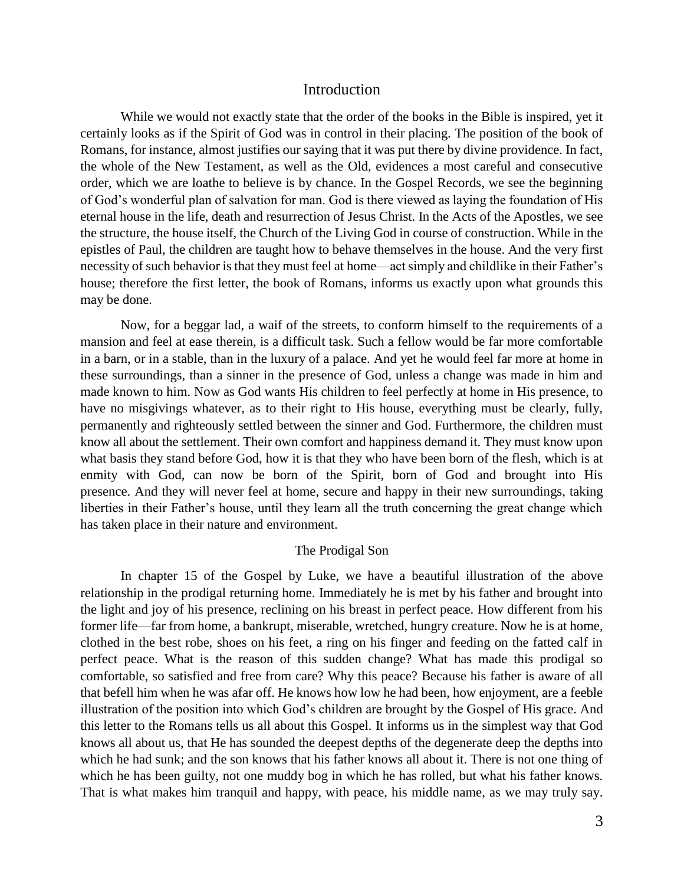# Introduction

While we would not exactly state that the order of the books in the Bible is inspired, yet it certainly looks as if the Spirit of God was in control in their placing. The position of the book of Romans, for instance, almost justifies our saying that it was put there by divine providence. In fact, the whole of the New Testament, as well as the Old, evidences a most careful and consecutive order, which we are loathe to believe is by chance. In the Gospel Records, we see the beginning of God's wonderful plan of salvation for man. God is there viewed as laying the foundation of His eternal house in the life, death and resurrection of Jesus Christ. In the Acts of the Apostles, we see the structure, the house itself, the Church of the Living God in course of construction. While in the epistles of Paul, the children are taught how to behave themselves in the house. And the very first necessity of such behavior is that they must feel at home—act simply and childlike in their Father's house; therefore the first letter, the book of Romans, informs us exactly upon what grounds this may be done.

Now, for a beggar lad, a waif of the streets, to conform himself to the requirements of a mansion and feel at ease therein, is a difficult task. Such a fellow would be far more comfortable in a barn, or in a stable, than in the luxury of a palace. And yet he would feel far more at home in these surroundings, than a sinner in the presence of God, unless a change was made in him and made known to him. Now as God wants His children to feel perfectly at home in His presence, to have no misgivings whatever, as to their right to His house, everything must be clearly, fully, permanently and righteously settled between the sinner and God. Furthermore, the children must know all about the settlement. Their own comfort and happiness demand it. They must know upon what basis they stand before God, how it is that they who have been born of the flesh, which is at enmity with God, can now be born of the Spirit, born of God and brought into His presence. And they will never feel at home, secure and happy in their new surroundings, taking liberties in their Father's house, until they learn all the truth concerning the great change which has taken place in their nature and environment.

## The Prodigal Son

In chapter 15 of the Gospel by Luke, we have a beautiful illustration of the above relationship in the prodigal returning home. Immediately he is met by his father and brought into the light and joy of his presence, reclining on his breast in perfect peace. How different from his former life—far from home, a bankrupt, miserable, wretched, hungry creature. Now he is at home, clothed in the best robe, shoes on his feet, a ring on his finger and feeding on the fatted calf in perfect peace. What is the reason of this sudden change? What has made this prodigal so comfortable, so satisfied and free from care? Why this peace? Because his father is aware of all that befell him when he was afar off. He knows how low he had been, how enjoyment, are a feeble illustration of the position into which God's children are brought by the Gospel of His grace. And this letter to the Romans tells us all about this Gospel. It informs us in the simplest way that God knows all about us, that He has sounded the deepest depths of the degenerate deep the depths into which he had sunk; and the son knows that his father knows all about it. There is not one thing of which he has been guilty, not one muddy bog in which he has rolled, but what his father knows. That is what makes him tranquil and happy, with peace, his middle name, as we may truly say.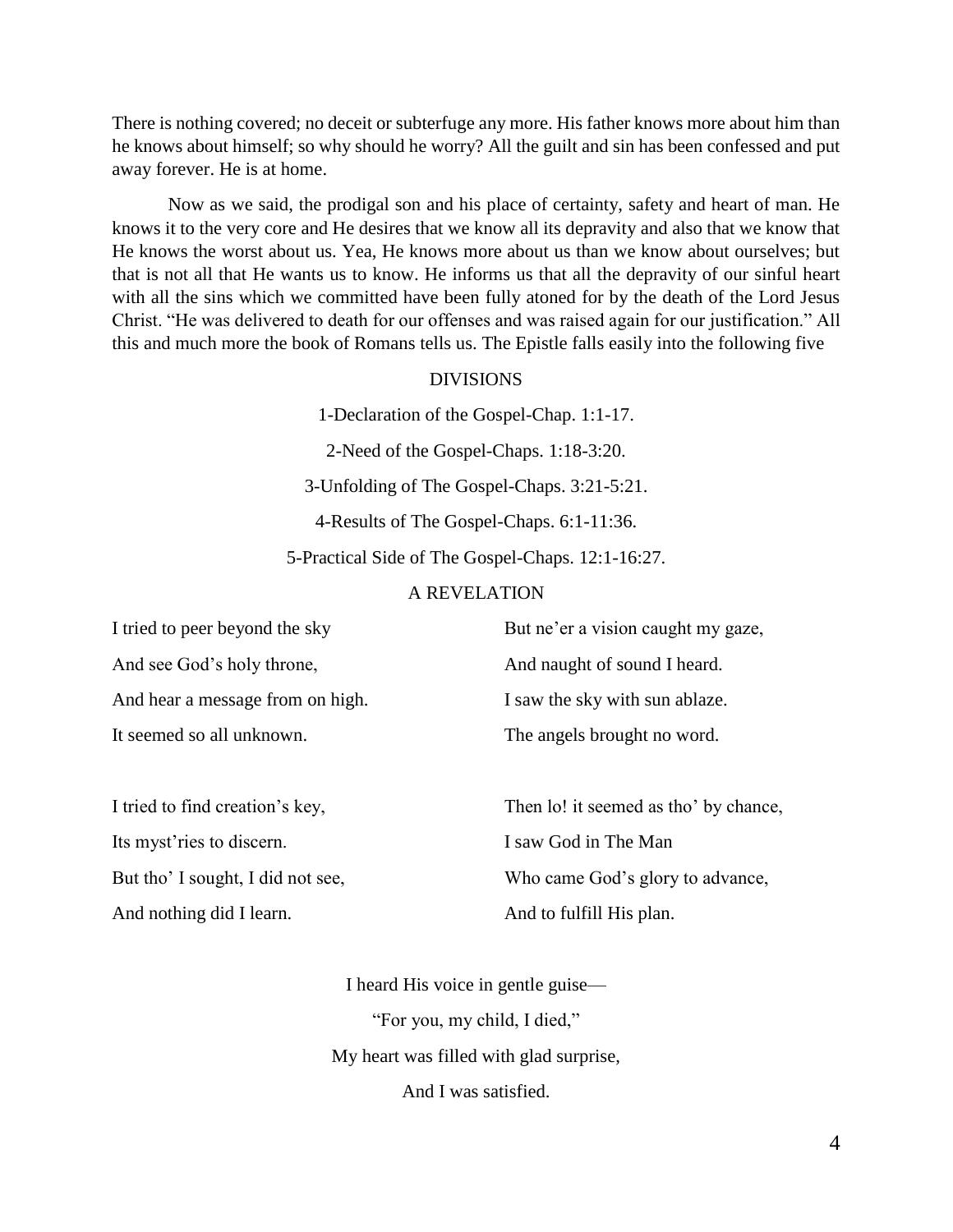There is nothing covered; no deceit or subterfuge any more. His father knows more about him than he knows about himself; so why should he worry? All the guilt and sin has been confessed and put away forever. He is at home.

Now as we said, the prodigal son and his place of certainty, safety and heart of man. He knows it to the very core and He desires that we know all its depravity and also that we know that He knows the worst about us. Yea, He knows more about us than we know about ourselves; but that is not all that He wants us to know. He informs us that all the depravity of our sinful heart with all the sins which we committed have been fully atoned for by the death of the Lord Jesus Christ. "He was delivered to death for our offenses and was raised again for our justification." All this and much more the book of Romans tells us. The Epistle falls easily into the following five

## DIVISIONS

1-Declaration of the Gospel-Chap. 1:1-17.

2-Need of the Gospel-Chaps. 1:18-3:20.

3-Unfolding of The Gospel-Chaps. 3:21-5:21.

4-Results of The Gospel-Chaps. 6:1-11:36.

5-Practical Side of The Gospel-Chaps. 12:1-16:27.

## A REVELATION

I tried to peer beyond the sky  
And see God's holy throne,  
And hear a message from on high.  
It seemed so all unknown.

But ne'er a vision caught my gaze,  
And naught of sound I heard.  
I saw the sky with sun ablaze.  
The angels brought no word.

I tried to find creation's key,  
Its myst'ries to discern.  
But tho' I sought, I did not see,  
And nothing did I learn.

Then lo! it seemed as tho' by chance,  
I saw God in The Man  
Who came God's glory to advance,  
And to fulfill His plan.

I heard His voice in gentle guise—  
"For you, my child, I died,"  
My heart was filled with glad surprise,  
And I was satisfied.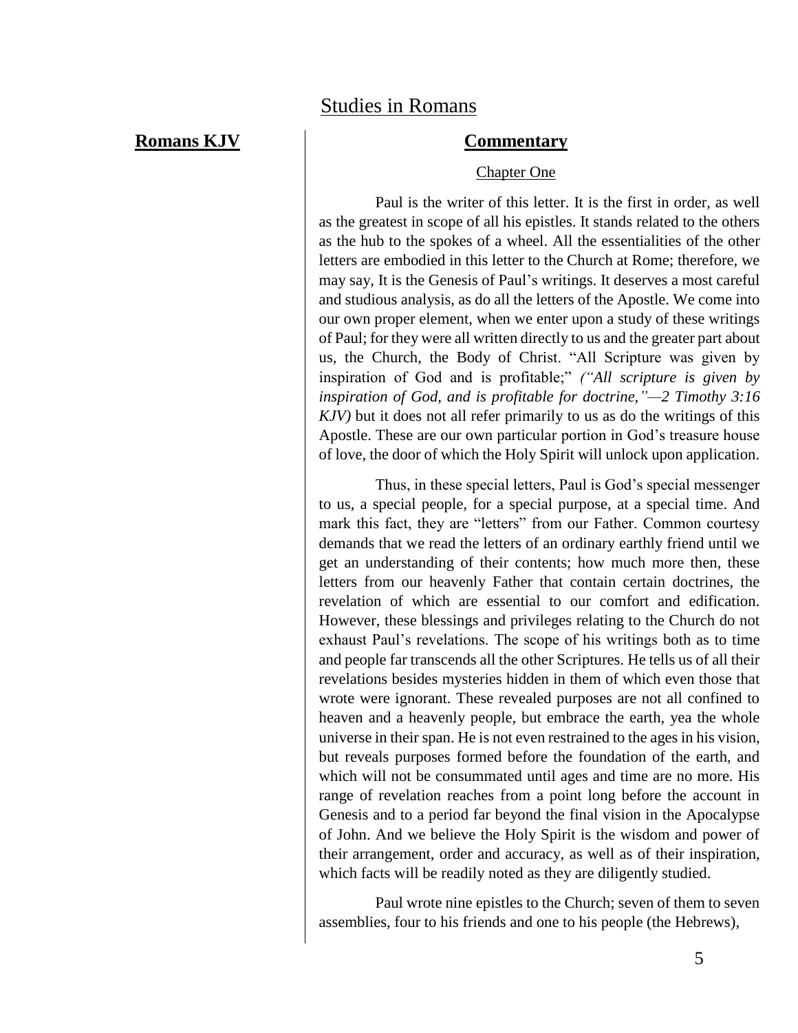# Studies in Romans

**Romans KJV**

**Commentary**

## Chapter One

Paul is the writer of this letter. It is the first in order, as well as the greatest in scope of all his epistles. It stands related to the others as the hub to the spokes of a wheel. All the essentialities of the other letters are embodied in this letter to the Church at Rome; therefore, we may say, It is the Genesis of Paul's writings. It deserves a most careful and studious analysis, as do all the letters of the Apostle. We come into our own proper element, when we enter upon a study of these writings of Paul; for they were all written directly to us and the greater part about us, the Church, the Body of Christ. "All Scripture was given by inspiration of God and is profitable;" *("All scripture is given by inspiration of God, and is profitable for doctrine,"—2 Timothy 3:16 KJV)* but it does not all refer primarily to us as do the writings of this Apostle. These are our own particular portion in God's treasure house of love, the door of which the Holy Spirit will unlock upon application.

Thus, in these special letters, Paul is God's special messenger to us, a special people, for a special purpose, at a special time. And mark this fact, they are "letters" from our Father. Common courtesy demands that we read the letters of an ordinary earthly friend until we get an understanding of their contents; how much more then, these letters from our heavenly Father that contain certain doctrines, the revelation of which are essential to our comfort and edification. However, these blessings and privileges relating to the Church do not exhaust Paul's revelations. The scope of his writings both as to time and people far transcends all the other Scriptures. He tells us of all their revelations besides mysteries hidden in them of which even those that wrote were ignorant. These revealed purposes are not all confined to heaven and a heavenly people, but embrace the earth, yea the whole universe in their span. He is not even restrained to the ages in his vision, but reveals purposes formed before the foundation of the earth, and which will not be consummated until ages and time are no more. His range of revelation reaches from a point long before the account in Genesis and to a period far beyond the final vision in the Apocalypse of John. And we believe the Holy Spirit is the wisdom and power of their arrangement, order and accuracy, as well as of their inspiration, which facts will be readily noted as they are diligently studied.

Paul wrote nine epistles to the Church; seven of them to seven assemblies, four to his friends and one to his people (the Hebrews),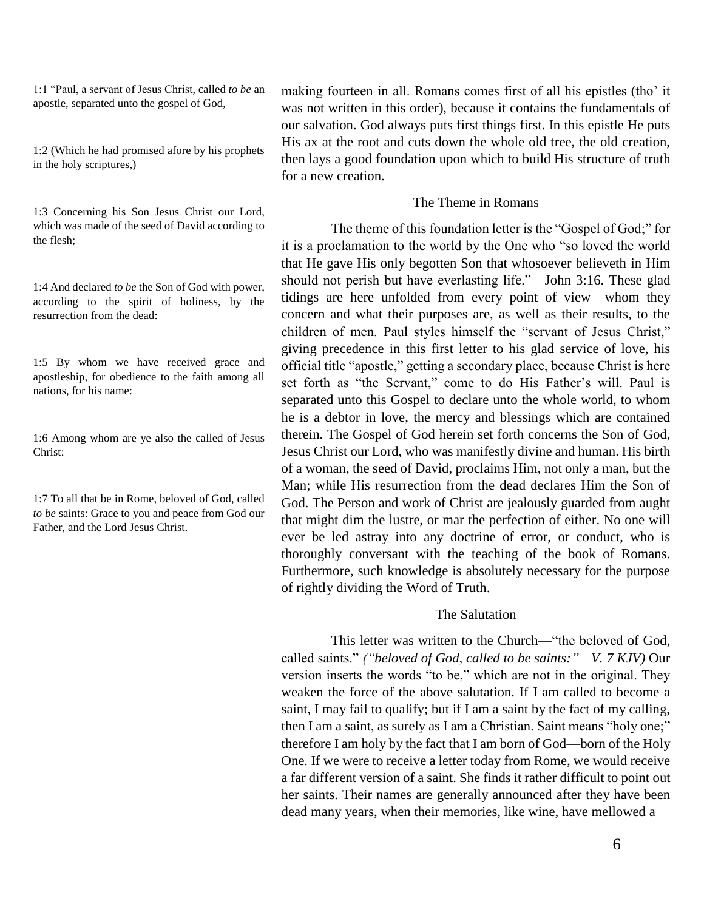1:1 "Paul, a servant of Jesus Christ, called *to be* an apostle, separated unto the gospel of God,

1:2 (Which he had promised afore by his prophets in the holy scriptures,)

1:3 Concerning his Son Jesus Christ our Lord, which was made of the seed of David according to the flesh;

1:4 And declared *to be* the Son of God with power, according to the spirit of holiness, by the resurrection from the dead:

1:5 By whom we have received grace and apostleship, for obedience to the faith among all nations, for his name:

1:6 Among whom are ye also the called of Jesus Christ:

1:7 To all that be in Rome, beloved of God, called *to be* saints: Grace to you and peace from God our Father, and the Lord Jesus Christ.

making fourteen in all. Romans comes first of all his epistles (tho' it was not written in this order), because it contains the fundamentals of our salvation. God always puts first things first. In this epistle He puts His ax at the root and cuts down the whole old tree, the old creation, then lays a good foundation upon which to build His structure of truth for a new creation.

### The Theme in Romans

The theme of this foundation letter is the "Gospel of God;" for it is a proclamation to the world by the One who "so loved the world that He gave His only begotten Son that whosoever believeth in Him should not perish but have everlasting life."—John 3:16. These glad tidings are here unfolded from every point of view—whom they concern and what their purposes are, as well as their results, to the children of men. Paul styles himself the "servant of Jesus Christ," giving precedence in this first letter to his glad service of love, his official title "apostle," getting a secondary place, because Christ is here set forth as "the Servant," come to do His Father's will. Paul is separated unto this Gospel to declare unto the whole world, to whom he is a debtor in love, the mercy and blessings which are contained therein. The Gospel of God herein set forth concerns the Son of God, Jesus Christ our Lord, who was manifestly divine and human. His birth of a woman, the seed of David, proclaims Him, not only a man, but the Man; while His resurrection from the dead declares Him the Son of God. The Person and work of Christ are jealously guarded from aught that might dim the lustre, or mar the perfection of either. No one will ever be led astray into any doctrine of error, or conduct, who is thoroughly conversant with the teaching of the book of Romans. Furthermore, such knowledge is absolutely necessary for the purpose of rightly dividing the Word of Truth.

### The Salutation

This letter was written to the Church—"the beloved of God, called saints." *("beloved of God, called to be saints:"—V. 7 KJV)* Our version inserts the words "to be," which are not in the original. They weaken the force of the above salutation. If I am called to become a saint, I may fail to qualify; but if I am a saint by the fact of my calling, then I am a saint, as surely as I am a Christian. Saint means "holy one;" therefore I am holy by the fact that I am born of God—born of the Holy One. If we were to receive a letter today from Rome, we would receive a far different version of a saint. She finds it rather difficult to point out her saints. Their names are generally announced after they have been dead many years, when their memories, like wine, have mellowed a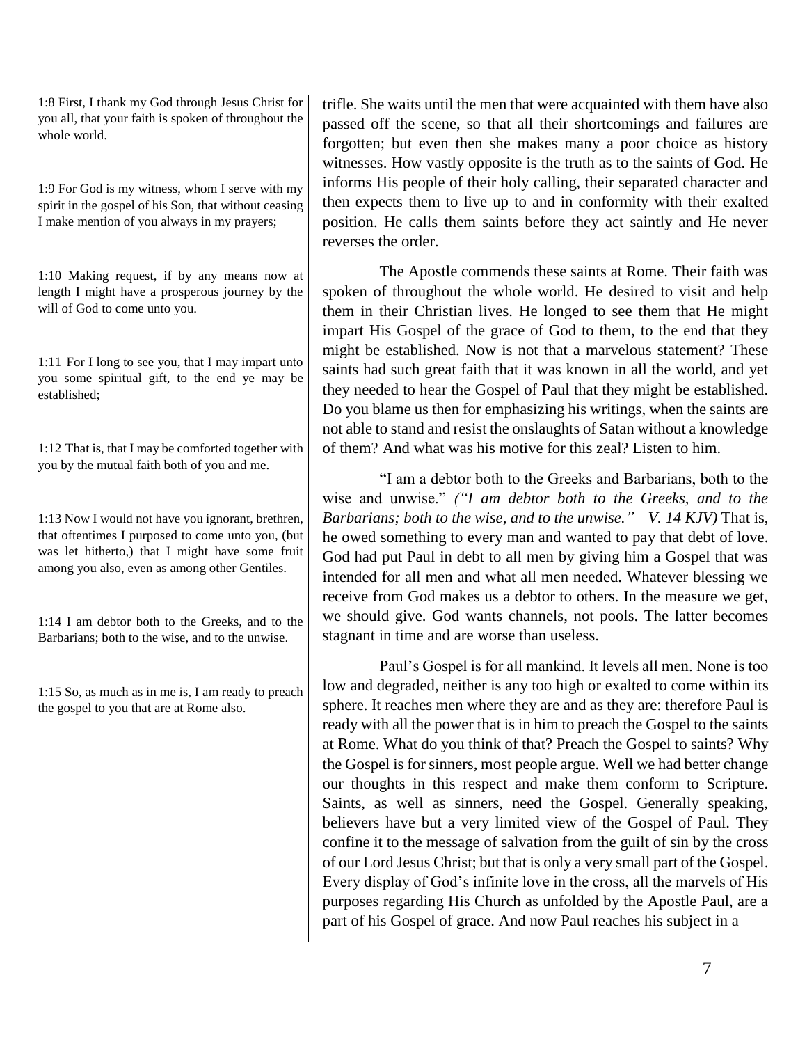1:8 First, I thank my God through Jesus Christ for you all, that your faith is spoken of throughout the whole world.

1:9 For God is my witness, whom I serve with my spirit in the gospel of his Son, that without ceasing I make mention of you always in my prayers;

1:10 Making request, if by any means now at length I might have a prosperous journey by the will of God to come unto you.

1:11 For I long to see you, that I may impart unto you some spiritual gift, to the end ye may be established;

1:12 That is, that I may be comforted together with you by the mutual faith both of you and me.

1:13 Now I would not have you ignorant, brethren, that oftentimes I purposed to come unto you, (but was let hitherto,) that I might have some fruit among you also, even as among other Gentiles.

1:14 I am debtor both to the Greeks, and to the Barbarians; both to the wise, and to the unwise.

1:15 So, as much as in me is, I am ready to preach the gospel to you that are at Rome also.

trifle. She waits until the men that were acquainted with them have also passed off the scene, so that all their shortcomings and failures are forgotten; but even then she makes many a poor choice as history witnesses. How vastly opposite is the truth as to the saints of God. He informs His people of their holy calling, their separated character and then expects them to live up to and in conformity with their exalted position. He calls them saints before they act saintly and He never reverses the order.

The Apostle commends these saints at Rome. Their faith was spoken of throughout the whole world. He desired to visit and help them in their Christian lives. He longed to see them that He might impart His Gospel of the grace of God to them, to the end that they might be established. Now is not that a marvelous statement? These saints had such great faith that it was known in all the world, and yet they needed to hear the Gospel of Paul that they might be established. Do you blame us then for emphasizing his writings, when the saints are not able to stand and resist the onslaughts of Satan without a knowledge of them? And what was his motive for this zeal? Listen to him.

"I am a debtor both to the Greeks and Barbarians, both to the wise and unwise." *("I am debtor both to the Greeks, and to the Barbarians; both to the wise, and to the unwise."—V. 14 KJV)* That is, he owed something to every man and wanted to pay that debt of love. God had put Paul in debt to all men by giving him a Gospel that was intended for all men and what all men needed. Whatever blessing we receive from God makes us a debtor to others. In the measure we get, we should give. God wants channels, not pools. The latter becomes stagnant in time and are worse than useless.

Paul's Gospel is for all mankind. It levels all men. None is too low and degraded, neither is any too high or exalted to come within its sphere. It reaches men where they are and as they are: therefore Paul is ready with all the power that is in him to preach the Gospel to the saints at Rome. What do you think of that? Preach the Gospel to saints? Why the Gospel is for sinners, most people argue. Well we had better change our thoughts in this respect and make them conform to Scripture. Saints, as well as sinners, need the Gospel. Generally speaking, believers have but a very limited view of the Gospel of Paul. They confine it to the message of salvation from the guilt of sin by the cross of our Lord Jesus Christ; but that is only a very small part of the Gospel. Every display of God's infinite love in the cross, all the marvels of His purposes regarding His Church as unfolded by the Apostle Paul, are a part of his Gospel of grace. And now Paul reaches his subject in a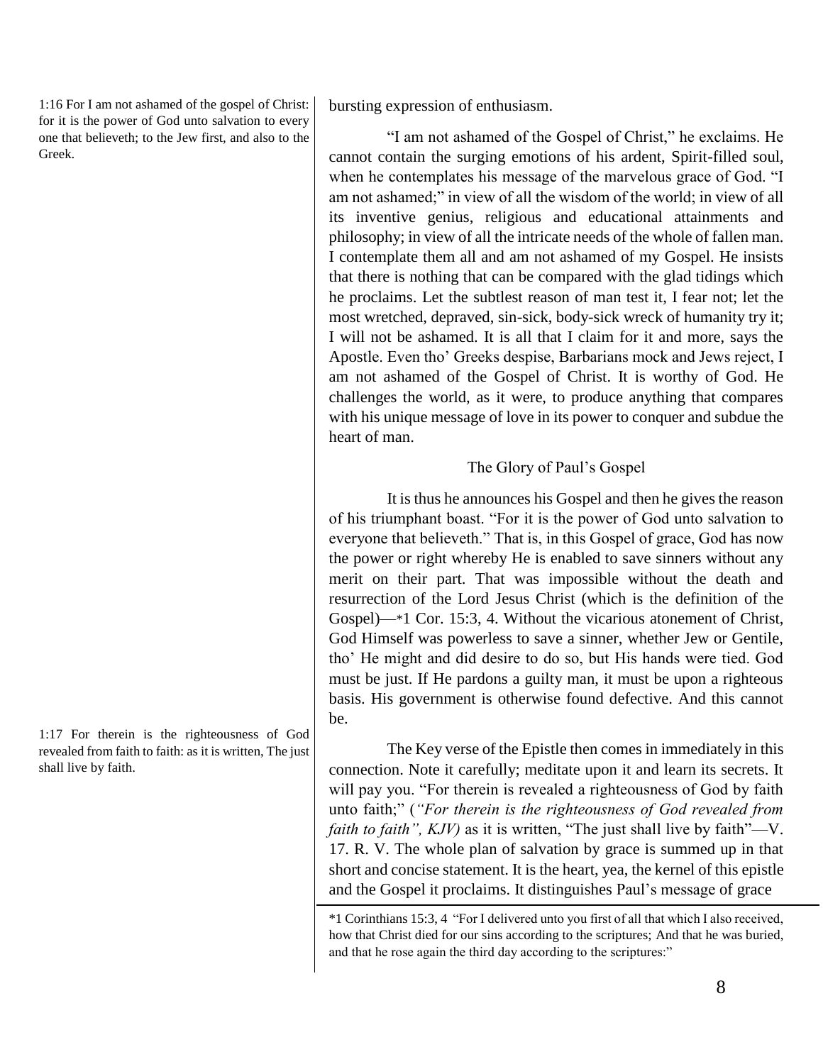1:16 For I am not ashamed of the gospel of Christ: for it is the power of God unto salvation to every one that believeth; to the Jew first, and also to the Greek.

bursting expression of enthusiasm.

"I am not ashamed of the Gospel of Christ," he exclaims. He cannot contain the surging emotions of his ardent, Spirit-filled soul, when he contemplates his message of the marvelous grace of God. "I am not ashamed;" in view of all the wisdom of the world; in view of all its inventive genius, religious and educational attainments and philosophy; in view of all the intricate needs of the whole of fallen man. I contemplate them all and am not ashamed of my Gospel. He insists that there is nothing that can be compared with the glad tidings which he proclaims. Let the subtlest reason of man test it, I fear not; let the most wretched, depraved, sin-sick, body-sick wreck of humanity try it; I will not be ashamed. It is all that I claim for it and more, says the Apostle. Even tho' Greeks despise, Barbarians mock and Jews reject, I am not ashamed of the Gospel of Christ. It is worthy of God. He challenges the world, as it were, to produce anything that compares with his unique message of love in its power to conquer and subdue the heart of man.

### The Glory of Paul's Gospel

It is thus he announces his Gospel and then he gives the reason of his triumphant boast. "For it is the power of God unto salvation to everyone that believeth." That is, in this Gospel of grace, God has now the power or right whereby He is enabled to save sinners without any merit on their part. That was impossible without the death and resurrection of the Lord Jesus Christ (which is the definition of the Gospel)—*1 Cor. 15:3, 4. Without the vicarious atonement of Christ, God Himself was powerless to save a sinner, whether Jew or Gentile, tho' He might and did desire to do so, but His hands were tied. God must be just. If He pardons a guilty man, it must be upon a righteous basis. His government is otherwise found defective. And this cannot be.

1:17 For therein is the righteousness of God revealed from faith to faith: as it is written, The just shall live by faith.

The Key verse of the Epistle then comes in immediately in this connection. Note it carefully; meditate upon it and learn its secrets. It will pay you. "For therein is revealed a righteousness of God by faith unto faith;" (*"For therein is the righteousness of God revealed from faith to faith", KJV)* as it is written, "The just shall live by faith"—V. 17. R. V. The whole plan of salvation by grace is summed up in that short and concise statement. It is the heart, yea, the kernel of this epistle and the Gospel it proclaims. It distinguishes Paul's message of grace

---

*1 Corinthians 15:3, 4 "For I delivered unto you first of all that which I also received, how that Christ died for our sins according to the scriptures; And that he was buried, and that he rose again the third day according to the scriptures:"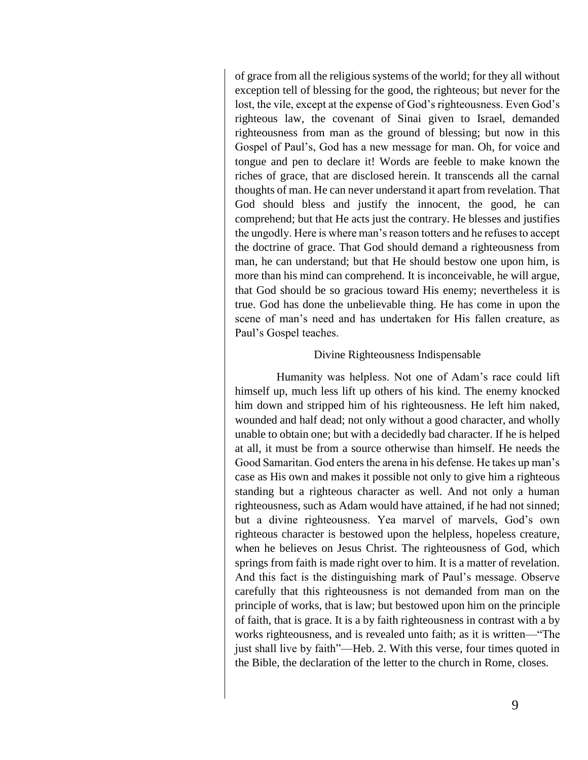of grace from all the religious systems of the world; for they all without exception tell of blessing for the good, the righteous; but never for the lost, the vile, except at the expense of God's righteousness. Even God's righteous law, the covenant of Sinai given to Israel, demanded righteousness from man as the ground of blessing; but now in this Gospel of Paul's, God has a new message for man. Oh, for voice and tongue and pen to declare it! Words are feeble to make known the riches of grace, that are disclosed herein. It transcends all the carnal thoughts of man. He can never understand it apart from revelation. That God should bless and justify the innocent, the good, he can comprehend; but that He acts just the contrary. He blesses and justifies the ungodly. Here is where man's reason totters and he refuses to accept the doctrine of grace. That God should demand a righteousness from man, he can understand; but that He should bestow one upon him, is more than his mind can comprehend. It is inconceivable, he will argue, that God should be so gracious toward His enemy; nevertheless it is true. God has done the unbelievable thing. He has come in upon the scene of man's need and has undertaken for His fallen creature, as Paul's Gospel teaches.

## Divine Righteousness Indispensable

Humanity was helpless. Not one of Adam's race could lift himself up, much less lift up others of his kind. The enemy knocked him down and stripped him of his righteousness. He left him naked, wounded and half dead; not only without a good character, and wholly unable to obtain one; but with a decidedly bad character. If he is helped at all, it must be from a source otherwise than himself. He needs the Good Samaritan. God enters the arena in his defense. He takes up man's case as His own and makes it possible not only to give him a righteous standing but a righteous character as well. And not only a human righteousness, such as Adam would have attained, if he had not sinned; but a divine righteousness. Yea marvel of marvels, God's own righteous character is bestowed upon the helpless, hopeless creature, when he believes on Jesus Christ. The righteousness of God, which springs from faith is made right over to him. It is a matter of revelation. And this fact is the distinguishing mark of Paul's message. Observe carefully that this righteousness is not demanded from man on the principle of works, that is law; but bestowed upon him on the principle of faith, that is grace. It is a by faith righteousness in contrast with a by works righteousness, and is revealed unto faith; as it is written—"The just shall live by faith"—Heb. 2. With this verse, four times quoted in the Bible, the declaration of the letter to the church in Rome, closes.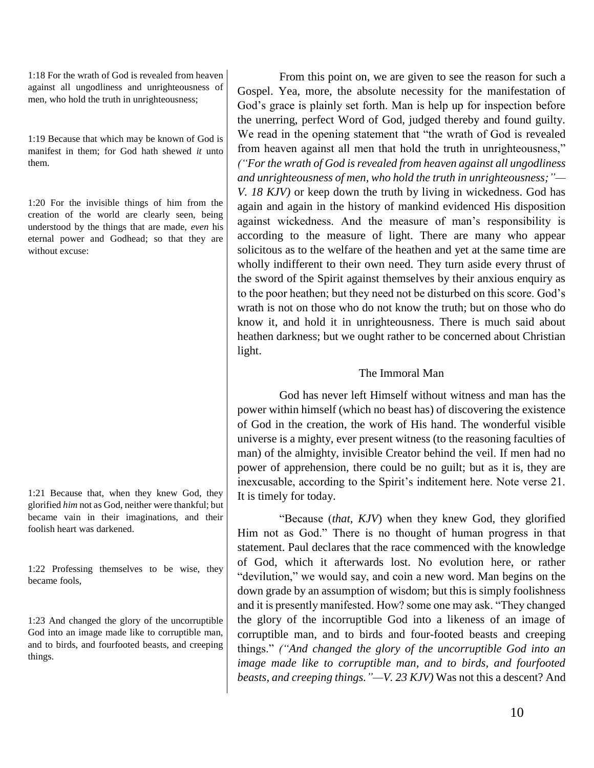1:18 For the wrath of God is revealed from heaven against all ungodliness and unrighteousness of men, who hold the truth in unrighteousness;

1:19 Because that which may be known of God is manifest in them; for God hath shewed *it* unto them.

1:20 For the invisible things of him from the creation of the world are clearly seen, being understood by the things that are made, *even* his eternal power and Godhead; so that they are without excuse:

1:21 Because that, when they knew God, they glorified *him* not as God, neither were thankful; but became vain in their imaginations, and their foolish heart was darkened.

1:22 Professing themselves to be wise, they became fools,

1:23 And changed the glory of the uncorruptible God into an image made like to corruptible man, and to birds, and fourfooted beasts, and creeping things.

From this point on, we are given to see the reason for such a Gospel. Yea, more, the absolute necessity for the manifestation of God's grace is plainly set forth. Man is help up for inspection before the unerring, perfect Word of God, judged thereby and found guilty. We read in the opening statement that "the wrath of God is revealed from heaven against all men that hold the truth in unrighteousness," *("For the wrath of God is revealed from heaven against all ungodliness and unrighteousness of men, who hold the truth in unrighteousness;"—V. 18 KJV)* or keep down the truth by living in wickedness. God has again and again in the history of mankind evidenced His disposition against wickedness. And the measure of man's responsibility is according to the measure of light. There are many who appear solicitous as to the welfare of the heathen and yet at the same time are wholly indifferent to their own need. They turn aside every thrust of the sword of the Spirit against themselves by their anxious enquiry as to the poor heathen; but they need not be disturbed on this score. God's wrath is not on those who do not know the truth; but on those who do know it, and hold it in unrighteousness. There is much said about heathen darkness; but we ought rather to be concerned about Christian light.

## The Immoral Man

God has never left Himself without witness and man has the power within himself (which no beast has) of discovering the existence of God in the creation, the work of His hand. The wonderful visible universe is a mighty, ever present witness (to the reasoning faculties of man) of the almighty, invisible Creator behind the veil. If men had no power of apprehension, there could be no guilt; but as it is, they are inexcusable, according to the Spirit's inditement here. Note verse 21. It is timely for today.

"Because (*that, KJV*) when they knew God, they glorified Him not as God." There is no thought of human progress in that statement. Paul declares that the race commenced with the knowledge of God, which it afterwards lost. No evolution here, or rather "devilution," we would say, and coin a new word. Man begins on the down grade by an assumption of wisdom; but this is simply foolishness and it is presently manifested. How? some one may ask. "They changed the glory of the incorruptible God into a likeness of an image of corruptible man, and to birds and four-footed beasts and creeping things." *("And changed the glory of the uncorruptible God into an image made like to corruptible man, and to birds, and fourfooted beasts, and creeping things."—V. 23 KJV)* Was not this a descent? And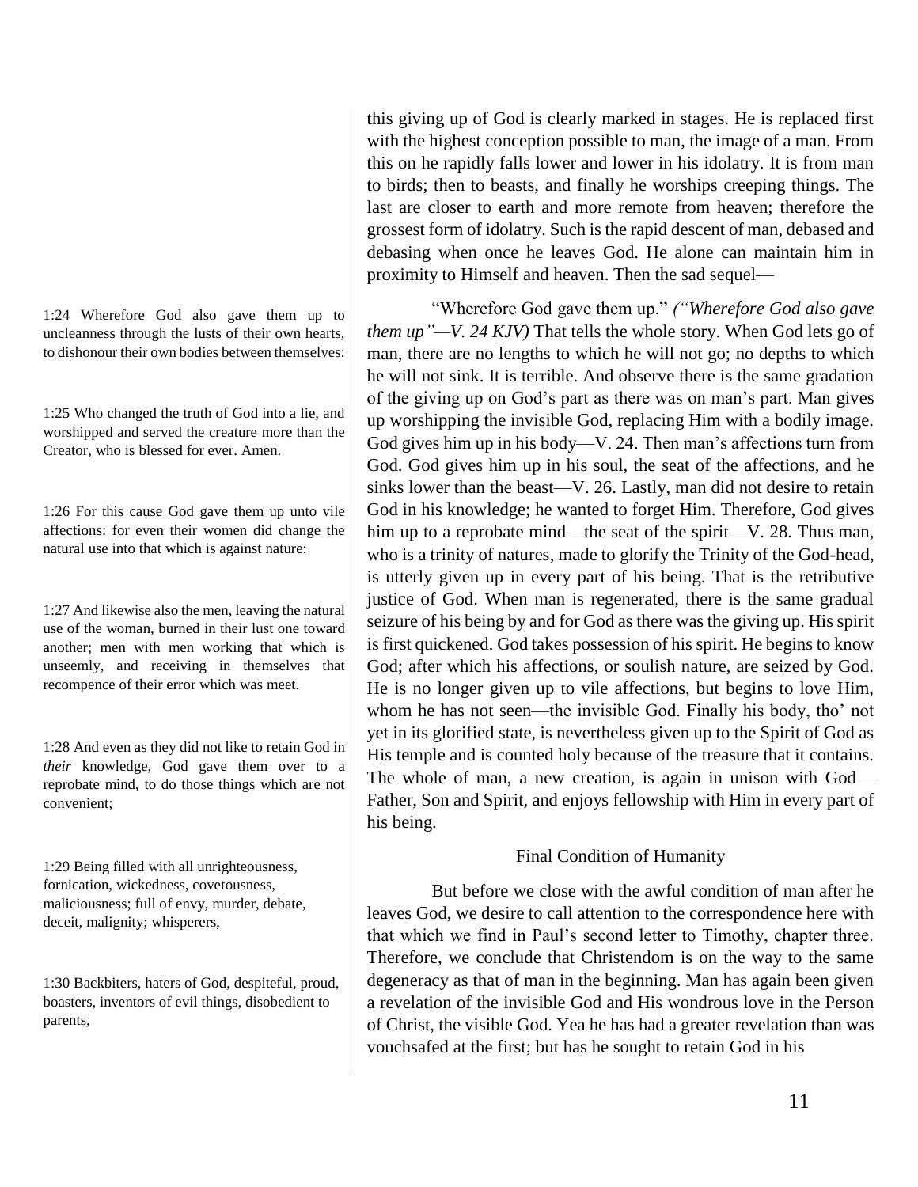this giving up of God is clearly marked in stages. He is replaced first with the highest conception possible to man, the image of a man. From this on he rapidly falls lower and lower in his idolatry. It is from man to birds; then to beasts, and finally he worships creeping things. The last are closer to earth and more remote from heaven; therefore the grossest form of idolatry. Such is the rapid descent of man, debased and debasing when once he leaves God. He alone can maintain him in proximity to Himself and heaven. Then the sad sequel—

1:24 Wherefore God also gave them up to uncleanness through the lusts of their own hearts, to dishonour their own bodies between themselves:

1:25 Who changed the truth of God into a lie, and worshipped and served the creature more than the Creator, who is blessed for ever. Amen.

1:26 For this cause God gave them up unto vile affections: for even their women did change the natural use into that which is against nature:

1:27 And likewise also the men, leaving the natural use of the woman, burned in their lust one toward another; men with men working that which is unseemly, and receiving in themselves that recompence of their error which was meet.

1:28 And even as they did not like to retain God in *their* knowledge, God gave them over to a reprobate mind, to do those things which are not convenient;

1:29 Being filled with all unrighteousness, fornication, wickedness, covetousness, maliciousness; full of envy, murder, debate, deceit, malignity; whisperers,

1:30 Backbiters, haters of God, despiteful, proud, boasters, inventors of evil things, disobedient to parents,

"Wherefore God gave them up." *("Wherefore God also gave them up"—V. 24 KJV)* That tells the whole story. When God lets go of man, there are no lengths to which he will not go; no depths to which he will not sink. It is terrible. And observe there is the same gradation of the giving up on God's part as there was on man's part. Man gives up worshipping the invisible God, replacing Him with a bodily image. God gives him up in his body—V. 24. Then man's affections turn from God. God gives him up in his soul, the seat of the affections, and he sinks lower than the beast—V. 26. Lastly, man did not desire to retain God in his knowledge; he wanted to forget Him. Therefore, God gives him up to a reprobate mind—the seat of the spirit—V. 28. Thus man, who is a trinity of natures, made to glorify the Trinity of the God-head, is utterly given up in every part of his being. That is the retributive justice of God. When man is regenerated, there is the same gradual seizure of his being by and for God as there was the giving up. His spirit is first quickened. God takes possession of his spirit. He begins to know God; after which his affections, or soulish nature, are seized by God. He is no longer given up to vile affections, but begins to love Him, whom he has not seen—the invisible God. Finally his body, tho' not yet in its glorified state, is nevertheless given up to the Spirit of God as His temple and is counted holy because of the treasure that it contains. The whole of man, a new creation, is again in unison with God—Father, Son and Spirit, and enjoys fellowship with Him in every part of his being.

### Final Condition of Humanity

But before we close with the awful condition of man after he leaves God, we desire to call attention to the correspondence here with that which we find in Paul's second letter to Timothy, chapter three. Therefore, we conclude that Christendom is on the way to the same degeneracy as that of man in the beginning. Man has again been given a revelation of the invisible God and His wondrous love in the Person of Christ, the visible God. Yea he has had a greater revelation than was vouchsafed at the first; but has he sought to retain God in his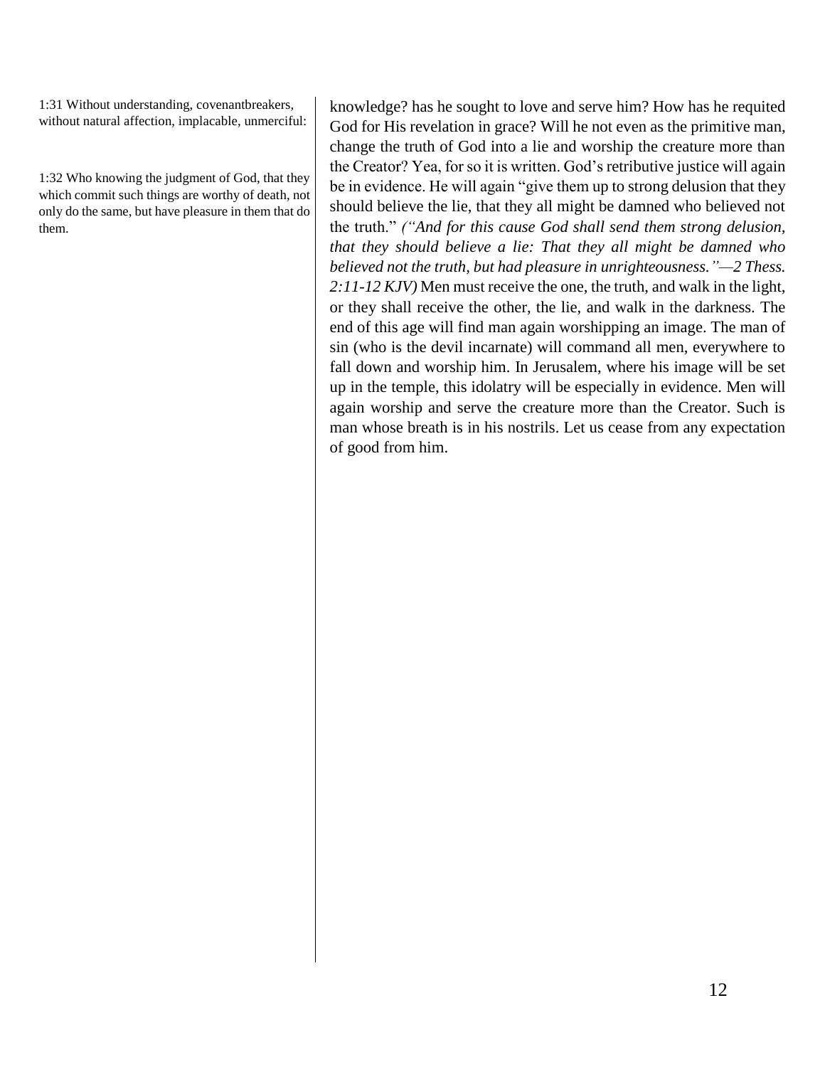1:31 Without understanding, covenantbreakers, without natural affection, implacable, unmerciful:

1:32 Who knowing the judgment of God, that they which commit such things are worthy of death, not only do the same, but have pleasure in them that do them.

knowledge? has he sought to love and serve him? How has he requited God for His revelation in grace? Will he not even as the primitive man, change the truth of God into a lie and worship the creature more than the Creator? Yea, for so it is written. God's retributive justice will again be in evidence. He will again "give them up to strong delusion that they should believe the lie, that they all might be damned who believed not the truth." *("And for this cause God shall send them strong delusion, that they should believe a lie: That they all might be damned who believed not the truth, but had pleasure in unrighteousness."—2 Thess. 2:11-12 KJV)* Men must receive the one, the truth, and walk in the light, or they shall receive the other, the lie, and walk in the darkness. The end of this age will find man again worshipping an image. The man of sin (who is the devil incarnate) will command all men, everywhere to fall down and worship him. In Jerusalem, where his image will be set up in the temple, this idolatry will be especially in evidence. Men will again worship and serve the creature more than the Creator. Such is man whose breath is in his nostrils. Let us cease from any expectation of good from him.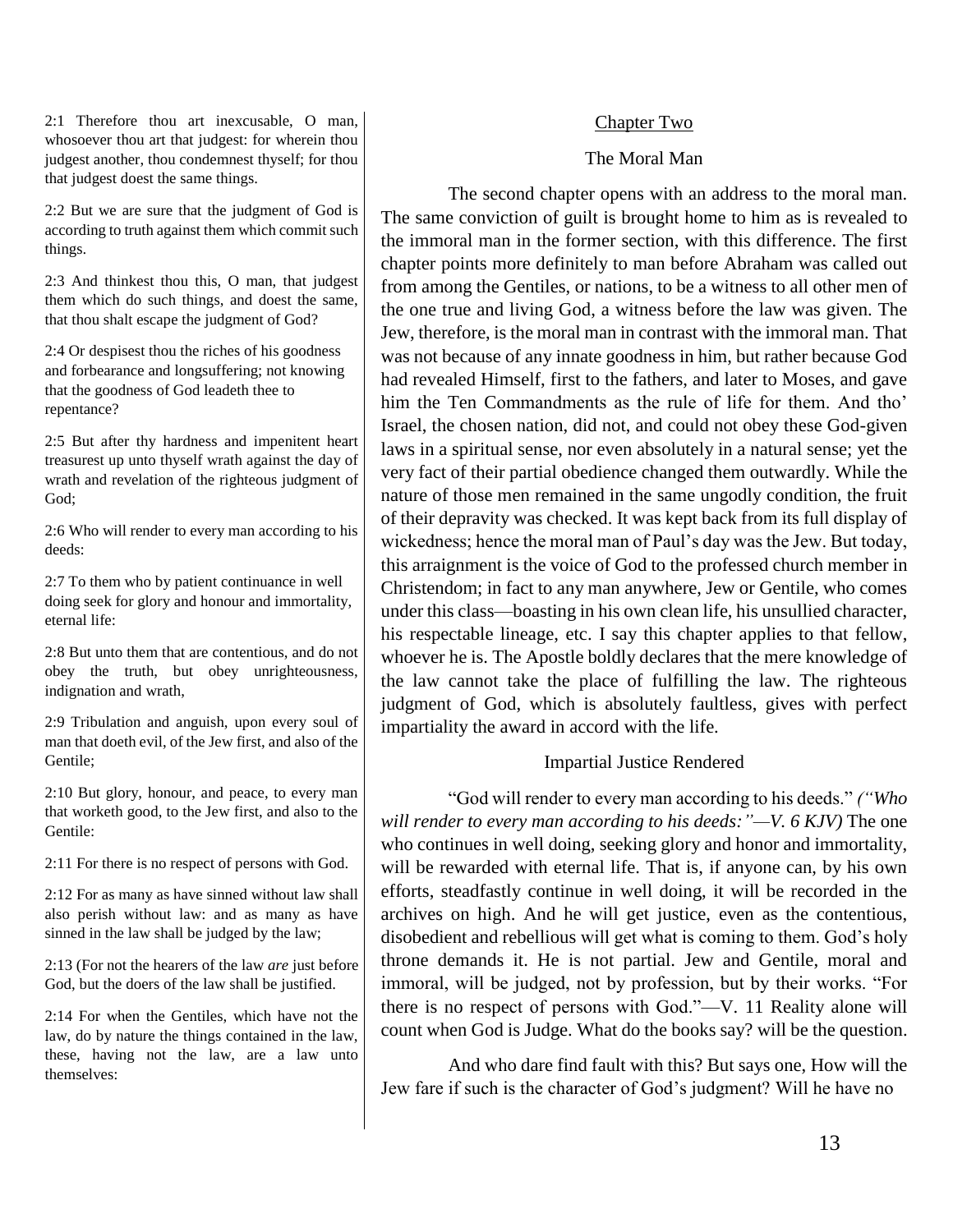2:1 Therefore thou art inexcusable, O man, whosoever thou art that judgest: for wherein thou judgest another, thou condemnest thyself; for thou that judgest doest the same things.

2:2 But we are sure that the judgment of God is according to truth against them which commit such things.

2:3 And thinkest thou this, O man, that judgest them which do such things, and doest the same, that thou shalt escape the judgment of God?

2:4 Or despisest thou the riches of his goodness and forbearance and longsuffering; not knowing that the goodness of God leadeth thee to repentance?

2:5 But after thy hardness and impenitent heart treasurest up unto thyself wrath against the day of wrath and revelation of the righteous judgment of God;

2:6 Who will render to every man according to his deeds:

2:7 To them who by patient continuance in well doing seek for glory and honour and immortality, eternal life:

2:8 But unto them that are contentious, and do not obey the truth, but obey unrighteousness, indignation and wrath,

2:9 Tribulation and anguish, upon every soul of man that doeth evil, of the Jew first, and also of the Gentile;

2:10 But glory, honour, and peace, to every man that worketh good, to the Jew first, and also to the Gentile:

2:11 For there is no respect of persons with God.

2:12 For as many as have sinned without law shall also perish without law: and as many as have sinned in the law shall be judged by the law;

2:13 (For not the hearers of the law *are* just before God, but the doers of the law shall be justified.

2:14 For when the Gentiles, which have not the law, do by nature the things contained in the law, these, having not the law, are a law unto themselves:

## Chapter Two

### The Moral Man

The second chapter opens with an address to the moral man. The same conviction of guilt is brought home to him as is revealed to the immoral man in the former section, with this difference. The first chapter points more definitely to man before Abraham was called out from among the Gentiles, or nations, to be a witness to all other men of the one true and living God, a witness before the law was given. The Jew, therefore, is the moral man in contrast with the immoral man. That was not because of any innate goodness in him, but rather because God had revealed Himself, first to the fathers, and later to Moses, and gave him the Ten Commandments as the rule of life for them. And tho' Israel, the chosen nation, did not, and could not obey these God-given laws in a spiritual sense, nor even absolutely in a natural sense; yet the very fact of their partial obedience changed them outwardly. While the nature of those men remained in the same ungodly condition, the fruit of their depravity was checked. It was kept back from its full display of wickedness; hence the moral man of Paul's day was the Jew. But today, this arraignment is the voice of God to the professed church member in Christendom; in fact to any man anywhere, Jew or Gentile, who comes under this class—boasting in his own clean life, his unsullied character, his respectable lineage, etc. I say this chapter applies to that fellow, whoever he is. The Apostle boldly declares that the mere knowledge of the law cannot take the place of fulfilling the law. The righteous judgment of God, which is absolutely faultless, gives with perfect impartiality the award in accord with the life.

### Impartial Justice Rendered

"God will render to every man according to his deeds." *("Who will render to every man according to his deeds:"—V. 6 KJV)* The one who continues in well doing, seeking glory and honor and immortality, will be rewarded with eternal life. That is, if anyone can, by his own efforts, steadfastly continue in well doing, it will be recorded in the archives on high. And he will get justice, even as the contentious, disobedient and rebellious will get what is coming to them. God's holy throne demands it. He is not partial. Jew and Gentile, moral and immoral, will be judged, not by profession, but by their works. "For there is no respect of persons with God."—V. 11 Reality alone will count when God is Judge. What do the books say? will be the question.

And who dare find fault with this? But says one, How will the Jew fare if such is the character of God's judgment? Will he have no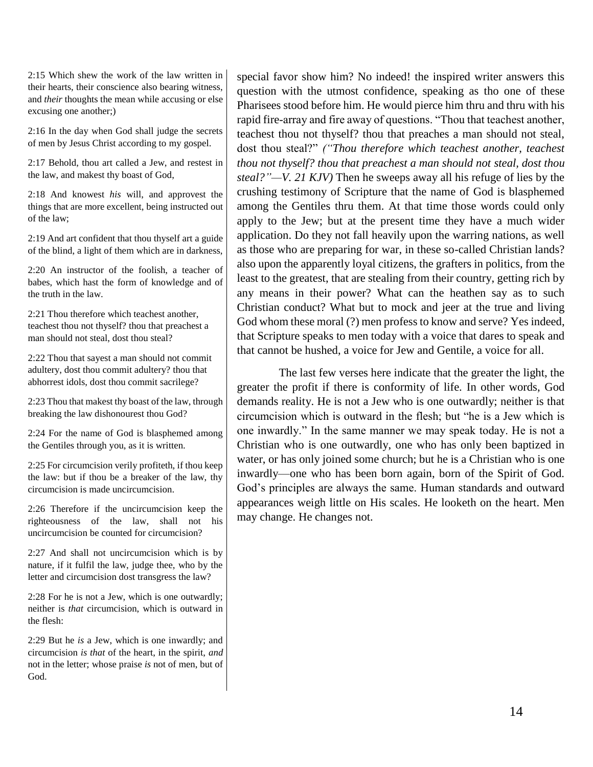2:15 Which shew the work of the law written in their hearts, their conscience also bearing witness, and *their* thoughts the mean while accusing or else excusing one another;)

2:16 In the day when God shall judge the secrets of men by Jesus Christ according to my gospel.

2:17 Behold, thou art called a Jew, and restest in the law, and makest thy boast of God,

2:18 And knowest *his* will, and approvest the things that are more excellent, being instructed out of the law;

2:19 And art confident that thou thyself art a guide of the blind, a light of them which are in darkness,

2:20 An instructor of the foolish, a teacher of babes, which hast the form of knowledge and of the truth in the law.

2:21 Thou therefore which teachest another, teachest thou not thyself? thou that preachest a man should not steal, dost thou steal?

2:22 Thou that sayest a man should not commit adultery, dost thou commit adultery? thou that abhorrest idols, dost thou commit sacrilege?

2:23 Thou that makest thy boast of the law, through breaking the law dishonourest thou God?

2:24 For the name of God is blasphemed among the Gentiles through you, as it is written.

2:25 For circumcision verily profiteth, if thou keep the law: but if thou be a breaker of the law, thy circumcision is made uncircumcision.

2:26 Therefore if the uncircumcision keep the righteousness of the law, shall not his uncircumcision be counted for circumcision?

2:27 And shall not uncircumcision which is by nature, if it fulfil the law, judge thee, who by the letter and circumcision dost transgress the law?

2:28 For he is not a Jew, which is one outwardly; neither is *that* circumcision, which is outward in the flesh:

2:29 But he *is* a Jew, which is one inwardly; and circumcision *is that* of the heart, in the spirit, *and* not in the letter; whose praise *is* not of men, but of God.

special favor show him? No indeed! the inspired writer answers this question with the utmost confidence, speaking as tho one of these Pharisees stood before him. He would pierce him thru and thru with his rapid fire-array and fire away of questions. "Thou that teachest another, teachest thou not thyself? thou that preaches a man should not steal, dost thou steal?" *("Thou therefore which teachest another, teachest thou not thyself? thou that preachest a man should not steal, dost thou steal?"—V. 21 KJV)* Then he sweeps away all his refuge of lies by the crushing testimony of Scripture that the name of God is blasphemed among the Gentiles thru them. At that time those words could only apply to the Jew; but at the present time they have a much wider application. Do they not fall heavily upon the warring nations, as well as those who are preparing for war, in these so-called Christian lands? also upon the apparently loyal citizens, the grafters in politics, from the least to the greatest, that are stealing from their country, getting rich by any means in their power? What can the heathen say as to such Christian conduct? What but to mock and jeer at the true and living God whom these moral (?) men profess to know and serve? Yes indeed, that Scripture speaks to men today with a voice that dares to speak and that cannot be hushed, a voice for Jew and Gentile, a voice for all.

The last few verses here indicate that the greater the light, the greater the profit if there is conformity of life. In other words, God demands reality. He is not a Jew who is one outwardly; neither is that circumcision which is outward in the flesh; but "he is a Jew which is one inwardly." In the same manner we may speak today. He is not a Christian who is one outwardly, one who has only been baptized in water, or has only joined some church; but he is a Christian who is one inwardly—one who has been born again, born of the Spirit of God. God's principles are always the same. Human standards and outward appearances weigh little on His scales. He looketh on the heart. Men may change. He changes not.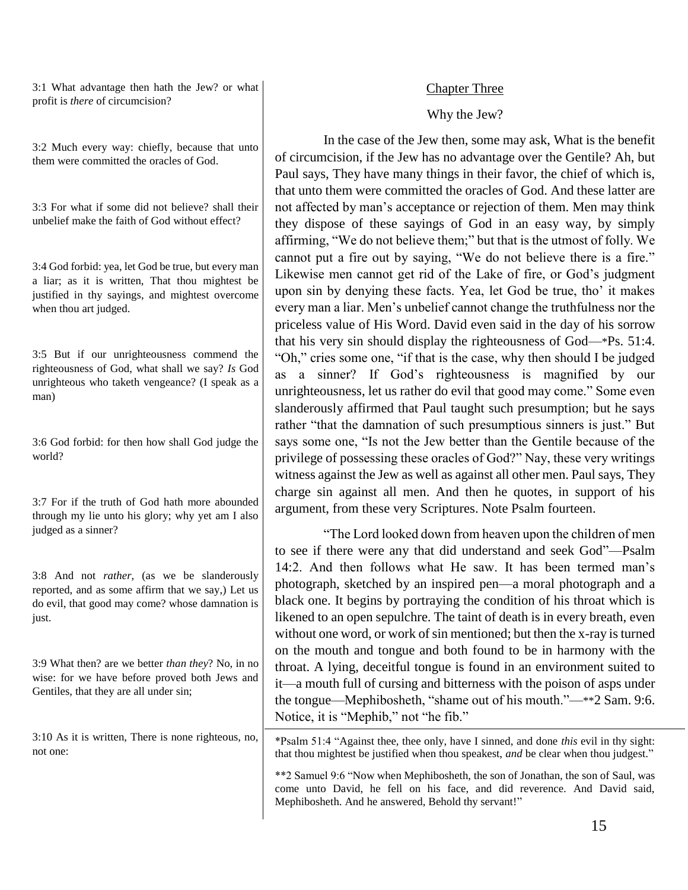3:1 What advantage then hath the Jew? or what profit is *there* of circumcision?

3:2 Much every way: chiefly, because that unto them were committed the oracles of God.

3:3 For what if some did not believe? shall their unbelief make the faith of God without effect?

3:4 God forbid: yea, let God be true, but every man a liar; as it is written, That thou mightest be justified in thy sayings, and mightest overcome when thou art judged.

3:5 But if our unrighteousness commend the righteousness of God, what shall we say? *Is* God unrighteous who taketh vengeance? (I speak as a man)

3:6 God forbid: for then how shall God judge the world?

3:7 For if the truth of God hath more abounded through my lie unto his glory; why yet am I also judged as a sinner?

3:8 And not *rather*, (as we be slanderously reported, and as some affirm that we say,) Let us do evil, that good may come? whose damnation is just.

3:9 What then? are we better *than they*? No, in no wise: for we have before proved both Jews and Gentiles, that they are all under sin;

3:10 As it is written, There is none righteous, no, not one:

## Chapter Three

### Why the Jew?

In the case of the Jew then, some may ask, What is the benefit of circumcision, if the Jew has no advantage over the Gentile? Ah, but Paul says, They have many things in their favor, the chief of which is, that unto them were committed the oracles of God. And these latter are not affected by man's acceptance or rejection of them. Men may think they dispose of these sayings of God in an easy way, by simply affirming, "We do not believe them;" but that is the utmost of folly. We cannot put a fire out by saying, "We do not believe there is a fire." Likewise men cannot get rid of the Lake of fire, or God's judgment upon sin by denying these facts. Yea, let God be true, tho' it makes every man a liar. Men's unbelief cannot change the truthfulness nor the priceless value of His Word. David even said in the day of his sorrow that his very sin should display the righteousness of God—*Ps. 51:4. "Oh," cries some one, "if that is the case, why then should I be judged as a sinner? If God's righteousness is magnified by our unrighteousness, let us rather do evil that good may come." Some even slanderously affirmed that Paul taught such presumption; but he says rather "that the damnation of such presumptuous sinners is just." But says some one, "Is not the Jew better than the Gentile because of the privilege of possessing these oracles of God?" Nay, these very writings witness against the Jew as well as against all other men. Paul says, They charge sin against all men. And then he quotes, in support of his argument, from these very Scriptures. Note Psalm fourteen.

"The Lord looked down from heaven upon the children of men to see if there were any that did understand and seek God"—Psalm 14:2. And then follows what He saw. It has been termed man's photograph, sketched by an inspired pen—a moral photograph and a black one. It begins by portraying the condition of his throat which is likened to an open sepulchre. The taint of death is in every breath, even without one word, or work of sin mentioned; but then the x-ray is turned on the mouth and tongue and both found to be in harmony with the throat. A lying, deceitful tongue is found in an environment suited to it—a mouth full of cursing and bitterness with the poison of asps under the tongue—Mephibosheth, "shame out of his mouth."—**2 Sam. 9:6. Notice, it is "Mephib," not "he fib."

---

*Psalm 51:4 "Against thee, thee only, have I sinned, and done *this* evil in thy sight: that thou mightest be justified when thou speakest, *and* be clear when thou judgest."

**2 Samuel 9:6 "Now when Mephibosheth, the son of Jonathan, the son of Saul, was come unto David, he fell on his face, and did reverence. And David said, Mephibosheth. And he answered, Behold thy servant!"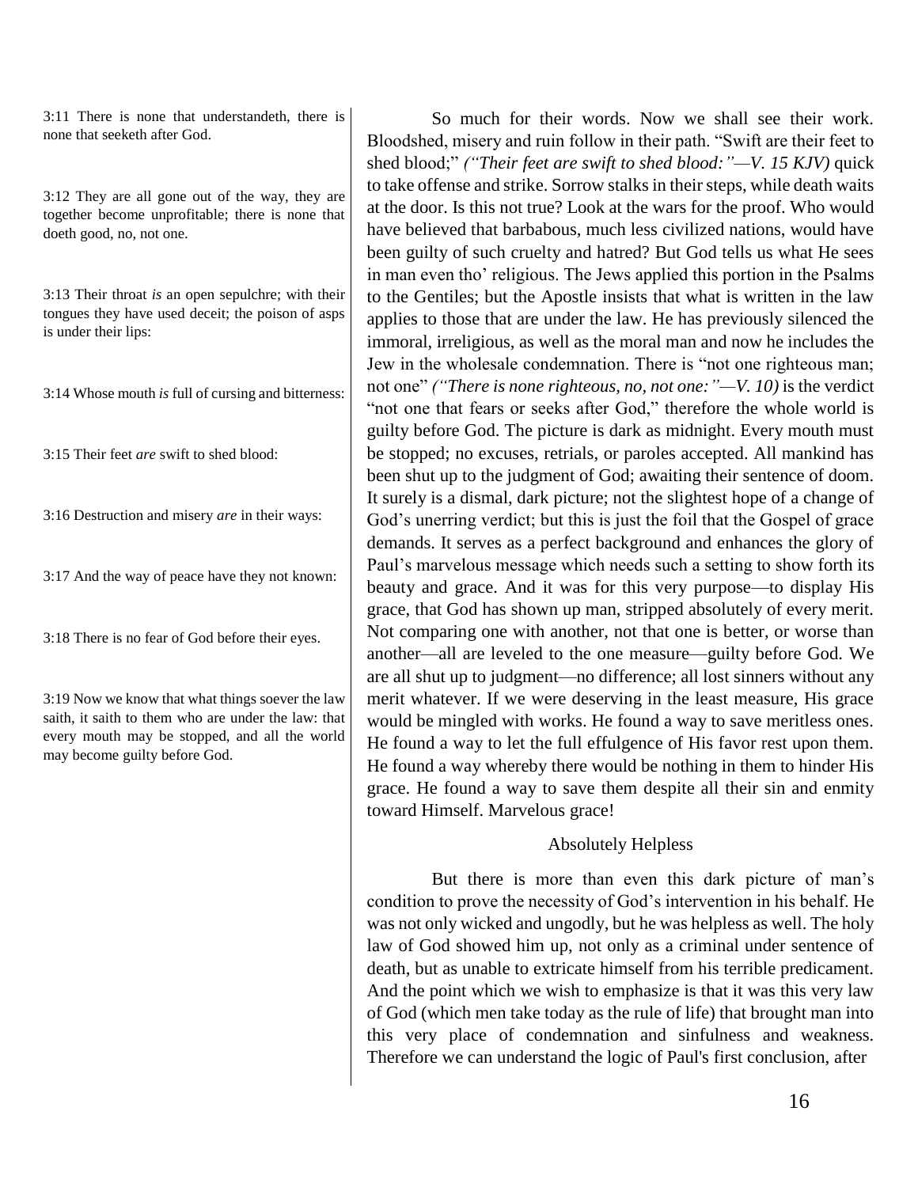3:11 There is none that understandeth, there is none that seeketh after God.

3:12 They are all gone out of the way, they are together become unprofitable; there is none that doeth good, no, not one.

3:13 Their throat *is* an open sepulchre; with their tongues they have used deceit; the poison of asps is under their lips:

3:14 Whose mouth *is* full of cursing and bitterness:

3:15 Their feet *are* swift to shed blood:

3:16 Destruction and misery *are* in their ways:

3:17 And the way of peace have they not known:

3:18 There is no fear of God before their eyes.

3:19 Now we know that what things soever the law saith, it saith to them who are under the law: that every mouth may be stopped, and all the world may become guilty before God.

So much for their words. Now we shall see their work. Bloodshed, misery and ruin follow in their path. "Swift are their feet to shed blood;" *("Their feet are swift to shed blood:"—V. 15 KJV)* quick to take offense and strike. Sorrow stalks in their steps, while death waits at the door. Is this not true? Look at the wars for the proof. Who would have believed that barbabous, much less civilized nations, would have been guilty of such cruelty and hatred? But God tells us what He sees in man even tho' religious. The Jews applied this portion in the Psalms to the Gentiles; but the Apostle insists that what is written in the law applies to those that are under the law. He has previously silenced the immoral, irreligious, as well as the moral man and now he includes the Jew in the wholesale condemnation. There is "not one righteous man; not one" *("There is none righteous, no, not one:"—V. 10)* is the verdict "not one that fears or seeks after God," therefore the whole world is guilty before God. The picture is dark as midnight. Every mouth must be stopped; no excuses, retrials, or paroles accepted. All mankind has been shut up to the judgment of God; awaiting their sentence of doom. It surely is a dismal, dark picture; not the slightest hope of a change of God's unerring verdict; but this is just the foil that the Gospel of grace demands. It serves as a perfect background and enhances the glory of Paul's marvelous message which needs such a setting to show forth its beauty and grace. And it was for this very purpose—to display His grace, that God has shown up man, stripped absolutely of every merit. Not comparing one with another, not that one is better, or worse than another—all are leveled to the one measure—guilty before God. We are all shut up to judgment—no difference; all lost sinners without any merit whatever. If we were deserving in the least measure, His grace would be mingled with works. He found a way to save meritless ones. He found a way to let the full effulgence of His favor rest upon them. He found a way whereby there would be nothing in them to hinder His grace. He found a way to save them despite all their sin and enmity toward Himself. Marvelous grace!

### Absolutely Helpless

But there is more than even this dark picture of man's condition to prove the necessity of God's intervention in his behalf. He was not only wicked and ungodly, but he was helpless as well. The holy law of God showed him up, not only as a criminal under sentence of death, but as unable to extricate himself from his terrible predicament. And the point which we wish to emphasize is that it was this very law of God (which men take today as the rule of life) that brought man into this very place of condemnation and sinfulness and weakness. Therefore we can understand the logic of Paul's first conclusion, after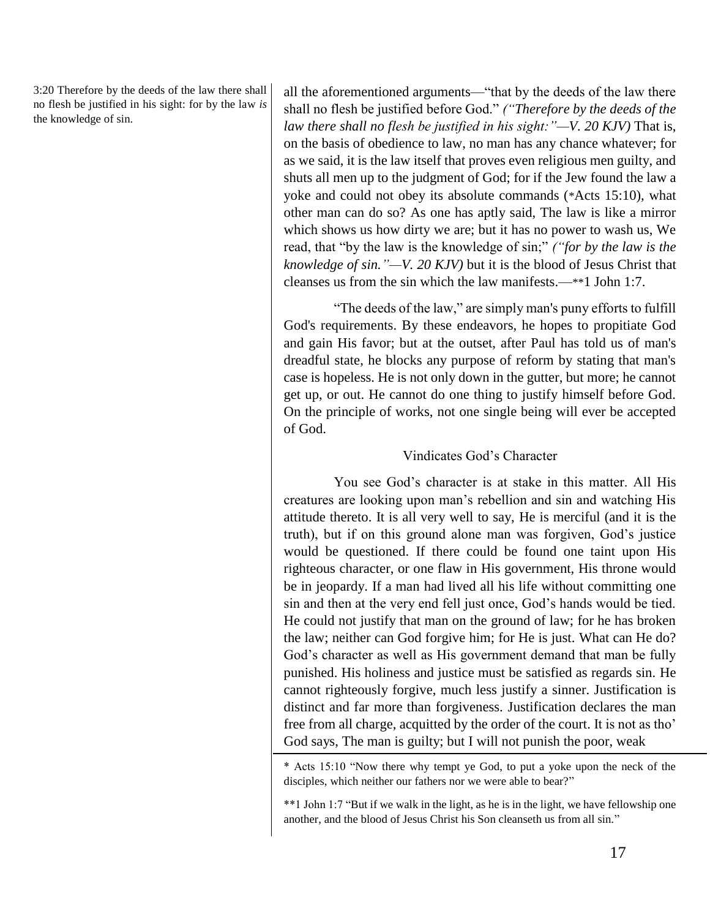3:20 Therefore by the deeds of the law there shall no flesh be justified in his sight: for by the law *is* the knowledge of sin.

all the aforementioned arguments—"that by the deeds of the law there shall no flesh be justified before God." *("Therefore by the deeds of the law there shall no flesh be justified in his sight:"—V. 20 KJV)* That is, on the basis of obedience to law, no man has any chance whatever; for as we said, it is the law itself that proves even religious men guilty, and shuts all men up to the judgment of God; for if the Jew found the law a yoke and could not obey its absolute commands (*Acts 15:10), what other man can do so? As one has aptly said, The law is like a mirror which shows us how dirty we are; but it has no power to wash us, We read, that "by the law is the knowledge of sin;" *("for by the law is the knowledge of sin."—V. 20 KJV)* but it is the blood of Jesus Christ that cleanses us from the sin which the law manifests.—**1 John 1:7.

"The deeds of the law," are simply man's puny efforts to fulfill God's requirements. By these endeavors, he hopes to propitiate God and gain His favor; but at the outset, after Paul has told us of man's dreadful state, he blocks any purpose of reform by stating that man's case is hopeless. He is not only down in the gutter, but more; he cannot get up, or out. He cannot do one thing to justify himself before God. On the principle of works, not one single being will ever be accepted of God.

### Vindicates God's Character

You see God's character is at stake in this matter. All His creatures are looking upon man's rebellion and sin and watching His attitude thereto. It is all very well to say, He is merciful (and it is the truth), but if on this ground alone man was forgiven, God's justice would be questioned. If there could be found one taint upon His righteous character, or one flaw in His government, His throne would be in jeopardy. If a man had lived all his life without committing one sin and then at the very end fell just once, God's hands would be tied. He could not justify that man on the ground of law; for he has broken the law; neither can God forgive him; for He is just. What can He do? God's character as well as His government demand that man be fully punished. His holiness and justice must be satisfied as regards sin. He cannot righteously forgive, much less justify a sinner. Justification is distinct and far more than forgiveness. Justification declares the man free from all charge, acquitted by the order of the court. It is not as tho' God says, The man is guilty; but I will not punish the poor, weak

---

* Acts 15:10 "Now there why tempt ye God, to put a yoke upon the neck of the disciples, which neither our fathers nor we were able to bear?"

**1 John 1:7 "But if we walk in the light, as he is in the light, we have fellowship one another, and the blood of Jesus Christ his Son cleanseth us from all sin."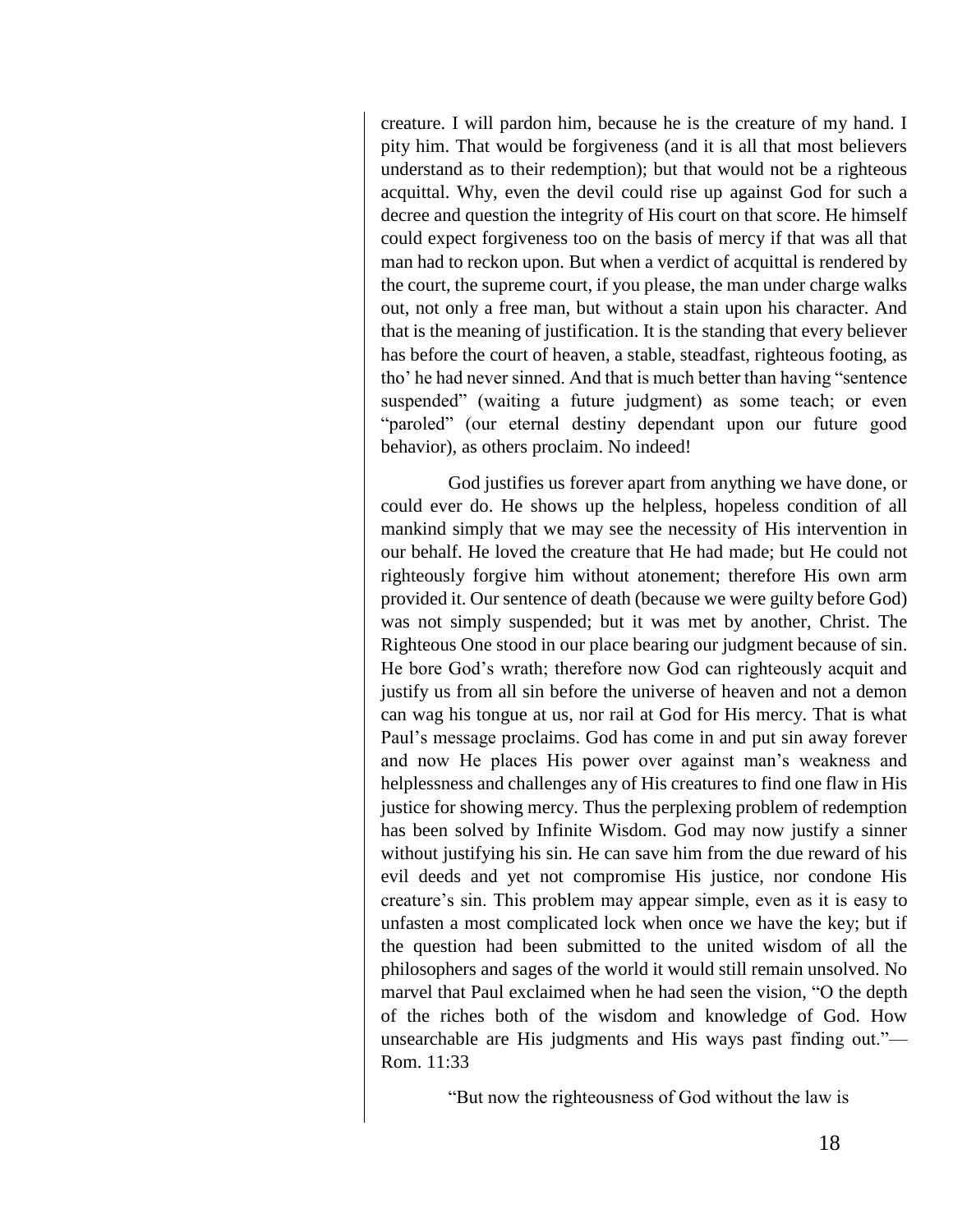creature. I will pardon him, because he is the creature of my hand. I pity him. That would be forgiveness (and it is all that most believers understand as to their redemption); but that would not be a righteous acquittal. Why, even the devil could rise up against God for such a decree and question the integrity of His court on that score. He himself could expect forgiveness too on the basis of mercy if that was all that man had to reckon upon. But when a verdict of acquittal is rendered by the court, the supreme court, if you please, the man under charge walks out, not only a free man, but without a stain upon his character. And that is the meaning of justification. It is the standing that every believer has before the court of heaven, a stable, steadfast, righteous footing, as tho' he had never sinned. And that is much better than having "sentence suspended" (waiting a future judgment) as some teach; or even "paroled" (our eternal destiny dependant upon our future good behavior), as others proclaim. No indeed!

God justifies us forever apart from anything we have done, or could ever do. He shows up the helpless, hopeless condition of all mankind simply that we may see the necessity of His intervention in our behalf. He loved the creature that He had made; but He could not righteously forgive him without atonement; therefore His own arm provided it. Our sentence of death (because we were guilty before God) was not simply suspended; but it was met by another, Christ. The Righteous One stood in our place bearing our judgment because of sin. He bore God's wrath; therefore now God can righteously acquit and justify us from all sin before the universe of heaven and not a demon can wag his tongue at us, nor rail at God for His mercy. That is what Paul's message proclaims. God has come in and put sin away forever and now He places His power over against man's weakness and helplessness and challenges any of His creatures to find one flaw in His justice for showing mercy. Thus the perplexing problem of redemption has been solved by Infinite Wisdom. God may now justify a sinner without justifying his sin. He can save him from the due reward of his evil deeds and yet not compromise His justice, nor condone His creature's sin. This problem may appear simple, even as it is easy to unfasten a most complicated lock when once we have the key; but if the question had been submitted to the united wisdom of all the philosophers and sages of the world it would still remain unsolved. No marvel that Paul exclaimed when he had seen the vision, "O the depth of the riches both of the wisdom and knowledge of God. How unsearchable are His judgments and His ways past finding out."— Rom. 11:33

"But now the righteousness of God without the law is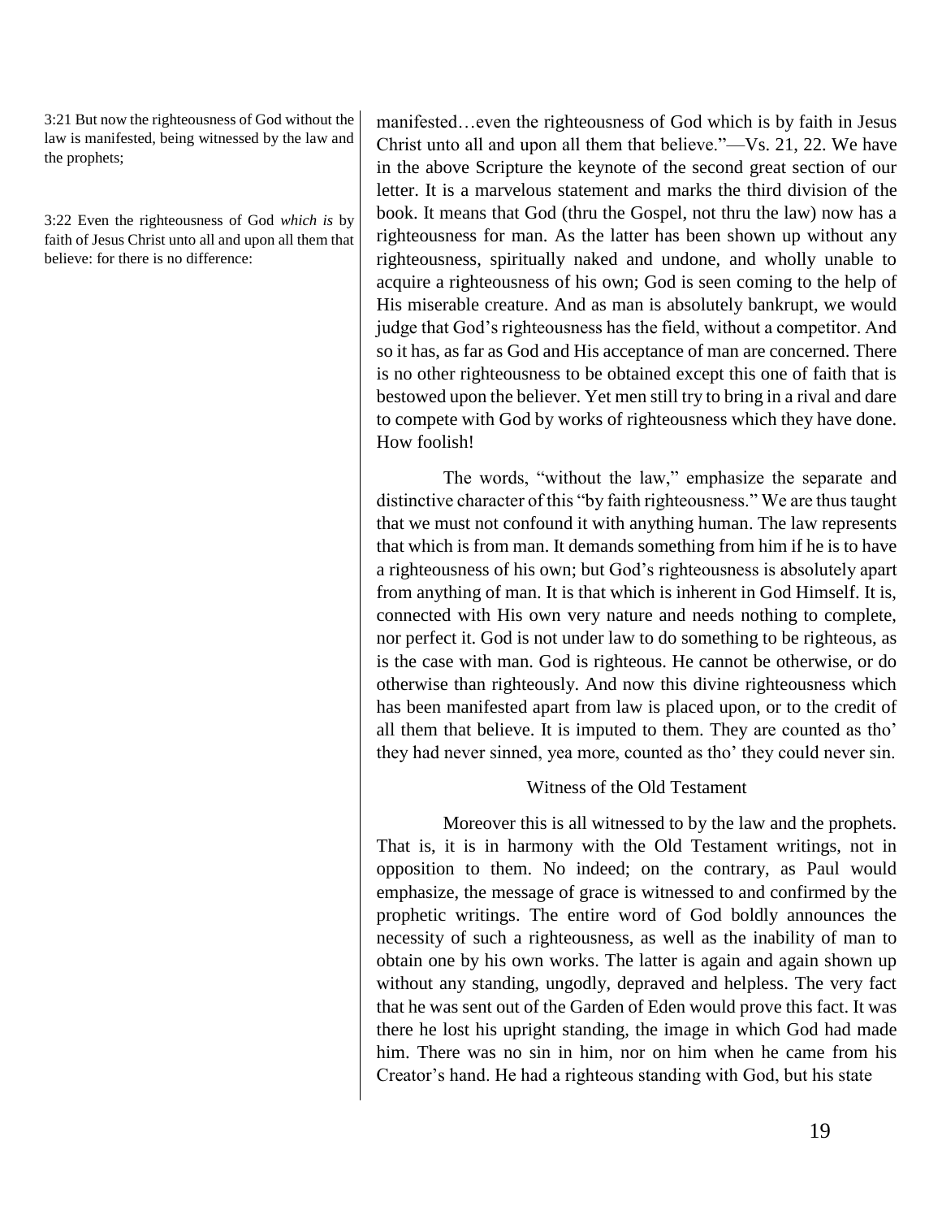3:21 But now the righteousness of God without the law is manifested, being witnessed by the law and the prophets;

3:22 Even the righteousness of God *which is* by faith of Jesus Christ unto all and upon all them that believe: for there is no difference:

manifested…even the righteousness of God which is by faith in Jesus Christ unto all and upon all them that believe."—Vs. 21, 22. We have in the above Scripture the keynote of the second great section of our letter. It is a marvelous statement and marks the third division of the book. It means that God (thru the Gospel, not thru the law) now has a righteousness for man. As the latter has been shown up without any righteousness, spiritually naked and undone, and wholly unable to acquire a righteousness of his own; God is seen coming to the help of His miserable creature. And as man is absolutely bankrupt, we would judge that God's righteousness has the field, without a competitor. And so it has, as far as God and His acceptance of man are concerned. There is no other righteousness to be obtained except this one of faith that is bestowed upon the believer. Yet men still try to bring in a rival and dare to compete with God by works of righteousness which they have done. How foolish!

The words, "without the law," emphasize the separate and distinctive character of this "by faith righteousness." We are thus taught that we must not confound it with anything human. The law represents that which is from man. It demands something from him if he is to have a righteousness of his own; but God's righteousness is absolutely apart from anything of man. It is that which is inherent in God Himself. It is, connected with His own very nature and needs nothing to complete, nor perfect it. God is not under law to do something to be righteous, as is the case with man. God is righteous. He cannot be otherwise, or do otherwise than righteously. And now this divine righteousness which has been manifested apart from law is placed upon, or to the credit of all them that believe. It is imputed to them. They are counted as tho' they had never sinned, yea more, counted as tho' they could never sin.

### Witness of the Old Testament

Moreover this is all witnessed to by the law and the prophets. That is, it is in harmony with the Old Testament writings, not in opposition to them. No indeed; on the contrary, as Paul would emphasize, the message of grace is witnessed to and confirmed by the prophetic writings. The entire word of God boldly announces the necessity of such a righteousness, as well as the inability of man to obtain one by his own works. The latter is again and again shown up without any standing, ungodly, depraved and helpless. The very fact that he was sent out of the Garden of Eden would prove this fact. It was there he lost his upright standing, the image in which God had made him. There was no sin in him, nor on him when he came from his Creator's hand. He had a righteous standing with God, but his state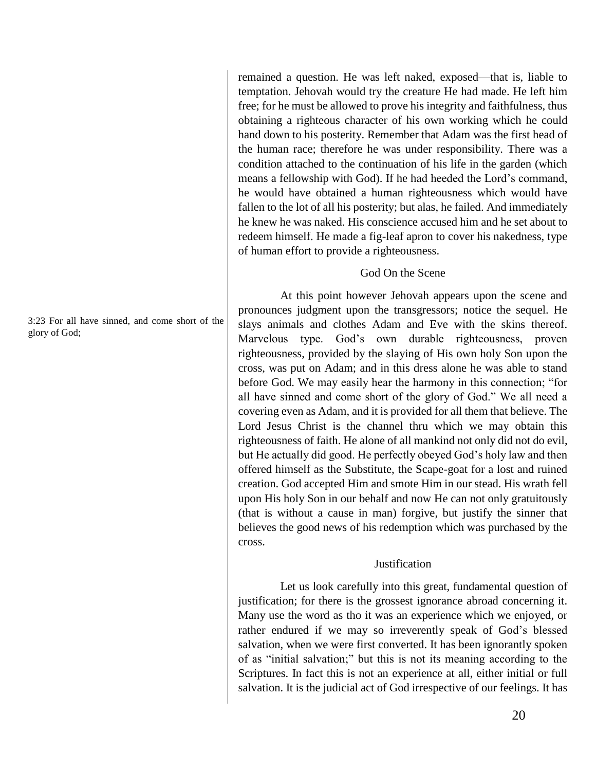remained a question. He was left naked, exposed—that is, liable to temptation. Jehovah would try the creature He had made. He left him free; for he must be allowed to prove his integrity and faithfulness, thus obtaining a righteous character of his own working which he could hand down to his posterity. Remember that Adam was the first head of the human race; therefore he was under responsibility. There was a condition attached to the continuation of his life in the garden (which means a fellowship with God). If he had heeded the Lord's command, he would have obtained a human righteousness which would have fallen to the lot of all his posterity; but alas, he failed. And immediately he knew he was naked. His conscience accused him and he set about to redeem himself. He made a fig-leaf apron to cover his nakedness, type of human effort to provide a righteousness.

### God On the Scene

3:23 For all have sinned, and come short of the glory of God;

At this point however Jehovah appears upon the scene and pronounces judgment upon the transgressors; notice the sequel. He slays animals and clothes Adam and Eve with the skins thereof. Marvelous type. God's own durable righteousness, proven righteousness, provided by the slaying of His own holy Son upon the cross, was put on Adam; and in this dress alone he was able to stand before God. We may easily hear the harmony in this connection; "for all have sinned and come short of the glory of God." We all need a covering even as Adam, and it is provided for all them that believe. The Lord Jesus Christ is the channel thru which we may obtain this righteousness of faith. He alone of all mankind not only did not do evil, but He actually did good. He perfectly obeyed God's holy law and then offered himself as the Substitute, the Scape-goat for a lost and ruined creation. God accepted Him and smote Him in our stead. His wrath fell upon His holy Son in our behalf and now He can not only gratuitously (that is without a cause in man) forgive, but justify the sinner that believes the good news of his redemption which was purchased by the cross.

### Justification

Let us look carefully into this great, fundamental question of justification; for there is the grossest ignorance abroad concerning it. Many use the word as tho it was an experience which we enjoyed, or rather endured if we may so irreverently speak of God's blessed salvation, when we were first converted. It has been ignorantly spoken of as "initial salvation;" but this is not its meaning according to the Scriptures. In fact this is not an experience at all, either initial or full salvation. It is the judicial act of God irrespective of our feelings. It has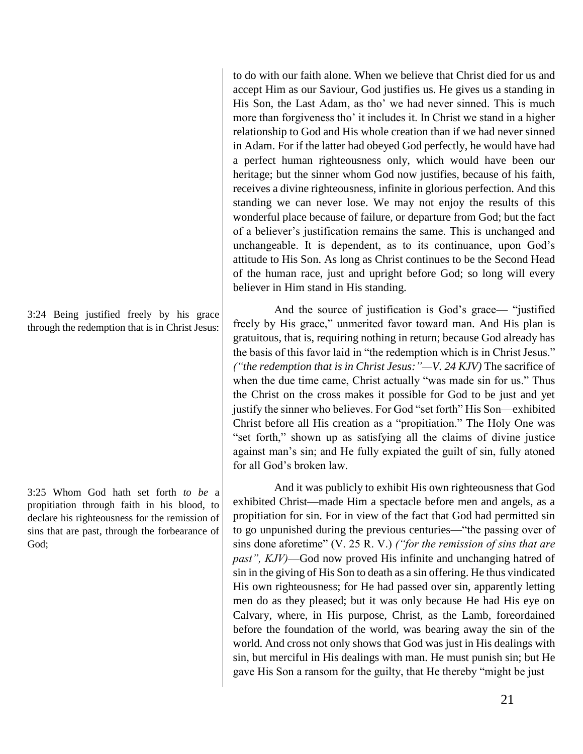to do with our faith alone. When we believe that Christ died for us and accept Him as our Saviour, God justifies us. He gives us a standing in His Son, the Last Adam, as tho' we had never sinned. This is much more than forgiveness tho' it includes it. In Christ we stand in a higher relationship to God and His whole creation than if we had never sinned in Adam. For if the latter had obeyed God perfectly, he would have had a perfect human righteousness only, which would have been our heritage; but the sinner whom God now justifies, because of his faith, receives a divine righteousness, infinite in glorious perfection. And this standing we can never lose. We may not enjoy the results of this wonderful place because of failure, or departure from God; but the fact of a believer's justification remains the same. This is unchanged and unchangeable. It is dependent, as to its continuance, upon God's attitude to His Son. As long as Christ continues to be the Second Head of the human race, just and upright before God; so long will every believer in Him stand in His standing.

3:24 Being justified freely by his grace through the redemption that is in Christ Jesus:

And the source of justification is God's grace— "justified freely by His grace," unmerited favor toward man. And His plan is gratuitous, that is, requiring nothing in return; because God already has the basis of this favor laid in "the redemption which is in Christ Jesus." *("the redemption that is in Christ Jesus:"—V. 24 KJV)* The sacrifice of when the due time came, Christ actually "was made sin for us." Thus the Christ on the cross makes it possible for God to be just and yet justify the sinner who believes. For God "set forth" His Son—exhibited Christ before all His creation as a "propitiation." The Holy One was "set forth," shown up as satisfying all the claims of divine justice against man's sin; and He fully expiated the guilt of sin, fully atoned for all God's broken law.

3:25 Whom God hath set forth *to be* a propitiation through faith in his blood, to declare his righteousness for the remission of sins that are past, through the forbearance of God;

And it was publicly to exhibit His own righteousness that God exhibited Christ—made Him a spectacle before men and angels, as a propitiation for sin. For in view of the fact that God had permitted sin to go unpunished during the previous centuries—"the passing over of sins done aforetime" (V. 25 R. V.) *("for the remission of sins that are past", KJV)*—God now proved His infinite and unchanging hatred of sin in the giving of His Son to death as a sin offering. He thus vindicated His own righteousness; for He had passed over sin, apparently letting men do as they pleased; but it was only because He had His eye on Calvary, where, in His purpose, Christ, as the Lamb, foreordained before the foundation of the world, was bearing away the sin of the world. And cross not only shows that God was just in His dealings with sin, but merciful in His dealings with man. He must punish sin; but He gave His Son a ransom for the guilty, that He thereby "might be just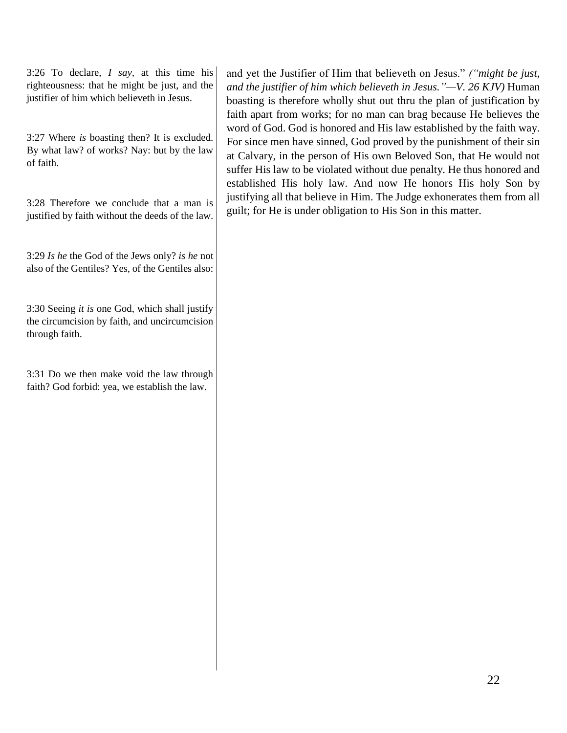3:26 To declare, *I say,* at this time his righteousness: that he might be just, and the justifier of him which believeth in Jesus.

3:27 Where *is* boasting then? It is excluded. By what law? of works? Nay: but by the law of faith.

3:28 Therefore we conclude that a man is justified by faith without the deeds of the law.

3:29 *Is he* the God of the Jews only? *is he* not also of the Gentiles? Yes, of the Gentiles also:

3:30 Seeing *it is* one God, which shall justify the circumcision by faith, and uncircumcision through faith.

3:31 Do we then make void the law through faith? God forbid: yea, we establish the law.

and yet the Justifier of Him that believeth on Jesus." *("might be just, and the justifier of him which believeth in Jesus."—V. 26 KJV)* Human boasting is therefore wholly shut out thru the plan of justification by faith apart from works; for no man can brag because He believes the word of God. God is honored and His law established by the faith way. For since men have sinned, God proved by the punishment of their sin at Calvary, in the person of His own Beloved Son, that He would not suffer His law to be violated without due penalty. He thus honored and established His holy law. And now He honors His holy Son by justifying all that believe in Him. The Judge exhonerates them from all guilt; for He is under obligation to His Son in this matter.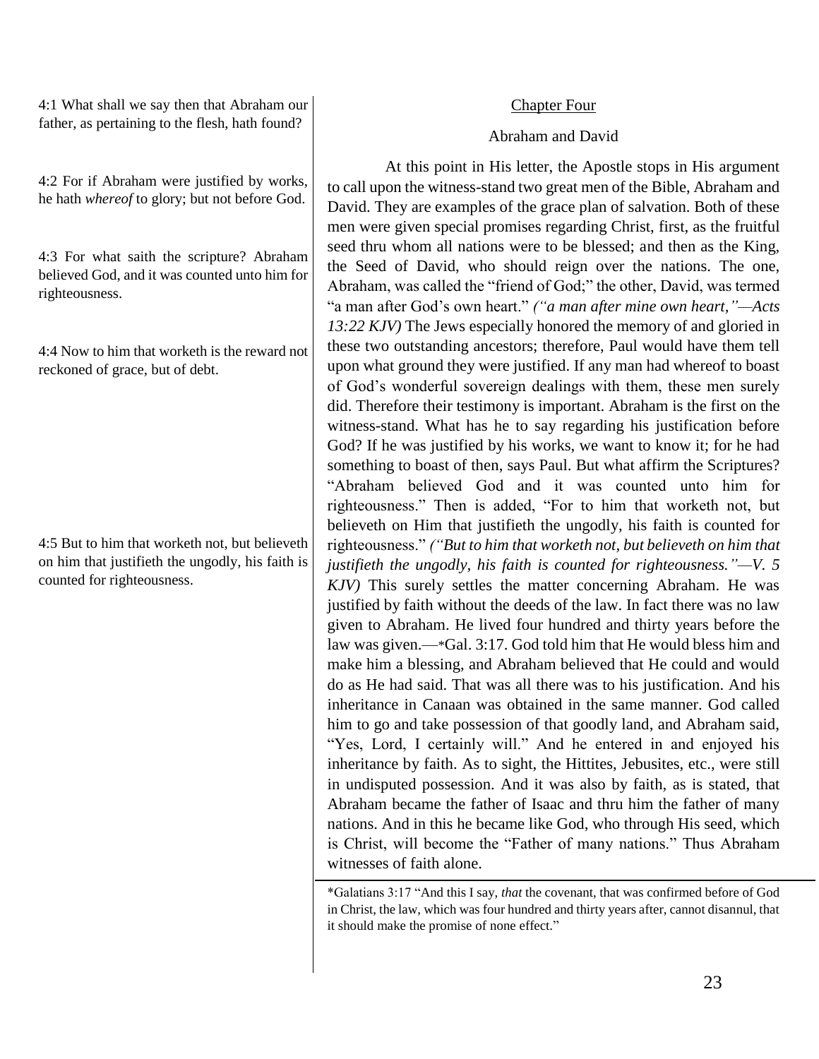4:1 What shall we say then that Abraham our father, as pertaining to the flesh, hath found?

4:2 For if Abraham were justified by works, he hath *whereof* to glory; but not before God.

4:3 For what saith the scripture? Abraham believed God, and it was counted unto him for righteousness.

4:4 Now to him that worketh is the reward not reckoned of grace, but of debt.

4:5 But to him that worketh not, but believeth on him that justifieth the ungodly, his faith is counted for righteousness.

## Chapter Four

### Abraham and David

At this point in His letter, the Apostle stops in His argument to call upon the witness-stand two great men of the Bible, Abraham and David. They are examples of the grace plan of salvation. Both of these men were given special promises regarding Christ, first, as the fruitful seed thru whom all nations were to be blessed; and then as the King, the Seed of David, who should reign over the nations. The one, Abraham, was called the "friend of God;" the other, David, was termed "a man after God's own heart." *("a man after mine own heart,"—Acts 13:22 KJV)* The Jews especially honored the memory of and gloried in these two outstanding ancestors; therefore, Paul would have them tell upon what ground they were justified. If any man had whereof to boast of God's wonderful sovereign dealings with them, these men surely did. Therefore their testimony is important. Abraham is the first on the witness-stand. What has he to say regarding his justification before God? If he was justified by his works, we want to know it; for he had something to boast of then, says Paul. But what affirm the Scriptures? "Abraham believed God and it was counted unto him for righteousness." Then is added, "For to him that worketh not, but believeth on Him that justifieth the ungodly, his faith is counted for righteousness." *("But to him that worketh not, but believeth on him that justifieth the ungodly, his faith is counted for righteousness."—V. 5 KJV)* This surely settles the matter concerning Abraham. He was justified by faith without the deeds of the law. In fact there was no law given to Abraham. He lived four hundred and thirty years before the law was given.—*Gal. 3:17. God told him that He would bless him and make him a blessing, and Abraham believed that He could and would do as He had said. That was all there was to his justification. And his inheritance in Canaan was obtained in the same manner. God called him to go and take possession of that goodly land, and Abraham said, "Yes, Lord, I certainly will." And he entered in and enjoyed his inheritance by faith. As to sight, the Hittites, Jebusites, etc., were still in undisputed possession. And it was also by faith, as is stated, that Abraham became the father of Isaac and thru him the father of many nations. And in this he became like God, who through His seed, which is Christ, will become the "Father of many nations." Thus Abraham witnesses of faith alone.

---

*Galatians 3:17 "And this I say, *that* the covenant, that was confirmed before of God in Christ, the law, which was four hundred and thirty years after, cannot disannul, that it should make the promise of none effect."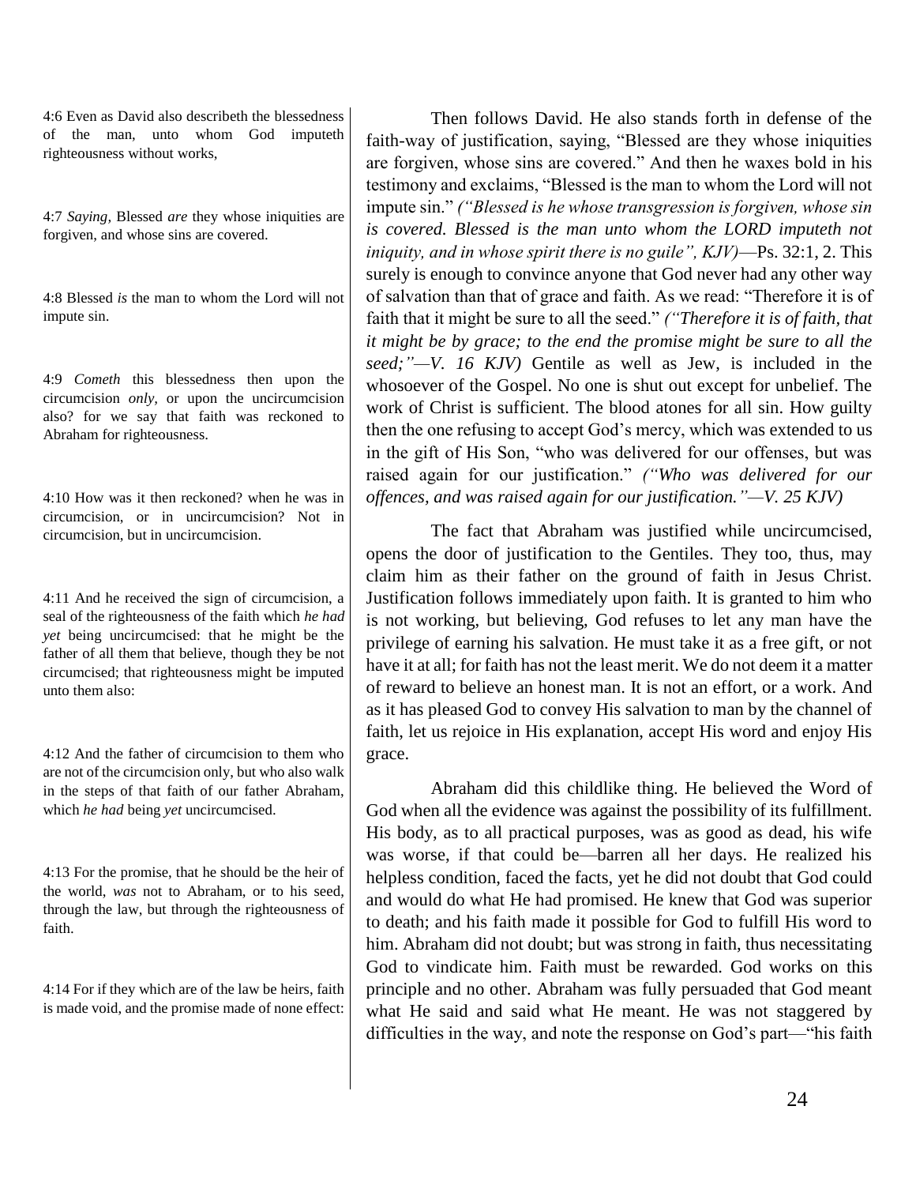4:6 Even as David also describeth the blessedness of the man, unto whom God imputeth righteousness without works,

4:7 *Saying,* Blessed *are* they whose iniquities are forgiven, and whose sins are covered.

4:8 Blessed *is* the man to whom the Lord will not impute sin.

4:9 *Cometh* this blessedness then upon the circumcision *only,* or upon the uncircumcision also? for we say that faith was reckoned to Abraham for righteousness.

4:10 How was it then reckoned? when he was in circumcision, or in uncircumcision? Not in circumcision, but in uncircumcision.

4:11 And he received the sign of circumcision, a seal of the righteousness of the faith which *he had yet* being uncircumcised: that he might be the father of all them that believe, though they be not circumcised; that righteousness might be imputed unto them also:

4:12 And the father of circumcision to them who are not of the circumcision only, but who also walk in the steps of that faith of our father Abraham, which *he had* being *yet* uncircumcised.

4:13 For the promise, that he should be the heir of the world, *was* not to Abraham, or to his seed, through the law, but through the righteousness of faith.

4:14 For if they which are of the law be heirs, faith is made void, and the promise made of none effect:

Then follows David. He also stands forth in defense of the faith-way of justification, saying, "Blessed are they whose iniquities are forgiven, whose sins are covered." And then he waxes bold in his testimony and exclaims, "Blessed is the man to whom the Lord will not impute sin." *("Blessed is he whose transgression is forgiven, whose sin is covered. Blessed is the man unto whom the LORD imputeth not iniquity, and in whose spirit there is no guile", KJV)*—Ps. 32:1, 2. This surely is enough to convince anyone that God never had any other way of salvation than that of grace and faith. As we read: "Therefore it is of faith that it might be sure to all the seed." *("Therefore it is of faith, that it might be by grace; to the end the promise might be sure to all the seed;"—V. 16 KJV)* Gentile as well as Jew, is included in the whosoever of the Gospel. No one is shut out except for unbelief. The work of Christ is sufficient. The blood atones for all sin. How guilty then the one refusing to accept God's mercy, which was extended to us in the gift of His Son, "who was delivered for our offenses, but was raised again for our justification." *("Who was delivered for our offences, and was raised again for our justification."—V. 25 KJV)*

The fact that Abraham was justified while uncircumcised, opens the door of justification to the Gentiles. They too, thus, may claim him as their father on the ground of faith in Jesus Christ. Justification follows immediately upon faith. It is granted to him who is not working, but believing, God refuses to let any man have the privilege of earning his salvation. He must take it as a free gift, or not have it at all; for faith has not the least merit. We do not deem it a matter of reward to believe an honest man. It is not an effort, or a work. And as it has pleased God to convey His salvation to man by the channel of faith, let us rejoice in His explanation, accept His word and enjoy His grace.

Abraham did this childlike thing. He believed the Word of God when all the evidence was against the possibility of its fulfillment. His body, as to all practical purposes, was as good as dead, his wife was worse, if that could be—barren all her days. He realized his helpless condition, faced the facts, yet he did not doubt that God could and would do what He had promised. He knew that God was superior to death; and his faith made it possible for God to fulfill His word to him. Abraham did not doubt; but was strong in faith, thus necessitating God to vindicate him. Faith must be rewarded. God works on this principle and no other. Abraham was fully persuaded that God meant what He said and said what He meant. He was not staggered by difficulties in the way, and note the response on God's part—"his faith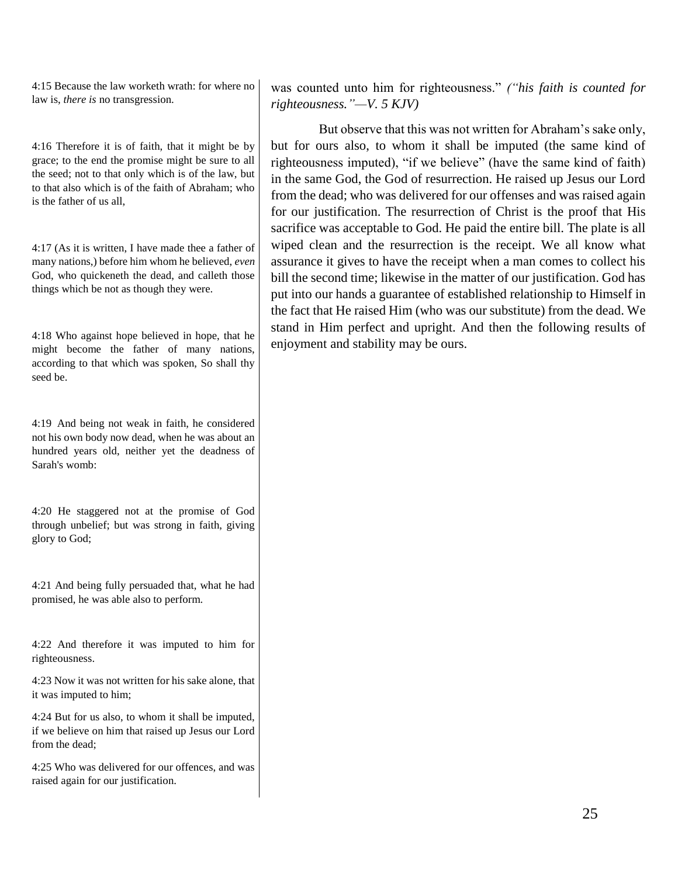4:15 Because the law worketh wrath: for where no law is, *there is* no transgression.

4:16 Therefore it is of faith, that it might be by grace; to the end the promise might be sure to all the seed; not to that only which is of the law, but to that also which is of the faith of Abraham; who is the father of us all,

4:17 (As it is written, I have made thee a father of many nations,) before him whom he believed, *even* God, who quickeneth the dead, and calleth those things which be not as though they were.

4:18 Who against hope believed in hope, that he might become the father of many nations, according to that which was spoken, So shall thy seed be.

4:19 And being not weak in faith, he considered not his own body now dead, when he was about an hundred years old, neither yet the deadness of Sarah's womb:

4:20 He staggered not at the promise of God through unbelief; but was strong in faith, giving glory to God;

4:21 And being fully persuaded that, what he had promised, he was able also to perform.

4:22 And therefore it was imputed to him for righteousness.

4:23 Now it was not written for his sake alone, that it was imputed to him;

4:24 But for us also, to whom it shall be imputed, if we believe on him that raised up Jesus our Lord from the dead;

4:25 Who was delivered for our offences, and was raised again for our justification.

was counted unto him for righteousness." *("his faith is counted for righteousness."—V. 5 KJV)*

But observe that this was not written for Abraham's sake only, but for ours also, to whom it shall be imputed (the same kind of righteousness imputed), "if we believe" (have the same kind of faith) in the same God, the God of resurrection. He raised up Jesus our Lord from the dead; who was delivered for our offenses and was raised again for our justification. The resurrection of Christ is the proof that His sacrifice was acceptable to God. He paid the entire bill. The plate is all wiped clean and the resurrection is the receipt. We all know what assurance it gives to have the receipt when a man comes to collect his bill the second time; likewise in the matter of our justification. God has put into our hands a guarantee of established relationship to Himself in the fact that He raised Him (who was our substitute) from the dead. We stand in Him perfect and upright. And then the following results of enjoyment and stability may be ours.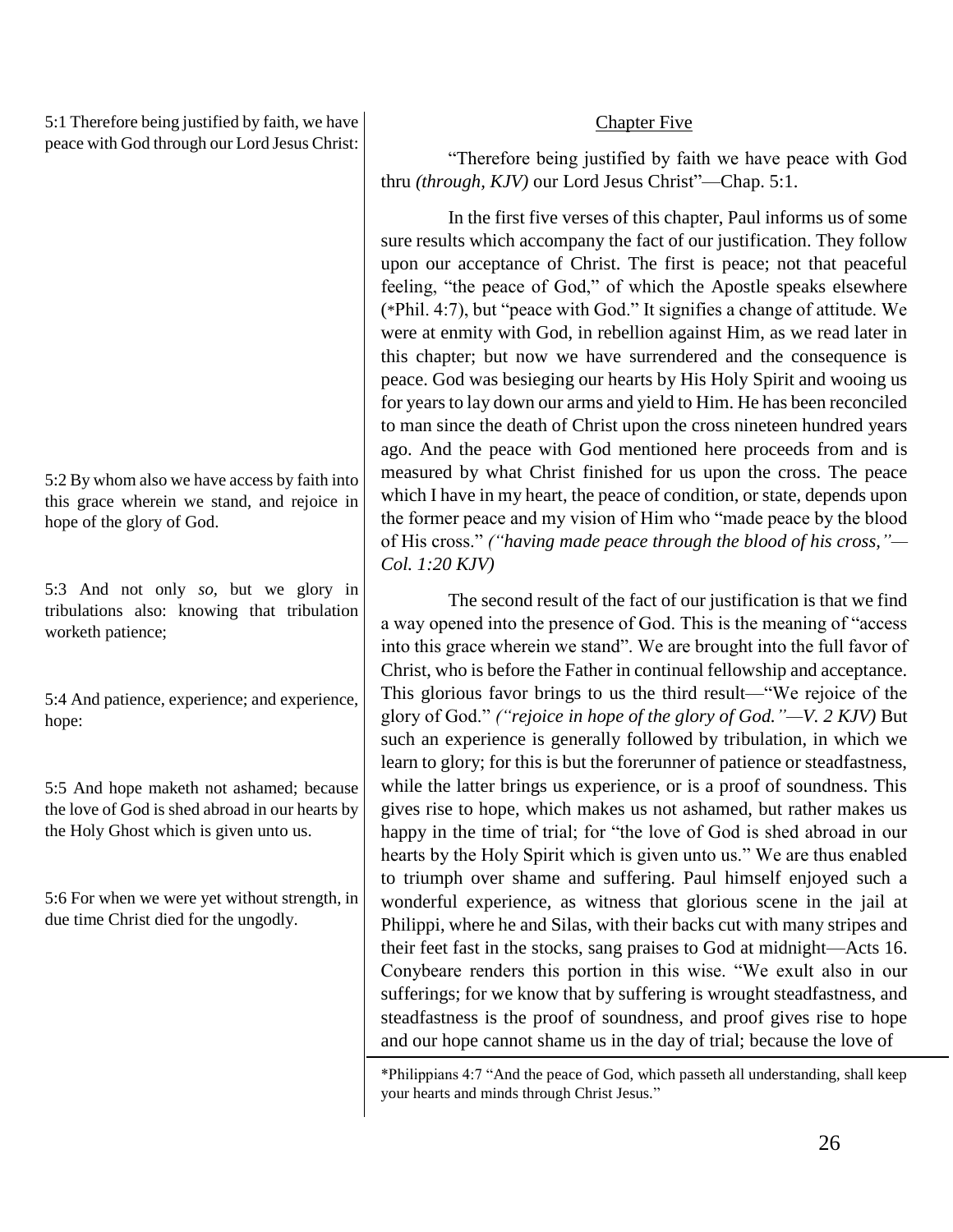5:1 Therefore being justified by faith, we have peace with God through our Lord Jesus Christ:

5:2 By whom also we have access by faith into this grace wherein we stand, and rejoice in hope of the glory of God.

5:3 And not only *so*, but we glory in tribulations also: knowing that tribulation worketh patience;

5:4 And patience, experience; and experience, hope:

5:5 And hope maketh not ashamed; because the love of God is shed abroad in our hearts by the Holy Ghost which is given unto us.

5:6 For when we were yet without strength, in due time Christ died for the ungodly.

## Chapter Five

"Therefore being justified by faith we have peace with God thru *(through, KJV)* our Lord Jesus Christ"—Chap. 5:1.

In the first five verses of this chapter, Paul informs us of some sure results which accompany the fact of our justification. They follow upon our acceptance of Christ. The first is peace; not that peaceful feeling, "the peace of God," of which the Apostle speaks elsewhere (*Phil. 4:7), but "peace with God." It signifies a change of attitude. We were at enmity with God, in rebellion against Him, as we read later in this chapter; but now we have surrendered and the consequence is peace. God was besieging our hearts by His Holy Spirit and wooing us for years to lay down our arms and yield to Him. He has been reconciled to man since the death of Christ upon the cross nineteen hundred years ago. And the peace with God mentioned here proceeds from and is measured by what Christ finished for us upon the cross. The peace which I have in my heart, the peace of condition, or state, depends upon the former peace and my vision of Him who "made peace by the blood of His cross." *("having made peace through the blood of his cross,"—Col. 1:20 KJV)*

The second result of the fact of our justification is that we find a way opened into the presence of God. This is the meaning of "access into this grace wherein we stand". We are brought into the full favor of Christ, who is before the Father in continual fellowship and acceptance. This glorious favor brings to us the third result—"We rejoice of the glory of God." *("rejoice in hope of the glory of God."—V. 2 KJV)* But such an experience is generally followed by tribulation, in which we learn to glory; for this is but the forerunner of patience or steadfastness, while the latter brings us experience, or is a proof of soundness. This gives rise to hope, which makes us not ashamed, but rather makes us happy in the time of trial; for "the love of God is shed abroad in our hearts by the Holy Spirit which is given unto us." We are thus enabled to triumph over shame and suffering. Paul himself enjoyed such a wonderful experience, as witness that glorious scene in the jail at Philippi, where he and Silas, with their backs cut with many stripes and their feet fast in the stocks, sang praises to God at midnight—Acts 16. Conybeare renders this portion in this wise. "We exult also in our sufferings; for we know that by suffering is wrought steadfastness, and steadfastness is the proof of soundness, and proof gives rise to hope and our hope cannot shame us in the day of trial; because the love of

---

*Philippians 4:7 "And the peace of God, which passeth all understanding, shall keep your hearts and minds through Christ Jesus."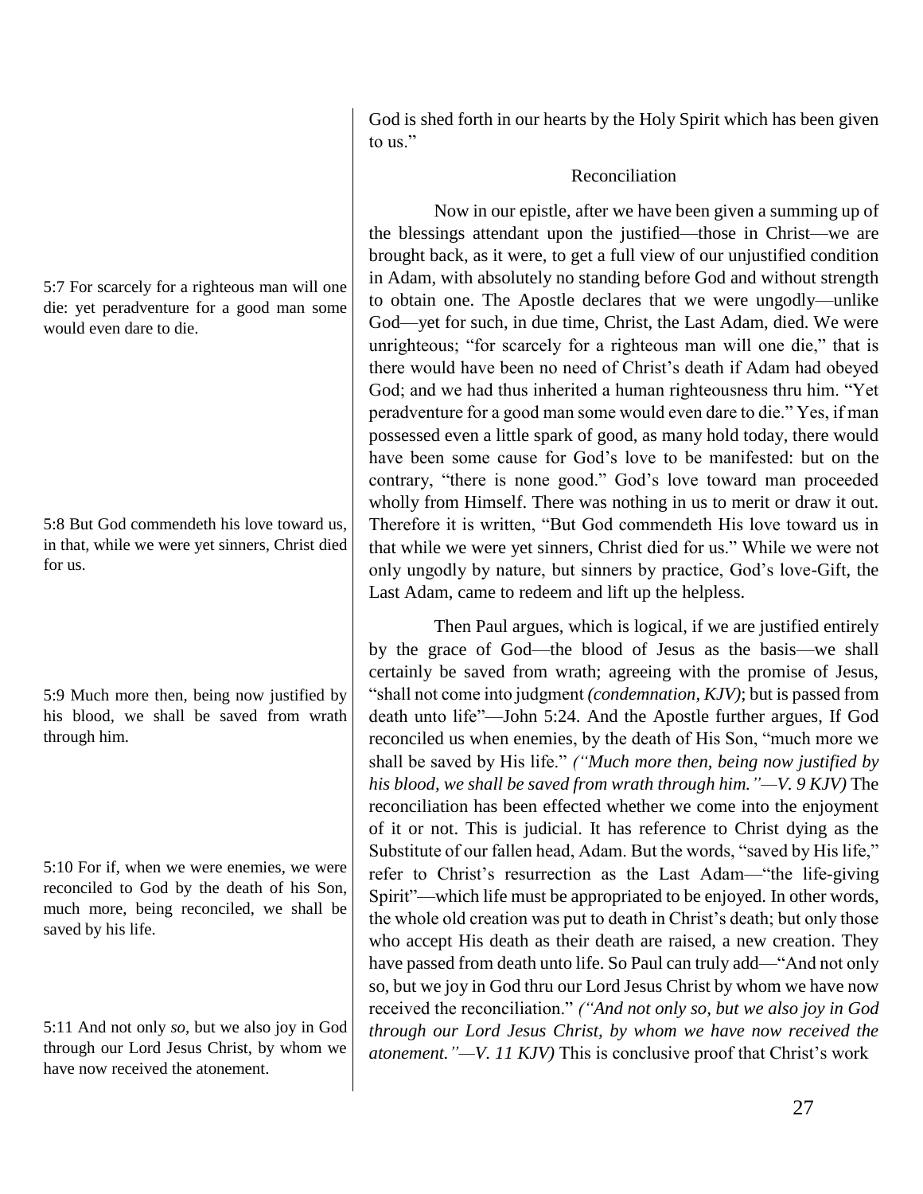God is shed forth in our hearts by the Holy Spirit which has been given to us."

### Reconciliation

Now in our epistle, after we have been given a summing up of the blessings attendant upon the justified—those in Christ—we are brought back, as it were, to get a full view of our unjustified condition in Adam, with absolutely no standing before God and without strength to obtain one. The Apostle declares that we were ungodly—unlike God—yet for such, in due time, Christ, the Last Adam, died. We were unrighteous; "for scarcely for a righteous man will one die," that is there would have been no need of Christ's death if Adam had obeyed God; and we had thus inherited a human righteousness thru him. "Yet peradventure for a good man some would even dare to die." Yes, if man possessed even a little spark of good, as many hold today, there would have been some cause for God's love to be manifested: but on the contrary, "there is none good." God's love toward man proceeded wholly from Himself. There was nothing in us to merit or draw it out. Therefore it is written, "But God commendeth His love toward us in that while we were yet sinners, Christ died for us." While we were not only ungodly by nature, but sinners by practice, God's love-Gift, the Last Adam, came to redeem and lift up the helpless.

5:7 For scarcely for a righteous man will one die: yet peradventure for a good man some would even dare to die.

5:8 But God commendeth his love toward us, in that, while we were yet sinners, Christ died for us.

Then Paul argues, which is logical, if we are justified entirely by the grace of God—the blood of Jesus as the basis—we shall certainly be saved from wrath; agreeing with the promise of Jesus, "shall not come into judgment *(condemnation, KJV)*; but is passed from death unto life"—John 5:24. And the Apostle further argues, If God reconciled us when enemies, by the death of His Son, "much more we shall be saved by His life." *("Much more then, being now justified by his blood, we shall be saved from wrath through him."—V. 9 KJV)* The reconciliation has been effected whether we come into the enjoyment of it or not. This is judicial. It has reference to Christ dying as the Substitute of our fallen head, Adam. But the words, "saved by His life," refer to Christ's resurrection as the Last Adam—"the life-giving Spirit"—which life must be appropriated to be enjoyed. In other words, the whole old creation was put to death in Christ's death; but only those who accept His death as their death are raised, a new creation. They have passed from death unto life. So Paul can truly add—"And not only so, but we joy in God thru our Lord Jesus Christ by whom we have now received the reconciliation." *("And not only so, but we also joy in God through our Lord Jesus Christ, by whom we have now received the atonement."—V. 11 KJV)* This is conclusive proof that Christ's work

5:9 Much more then, being now justified by his blood, we shall be saved from wrath through him.

5:10 For if, when we were enemies, we were reconciled to God by the death of his Son, much more, being reconciled, we shall be saved by his life.

5:11 And not only *so*, but we also joy in God through our Lord Jesus Christ, by whom we have now received the atonement.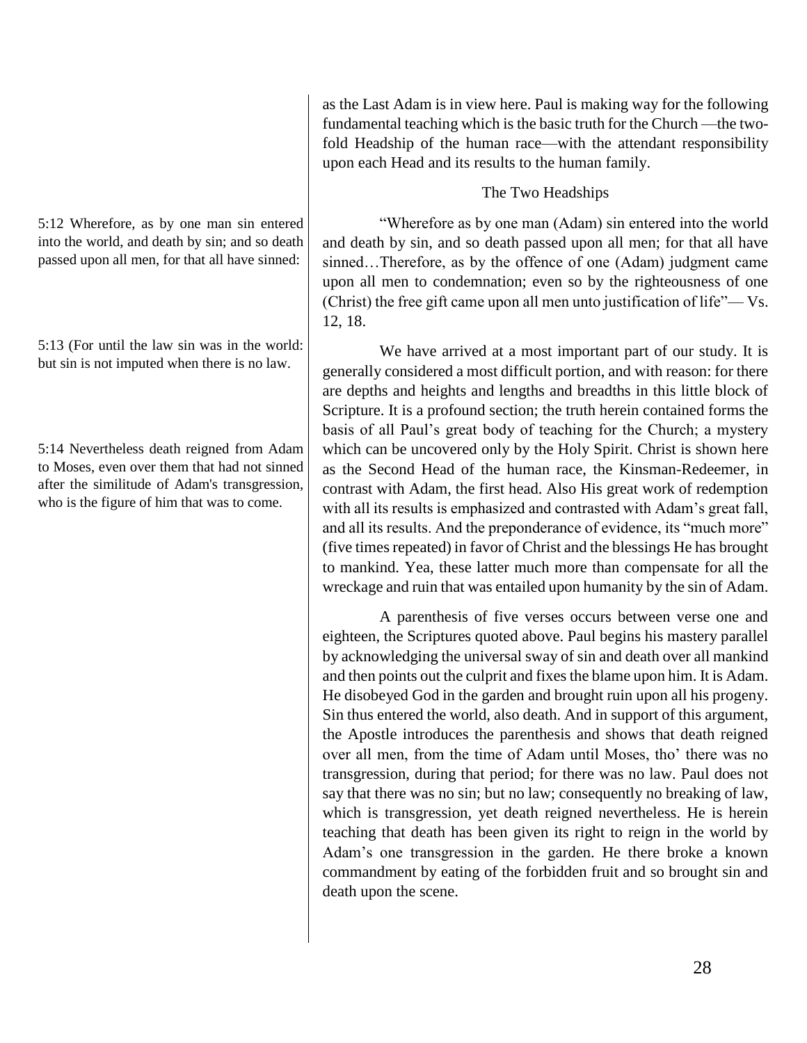as the Last Adam is in view here. Paul is making way for the following fundamental teaching which is the basic truth for the Church —the two-fold Headship of the human race—with the attendant responsibility upon each Head and its results to the human family.

### The Two Headships

5:12 Wherefore, as by one man sin entered into the world, and death by sin; and so death passed upon all men, for that all have sinned:

"Wherefore as by one man (Adam) sin entered into the world and death by sin, and so death passed upon all men; for that all have sinned…Therefore, as by the offence of one (Adam) judgment came upon all men to condemnation; even so by the righteousness of one (Christ) the free gift came upon all men unto justification of life"— Vs. 12, 18.

5:13 (For until the law sin was in the world: but sin is not imputed when there is no law.

5:14 Nevertheless death reigned from Adam to Moses, even over them that had not sinned after the similitude of Adam's transgression, who is the figure of him that was to come.

We have arrived at a most important part of our study. It is generally considered a most difficult portion, and with reason: for there are depths and heights and lengths and breadths in this little block of Scripture. It is a profound section; the truth herein contained forms the basis of all Paul's great body of teaching for the Church; a mystery which can be uncovered only by the Holy Spirit. Christ is shown here as the Second Head of the human race, the Kinsman-Redeemer, in contrast with Adam, the first head. Also His great work of redemption with all its results is emphasized and contrasted with Adam's great fall, and all its results. And the preponderance of evidence, its "much more" (five times repeated) in favor of Christ and the blessings He has brought to mankind. Yea, these latter much more than compensate for all the wreckage and ruin that was entailed upon humanity by the sin of Adam.

A parenthesis of five verses occurs between verse one and eighteen, the Scriptures quoted above. Paul begins his mastery parallel by acknowledging the universal sway of sin and death over all mankind and then points out the culprit and fixes the blame upon him. It is Adam. He disobeyed God in the garden and brought ruin upon all his progeny. Sin thus entered the world, also death. And in support of this argument, the Apostle introduces the parenthesis and shows that death reigned over all men, from the time of Adam until Moses, tho' there was no transgression, during that period; for there was no law. Paul does not say that there was no sin; but no law; consequently no breaking of law, which is transgression, yet death reigned nevertheless. He is herein teaching that death has been given its right to reign in the world by Adam's one transgression in the garden. He there broke a known commandment by eating of the forbidden fruit and so brought sin and death upon the scene.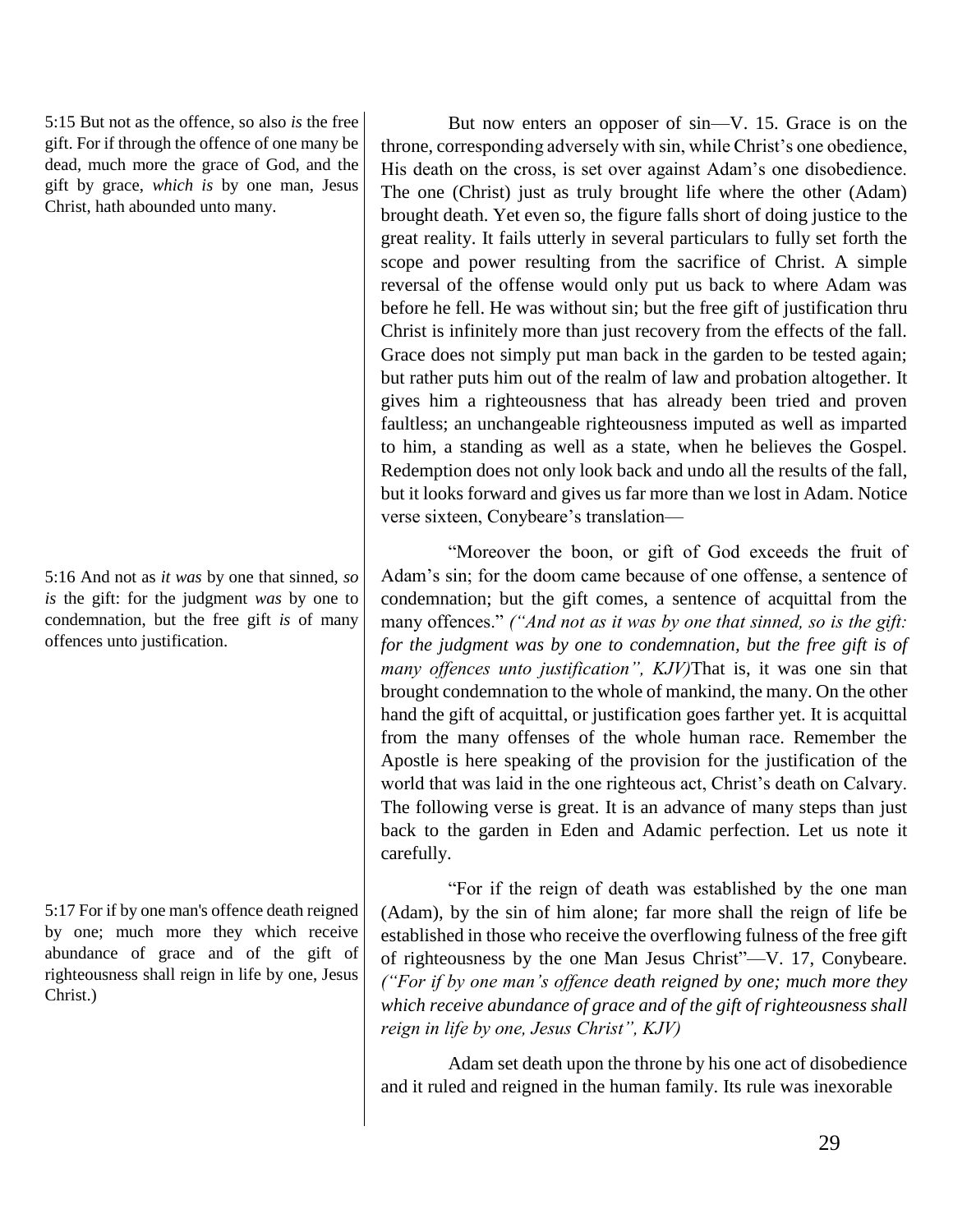5:15 But not as the offence, so also *is* the free gift. For if through the offence of one many be dead, much more the grace of God, and the gift by grace, *which is* by one man, Jesus Christ, hath abounded unto many.

But now enters an opposer of sin—V. 15. Grace is on the throne, corresponding adversely with sin, while Christ's one obedience, His death on the cross, is set over against Adam's one disobedience. The one (Christ) just as truly brought life where the other (Adam) brought death. Yet even so, the figure falls short of doing justice to the great reality. It fails utterly in several particulars to fully set forth the scope and power resulting from the sacrifice of Christ. A simple reversal of the offense would only put us back to where Adam was before he fell. He was without sin; but the free gift of justification thru Christ is infinitely more than just recovery from the effects of the fall. Grace does not simply put man back in the garden to be tested again; but rather puts him out of the realm of law and probation altogether. It gives him a righteousness that has already been tried and proven faultless; an unchangeable righteousness imputed as well as imparted to him, a standing as well as a state, when he believes the Gospel. Redemption does not only look back and undo all the results of the fall, but it looks forward and gives us far more than we lost in Adam. Notice verse sixteen, Conybeare's translation—

5:16 And not as *it was* by one that sinned, *so is* the gift: for the judgment *was* by one to condemnation, but the free gift *is* of many offences unto justification.

"Moreover the boon, or gift of God exceeds the fruit of Adam's sin; for the doom came because of one offense, a sentence of condemnation; but the gift comes, a sentence of acquittal from the many offences." *("And not as it was by one that sinned, so is the gift: for the judgment was by one to condemnation, but the free gift is of many offences unto justification", KJV)*That is, it was one sin that brought condemnation to the whole of mankind, the many. On the other hand the gift of acquittal, or justification goes farther yet. It is acquittal from the many offenses of the whole human race. Remember the Apostle is here speaking of the provision for the justification of the world that was laid in the one righteous act, Christ's death on Calvary. The following verse is great. It is an advance of many steps than just back to the garden in Eden and Adamic perfection. Let us note it carefully.

5:17 For if by one man's offence death reigned by one; much more they which receive abundance of grace and of the gift of righteousness shall reign in life by one, Jesus Christ.)

"For if the reign of death was established by the one man (Adam), by the sin of him alone; far more shall the reign of life be established in those who receive the overflowing fulness of the free gift of righteousness by the one Man Jesus Christ"—V. 17, Conybeare. *("For if by one man's offence death reigned by one; much more they which receive abundance of grace and of the gift of righteousness shall reign in life by one, Jesus Christ", KJV)*

Adam set death upon the throne by his one act of disobedience and it ruled and reigned in the human family. Its rule was inexorable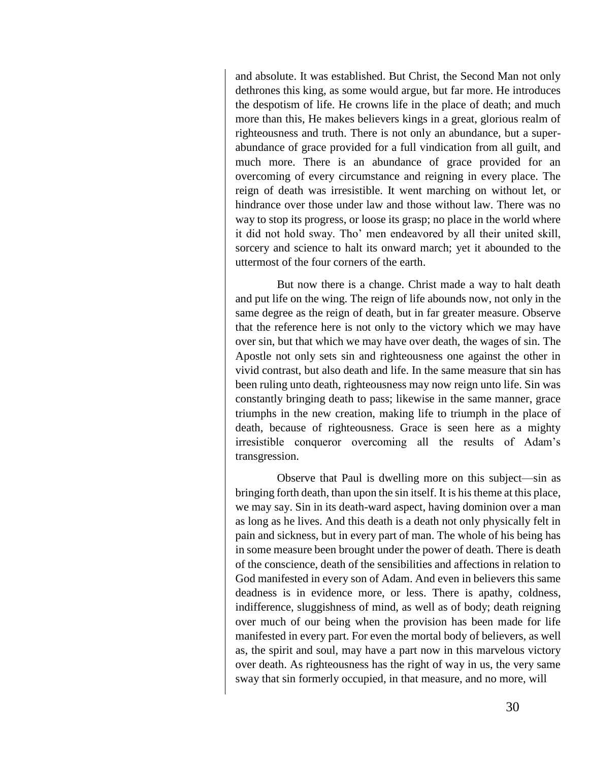and absolute. It was established. But Christ, the Second Man not only dethrones this king, as some would argue, but far more. He introduces the despotism of life. He crowns life in the place of death; and much more than this, He makes believers kings in a great, glorious realm of righteousness and truth. There is not only an abundance, but a super-abundance of grace provided for a full vindication from all guilt, and much more. There is an abundance of grace provided for an overcoming of every circumstance and reigning in every place. The reign of death was irresistible. It went marching on without let, or hindrance over those under law and those without law. There was no way to stop its progress, or loose its grasp; no place in the world where it did not hold sway. Tho' men endeavored by all their united skill, sorcery and science to halt its onward march; yet it abounded to the uttermost of the four corners of the earth.

But now there is a change. Christ made a way to halt death and put life on the wing. The reign of life abounds now, not only in the same degree as the reign of death, but in far greater measure. Observe that the reference here is not only to the victory which we may have over sin, but that which we may have over death, the wages of sin. The Apostle not only sets sin and righteousness one against the other in vivid contrast, but also death and life. In the same measure that sin has been ruling unto death, righteousness may now reign unto life. Sin was constantly bringing death to pass; likewise in the same manner, grace triumphs in the new creation, making life to triumph in the place of death, because of righteousness. Grace is seen here as a mighty irresistible conqueror overcoming all the results of Adam's transgression.

Observe that Paul is dwelling more on this subject—sin as bringing forth death, than upon the sin itself. It is his theme at this place, we may say. Sin in its death-ward aspect, having dominion over a man as long as he lives. And this death is a death not only physically felt in pain and sickness, but in every part of man. The whole of his being has in some measure been brought under the power of death. There is death of the conscience, death of the sensibilities and affections in relation to God manifested in every son of Adam. And even in believers this same deadness is in evidence more, or less. There is apathy, coldness, indifference, sluggishness of mind, as well as of body; death reigning over much of our being when the provision has been made for life manifested in every part. For even the mortal body of believers, as well as, the spirit and soul, may have a part now in this marvelous victory over death. As righteousness has the right of way in us, the very same sway that sin formerly occupied, in that measure, and no more, will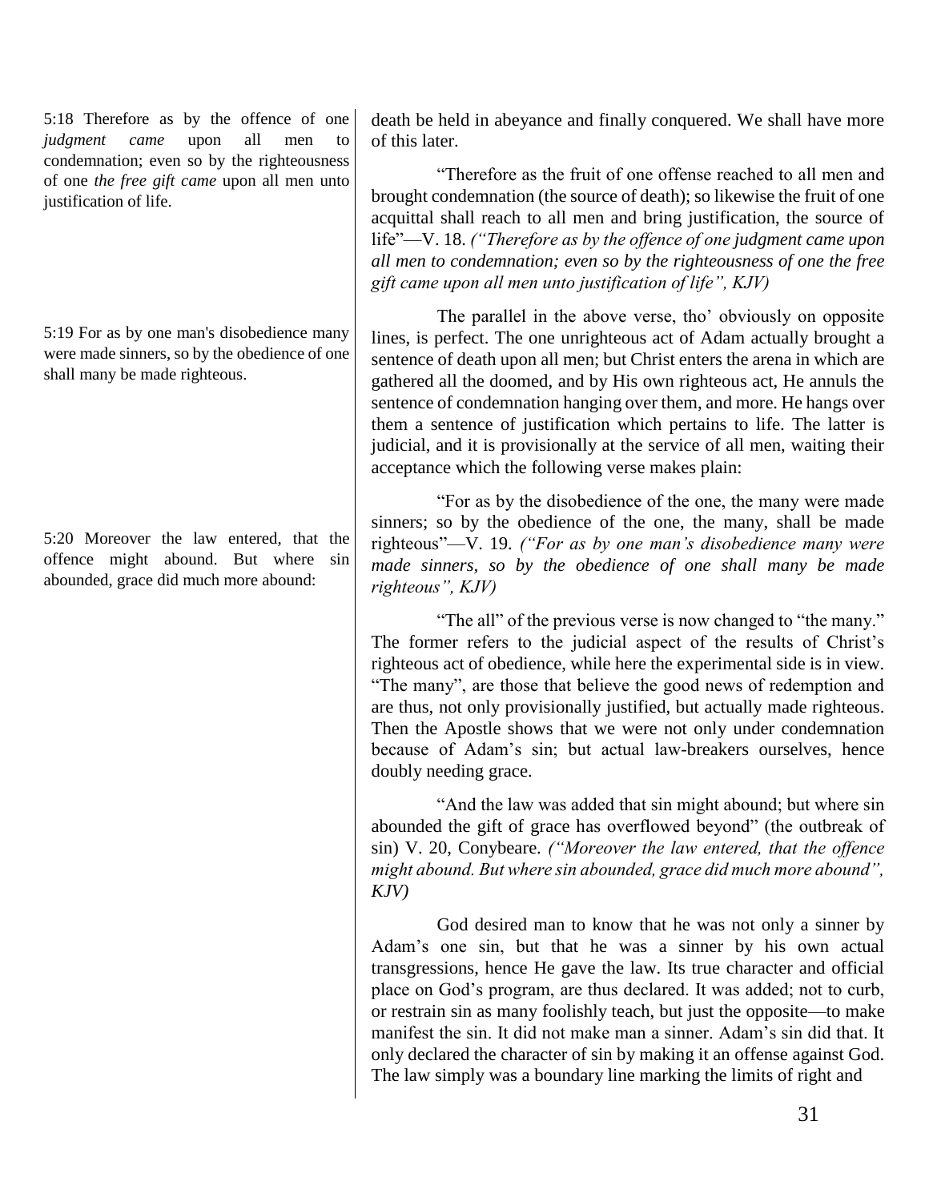5:18 Therefore as by the offence of one *judgment came* upon all men to condemnation; even so by the righteousness of one *the free gift came* upon all men unto justification of life.

5:19 For as by one man's disobedience many were made sinners, so by the obedience of one shall many be made righteous.

5:20 Moreover the law entered, that the offence might abound. But where sin abounded, grace did much more abound:

death be held in abeyance and finally conquered. We shall have more of this later.

"Therefore as the fruit of one offense reached to all men and brought condemnation (the source of death); so likewise the fruit of one acquittal shall reach to all men and bring justification, the source of life"—V. 18. *("Therefore as by the offence of one judgment came upon all men to condemnation; even so by the righteousness of one the free gift came upon all men unto justification of life", KJV)*

The parallel in the above verse, tho' obviously on opposite lines, is perfect. The one unrighteous act of Adam actually brought a sentence of death upon all men; but Christ enters the arena in which are gathered all the doomed, and by His own righteous act, He annuls the sentence of condemnation hanging over them, and more. He hangs over them a sentence of justification which pertains to life. The latter is judicial, and it is provisionally at the service of all men, waiting their acceptance which the following verse makes plain:

"For as by the disobedience of the one, the many were made sinners; so by the obedience of the one, the many, shall be made righteous"—V. 19. *("For as by one man's disobedience many were made sinners, so by the obedience of one shall many be made righteous", KJV)*

"The all" of the previous verse is now changed to "the many." The former refers to the judicial aspect of the results of Christ's righteous act of obedience, while here the experimental side is in view. "The many", are those that believe the good news of redemption and are thus, not only provisionally justified, but actually made righteous. Then the Apostle shows that we were not only under condemnation because of Adam's sin; but actual law-breakers ourselves, hence doubly needing grace.

"And the law was added that sin might abound; but where sin abounded the gift of grace has overflowed beyond" (the outbreak of sin) V. 20, Conybeare. *("Moreover the law entered, that the offence might abound. But where sin abounded, grace did much more abound", KJV)*

God desired man to know that he was not only a sinner by Adam's one sin, but that he was a sinner by his own actual transgressions, hence He gave the law. Its true character and official place on God's program, are thus declared. It was added; not to curb, or restrain sin as many foolishly teach, but just the opposite—to make manifest the sin. It did not make man a sinner. Adam's sin did that. It only declared the character of sin by making it an offense against God. The law simply was a boundary line marking the limits of right and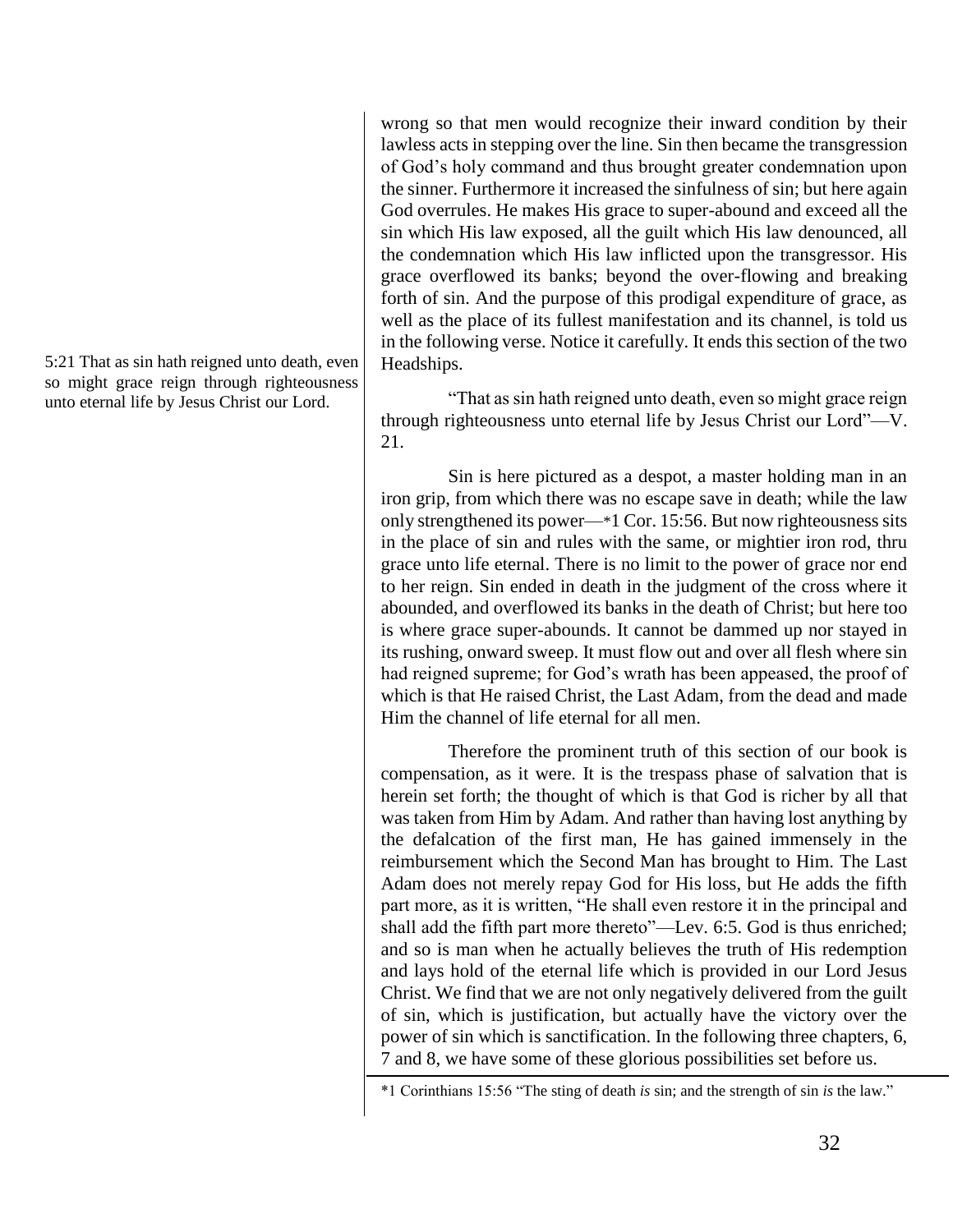wrong so that men would recognize their inward condition by their lawless acts in stepping over the line. Sin then became the transgression of God's holy command and thus brought greater condemnation upon the sinner. Furthermore it increased the sinfulness of sin; but here again God overrules. He makes His grace to super-abound and exceed all the sin which His law exposed, all the guilt which His law denounced, all the condemnation which His law inflicted upon the transgressor. His grace overflowed its banks; beyond the over-flowing and breaking forth of sin. And the purpose of this prodigal expenditure of grace, as well as the place of its fullest manifestation and its channel, is told us in the following verse. Notice it carefully. It ends this section of the two Headships.

5:21 That as sin hath reigned unto death, even so might grace reign through righteousness unto eternal life by Jesus Christ our Lord.

"That as sin hath reigned unto death, even so might grace reign through righteousness unto eternal life by Jesus Christ our Lord"—V. 21.

Sin is here pictured as a despot, a master holding man in an iron grip, from which there was no escape save in death; while the law only strengthened its power—*1 Cor. 15:56. But now righteousness sits in the place of sin and rules with the same, or mightier iron rod, thru grace unto life eternal. There is no limit to the power of grace nor end to her reign. Sin ended in death in the judgment of the cross where it abounded, and overflowed its banks in the death of Christ; but here too is where grace super-abounds. It cannot be dammed up nor stayed in its rushing, onward sweep. It must flow out and over all flesh where sin had reigned supreme; for God's wrath has been appeased, the proof of which is that He raised Christ, the Last Adam, from the dead and made Him the channel of life eternal for all men.

Therefore the prominent truth of this section of our book is compensation, as it were. It is the trespass phase of salvation that is herein set forth; the thought of which is that God is richer by all that was taken from Him by Adam. And rather than having lost anything by the defalcation of the first man, He has gained immensely in the reimbursement which the Second Man has brought to Him. The Last Adam does not merely repay God for His loss, but He adds the fifth part more, as it is written, "He shall even restore it in the principal and shall add the fifth part more thereto"—Lev. 6:5. God is thus enriched; and so is man when he actually believes the truth of His redemption and lays hold of the eternal life which is provided in our Lord Jesus Christ. We find that we are not only negatively delivered from the guilt of sin, which is justification, but actually have the victory over the power of sin which is sanctification. In the following three chapters, 6, 7 and 8, we have some of these glorious possibilities set before us.

*1 Corinthians 15:56 "The sting of death *is* sin; and the strength of sin *is* the law."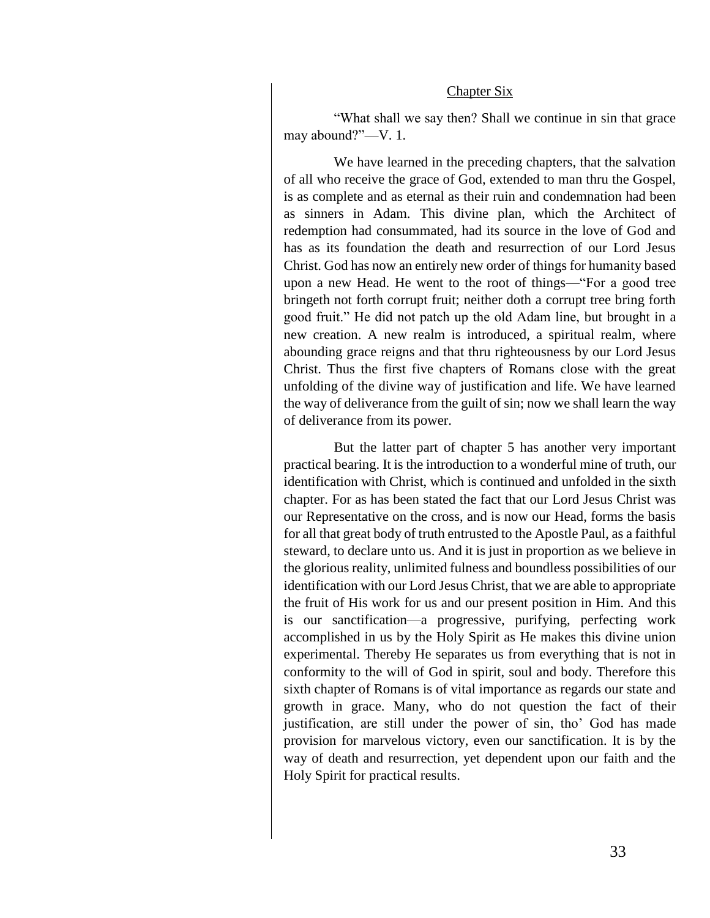## Chapter Six

"What shall we say then? Shall we continue in sin that grace may abound?"—V. 1.

We have learned in the preceding chapters, that the salvation of all who receive the grace of God, extended to man thru the Gospel, is as complete and as eternal as their ruin and condemnation had been as sinners in Adam. This divine plan, which the Architect of redemption had consummated, had its source in the love of God and has as its foundation the death and resurrection of our Lord Jesus Christ. God has now an entirely new order of things for humanity based upon a new Head. He went to the root of things—"For a good tree bringeth not forth corrupt fruit; neither doth a corrupt tree bring forth good fruit." He did not patch up the old Adam line, but brought in a new creation. A new realm is introduced, a spiritual realm, where abounding grace reigns and that thru righteousness by our Lord Jesus Christ. Thus the first five chapters of Romans close with the great unfolding of the divine way of justification and life. We have learned the way of deliverance from the guilt of sin; now we shall learn the way of deliverance from its power.

But the latter part of chapter 5 has another very important practical bearing. It is the introduction to a wonderful mine of truth, our identification with Christ, which is continued and unfolded in the sixth chapter. For as has been stated the fact that our Lord Jesus Christ was our Representative on the cross, and is now our Head, forms the basis for all that great body of truth entrusted to the Apostle Paul, as a faithful steward, to declare unto us. And it is just in proportion as we believe in the glorious reality, unlimited fulness and boundless possibilities of our identification with our Lord Jesus Christ, that we are able to appropriate the fruit of His work for us and our present position in Him. And this is our sanctification—a progressive, purifying, perfecting work accomplished in us by the Holy Spirit as He makes this divine union experimental. Thereby He separates us from everything that is not in conformity to the will of God in spirit, soul and body. Therefore this sixth chapter of Romans is of vital importance as regards our state and growth in grace. Many, who do not question the fact of their justification, are still under the power of sin, tho' God has made provision for marvelous victory, even our sanctification. It is by the way of death and resurrection, yet dependent upon our faith and the Holy Spirit for practical results.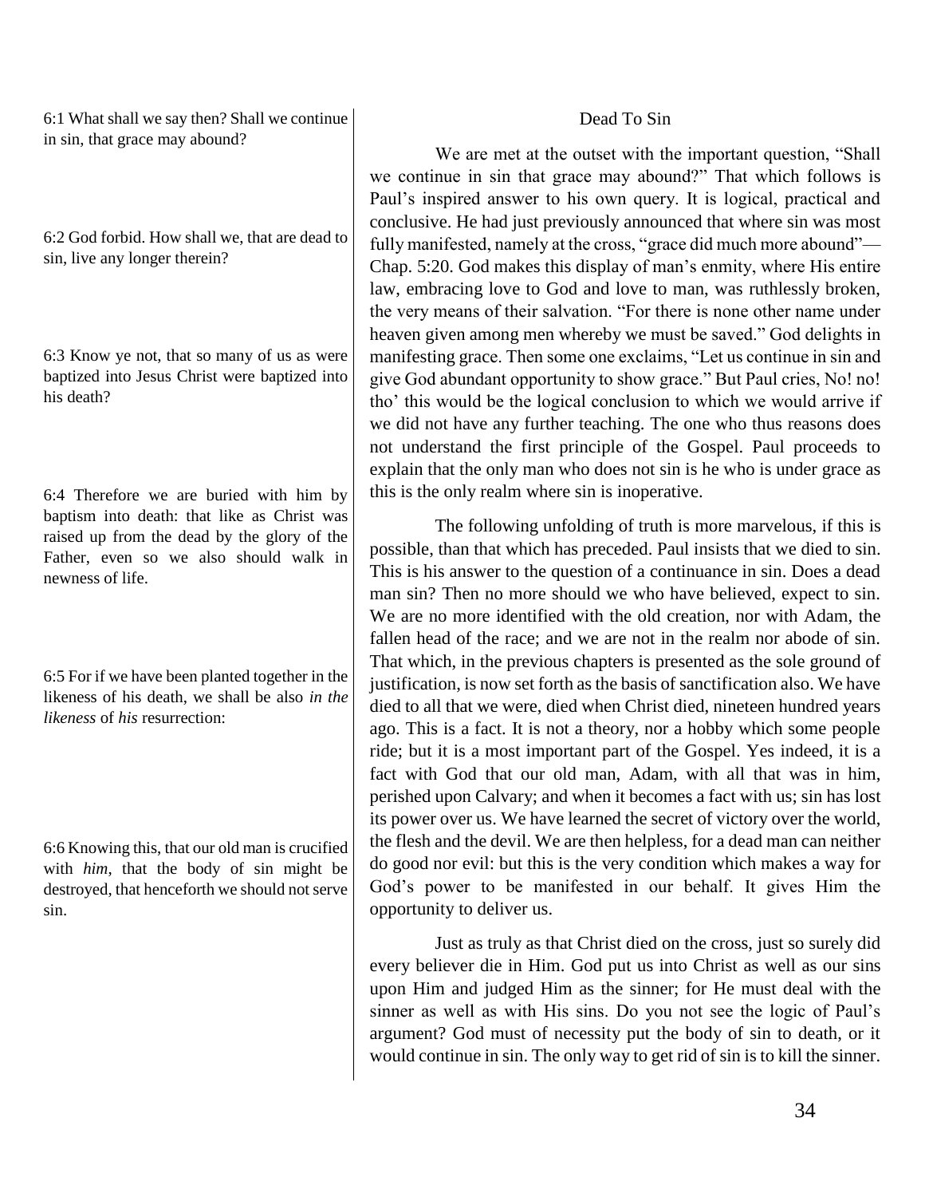6:1 What shall we say then? Shall we continue in sin, that grace may abound?

6:2 God forbid. How shall we, that are dead to sin, live any longer therein?

6:3 Know ye not, that so many of us as were baptized into Jesus Christ were baptized into his death?

6:4 Therefore we are buried with him by baptism into death: that like as Christ was raised up from the dead by the glory of the Father, even so we also should walk in newness of life.

6:5 For if we have been planted together in the likeness of his death, we shall be also *in the likeness* of *his* resurrection:

6:6 Knowing this, that our old man is crucified with *him*, that the body of sin might be destroyed, that henceforth we should not serve sin.

## Dead To Sin

We are met at the outset with the important question, "Shall we continue in sin that grace may abound?" That which follows is Paul's inspired answer to his own query. It is logical, practical and conclusive. He had just previously announced that where sin was most fully manifested, namely at the cross, "grace did much more abound"—Chap. 5:20. God makes this display of man's enmity, where His entire law, embracing love to God and love to man, was ruthlessly broken, the very means of their salvation. "For there is none other name under heaven given among men whereby we must be saved." God delights in manifesting grace. Then some one exclaims, "Let us continue in sin and give God abundant opportunity to show grace." But Paul cries, No! no! tho' this would be the logical conclusion to which we would arrive if we did not have any further teaching. The one who thus reasons does not understand the first principle of the Gospel. Paul proceeds to explain that the only man who does not sin is he who is under grace as this is the only realm where sin is inoperative.

The following unfolding of truth is more marvelous, if this is possible, than that which has preceded. Paul insists that we died to sin. This is his answer to the question of a continuance in sin. Does a dead man sin? Then no more should we who have believed, expect to sin. We are no more identified with the old creation, nor with Adam, the fallen head of the race; and we are not in the realm nor abode of sin. That which, in the previous chapters is presented as the sole ground of justification, is now set forth as the basis of sanctification also. We have died to all that we were, died when Christ died, nineteen hundred years ago. This is a fact. It is not a theory, nor a hobby which some people ride; but it is a most important part of the Gospel. Yes indeed, it is a fact with God that our old man, Adam, with all that was in him, perished upon Calvary; and when it becomes a fact with us; sin has lost its power over us. We have learned the secret of victory over the world, the flesh and the devil. We are then helpless, for a dead man can neither do good nor evil: but this is the very condition which makes a way for God's power to be manifested in our behalf. It gives Him the opportunity to deliver us.

Just as truly as that Christ died on the cross, just so surely did every believer die in Him. God put us into Christ as well as our sins upon Him and judged Him as the sinner; for He must deal with the sinner as well as with His sins. Do you not see the logic of Paul's argument? God must of necessity put the body of sin to death, or it would continue in sin. The only way to get rid of sin is to kill the sinner.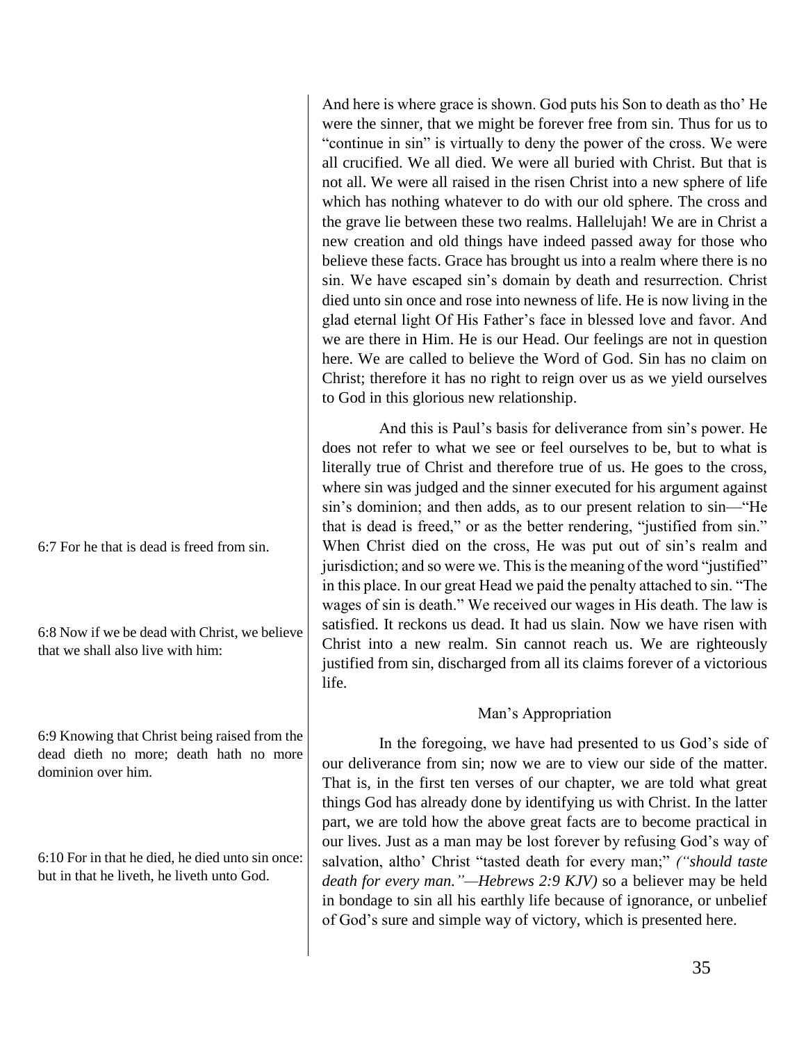And here is where grace is shown. God puts his Son to death as tho' He were the sinner, that we might be forever free from sin. Thus for us to "continue in sin" is virtually to deny the power of the cross. We were all crucified. We all died. We were all buried with Christ. But that is not all. We were all raised in the risen Christ into a new sphere of life which has nothing whatever to do with our old sphere. The cross and the grave lie between these two realms. Hallelujah! We are in Christ a new creation and old things have indeed passed away for those who believe these facts. Grace has brought us into a realm where there is no sin. We have escaped sin's domain by death and resurrection. Christ died unto sin once and rose into newness of life. He is now living in the glad eternal light Of His Father's face in blessed love and favor. And we are there in Him. He is our Head. Our feelings are not in question here. We are called to believe the Word of God. Sin has no claim on Christ; therefore it has no right to reign over us as we yield ourselves to God in this glorious new relationship.

6:7 For he that is dead is freed from sin.

And this is Paul's basis for deliverance from sin's power. He does not refer to what we see or feel ourselves to be, but to what is literally true of Christ and therefore true of us. He goes to the cross, where sin was judged and the sinner executed for his argument against sin's dominion; and then adds, as to our present relation to sin—"He that is dead is freed," or as the better rendering, "justified from sin." When Christ died on the cross, He was put out of sin's realm and jurisdiction; and so were we. This is the meaning of the word "justified" in this place. In our great Head we paid the penalty attached to sin. "The wages of sin is death." We received our wages in His death. The law is satisfied. It reckons us dead. It had us slain. Now we have risen with Christ into a new realm. Sin cannot reach us. We are righteously justified from sin, discharged from all its claims forever of a victorious life.

6:8 Now if we be dead with Christ, we believe that we shall also live with him:

## Man's Appropriation

6:9 Knowing that Christ being raised from the dead dieth no more; death hath no more dominion over him.

6:10 For in that he died, he died unto sin once: but in that he liveth, he liveth unto God.

In the foregoing, we have had presented to us God's side of our deliverance from sin; now we are to view our side of the matter. That is, in the first ten verses of our chapter, we are told what great things God has already done by identifying us with Christ. In the latter part, we are told how the above great facts are to become practical in our lives. Just as a man may be lost forever by refusing God's way of salvation, altho' Christ "tasted death for every man;" *("should taste death for every man."—Hebrews 2:9 KJV)* so a believer may be held in bondage to sin all his earthly life because of ignorance, or unbelief of God's sure and simple way of victory, which is presented here.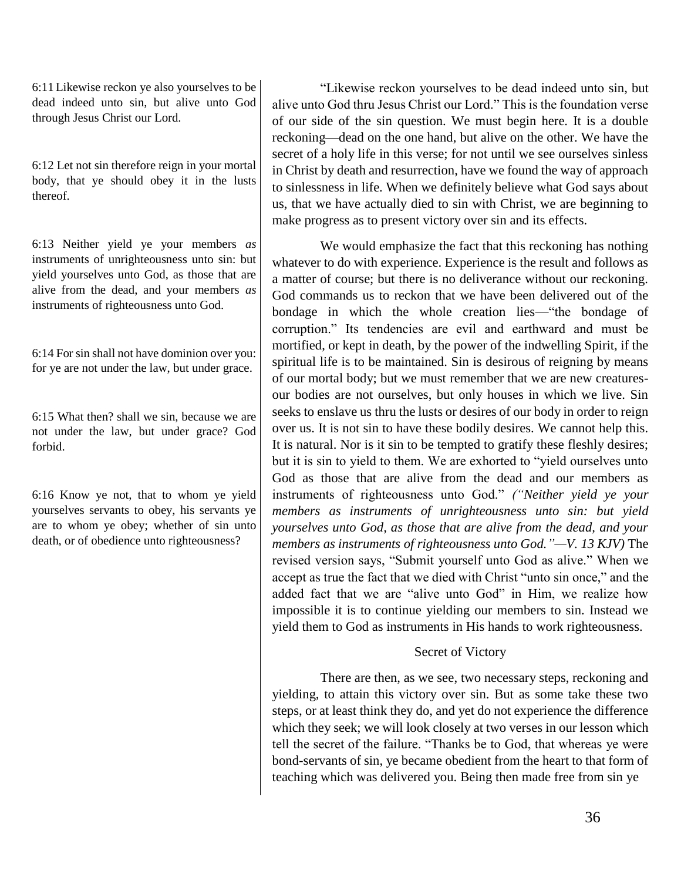6:11 Likewise reckon ye also yourselves to be dead indeed unto sin, but alive unto God through Jesus Christ our Lord.

6:12 Let not sin therefore reign in your mortal body, that ye should obey it in the lusts thereof.

6:13 Neither yield ye your members *as* instruments of unrighteousness unto sin: but yield yourselves unto God, as those that are alive from the dead, and your members *as* instruments of righteousness unto God.

6:14 For sin shall not have dominion over you: for ye are not under the law, but under grace.

6:15 What then? shall we sin, because we are not under the law, but under grace? God forbid.

6:16 Know ye not, that to whom ye yield yourselves servants to obey, his servants ye are to whom ye obey; whether of sin unto death, or of obedience unto righteousness?

"Likewise reckon yourselves to be dead indeed unto sin, but alive unto God thru Jesus Christ our Lord." This is the foundation verse of our side of the sin question. We must begin here. It is a double reckoning—dead on the one hand, but alive on the other. We have the secret of a holy life in this verse; for not until we see ourselves sinless in Christ by death and resurrection, have we found the way of approach to sinlessness in life. When we definitely believe what God says about us, that we have actually died to sin with Christ, we are beginning to make progress as to present victory over sin and its effects.

We would emphasize the fact that this reckoning has nothing whatever to do with experience. Experience is the result and follows as a matter of course; but there is no deliverance without our reckoning. God commands us to reckon that we have been delivered out of the bondage in which the whole creation lies—"the bondage of corruption." Its tendencies are evil and earthward and must be mortified, or kept in death, by the power of the indwelling Spirit, if the spiritual life is to be maintained. Sin is desirous of reigning by means of our mortal body; but we must remember that we are new creatures-our bodies are not ourselves, but only houses in which we live. Sin seeks to enslave us thru the lusts or desires of our body in order to reign over us. It is not sin to have these bodily desires. We cannot help this. It is natural. Nor is it sin to be tempted to gratify these fleshly desires; but it is sin to yield to them. We are exhorted to "yield ourselves unto God as those that are alive from the dead and our members as instruments of righteousness unto God." ***("Neither yield ye your members as instruments of unrighteousness unto sin: but yield yourselves unto God, as those that are alive from the dead, and your members as instruments of righteousness unto God."—V. 13 KJV)*** The revised version says, "Submit yourself unto God as alive." When we accept as true the fact that we died with Christ "unto sin once," and the added fact that we are "alive unto God" in Him, we realize how impossible it is to continue yielding our members to sin. Instead we yield them to God as instruments in His hands to work righteousness.

### Secret of Victory

There are then, as we see, two necessary steps, reckoning and yielding, to attain this victory over sin. But as some take these two steps, or at least think they do, and yet do not experience the difference which they seek; we will look closely at two verses in our lesson which tell the secret of the failure. "Thanks be to God, that whereas ye were bond-servants of sin, ye became obedient from the heart to that form of teaching which was delivered you. Being then made free from sin ye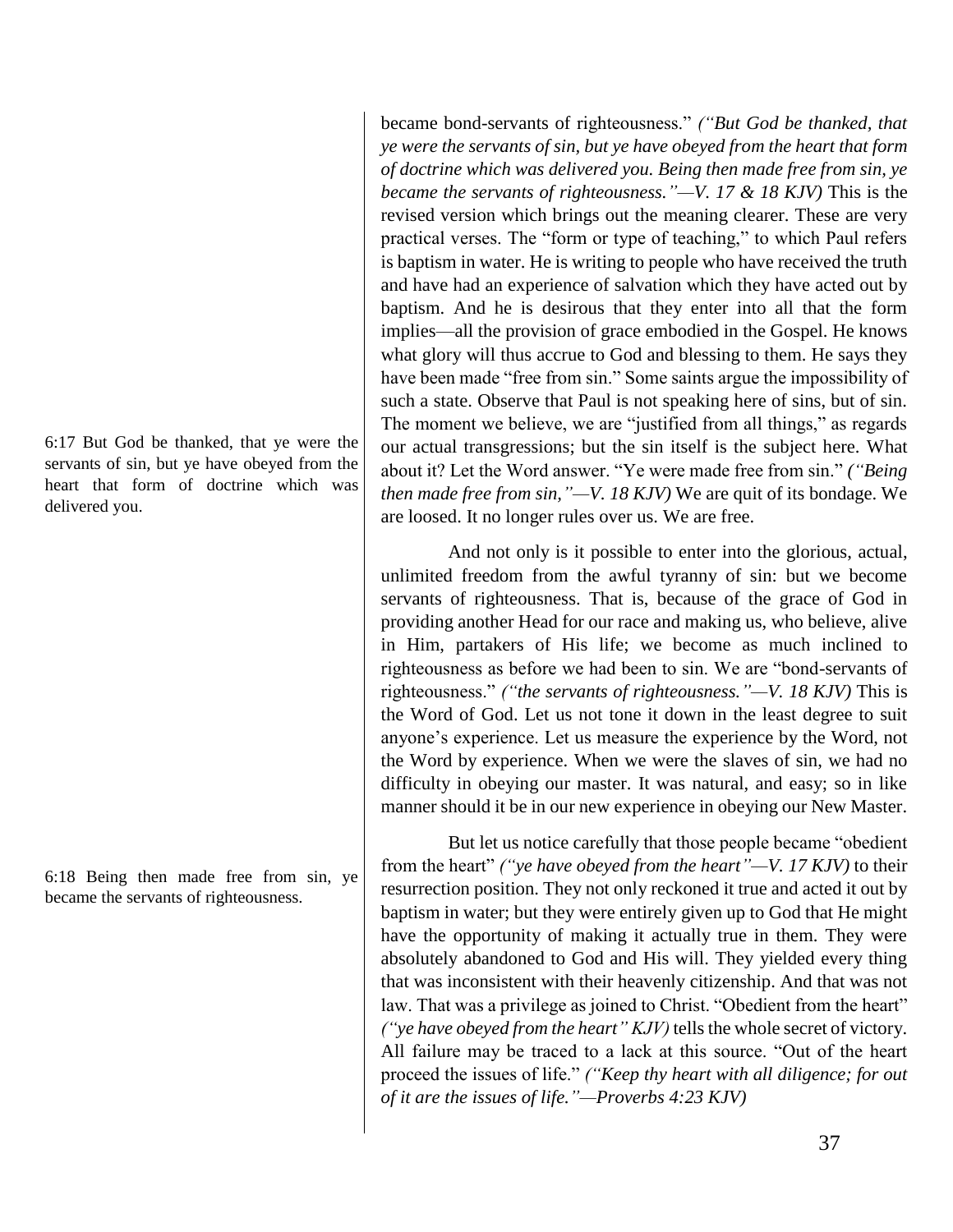became bond-servants of righteousness." *("But God be thanked, that ye were the servants of sin, but ye have obeyed from the heart that form of doctrine which was delivered you. Being then made free from sin, ye became the servants of righteousness."—V. 17 & 18 KJV)* This is the revised version which brings out the meaning clearer. These are very practical verses. The "form or type of teaching," to which Paul refers is baptism in water. He is writing to people who have received the truth and have had an experience of salvation which they have acted out by baptism. And he is desirous that they enter into all that the form implies—all the provision of grace embodied in the Gospel. He knows what glory will thus accrue to God and blessing to them. He says they have been made "free from sin." Some saints argue the impossibility of such a state. Observe that Paul is not speaking here of sins, but of sin. The moment we believe, we are "justified from all things," as regards our actual transgressions; but the sin itself is the subject here. What about it? Let the Word answer. "Ye were made free from sin." *("Being then made free from sin,"—V. 18 KJV)* We are quit of its bondage. We are loosed. It no longer rules over us. We are free.

6:17 But God be thanked, that ye were the servants of sin, but ye have obeyed from the heart that form of doctrine which was delivered you.

And not only is it possible to enter into the glorious, actual, unlimited freedom from the awful tyranny of sin: but we become servants of righteousness. That is, because of the grace of God in providing another Head for our race and making us, who believe, alive in Him, partakers of His life; we become as much inclined to righteousness as before we had been to sin. We are "bond-servants of righteousness." *("the servants of righteousness."—V. 18 KJV)* This is the Word of God. Let us not tone it down in the least degree to suit anyone's experience. Let us measure the experience by the Word, not the Word by experience. When we were the slaves of sin, we had no difficulty in obeying our master. It was natural, and easy; so in like manner should it be in our new experience in obeying our New Master.

6:18 Being then made free from sin, ye became the servants of righteousness.

But let us notice carefully that those people became "obedient from the heart" *("ye have obeyed from the heart"—V. 17 KJV)* to their resurrection position. They not only reckoned it true and acted it out by baptism in water; but they were entirely given up to God that He might have the opportunity of making it actually true in them. They were absolutely abandoned to God and His will. They yielded every thing that was inconsistent with their heavenly citizenship. And that was not law. That was a privilege as joined to Christ. "Obedient from the heart" *("ye have obeyed from the heart" KJV)* tells the whole secret of victory. All failure may be traced to a lack at this source. "Out of the heart proceed the issues of life." *("Keep thy heart with all diligence; for out of it are the issues of life."—Proverbs 4:23 KJV)*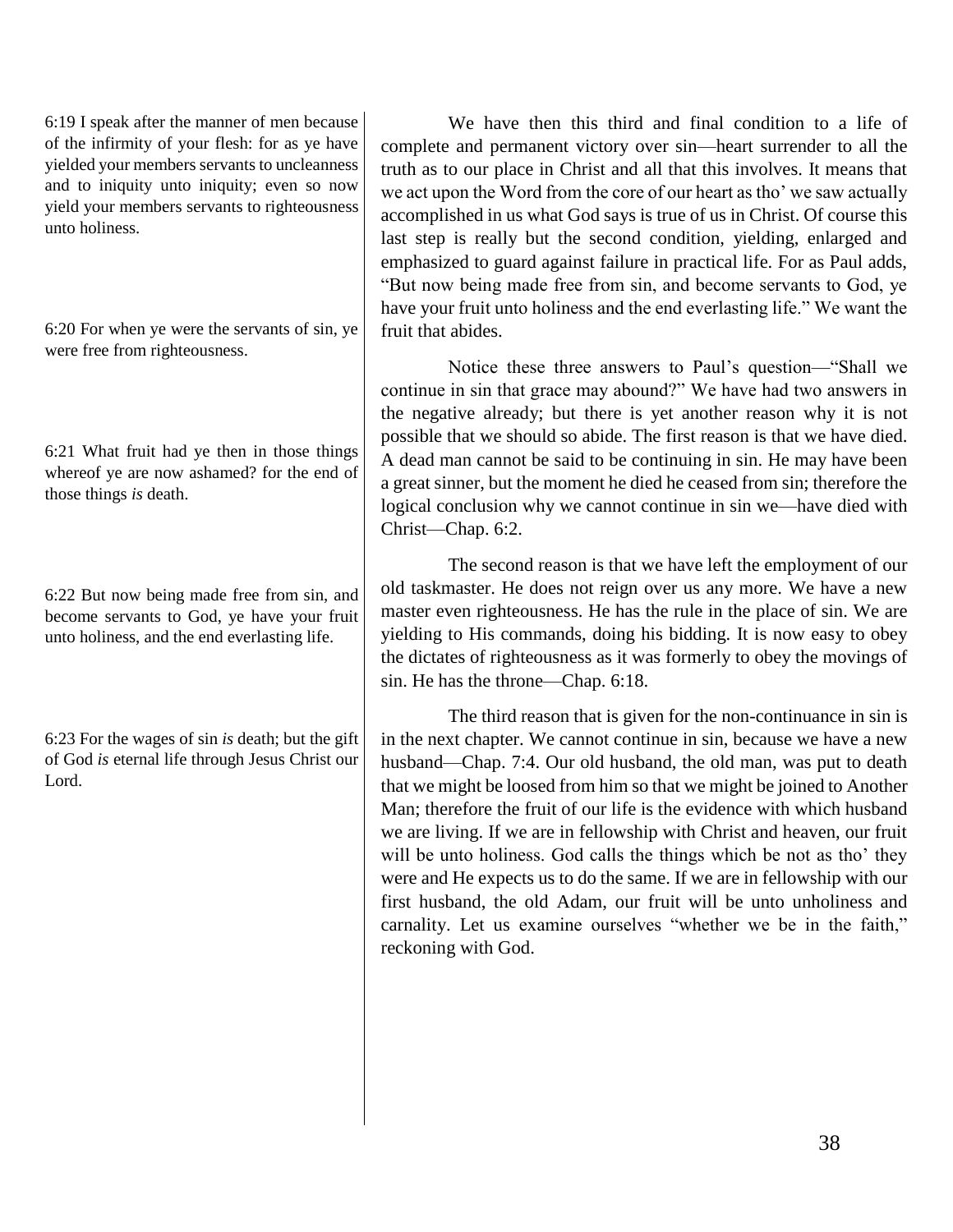6:19 I speak after the manner of men because of the infirmity of your flesh: for as ye have yielded your members servants to uncleanness and to iniquity unto iniquity; even so now yield your members servants to righteousness unto holiness.

6:20 For when ye were the servants of sin, ye were free from righteousness.

6:21 What fruit had ye then in those things whereof ye are now ashamed? for the end of those things *is* death.

6:22 But now being made free from sin, and become servants to God, ye have your fruit unto holiness, and the end everlasting life.

6:23 For the wages of sin *is* death; but the gift of God *is* eternal life through Jesus Christ our Lord.

We have then this third and final condition to a life of complete and permanent victory over sin—heart surrender to all the truth as to our place in Christ and all that this involves. It means that we act upon the Word from the core of our heart as tho' we saw actually accomplished in us what God says is true of us in Christ. Of course this last step is really but the second condition, yielding, enlarged and emphasized to guard against failure in practical life. For as Paul adds, "But now being made free from sin, and become servants to God, ye have your fruit unto holiness and the end everlasting life." We want the fruit that abides.

Notice these three answers to Paul's question—"Shall we continue in sin that grace may abound?" We have had two answers in the negative already; but there is yet another reason why it is not possible that we should so abide. The first reason is that we have died. A dead man cannot be said to be continuing in sin. He may have been a great sinner, but the moment he died he ceased from sin; therefore the logical conclusion why we cannot continue in sin we—have died with Christ—Chap. 6:2.

The second reason is that we have left the employment of our old taskmaster. He does not reign over us any more. We have a new master even righteousness. He has the rule in the place of sin. We are yielding to His commands, doing his bidding. It is now easy to obey the dictates of righteousness as it was formerly to obey the movings of sin. He has the throne—Chap. 6:18.

The third reason that is given for the non-continuance in sin is in the next chapter. We cannot continue in sin, because we have a new husband—Chap. 7:4. Our old husband, the old man, was put to death that we might be loosed from him so that we might be joined to Another Man; therefore the fruit of our life is the evidence with which husband we are living. If we are in fellowship with Christ and heaven, our fruit will be unto holiness. God calls the things which be not as tho' they were and He expects us to do the same. If we are in fellowship with our first husband, the old Adam, our fruit will be unto unholiness and carnality. Let us examine ourselves "whether we be in the faith," reckoning with God.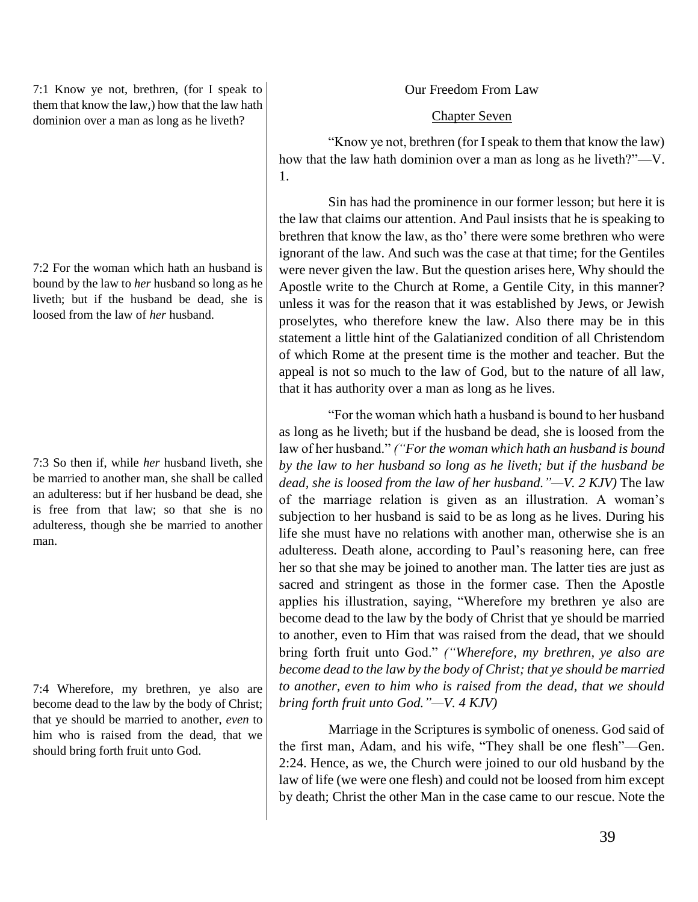7:1 Know ye not, brethren, (for I speak to them that know the law,) how that the law hath dominion over a man as long as he liveth?

7:2 For the woman which hath an husband is bound by the law to *her* husband so long as he liveth; but if the husband be dead, she is loosed from the law of *her* husband.

7:3 So then if, while *her* husband liveth, she be married to another man, she shall be called an adulteress: but if her husband be dead, she is free from that law; so that she is no adulteress, though she be married to another man.

7:4 Wherefore, my brethren, ye also are become dead to the law by the body of Christ; that ye should be married to another, *even* to him who is raised from the dead, that we should bring forth fruit unto God.

## Our Freedom From Law

### Chapter Seven

"Know ye not, brethren (for I speak to them that know the law) how that the law hath dominion over a man as long as he liveth?"—V. 1.

Sin has had the prominence in our former lesson; but here it is the law that claims our attention. And Paul insists that he is speaking to brethren that know the law, as tho' there were some brethren who were ignorant of the law. And such was the case at that time; for the Gentiles were never given the law. But the question arises here, Why should the Apostle write to the Church at Rome, a Gentile City, in this manner? unless it was for the reason that it was established by Jews, or Jewish proselytes, who therefore knew the law. Also there may be in this statement a little hint of the Galatianized condition of all Christendom of which Rome at the present time is the mother and teacher. But the appeal is not so much to the law of God, but to the nature of all law, that it has authority over a man as long as he lives.

"For the woman which hath a husband is bound to her husband as long as he liveth; but if the husband be dead, she is loosed from the law of her husband." *("For the woman which hath an husband is bound by the law to her husband so long as he liveth; but if the husband be dead, she is loosed from the law of her husband."—V. 2 KJV)* The law of the marriage relation is given as an illustration. A woman's subjection to her husband is said to be as long as he lives. During his life she must have no relations with another man, otherwise she is an adulteress. Death alone, according to Paul's reasoning here, can free her so that she may be joined to another man. The latter ties are just as sacred and stringent as those in the former case. Then the Apostle applies his illustration, saying, "Wherefore my brethren ye also are become dead to the law by the body of Christ that ye should be married to another, even to Him that was raised from the dead, that we should bring forth fruit unto God." *("Wherefore, my brethren, ye also are become dead to the law by the body of Christ; that ye should be married to another, even to him who is raised from the dead, that we should bring forth fruit unto God."—V. 4 KJV)*

Marriage in the Scriptures is symbolic of oneness. God said of the first man, Adam, and his wife, "They shall be one flesh"—Gen. 2:24. Hence, as we, the Church were joined to our old husband by the law of life (we were one flesh) and could not be loosed from him except by death; Christ the other Man in the case came to our rescue. Note the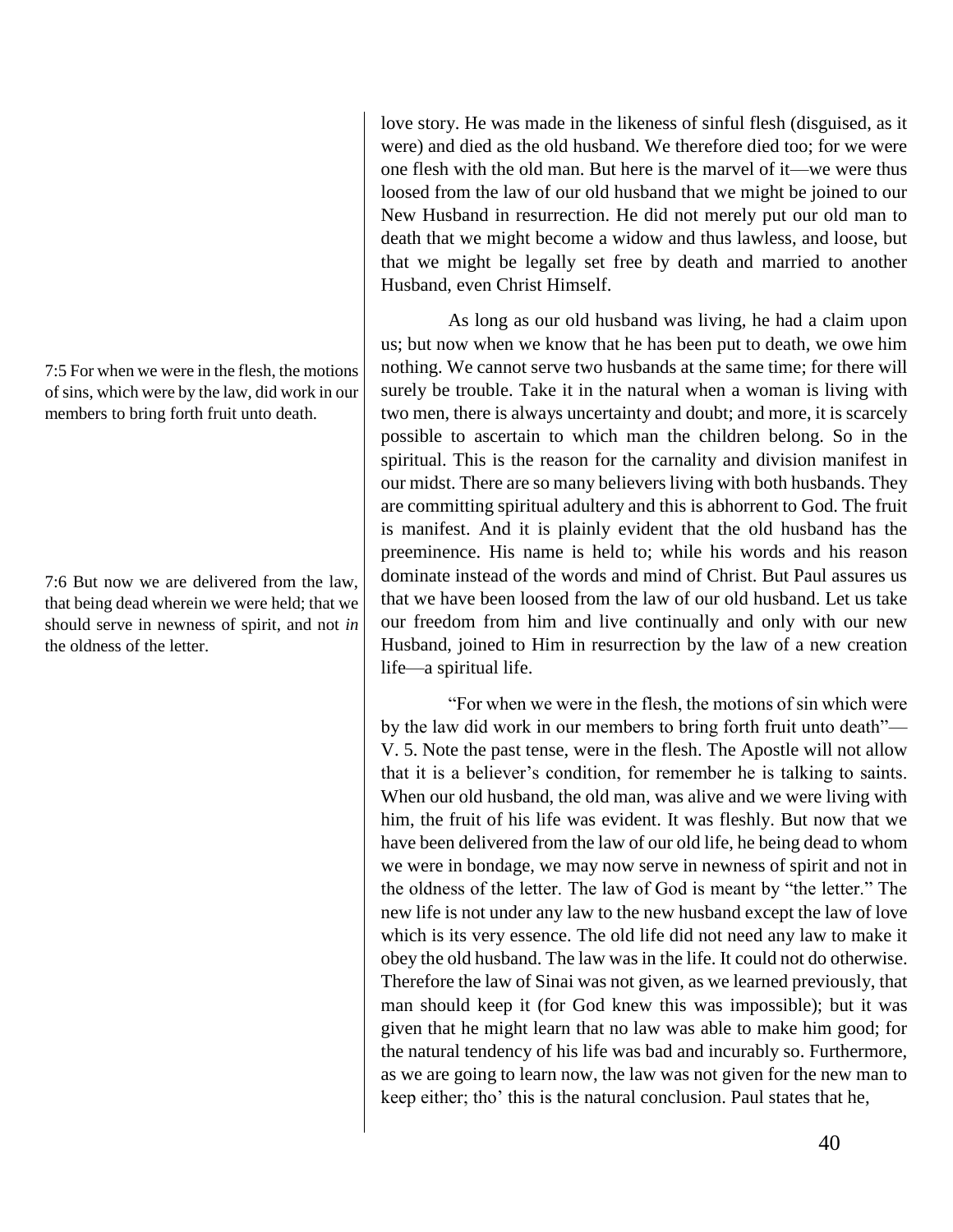love story. He was made in the likeness of sinful flesh (disguised, as it were) and died as the old husband. We therefore died too; for we were one flesh with the old man. But here is the marvel of it—we were thus loosed from the law of our old husband that we might be joined to our New Husband in resurrection. He did not merely put our old man to death that we might become a widow and thus lawless, and loose, but that we might be legally set free by death and married to another Husband, even Christ Himself.

7:5 For when we were in the flesh, the motions of sins, which were by the law, did work in our members to bring forth fruit unto death.

7:6 But now we are delivered from the law, that being dead wherein we were held; that we should serve in newness of spirit, and not *in* the oldness of the letter.

As long as our old husband was living, he had a claim upon us; but now when we know that he has been put to death, we owe him nothing. We cannot serve two husbands at the same time; for there will surely be trouble. Take it in the natural when a woman is living with two men, there is always uncertainty and doubt; and more, it is scarcely possible to ascertain to which man the children belong. So in the spiritual. This is the reason for the carnality and division manifest in our midst. There are so many believers living with both husbands. They are committing spiritual adultery and this is abhorrent to God. The fruit is manifest. And it is plainly evident that the old husband has the preeminence. His name is held to; while his words and his reason dominate instead of the words and mind of Christ. But Paul assures us that we have been loosed from the law of our old husband. Let us take our freedom from him and live continually and only with our new Husband, joined to Him in resurrection by the law of a new creation life—a spiritual life.

"For when we were in the flesh, the motions of sin which were by the law did work in our members to bring forth fruit unto death"—V. 5. Note the past tense, were in the flesh. The Apostle will not allow that it is a believer's condition, for remember he is talking to saints. When our old husband, the old man, was alive and we were living with him, the fruit of his life was evident. It was fleshly. But now that we have been delivered from the law of our old life, he being dead to whom we were in bondage, we may now serve in newness of spirit and not in the oldness of the letter. The law of God is meant by "the letter." The new life is not under any law to the new husband except the law of love which is its very essence. The old life did not need any law to make it obey the old husband. The law was in the life. It could not do otherwise. Therefore the law of Sinai was not given, as we learned previously, that man should keep it (for God knew this was impossible); but it was given that he might learn that no law was able to make him good; for the natural tendency of his life was bad and incurably so. Furthermore, as we are going to learn now, the law was not given for the new man to keep either; tho' this is the natural conclusion. Paul states that he,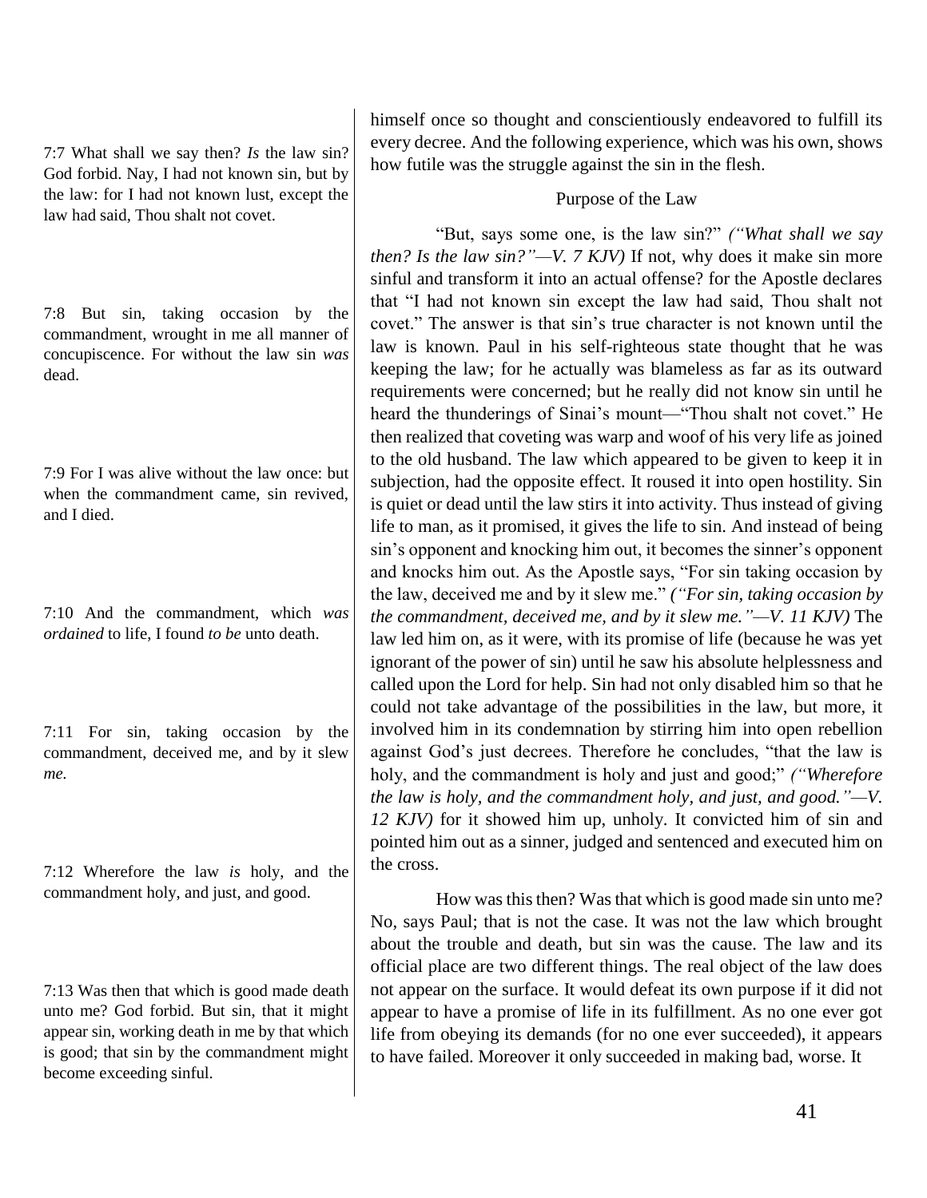7:7 What shall we say then? *Is* the law sin? God forbid. Nay, I had not known sin, but by the law: for I had not known lust, except the law had said, Thou shalt not covet.

7:8 But sin, taking occasion by the commandment, wrought in me all manner of concupiscence. For without the law sin *was* dead.

7:9 For I was alive without the law once: but when the commandment came, sin revived, and I died.

7:10 And the commandment, which *was ordained* to life, I found *to be* unto death.

7:11 For sin, taking occasion by the commandment, deceived me, and by it slew *me.*

7:12 Wherefore the law *is* holy, and the commandment holy, and just, and good.

7:13 Was then that which is good made death unto me? God forbid. But sin, that it might appear sin, working death in me by that which is good; that sin by the commandment might become exceeding sinful.

himself once so thought and conscientiously endeavored to fulfill its every decree. And the following experience, which was his own, shows how futile was the struggle against the sin in the flesh.

### Purpose of the Law

"But, says some one, is the law sin?" *("What shall we say then? Is the law sin?"—V. 7 KJV)* If not, why does it make sin more sinful and transform it into an actual offense? for the Apostle declares that "I had not known sin except the law had said, Thou shalt not covet." The answer is that sin's true character is not known until the law is known. Paul in his self-righteous state thought that he was keeping the law; for he actually was blameless as far as its outward requirements were concerned; but he really did not know sin until he heard the thunderings of Sinai's mount—"Thou shalt not covet." He then realized that coveting was warp and woof of his very life as joined to the old husband. The law which appeared to be given to keep it in subjection, had the opposite effect. It roused it into open hostility. Sin is quiet or dead until the law stirs it into activity. Thus instead of giving life to man, as it promised, it gives the life to sin. And instead of being sin's opponent and knocking him out, it becomes the sinner's opponent and knocks him out. As the Apostle says, "For sin taking occasion by the law, deceived me and by it slew me." *("For sin, taking occasion by the commandment, deceived me, and by it slew me."—V. 11 KJV)* The law led him on, as it were, with its promise of life (because he was yet ignorant of the power of sin) until he saw his absolute helplessness and called upon the Lord for help. Sin had not only disabled him so that he could not take advantage of the possibilities in the law, but more, it involved him in its condemnation by stirring him into open rebellion against God's just decrees. Therefore he concludes, "that the law is holy, and the commandment is holy and just and good;" *("Wherefore the law is holy, and the commandment holy, and just, and good."—V. 12 KJV)* for it showed him up, unholy. It convicted him of sin and pointed him out as a sinner, judged and sentenced and executed him on the cross.

How was this then? Was that which is good made sin unto me? No, says Paul; that is not the case. It was not the law which brought about the trouble and death, but sin was the cause. The law and its official place are two different things. The real object of the law does not appear on the surface. It would defeat its own purpose if it did not appear to have a promise of life in its fulfillment. As no one ever got life from obeying its demands (for no one ever succeeded), it appears to have failed. Moreover it only succeeded in making bad, worse. It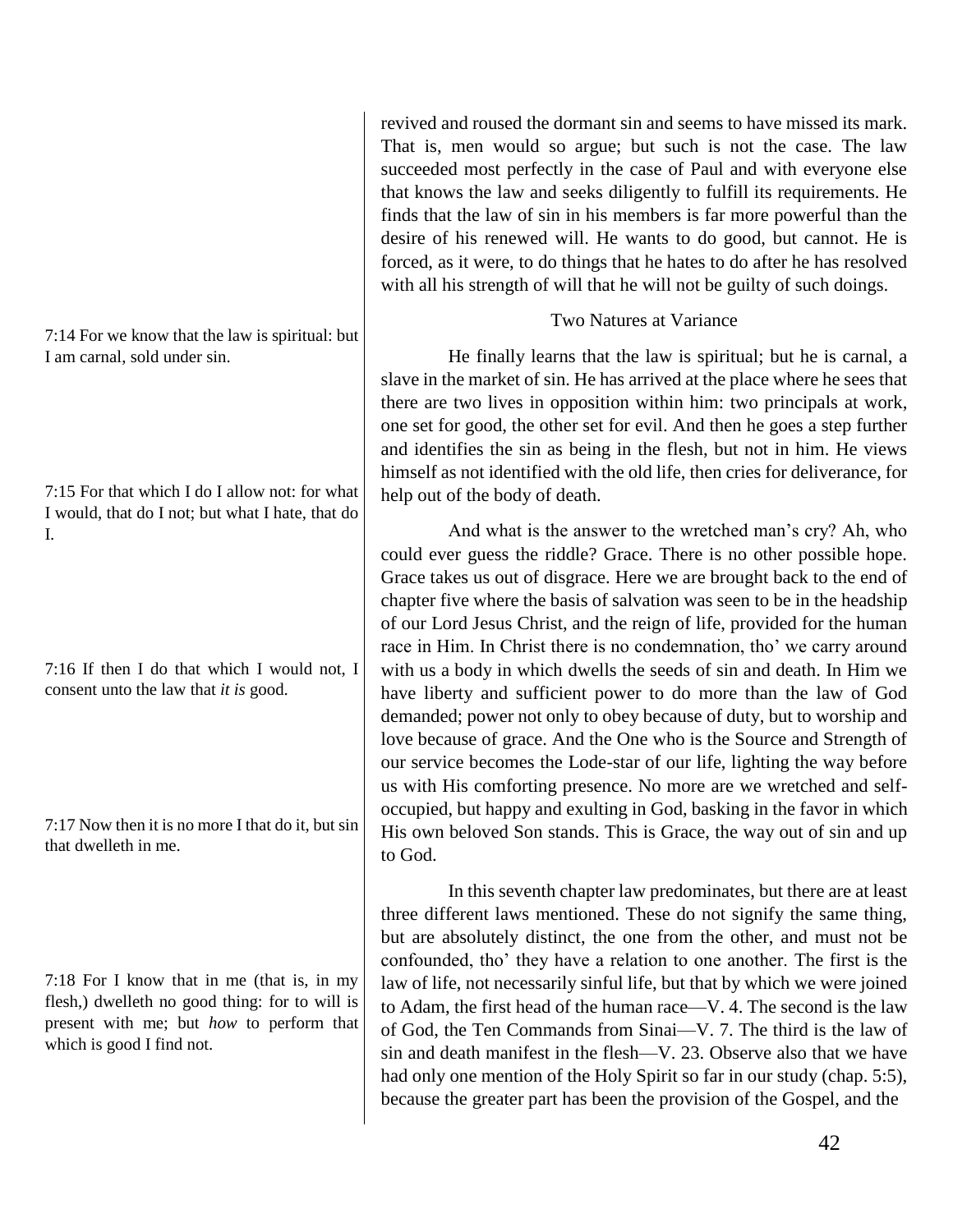revived and roused the dormant sin and seems to have missed its mark. That is, men would so argue; but such is not the case. The law succeeded most perfectly in the case of Paul and with everyone else that knows the law and seeks diligently to fulfill its requirements. He finds that the law of sin in his members is far more powerful than the desire of his renewed will. He wants to do good, but cannot. He is forced, as it were, to do things that he hates to do after he has resolved with all his strength of will that he will not be guilty of such doings.

7:14 For we know that the law is spiritual: but I am carnal, sold under sin.

### Two Natures at Variance

He finally learns that the law is spiritual; but he is carnal, a slave in the market of sin. He has arrived at the place where he sees that there are two lives in opposition within him: two principals at work, one set for good, the other set for evil. And then he goes a step further and identifies the sin as being in the flesh, but not in him. He views himself as not identified with the old life, then cries for deliverance, for help out of the body of death.

7:15 For that which I do I allow not: for what I would, that do I not; but what I hate, that do I.

And what is the answer to the wretched man's cry? Ah, who could ever guess the riddle? Grace. There is no other possible hope. Grace takes us out of disgrace. Here we are brought back to the end of chapter five where the basis of salvation was seen to be in the headship of our Lord Jesus Christ, and the reign of life, provided for the human race in Him. In Christ there is no condemnation, tho' we carry around with us a body in which dwells the seeds of sin and death. In Him we have liberty and sufficient power to do more than the law of God demanded; power not only to obey because of duty, but to worship and love because of grace. And the One who is the Source and Strength of our service becomes the Lode-star of our life, lighting the way before us with His comforting presence. No more are we wretched and self-occupied, but happy and exulting in God, basking in the favor in which His own beloved Son stands. This is Grace, the way out of sin and up to God.

7:16 If then I do that which I would not, I consent unto the law that *it is* good.

7:17 Now then it is no more I that do it, but sin that dwelleth in me.

In this seventh chapter law predominates, but there are at least three different laws mentioned. These do not signify the same thing, but are absolutely distinct, the one from the other, and must not be confounded, tho' they have a relation to one another. The first is the law of life, not necessarily sinful life, but that by which we were joined to Adam, the first head of the human race—V. 4. The second is the law of God, the Ten Commands from Sinai—V. 7. The third is the law of sin and death manifest in the flesh—V. 23. Observe also that we have had only one mention of the Holy Spirit so far in our study (chap. 5:5), because the greater part has been the provision of the Gospel, and the

7:18 For I know that in me (that is, in my flesh,) dwelleth no good thing: for to will is present with me; but *how* to perform that which is good I find not.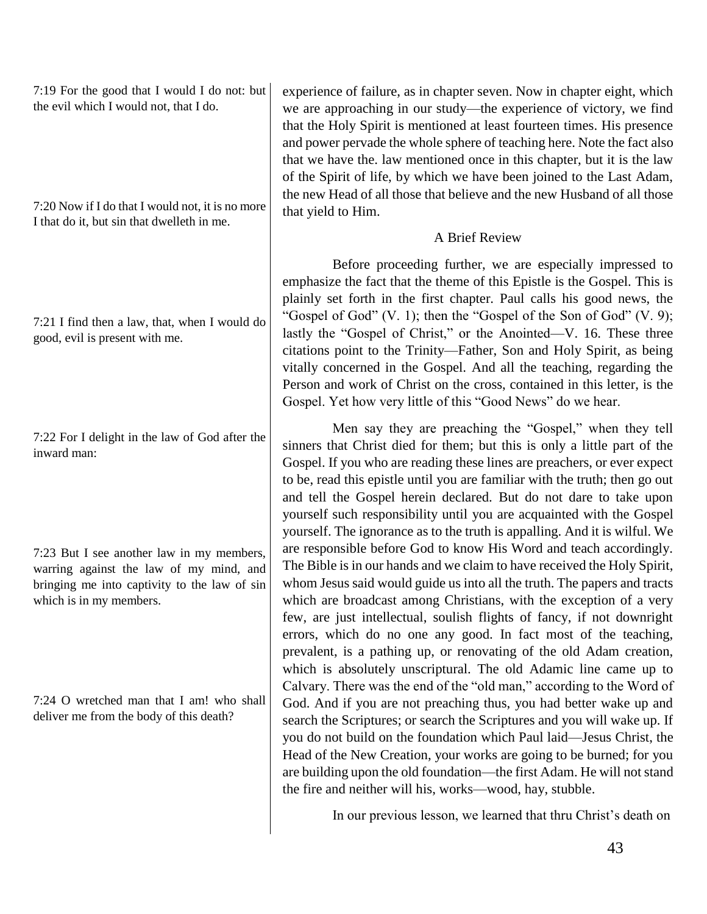7:19 For the good that I would I do not: but the evil which I would not, that I do.

7:20 Now if I do that I would not, it is no more I that do it, but sin that dwelleth in me.

7:21 I find then a law, that, when I would do good, evil is present with me.

7:22 For I delight in the law of God after the inward man:

7:23 But I see another law in my members, warring against the law of my mind, and bringing me into captivity to the law of sin which is in my members.

7:24 O wretched man that I am! who shall deliver me from the body of this death?

experience of failure, as in chapter seven. Now in chapter eight, which we are approaching in our study—the experience of victory, we find that the Holy Spirit is mentioned at least fourteen times. His presence and power pervade the whole sphere of teaching here. Note the fact also that we have the. law mentioned once in this chapter, but it is the law of the Spirit of life, by which we have been joined to the Last Adam, the new Head of all those that believe and the new Husband of all those that yield to Him.

A Brief Review

Before proceeding further, we are especially impressed to emphasize the fact that the theme of this Epistle is the Gospel. This is plainly set forth in the first chapter. Paul calls his good news, the "Gospel of God" (V. 1); then the "Gospel of the Son of God" (V. 9); lastly the "Gospel of Christ," or the Anointed—V. 16. These three citations point to the Trinity—Father, Son and Holy Spirit, as being vitally concerned in the Gospel. And all the teaching, regarding the Person and work of Christ on the cross, contained in this letter, is the Gospel. Yet how very little of this "Good News" do we hear.

Men say they are preaching the "Gospel," when they tell sinners that Christ died for them; but this is only a little part of the Gospel. If you who are reading these lines are preachers, or ever expect to be, read this epistle until you are familiar with the truth; then go out and tell the Gospel herein declared. But do not dare to take upon yourself such responsibility until you are acquainted with the Gospel yourself. The ignorance as to the truth is appalling. And it is wilful. We are responsible before God to know His Word and teach accordingly. The Bible is in our hands and we claim to have received the Holy Spirit, whom Jesus said would guide us into all the truth. The papers and tracts which are broadcast among Christians, with the exception of a very few, are just intellectual, soulish flights of fancy, if not downright errors, which do no one any good. In fact most of the teaching, prevalent, is a pathing up, or renovating of the old Adam creation, which is absolutely unscriptural. The old Adamic line came up to Calvary. There was the end of the "old man," according to the Word of God. And if you are not preaching thus, you had better wake up and search the Scriptures; or search the Scriptures and you will wake up. If you do not build on the foundation which Paul laid—Jesus Christ, the Head of the New Creation, your works are going to be burned; for you are building upon the old foundation—the first Adam. He will not stand the fire and neither will his, works—wood, hay, stubble.

In our previous lesson, we learned that thru Christ's death on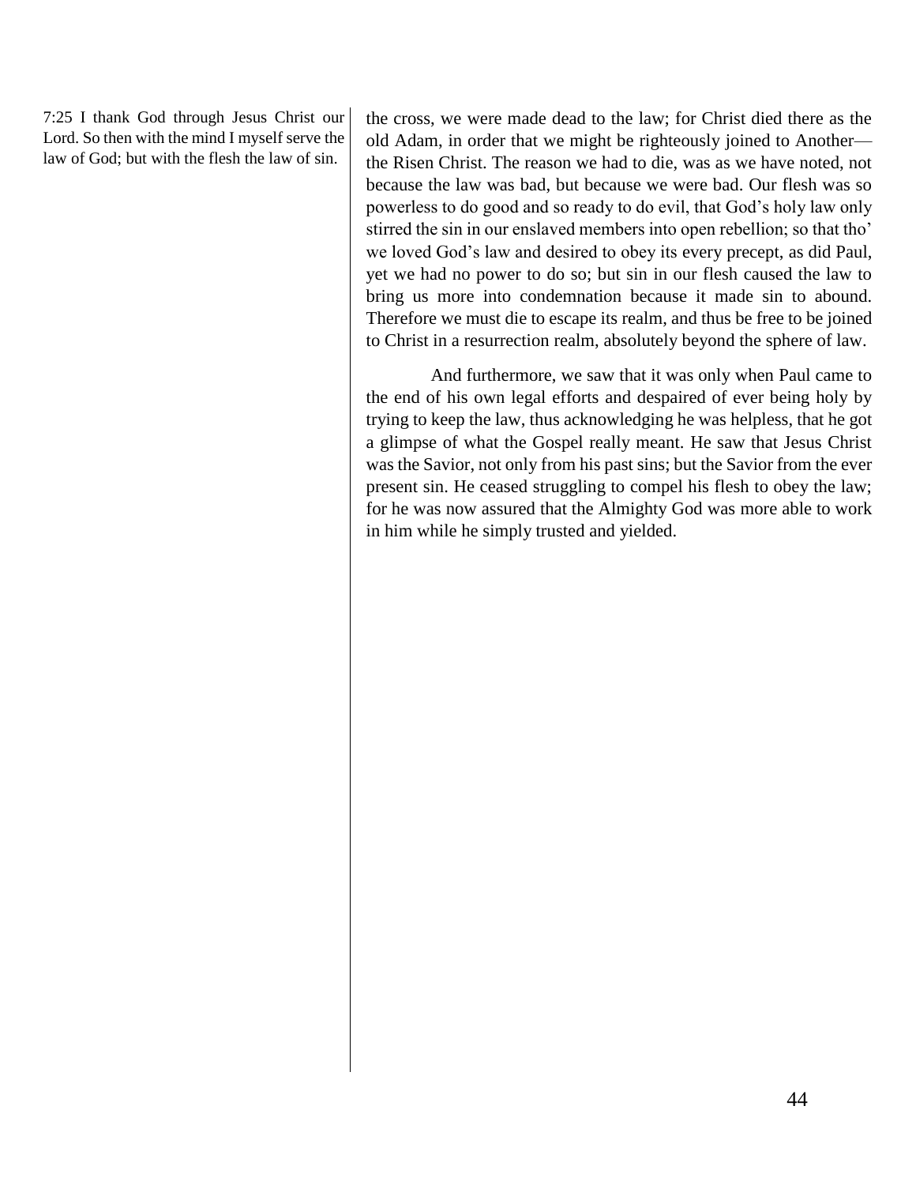7:25 I thank God through Jesus Christ our Lord. So then with the mind I myself serve the law of God; but with the flesh the law of sin.

the cross, we were made dead to the law; for Christ died there as the old Adam, in order that we might be righteously joined to Another—the Risen Christ. The reason we had to die, was as we have noted, not because the law was bad, but because we were bad. Our flesh was so powerless to do good and so ready to do evil, that God's holy law only stirred the sin in our enslaved members into open rebellion; so that tho' we loved God's law and desired to obey its every precept, as did Paul, yet we had no power to do so; but sin in our flesh caused the law to bring us more into condemnation because it made sin to abound. Therefore we must die to escape its realm, and thus be free to be joined to Christ in a resurrection realm, absolutely beyond the sphere of law.

And furthermore, we saw that it was only when Paul came to the end of his own legal efforts and despaired of ever being holy by trying to keep the law, thus acknowledging he was helpless, that he got a glimpse of what the Gospel really meant. He saw that Jesus Christ was the Savior, not only from his past sins; but the Savior from the ever present sin. He ceased struggling to compel his flesh to obey the law; for he was now assured that the Almighty God was more able to work in him while he simply trusted and yielded.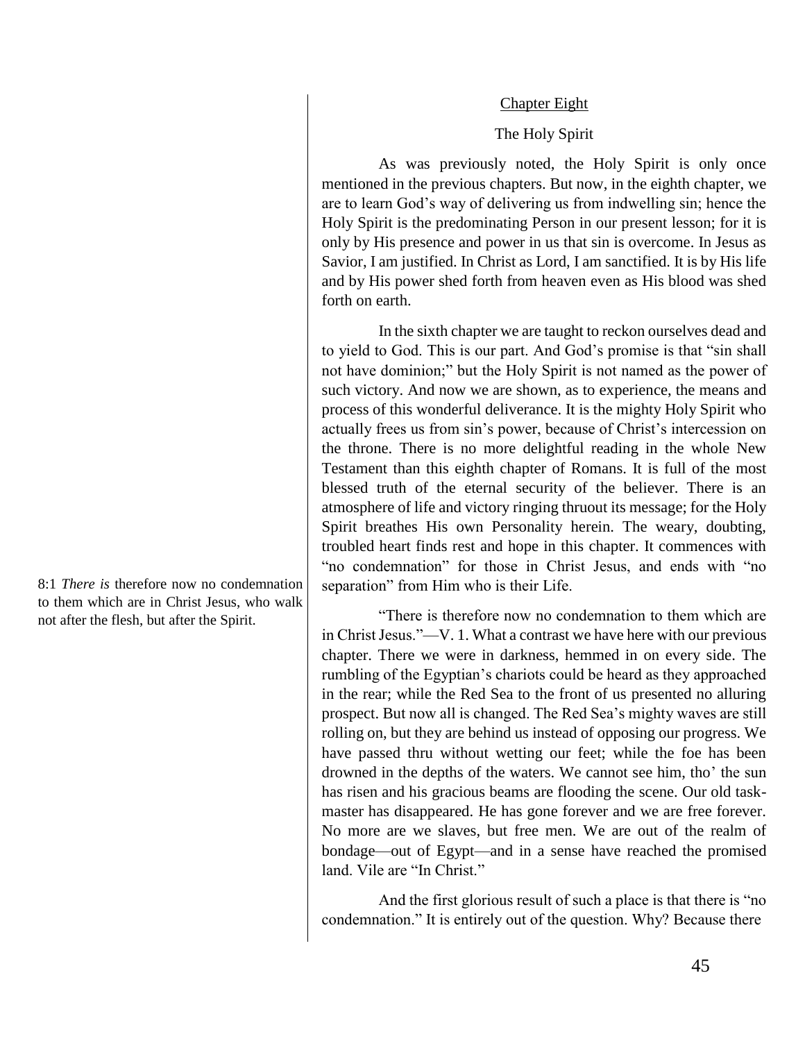## Chapter Eight

### The Holy Spirit

As was previously noted, the Holy Spirit is only once mentioned in the previous chapters. But now, in the eighth chapter, we are to learn God's way of delivering us from indwelling sin; hence the Holy Spirit is the predominating Person in our present lesson; for it is only by His presence and power in us that sin is overcome. In Jesus as Savior, I am justified. In Christ as Lord, I am sanctified. It is by His life and by His power shed forth from heaven even as His blood was shed forth on earth.

In the sixth chapter we are taught to reckon ourselves dead and to yield to God. This is our part. And God's promise is that "sin shall not have dominion;" but the Holy Spirit is not named as the power of such victory. And now we are shown, as to experience, the means and process of this wonderful deliverance. It is the mighty Holy Spirit who actually frees us from sin's power, because of Christ's intercession on the throne. There is no more delightful reading in the whole New Testament than this eighth chapter of Romans. It is full of the most blessed truth of the eternal security of the believer. There is an atmosphere of life and victory ringing thruout its message; for the Holy Spirit breathes His own Personality herein. The weary, doubting, troubled heart finds rest and hope in this chapter. It commences with "no condemnation" for those in Christ Jesus, and ends with "no separation" from Him who is their Life.

8:1 *There is* therefore now no condemnation to them which are in Christ Jesus, who walk not after the flesh, but after the Spirit.

"There is therefore now no condemnation to them which are in Christ Jesus."—V. 1. What a contrast we have here with our previous chapter. There we were in darkness, hemmed in on every side. The rumbling of the Egyptian's chariots could be heard as they approached in the rear; while the Red Sea to the front of us presented no alluring prospect. But now all is changed. The Red Sea's mighty waves are still rolling on, but they are behind us instead of opposing our progress. We have passed thru without wetting our feet; while the foe has been drowned in the depths of the waters. We cannot see him, tho' the sun has risen and his gracious beams are flooding the scene. Our old task-master has disappeared. He has gone forever and we are free forever. No more are we slaves, but free men. We are out of the realm of bondage—out of Egypt—and in a sense have reached the promised land. Vile are "In Christ."

And the first glorious result of such a place is that there is "no condemnation." It is entirely out of the question. Why? Because there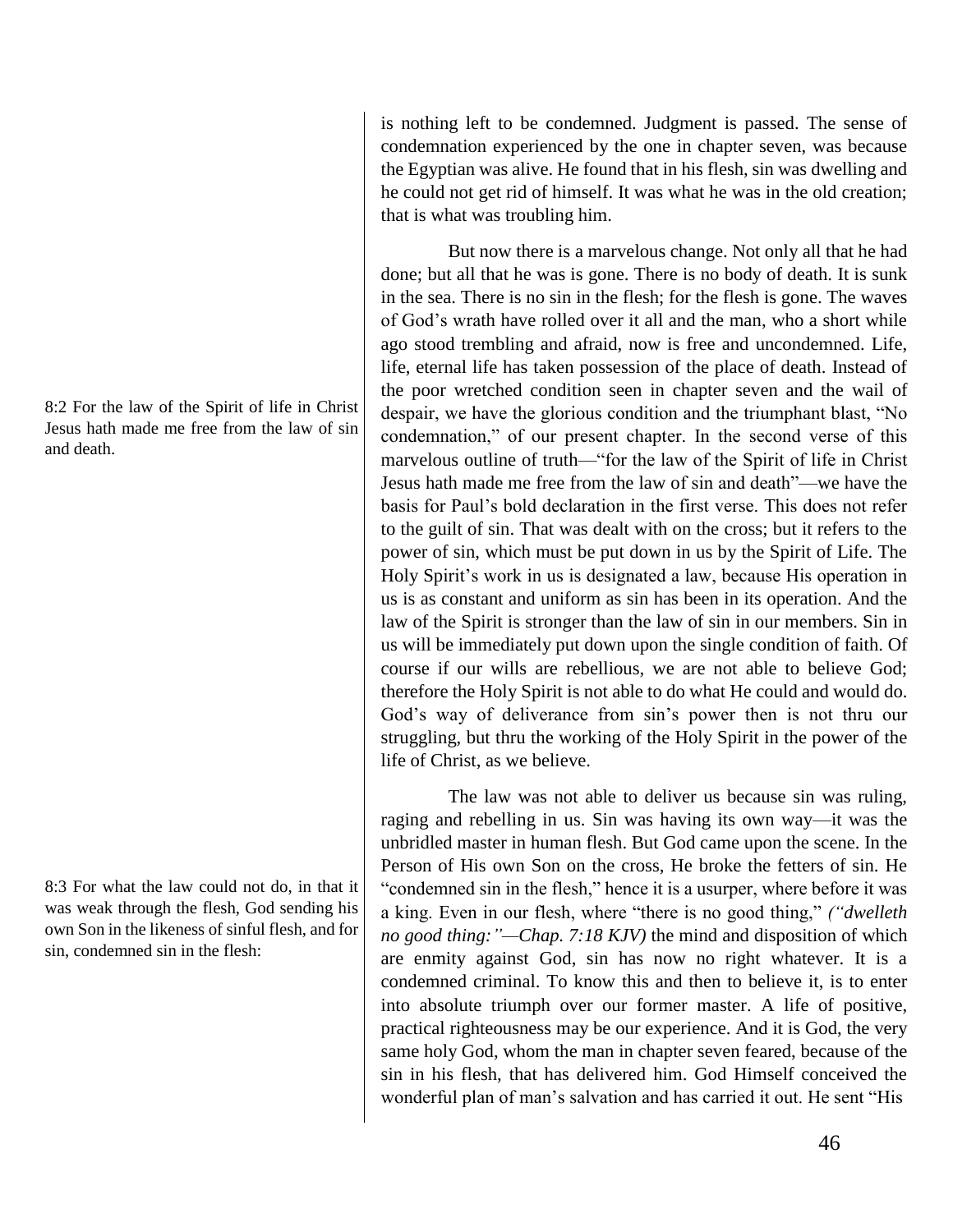is nothing left to be condemned. Judgment is passed. The sense of condemnation experienced by the one in chapter seven, was because the Egyptian was alive. He found that in his flesh, sin was dwelling and he could not get rid of himself. It was what he was in the old creation; that is what was troubling him.

But now there is a marvelous change. Not only all that he had done; but all that he was is gone. There is no body of death. It is sunk in the sea. There is no sin in the flesh; for the flesh is gone. The waves of God's wrath have rolled over it all and the man, who a short while ago stood trembling and afraid, now is free and uncondemned. Life, life, eternal life has taken possession of the place of death. Instead of the poor wretched condition seen in chapter seven and the wail of despair, we have the glorious condition and the triumphant blast, "No condemnation," of our present chapter. In the second verse of this marvelous outline of truth—"for the law of the Spirit of life in Christ Jesus hath made me free from the law of sin and death"—we have the basis for Paul's bold declaration in the first verse. This does not refer to the guilt of sin. That was dealt with on the cross; but it refers to the power of sin, which must be put down in us by the Spirit of Life. The Holy Spirit's work in us is designated a law, because His operation in us is as constant and uniform as sin has been in its operation. And the law of the Spirit is stronger than the law of sin in our members. Sin in us will be immediately put down upon the single condition of faith. Of course if our wills are rebellious, we are not able to believe God; therefore the Holy Spirit is not able to do what He could and would do. God's way of deliverance from sin's power then is not thru our struggling, but thru the working of the Holy Spirit in the power of the life of Christ, as we believe.

8:2 For the law of the Spirit of life in Christ Jesus hath made me free from the law of sin and death.

The law was not able to deliver us because sin was ruling, raging and rebelling in us. Sin was having its own way—it was the unbridled master in human flesh. But God came upon the scene. In the Person of His own Son on the cross, He broke the fetters of sin. He "condemned sin in the flesh," hence it is a usurper, where before it was a king. Even in our flesh, where "there is no good thing," *("dwelleth no good thing:"—Chap. 7:18 KJV)* the mind and disposition of which are enmity against God, sin has now no right whatever. It is a condemned criminal. To know this and then to believe it, is to enter into absolute triumph over our former master. A life of positive, practical righteousness may be our experience. And it is God, the very same holy God, whom the man in chapter seven feared, because of the sin in his flesh, that has delivered him. God Himself conceived the wonderful plan of man's salvation and has carried it out. He sent "His

8:3 For what the law could not do, in that it was weak through the flesh, God sending his own Son in the likeness of sinful flesh, and for sin, condemned sin in the flesh: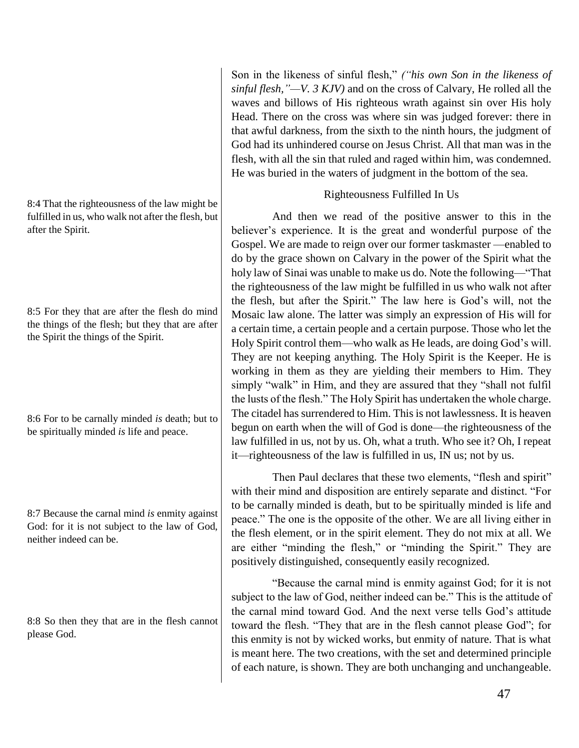Son in the likeness of sinful flesh," *("his own Son in the likeness of sinful flesh,"—V. 3 KJV)* and on the cross of Calvary, He rolled all the waves and billows of His righteous wrath against sin over His holy Head. There on the cross was where sin was judged forever: there in that awful darkness, from the sixth to the ninth hours, the judgment of God had its unhindered course on Jesus Christ. All that man was in the flesh, with all the sin that ruled and raged within him, was condemned. He was buried in the waters of judgment in the bottom of the sea.

### Righteousness Fulfilled In Us

8:4 That the righteousness of the law might be fulfilled in us, who walk not after the flesh, but after the Spirit.

And then we read of the positive answer to this in the believer's experience. It is the great and wonderful purpose of the Gospel. We are made to reign over our former taskmaster —enabled to do by the grace shown on Calvary in the power of the Spirit what the holy law of Sinai was unable to make us do. Note the following—"That the righteousness of the law might be fulfilled in us who walk not after the flesh, but after the Spirit." The law here is God's will, not the Mosaic law alone. The latter was simply an expression of His will for a certain time, a certain people and a certain purpose. Those who let the Holy Spirit control them—who walk as He leads, are doing God's will. They are not keeping anything. The Holy Spirit is the Keeper. He is working in them as they are yielding their members to Him. They simply "walk" in Him, and they are assured that they "shall not fulfil the lusts of the flesh." The Holy Spirit has undertaken the whole charge. The citadel has surrendered to Him. This is not lawlessness. It is heaven begun on earth when the will of God is done—the righteousness of the law fulfilled in us, not by us. Oh, what a truth. Who see it? Oh, I repeat it—righteousness of the law is fulfilled in us, IN us; not by us.

8:5 For they that are after the flesh do mind the things of the flesh; but they that are after the Spirit the things of the Spirit.

8:6 For to be carnally minded *is* death; but to be spiritually minded *is* life and peace.

Then Paul declares that these two elements, "flesh and spirit" with their mind and disposition are entirely separate and distinct. "For to be carnally minded is death, but to be spiritually minded is life and peace." The one is the opposite of the other. We are all living either in the flesh element, or in the spirit element. They do not mix at all. We are either "minding the flesh," or "minding the Spirit." They are positively distinguished, consequently easily recognized.

8:7 Because the carnal mind *is* enmity against God: for it is not subject to the law of God, neither indeed can be.

8:8 So then they that are in the flesh cannot please God.

"Because the carnal mind is enmity against God; for it is not subject to the law of God, neither indeed can be." This is the attitude of the carnal mind toward God. And the next verse tells God's attitude toward the flesh. "They that are in the flesh cannot please God"; for this enmity is not by wicked works, but enmity of nature. That is what is meant here. The two creations, with the set and determined principle of each nature, is shown. They are both unchanging and unchangeable.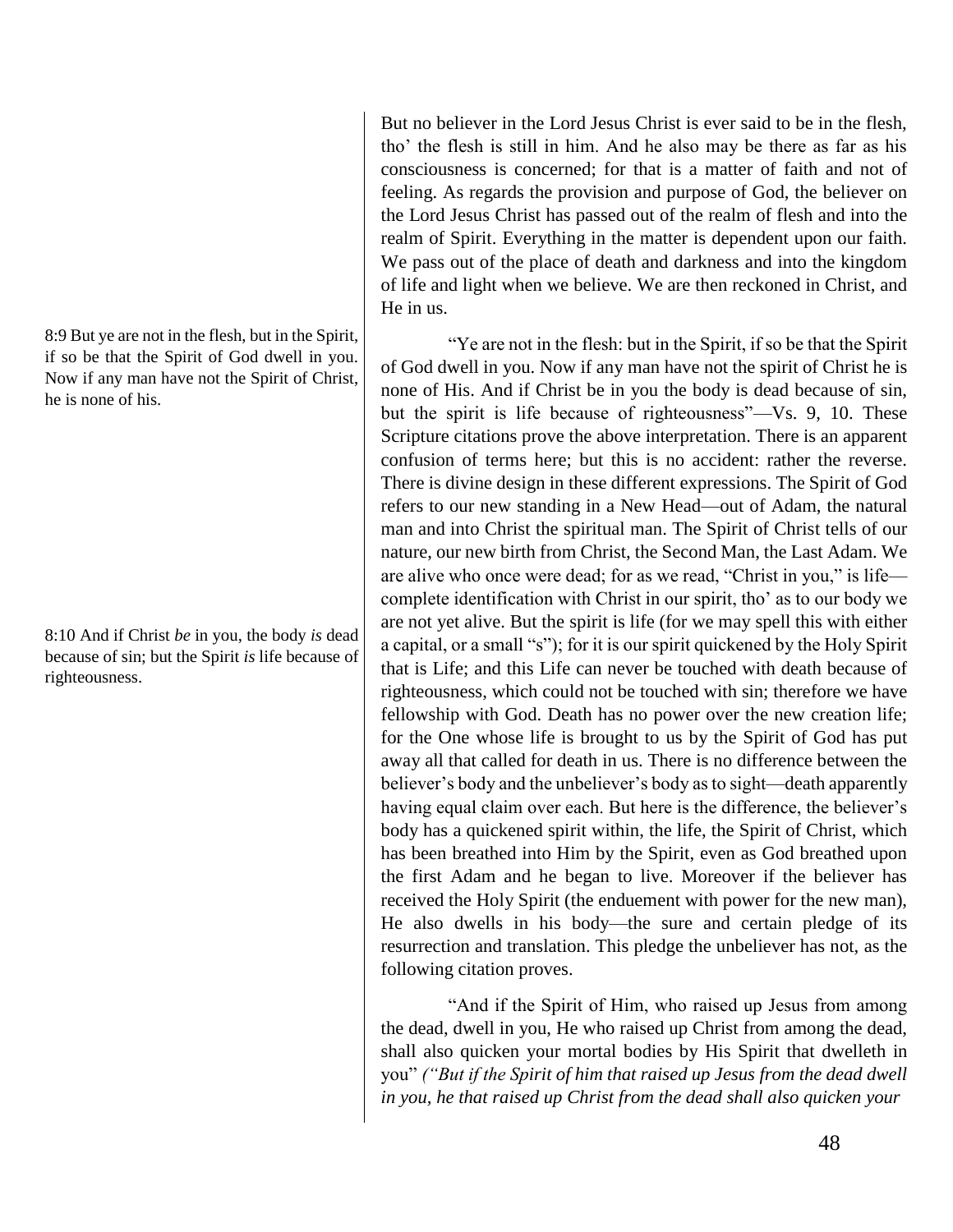But no believer in the Lord Jesus Christ is ever said to be in the flesh, tho' the flesh is still in him. And he also may be there as far as his consciousness is concerned; for that is a matter of faith and not of feeling. As regards the provision and purpose of God, the believer on the Lord Jesus Christ has passed out of the realm of flesh and into the realm of Spirit. Everything in the matter is dependent upon our faith. We pass out of the place of death and darkness and into the kingdom of life and light when we believe. We are then reckoned in Christ, and He in us.

8:9 But ye are not in the flesh, but in the Spirit, if so be that the Spirit of God dwell in you. Now if any man have not the Spirit of Christ, he is none of his.

8:10 And if Christ *be* in you, the body *is* dead because of sin; but the Spirit *is* life because of righteousness.

"Ye are not in the flesh: but in the Spirit, if so be that the Spirit of God dwell in you. Now if any man have not the spirit of Christ he is none of His. And if Christ be in you the body is dead because of sin, but the spirit is life because of righteousness"—Vs. 9, 10. These Scripture citations prove the above interpretation. There is an apparent confusion of terms here; but this is no accident: rather the reverse. There is divine design in these different expressions. The Spirit of God refers to our new standing in a New Head—out of Adam, the natural man and into Christ the spiritual man. The Spirit of Christ tells of our nature, our new birth from Christ, the Second Man, the Last Adam. We are alive who once were dead; for as we read, "Christ in you," is life—complete identification with Christ in our spirit, tho' as to our body we are not yet alive. But the spirit is life (for we may spell this with either a capital, or a small "s"); for it is our spirit quickened by the Holy Spirit that is Life; and this Life can never be touched with death because of righteousness, which could not be touched with sin; therefore we have fellowship with God. Death has no power over the new creation life; for the One whose life is brought to us by the Spirit of God has put away all that called for death in us. There is no difference between the believer's body and the unbeliever's body as to sight—death apparently having equal claim over each. But here is the difference, the believer's body has a quickened spirit within, the life, the Spirit of Christ, which has been breathed into Him by the Spirit, even as God breathed upon the first Adam and he began to live. Moreover if the believer has received the Holy Spirit (the enduement with power for the new man), He also dwells in his body—the sure and certain pledge of its resurrection and translation. This pledge the unbeliever has not, as the following citation proves.

"And if the Spirit of Him, who raised up Jesus from among the dead, dwell in you, He who raised up Christ from among the dead, shall also quicken your mortal bodies by His Spirit that dwelleth in you" *("But if the Spirit of him that raised up Jesus from the dead dwell in you, he that raised up Christ from the dead shall also quicken your*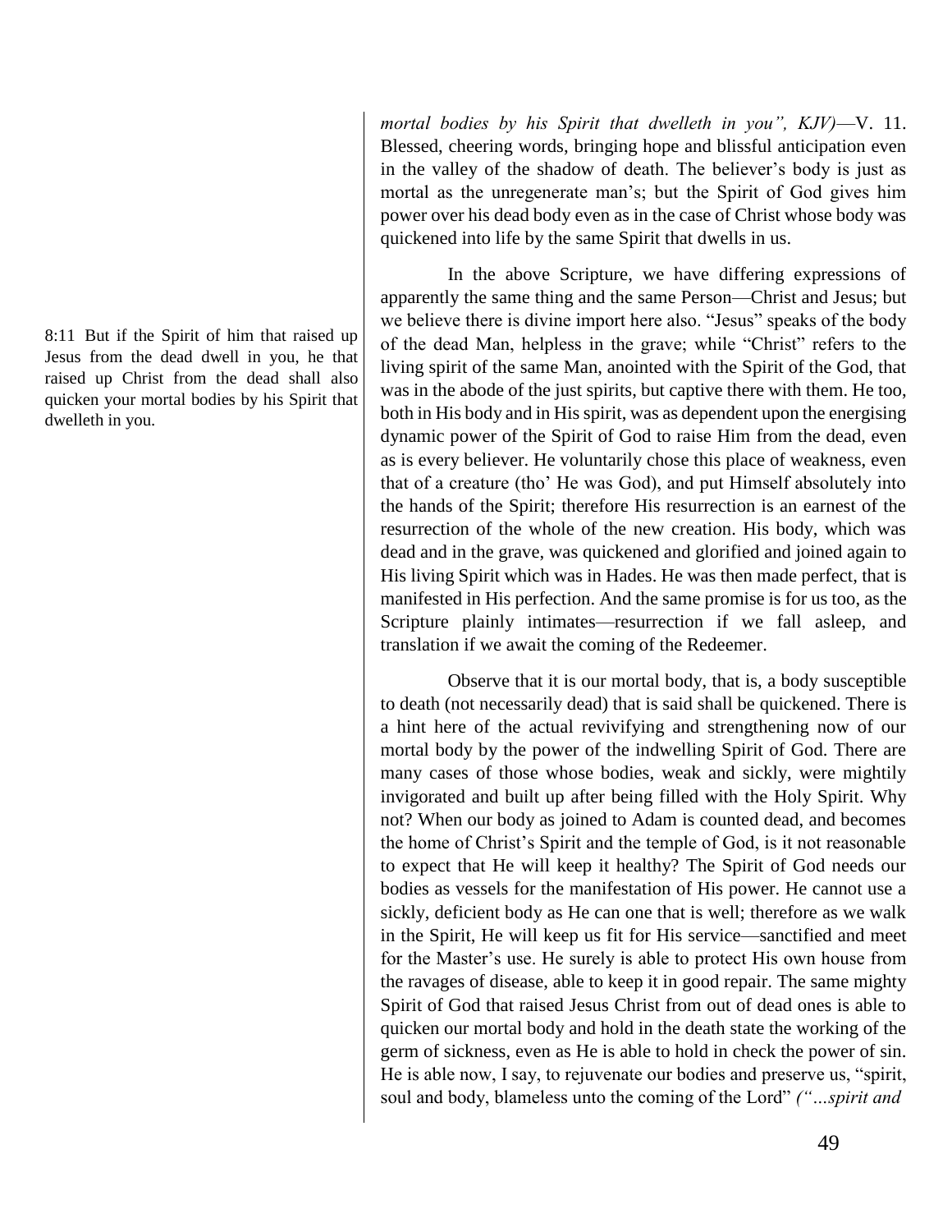*mortal bodies by his Spirit that dwelleth in you", KJV)*—V. 11. Blessed, cheering words, bringing hope and blissful anticipation even in the valley of the shadow of death. The believer's body is just as mortal as the unregenerate man's; but the Spirit of God gives him power over his dead body even as in the case of Christ whose body was quickened into life by the same Spirit that dwells in us.

8:11 But if the Spirit of him that raised up Jesus from the dead dwell in you, he that raised up Christ from the dead shall also quicken your mortal bodies by his Spirit that dwelleth in you.

In the above Scripture, we have differing expressions of apparently the same thing and the same Person—Christ and Jesus; but we believe there is divine import here also. "Jesus" speaks of the body of the dead Man, helpless in the grave; while "Christ" refers to the living spirit of the same Man, anointed with the Spirit of the God, that was in the abode of the just spirits, but captive there with them. He too, both in His body and in His spirit, was as dependent upon the energising dynamic power of the Spirit of God to raise Him from the dead, even as is every believer. He voluntarily chose this place of weakness, even that of a creature (tho' He was God), and put Himself absolutely into the hands of the Spirit; therefore His resurrection is an earnest of the resurrection of the whole of the new creation. His body, which was dead and in the grave, was quickened and glorified and joined again to His living Spirit which was in Hades. He was then made perfect, that is manifested in His perfection. And the same promise is for us too, as the Scripture plainly intimates—resurrection if we fall asleep, and translation if we await the coming of the Redeemer.

Observe that it is our mortal body, that is, a body susceptible to death (not necessarily dead) that is said shall be quickened. There is a hint here of the actual revivifying and strengthening now of our mortal body by the power of the indwelling Spirit of God. There are many cases of those whose bodies, weak and sickly, were mightily invigorated and built up after being filled with the Holy Spirit. Why not? When our body as joined to Adam is counted dead, and becomes the home of Christ's Spirit and the temple of God, is it not reasonable to expect that He will keep it healthy? The Spirit of God needs our bodies as vessels for the manifestation of His power. He cannot use a sickly, deficient body as He can one that is well; therefore as we walk in the Spirit, He will keep us fit for His service—sanctified and meet for the Master's use. He surely is able to protect His own house from the ravages of disease, able to keep it in good repair. The same mighty Spirit of God that raised Jesus Christ from out of dead ones is able to quicken our mortal body and hold in the death state the working of the germ of sickness, even as He is able to hold in check the power of sin. He is able now, I say, to rejuvenate our bodies and preserve us, "spirit, soul and body, blameless unto the coming of the Lord" *("...spirit and*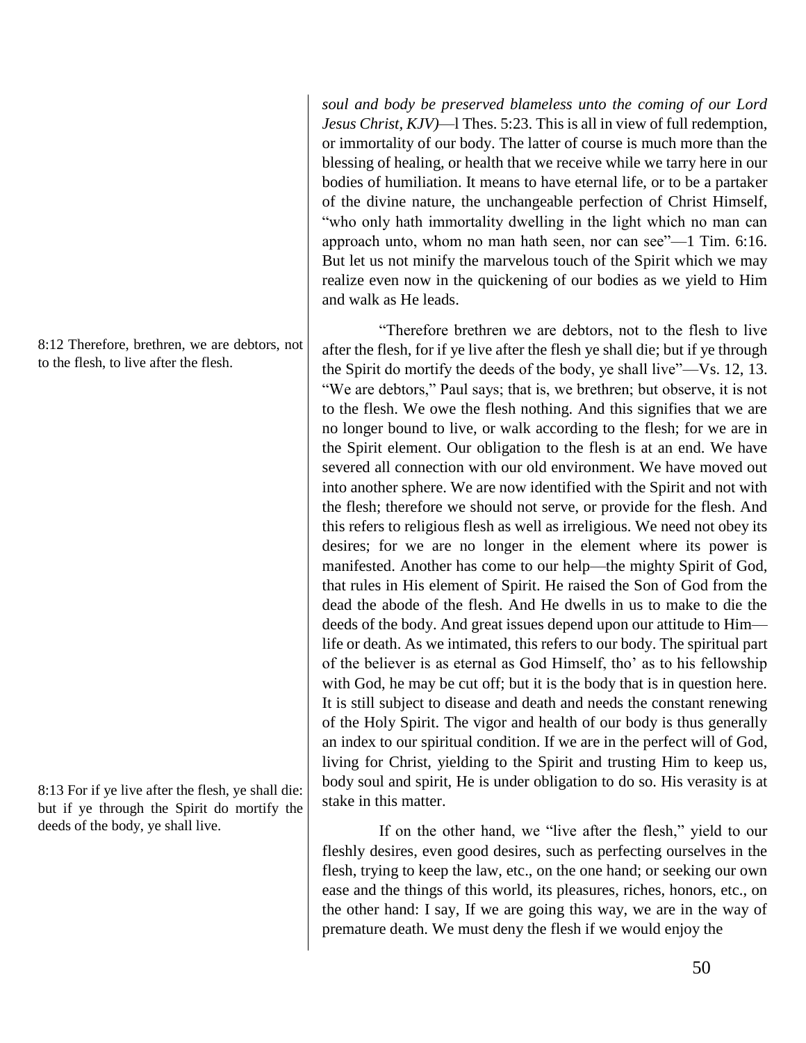*soul and body be preserved blameless unto the coming of our Lord Jesus Christ, KJV)*—l Thes. 5:23. This is all in view of full redemption, or immortality of our body. The latter of course is much more than the blessing of healing, or health that we receive while we tarry here in our bodies of humiliation. It means to have eternal life, or to be a partaker of the divine nature, the unchangeable perfection of Christ Himself, "who only hath immortality dwelling in the light which no man can approach unto, whom no man hath seen, nor can see"—1 Tim. 6:16. But let us not minify the marvelous touch of the Spirit which we may realize even now in the quickening of our bodies as we yield to Him and walk as He leads.

8:12 Therefore, brethren, we are debtors, not to the flesh, to live after the flesh.

8:13 For if ye live after the flesh, ye shall die: but if ye through the Spirit do mortify the deeds of the body, ye shall live.

"Therefore brethren we are debtors, not to the flesh to live after the flesh, for if ye live after the flesh ye shall die; but if ye through the Spirit do mortify the deeds of the body, ye shall live"—Vs. 12, 13. "We are debtors," Paul says; that is, we brethren; but observe, it is not to the flesh. We owe the flesh nothing. And this signifies that we are no longer bound to live, or walk according to the flesh; for we are in the Spirit element. Our obligation to the flesh is at an end. We have severed all connection with our old environment. We have moved out into another sphere. We are now identified with the Spirit and not with the flesh; therefore we should not serve, or provide for the flesh. And this refers to religious flesh as well as irreligious. We need not obey its desires; for we are no longer in the element where its power is manifested. Another has come to our help—the mighty Spirit of God, that rules in His element of Spirit. He raised the Son of God from the dead the abode of the flesh. And He dwells in us to make to die the deeds of the body. And great issues depend upon our attitude to Him—life or death. As we intimated, this refers to our body. The spiritual part of the believer is as eternal as God Himself, tho' as to his fellowship with God, he may be cut off; but it is the body that is in question here. It is still subject to disease and death and needs the constant renewing of the Holy Spirit. The vigor and health of our body is thus generally an index to our spiritual condition. If we are in the perfect will of God, living for Christ, yielding to the Spirit and trusting Him to keep us, body soul and spirit, He is under obligation to do so. His verasity is at stake in this matter.

If on the other hand, we "live after the flesh," yield to our fleshly desires, even good desires, such as perfecting ourselves in the flesh, trying to keep the law, etc., on the one hand; or seeking our own ease and the things of this world, its pleasures, riches, honors, etc., on the other hand: I say, If we are going this way, we are in the way of premature death. We must deny the flesh if we would enjoy the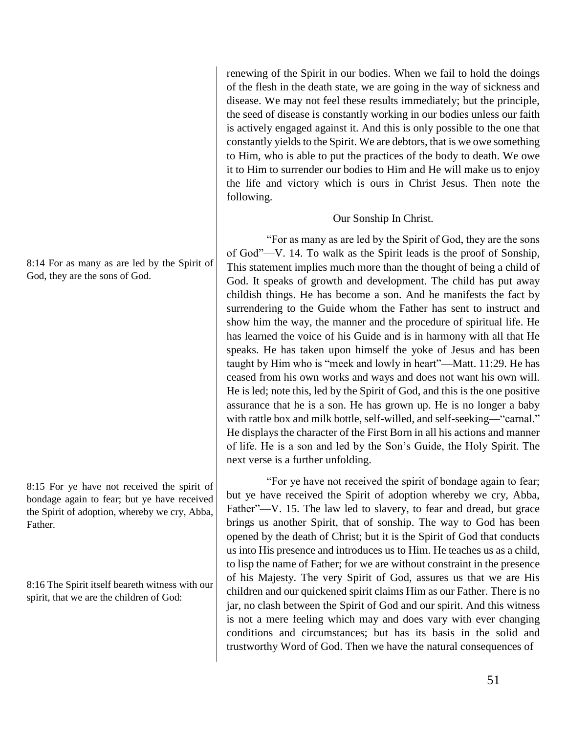renewing of the Spirit in our bodies. When we fail to hold the doings of the flesh in the death state, we are going in the way of sickness and disease. We may not feel these results immediately; but the principle, the seed of disease is constantly working in our bodies unless our faith is actively engaged against it. And this is only possible to the one that constantly yields to the Spirit. We are debtors, that is we owe something to Him, who is able to put the practices of the body to death. We owe it to Him to surrender our bodies to Him and He will make us to enjoy the life and victory which is ours in Christ Jesus. Then note the following.

### Our Sonship In Christ.

8:14 For as many as are led by the Spirit of God, they are the sons of God.

"For as many as are led by the Spirit of God, they are the sons of God"—V. 14. To walk as the Spirit leads is the proof of Sonship, This statement implies much more than the thought of being a child of God. It speaks of growth and development. The child has put away childish things. He has become a son. And he manifests the fact by surrendering to the Guide whom the Father has sent to instruct and show him the way, the manner and the procedure of spiritual life. He has learned the voice of his Guide and is in harmony with all that He speaks. He has taken upon himself the yoke of Jesus and has been taught by Him who is "meek and lowly in heart"—Matt. 11:29. He has ceased from his own works and ways and does not want his own will. He is led; note this, led by the Spirit of God, and this is the one positive assurance that he is a son. He has grown up. He is no longer a baby with rattle box and milk bottle, self-willed, and self-seeking—"carnal." He displays the character of the First Born in all his actions and manner of life. He is a son and led by the Son's Guide, the Holy Spirit. The next verse is a further unfolding.

8:15 For ye have not received the spirit of bondage again to fear; but ye have received the Spirit of adoption, whereby we cry, Abba, Father.

8:16 The Spirit itself beareth witness with our spirit, that we are the children of God:

"For ye have not received the spirit of bondage again to fear; but ye have received the Spirit of adoption whereby we cry, Abba, Father"—V. 15. The law led to slavery, to fear and dread, but grace brings us another Spirit, that of sonship. The way to God has been opened by the death of Christ; but it is the Spirit of God that conducts us into His presence and introduces us to Him. He teaches us as a child, to lisp the name of Father; for we are without constraint in the presence of his Majesty. The very Spirit of God, assures us that we are His children and our quickened spirit claims Him as our Father. There is no jar, no clash between the Spirit of God and our spirit. And this witness is not a mere feeling which may and does vary with ever changing conditions and circumstances; but has its basis in the solid and trustworthy Word of God. Then we have the natural consequences of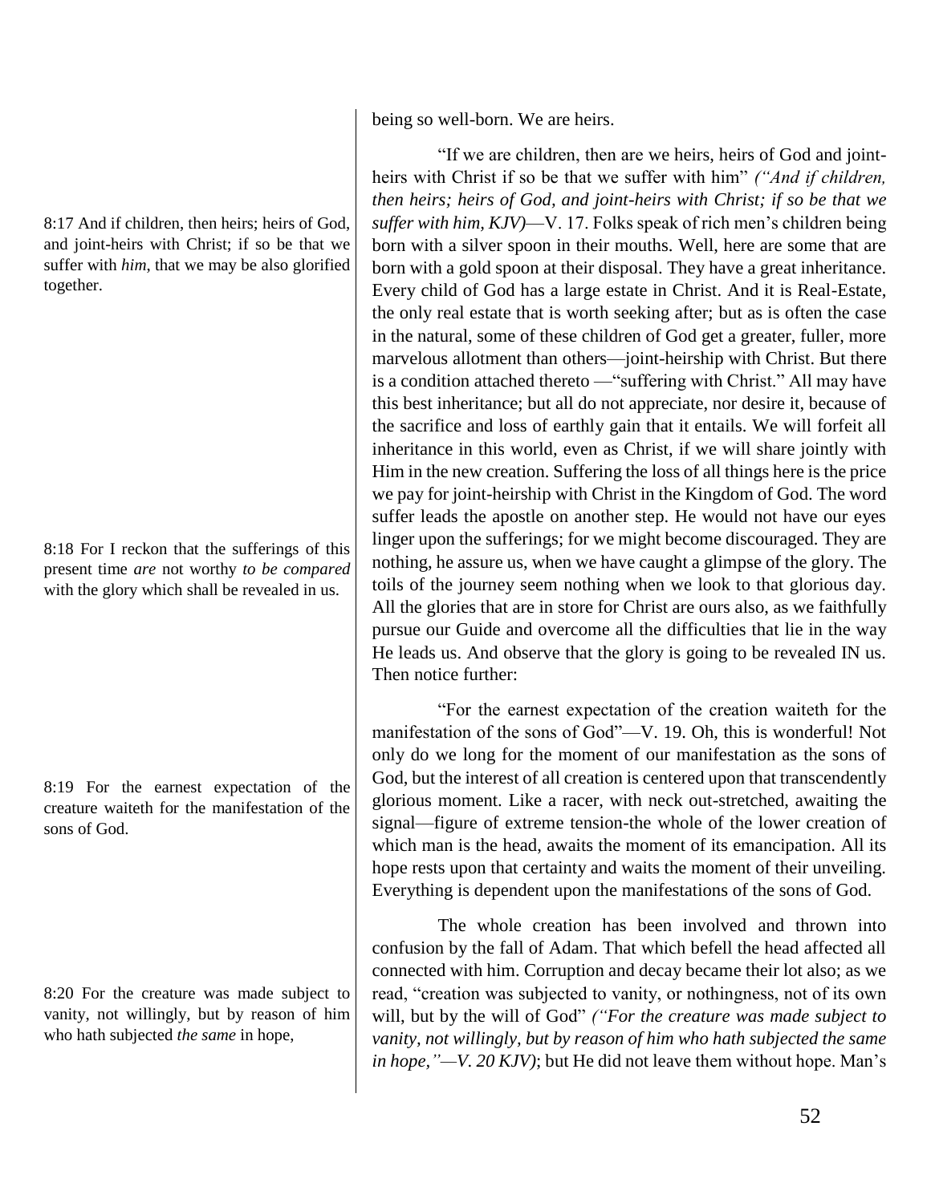being so well-born. We are heirs.

8:17 And if children, then heirs; heirs of God, and joint-heirs with Christ; if so be that we suffer with *him*, that we may be also glorified together.

"If we are children, then are we heirs, heirs of God and joint-heirs with Christ if so be that we suffer with him" *("And if children, then heirs; heirs of God, and joint-heirs with Christ; if so be that we suffer with him, KJV)*—V. 17. Folks speak of rich men's children being born with a silver spoon in their mouths. Well, here are some that are born with a gold spoon at their disposal. They have a great inheritance. Every child of God has a large estate in Christ. And it is Real-Estate, the only real estate that is worth seeking after; but as is often the case in the natural, some of these children of God get a greater, fuller, more marvelous allotment than others—joint-heirship with Christ. But there is a condition attached thereto —"suffering with Christ." All may have this best inheritance; but all do not appreciate, nor desire it, because of the sacrifice and loss of earthly gain that it entails. We will forfeit all inheritance in this world, even as Christ, if we will share jointly with Him in the new creation. Suffering the loss of all things here is the price we pay for joint-heirship with Christ in the Kingdom of God. The word suffer leads the apostle on another step. He would not have our eyes linger upon the sufferings; for we might become discouraged. They are nothing, he assure us, when we have caught a glimpse of the glory. The toils of the journey seem nothing when we look to that glorious day. All the glories that are in store for Christ are ours also, as we faithfully pursue our Guide and overcome all the difficulties that lie in the way He leads us. And observe that the glory is going to be revealed IN us. Then notice further:

8:18 For I reckon that the sufferings of this present time *are* not worthy *to be compared* with the glory which shall be revealed in us.

8:19 For the earnest expectation of the creature waiteth for the manifestation of the sons of God.

"For the earnest expectation of the creation waiteth for the manifestation of the sons of God"—V. 19. Oh, this is wonderful! Not only do we long for the moment of our manifestation as the sons of God, but the interest of all creation is centered upon that transcendently glorious moment. Like a racer, with neck out-stretched, awaiting the signal—figure of extreme tension-the whole of the lower creation of which man is the head, awaits the moment of its emancipation. All its hope rests upon that certainty and waits the moment of their unveiling. Everything is dependent upon the manifestations of the sons of God.

8:20 For the creature was made subject to vanity, not willingly, but by reason of him who hath subjected *the same* in hope,

The whole creation has been involved and thrown into confusion by the fall of Adam. That which befell the head affected all connected with him. Corruption and decay became their lot also; as we read, "creation was subjected to vanity, or nothingness, not of its own will, but by the will of God" *("For the creature was made subject to vanity, not willingly, but by reason of him who hath subjected the same in hope,"—V. 20 KJV)*; but He did not leave them without hope. Man's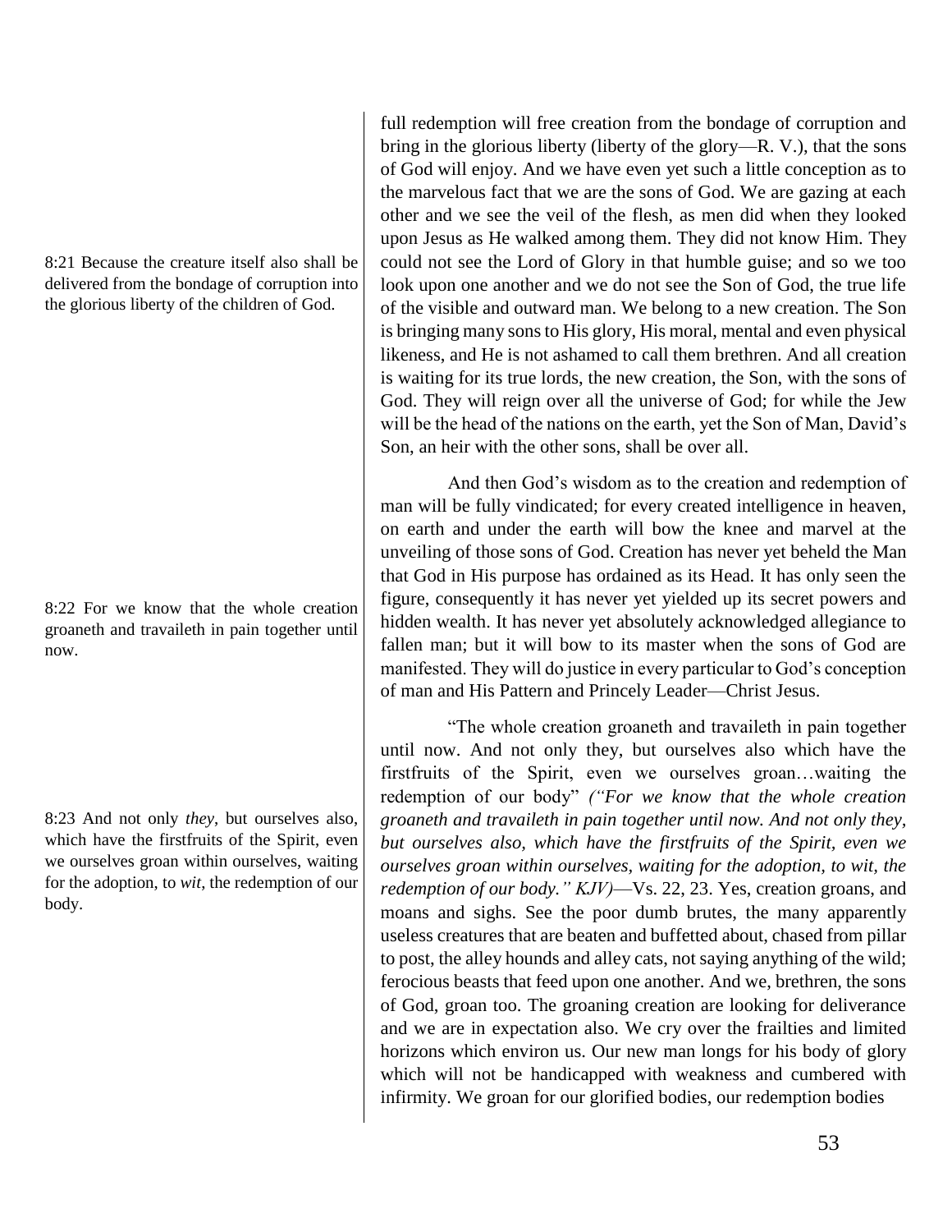full redemption will free creation from the bondage of corruption and bring in the glorious liberty (liberty of the glory—R. V.), that the sons of God will enjoy. And we have even yet such a little conception as to the marvelous fact that we are the sons of God. We are gazing at each other and we see the veil of the flesh, as men did when they looked upon Jesus as He walked among them. They did not know Him. They could not see the Lord of Glory in that humble guise; and so we too look upon one another and we do not see the Son of God, the true life of the visible and outward man. We belong to a new creation. The Son is bringing many sons to His glory, His moral, mental and even physical likeness, and He is not ashamed to call them brethren. And all creation is waiting for its true lords, the new creation, the Son, with the sons of God. They will reign over all the universe of God; for while the Jew will be the head of the nations on the earth, yet the Son of Man, David's Son, an heir with the other sons, shall be over all.

8:21 Because the creature itself also shall be delivered from the bondage of corruption into the glorious liberty of the children of God.

And then God's wisdom as to the creation and redemption of man will be fully vindicated; for every created intelligence in heaven, on earth and under the earth will bow the knee and marvel at the unveiling of those sons of God. Creation has never yet beheld the Man that God in His purpose has ordained as its Head. It has only seen the figure, consequently it has never yet yielded up its secret powers and hidden wealth. It has never yet absolutely acknowledged allegiance to fallen man; but it will bow to its master when the sons of God are manifested. They will do justice in every particular to God's conception of man and His Pattern and Princely Leader—Christ Jesus.

8:22 For we know that the whole creation groaneth and travaileth in pain together until now.

8:23 And not only *they*, but ourselves also, which have the firstfruits of the Spirit, even we ourselves groan within ourselves, waiting for the adoption, to *wit*, the redemption of our body.

"The whole creation groaneth and travaileth in pain together until now. And not only they, but ourselves also which have the firstfruits of the Spirit, even we ourselves groan…waiting the redemption of our body" *("For we know that the whole creation groaneth and travaileth in pain together until now. And not only they, but ourselves also, which have the firstfruits of the Spirit, even we ourselves groan within ourselves, waiting for the adoption, to wit, the redemption of our body." KJV)*—Vs. 22, 23. Yes, creation groans, and moans and sighs. See the poor dumb brutes, the many apparently useless creatures that are beaten and buffetted about, chased from pillar to post, the alley hounds and alley cats, not saying anything of the wild; ferocious beasts that feed upon one another. And we, brethren, the sons of God, groan too. The groaning creation are looking for deliverance and we are in expectation also. We cry over the frailties and limited horizons which environ us. Our new man longs for his body of glory which will not be handicapped with weakness and cumbered with infirmity. We groan for our glorified bodies, our redemption bodies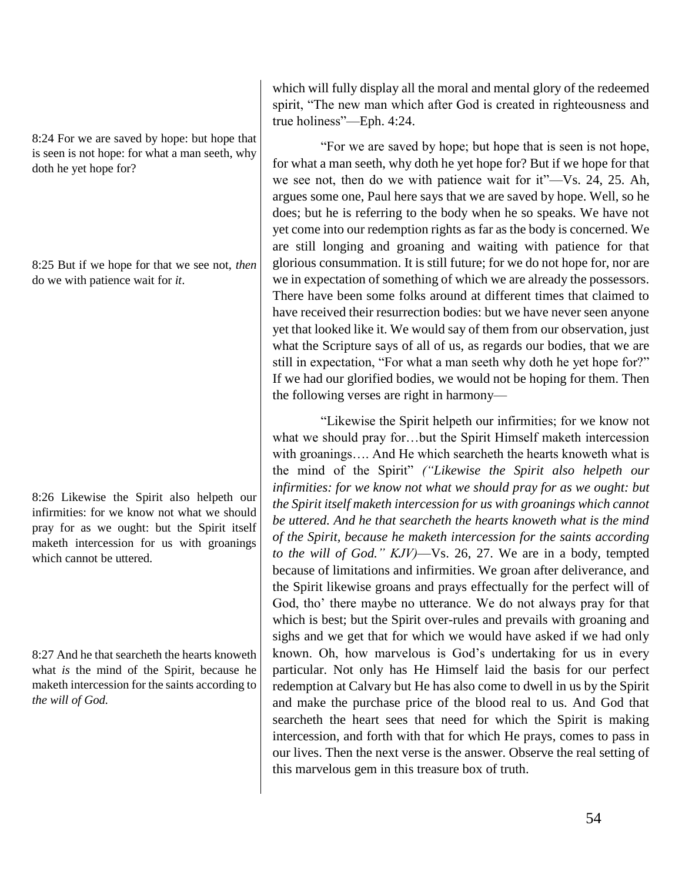8:24 For we are saved by hope: but hope that is seen is not hope: for what a man seeth, why doth he yet hope for?

8:25 But if we hope for that we see not, *then* do we with patience wait for *it*.

8:26 Likewise the Spirit also helpeth our infirmities: for we know not what we should pray for as we ought: but the Spirit itself maketh intercession for us with groanings which cannot be uttered.

8:27 And he that searcheth the hearts knoweth what *is* the mind of the Spirit, because he maketh intercession for the saints according to *the will of God.*

which will fully display all the moral and mental glory of the redeemed spirit, "The new man which after God is created in righteousness and true holiness"—Eph. 4:24.

"For we are saved by hope; but hope that is seen is not hope, for what a man seeth, why doth he yet hope for? But if we hope for that we see not, then do we with patience wait for it"—Vs. 24, 25. Ah, argues some one, Paul here says that we are saved by hope. Well, so he does; but he is referring to the body when he so speaks. We have not yet come into our redemption rights as far as the body is concerned. We are still longing and groaning and waiting with patience for that glorious consummation. It is still future; for we do not hope for, nor are we in expectation of something of which we are already the possessors. There have been some folks around at different times that claimed to have received their resurrection bodies: but we have never seen anyone yet that looked like it. We would say of them from our observation, just what the Scripture says of all of us, as regards our bodies, that we are still in expectation, "For what a man seeth why doth he yet hope for?" If we had our glorified bodies, we would not be hoping for them. Then the following verses are right in harmony—

"Likewise the Spirit helpeth our infirmities; for we know not what we should pray for…but the Spirit Himself maketh intercession with groanings…. And He which searcheth the hearts knoweth what is the mind of the Spirit" *("Likewise the Spirit also helpeth our infirmities: for we know not what we should pray for as we ought: but the Spirit itself maketh intercession for us with groanings which cannot be uttered. And he that searcheth the hearts knoweth what is the mind of the Spirit, because he maketh intercession for the saints according to the will of God." KJV)*—Vs. 26, 27. We are in a body, tempted because of limitations and infirmities. We groan after deliverance, and the Spirit likewise groans and prays effectually for the perfect will of God, tho' there maybe no utterance. We do not always pray for that which is best; but the Spirit over-rules and prevails with groaning and sighs and we get that for which we would have asked if we had only known. Oh, how marvelous is God's undertaking for us in every particular. Not only has He Himself laid the basis for our perfect redemption at Calvary but He has also come to dwell in us by the Spirit and make the purchase price of the blood real to us. And God that searcheth the heart sees that need for which the Spirit is making intercession, and forth with that for which He prays, comes to pass in our lives. Then the next verse is the answer. Observe the real setting of this marvelous gem in this treasure box of truth.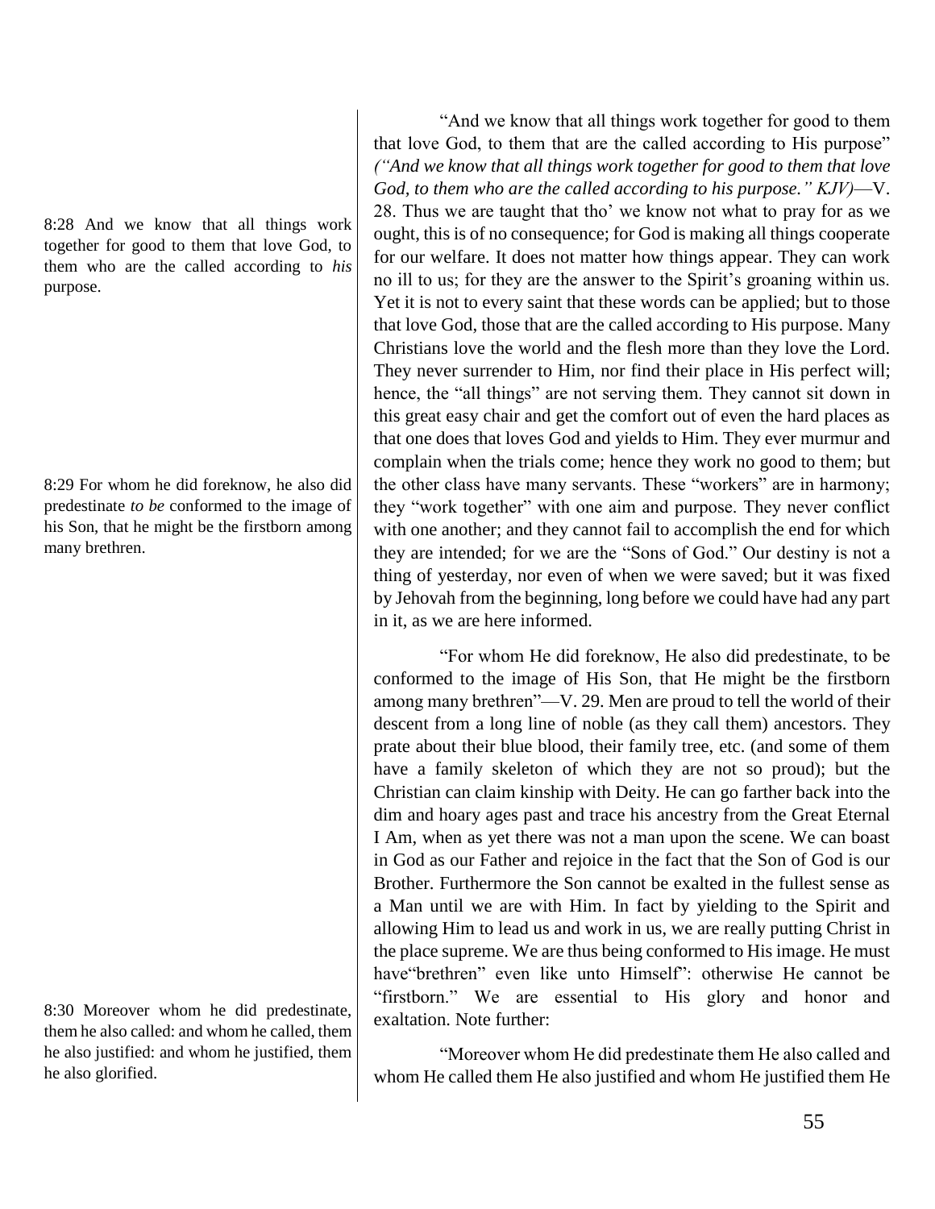8:28 And we know that all things work together for good to them that love God, to them who are the called according to *his* purpose.

"And we know that all things work together for good to them that love God, to them that are the called according to His purpose" *("And we know that all things work together for good to them that love God, to them who are the called according to his purpose." KJV)*—V. 28. Thus we are taught that tho' we know not what to pray for as we ought, this is of no consequence; for God is making all things cooperate for our welfare. It does not matter how things appear. They can work no ill to us; for they are the answer to the Spirit's groaning within us. Yet it is not to every saint that these words can be applied; but to those that love God, those that are the called according to His purpose. Many Christians love the world and the flesh more than they love the Lord. They never surrender to Him, nor find their place in His perfect will; hence, the "all things" are not serving them. They cannot sit down in this great easy chair and get the comfort out of even the hard places as that one does that loves God and yields to Him. They ever murmur and complain when the trials come; hence they work no good to them; but the other class have many servants. These "workers" are in harmony; they "work together" with one aim and purpose. They never conflict with one another; and they cannot fail to accomplish the end for which they are intended; for we are the "Sons of God." Our destiny is not a thing of yesterday, nor even of when we were saved; but it was fixed by Jehovah from the beginning, long before we could have had any part in it, as we are here informed.

8:29 For whom he did foreknow, he also did predestinate *to be* conformed to the image of his Son, that he might be the firstborn among many brethren.

"For whom He did foreknow, He also did predestinate, to be conformed to the image of His Son, that He might be the firstborn among many brethren"—V. 29. Men are proud to tell the world of their descent from a long line of noble (as they call them) ancestors. They prate about their blue blood, their family tree, etc. (and some of them have a family skeleton of which they are not so proud); but the Christian can claim kinship with Deity. He can go farther back into the dim and hoary ages past and trace his ancestry from the Great Eternal I Am, when as yet there was not a man upon the scene. We can boast in God as our Father and rejoice in the fact that the Son of God is our Brother. Furthermore the Son cannot be exalted in the fullest sense as a Man until we are with Him. In fact by yielding to the Spirit and allowing Him to lead us and work in us, we are really putting Christ in the place supreme. We are thus being conformed to His image. He must have"brethren" even like unto Himself": otherwise He cannot be "firstborn." We are essential to His glory and honor and exaltation. Note further:

8:30 Moreover whom he did predestinate, them he also called: and whom he called, them he also justified: and whom he justified, them he also glorified.

"Moreover whom He did predestinate them He also called and whom He called them He also justified and whom He justified them He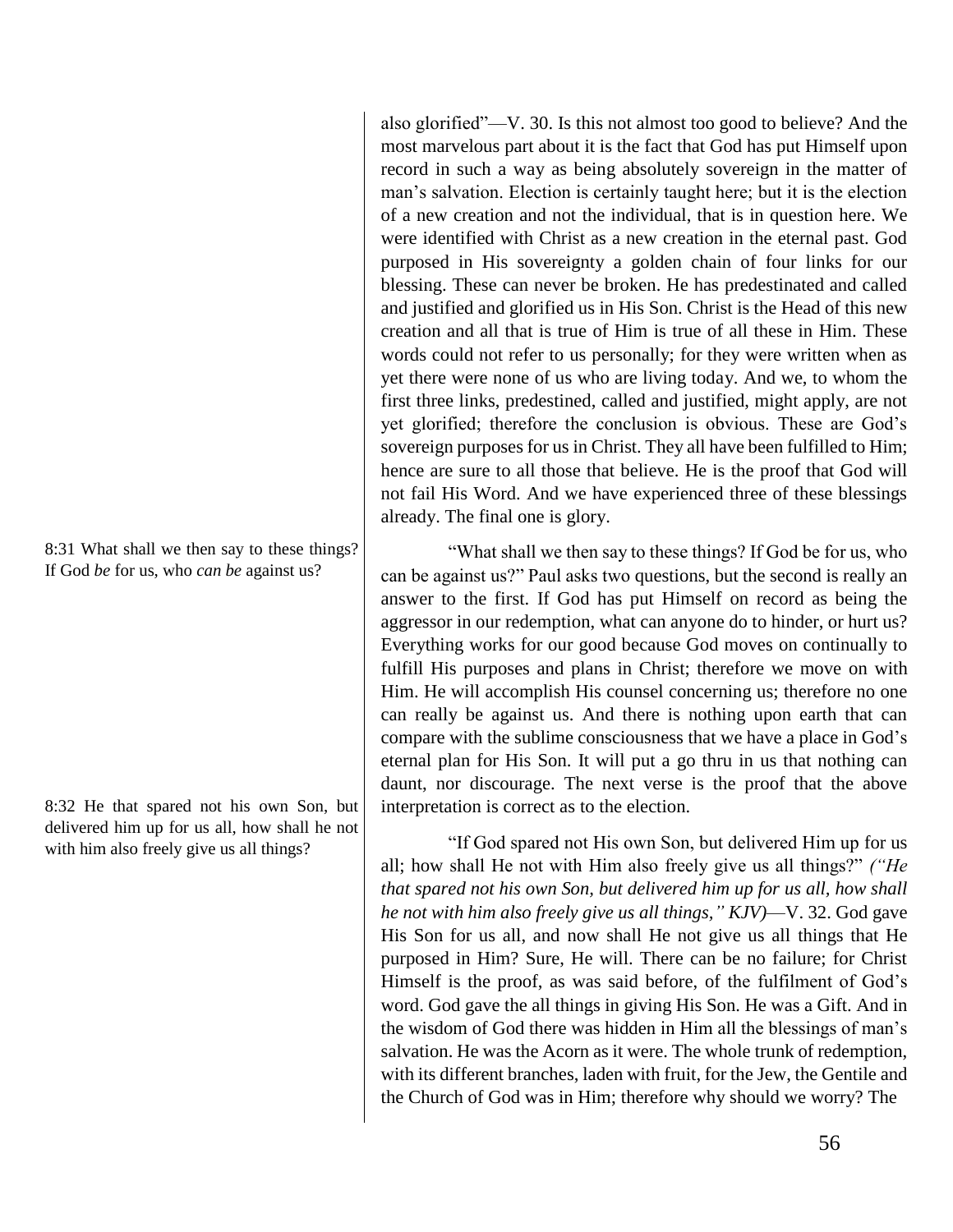also glorified"—V. 30. Is this not almost too good to believe? And the most marvelous part about it is the fact that God has put Himself upon record in such a way as being absolutely sovereign in the matter of man's salvation. Election is certainly taught here; but it is the election of a new creation and not the individual, that is in question here. We were identified with Christ as a new creation in the eternal past. God purposed in His sovereignty a golden chain of four links for our blessing. These can never be broken. He has predestinated and called and justified and glorified us in His Son. Christ is the Head of this new creation and all that is true of Him is true of all these in Him. These words could not refer to us personally; for they were written when as yet there were none of us who are living today. And we, to whom the first three links, predestined, called and justified, might apply, are not yet glorified; therefore the conclusion is obvious. These are God's sovereign purposes for us in Christ. They all have been fulfilled to Him; hence are sure to all those that believe. He is the proof that God will not fail His Word. And we have experienced three of these blessings already. The final one is glory.

8:31 What shall we then say to these things? If God *be* for us, who *can be* against us?

"What shall we then say to these things? If God be for us, who can be against us?" Paul asks two questions, but the second is really an answer to the first. If God has put Himself on record as being the aggressor in our redemption, what can anyone do to hinder, or hurt us? Everything works for our good because God moves on continually to fulfill His purposes and plans in Christ; therefore we move on with Him. He will accomplish His counsel concerning us; therefore no one can really be against us. And there is nothing upon earth that can compare with the sublime consciousness that we have a place in God's eternal plan for His Son. It will put a go thru in us that nothing can daunt, nor discourage. The next verse is the proof that the above interpretation is correct as to the election.

8:32 He that spared not his own Son, but delivered him up for us all, how shall he not with him also freely give us all things?

"If God spared not His own Son, but delivered Him up for us all; how shall He not with Him also freely give us all things?" *("He that spared not his own Son, but delivered him up for us all, how shall he not with him also freely give us all things," KJV)*—V. 32. God gave His Son for us all, and now shall He not give us all things that He purposed in Him? Sure, He will. There can be no failure; for Christ Himself is the proof, as was said before, of the fulfilment of God's word. God gave the all things in giving His Son. He was a Gift. And in the wisdom of God there was hidden in Him all the blessings of man's salvation. He was the Acorn as it were. The whole trunk of redemption, with its different branches, laden with fruit, for the Jew, the Gentile and the Church of God was in Him; therefore why should we worry? The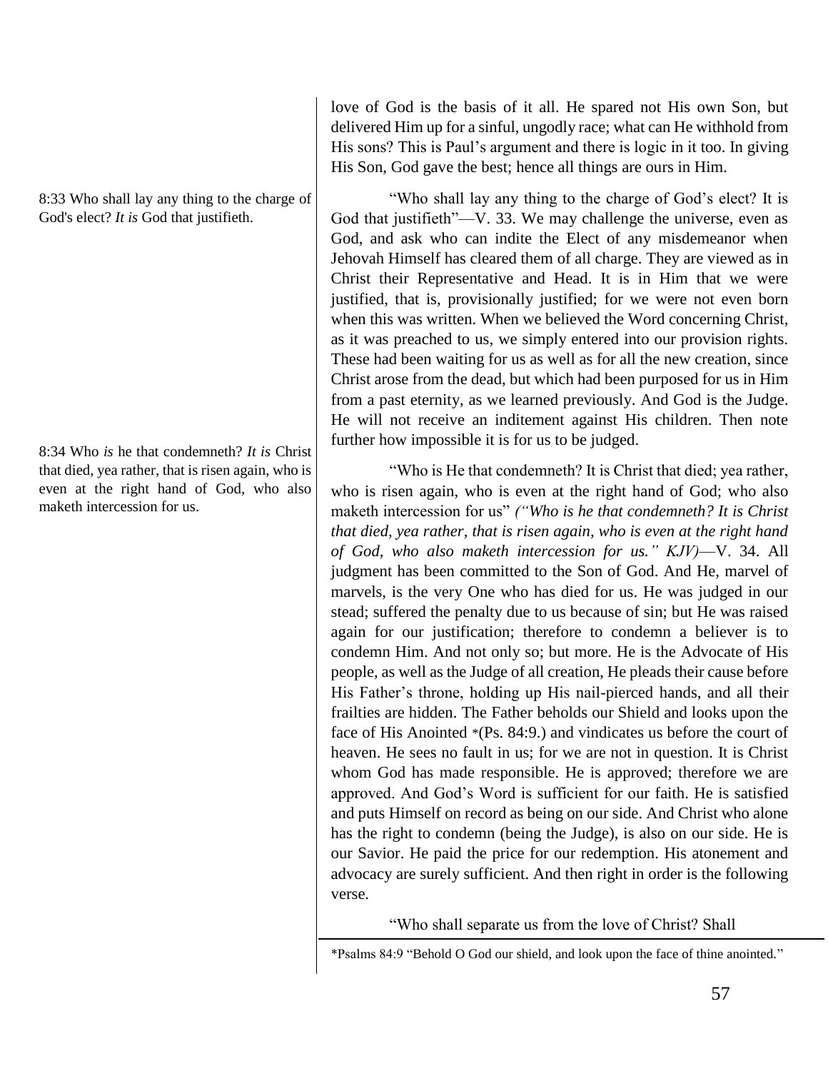love of God is the basis of it all. He spared not His own Son, but delivered Him up for a sinful, ungodly race; what can He withhold from His sons? This is Paul's argument and there is logic in it too. In giving His Son, God gave the best; hence all things are ours in Him.

8:33 Who shall lay any thing to the charge of God's elect? *It is* God that justifieth.

"Who shall lay any thing to the charge of God's elect? It is God that justifieth"—V. 33. We may challenge the universe, even as God, and ask who can indite the Elect of any misdemeanor when Jehovah Himself has cleared them of all charge. They are viewed as in Christ their Representative and Head. It is in Him that we were justified, that is, provisionally justified; for we were not even born when this was written. When we believed the Word concerning Christ, as it was preached to us, we simply entered into our provision rights. These had been waiting for us as well as for all the new creation, since Christ arose from the dead, but which had been purposed for us in Him from a past eternity, as we learned previously. And God is the Judge. He will not receive an inditement against His children. Then note further how impossible it is for us to be judged.

8:34 Who *is* he that condemneth? *It is* Christ that died, yea rather, that is risen again, who is even at the right hand of God, who also maketh intercession for us.

"Who is He that condemneth? It is Christ that died; yea rather, who is risen again, who is even at the right hand of God; who also maketh intercession for us" *("Who is he that condemneth? It is Christ that died, yea rather, that is risen again, who is even at the right hand of God, who also maketh intercession for us." KJV)*—V. 34. All judgment has been committed to the Son of God. And He, marvel of marvels, is the very One who has died for us. He was judged in our stead; suffered the penalty due to us because of sin; but He was raised again for our justification; therefore to condemn a believer is to condemn Him. And not only so; but more. He is the Advocate of His people, as well as the Judge of all creation, He pleads their cause before His Father's throne, holding up His nail-pierced hands, and all their frailties are hidden. The Father beholds our Shield and looks upon the face of His Anointed *(Ps. 84:9.) and vindicates us before the court of heaven. He sees no fault in us; for we are not in question. It is Christ whom God has made responsible. He is approved; therefore we are approved. And God's Word is sufficient for our faith. He is satisfied and puts Himself on record as being on our side. And Christ who alone has the right to condemn (being the Judge), is also on our side. He is our Savior. He paid the price for our redemption. His atonement and advocacy are surely sufficient. And then right in order is the following verse.

"Who shall separate us from the love of Christ? Shall

---

*Psalms 84:9 "Behold O God our shield, and look upon the face of thine anointed."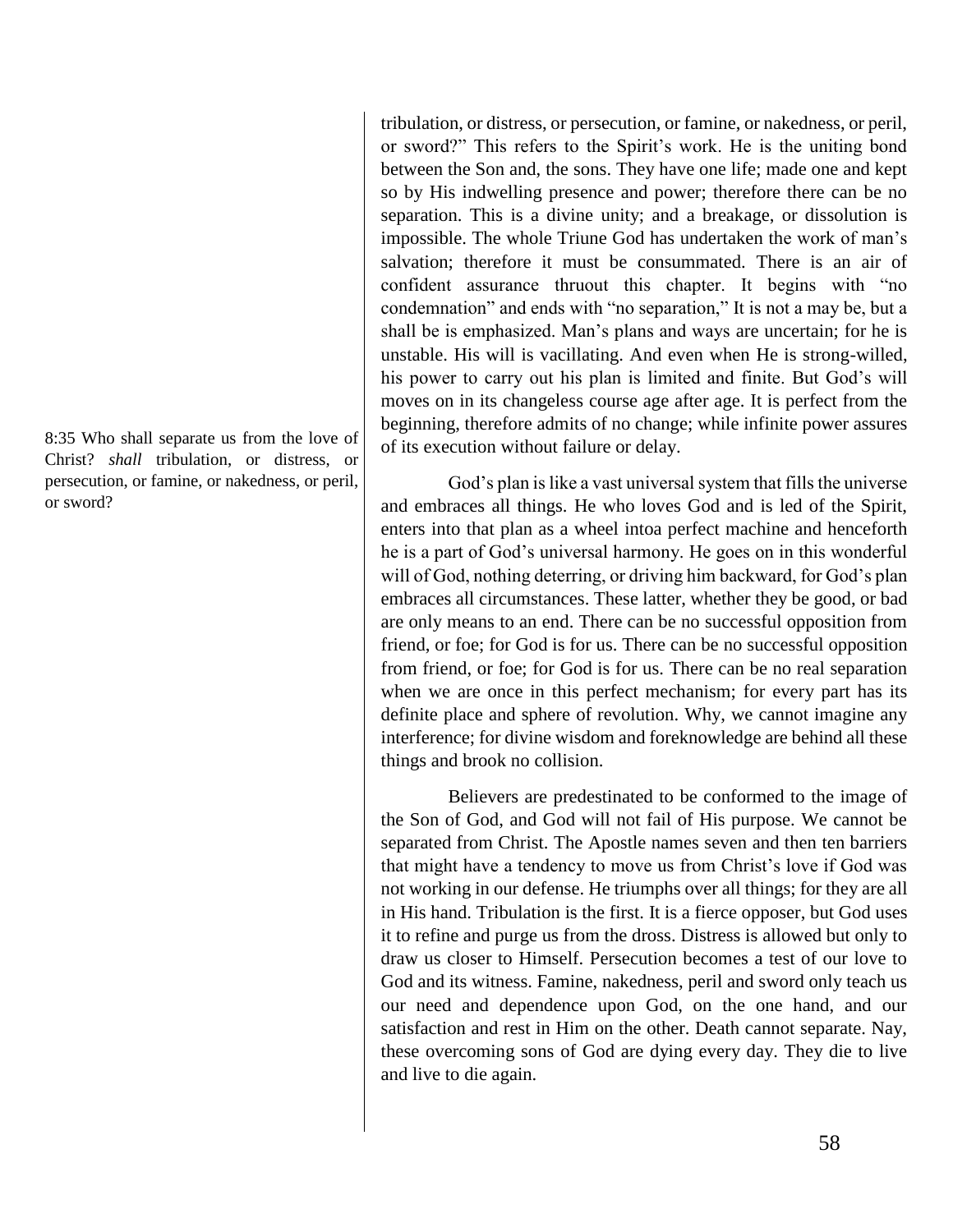tribulation, or distress, or persecution, or famine, or nakedness, or peril, or sword?" This refers to the Spirit's work. He is the uniting bond between the Son and, the sons. They have one life; made one and kept so by His indwelling presence and power; therefore there can be no separation. This is a divine unity; and a breakage, or dissolution is impossible. The whole Triune God has undertaken the work of man's salvation; therefore it must be consummated. There is an air of confident assurance thruout this chapter. It begins with "no condemnation" and ends with "no separation," It is not a may be, but a shall be is emphasized. Man's plans and ways are uncertain; for he is unstable. His will is vacillating. And even when He is strong-willed, his power to carry out his plan is limited and finite. But God's will moves on in its changeless course age after age. It is perfect from the beginning, therefore admits of no change; while infinite power assures of its execution without failure or delay.

8:35 Who shall separate us from the love of Christ? *shall* tribulation, or distress, or persecution, or famine, or nakedness, or peril, or sword?

God's plan is like a vast universal system that fills the universe and embraces all things. He who loves God and is led of the Spirit, enters into that plan as a wheel intoa perfect machine and henceforth he is a part of God's universal harmony. He goes on in this wonderful will of God, nothing deterring, or driving him backward, for God's plan embraces all circumstances. These latter, whether they be good, or bad are only means to an end. There can be no successful opposition from friend, or foe; for God is for us. There can be no successful opposition from friend, or foe; for God is for us. There can be no real separation when we are once in this perfect mechanism; for every part has its definite place and sphere of revolution. Why, we cannot imagine any interference; for divine wisdom and foreknowledge are behind all these things and brook no collision.

Believers are predestinated to be conformed to the image of the Son of God, and God will not fail of His purpose. We cannot be separated from Christ. The Apostle names seven and then ten barriers that might have a tendency to move us from Christ's love if God was not working in our defense. He triumphs over all things; for they are all in His hand. Tribulation is the first. It is a fierce opposer, but God uses it to refine and purge us from the dross. Distress is allowed but only to draw us closer to Himself. Persecution becomes a test of our love to God and its witness. Famine, nakedness, peril and sword only teach us our need and dependence upon God, on the one hand, and our satisfaction and rest in Him on the other. Death cannot separate. Nay, these overcoming sons of God are dying every day. They die to live and live to die again.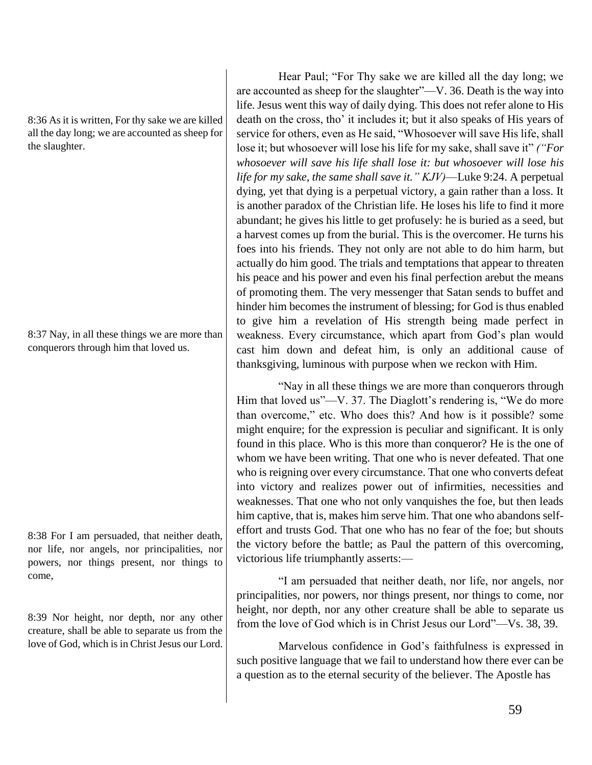8:36 As it is written, For thy sake we are killed all the day long; we are accounted as sheep for the slaughter.

8:37 Nay, in all these things we are more than conquerors through him that loved us.

8:38 For I am persuaded, that neither death, nor life, nor angels, nor principalities, nor powers, nor things present, nor things to come,

8:39 Nor height, nor depth, nor any other creature, shall be able to separate us from the love of God, which is in Christ Jesus our Lord.

Hear Paul; "For Thy sake we are killed all the day long; we are accounted as sheep for the slaughter"—V. 36. Death is the way into life. Jesus went this way of daily dying. This does not refer alone to His death on the cross, tho' it includes it; but it also speaks of His years of service for others, even as He said, "Whosoever will save His life, shall lose it; but whosoever will lose his life for my sake, shall save it" *("For whosoever will save his life shall lose it: but whosoever will lose his life for my sake, the same shall save it." KJV)*—Luke 9:24. A perpetual dying, yet that dying is a perpetual victory, a gain rather than a loss. It is another paradox of the Christian life. He loses his life to find it more abundant; he gives his little to get profusely: he is buried as a seed, but a harvest comes up from the burial. This is the overcomer. He turns his foes into his friends. They not only are not able to do him harm, but actually do him good. The trials and temptations that appear to threaten his peace and his power and even his final perfection arebut the means of promoting them. The very messenger that Satan sends to buffet and hinder him becomes the instrument of blessing; for God is thus enabled to give him a revelation of His strength being made perfect in weakness. Every circumstance, which apart from God's plan would cast him down and defeat him, is only an additional cause of thanksgiving, luminous with purpose when we reckon with Him.

"Nay in all these things we are more than conquerors through Him that loved us"—V. 37. The Diaglott's rendering is, "We do more than overcome," etc. Who does this? And how is it possible? some might enquire; for the expression is peculiar and significant. It is only found in this place. Who is this more than conqueror? He is the one of whom we have been writing. That one who is never defeated. That one who is reigning over every circumstance. That one who converts defeat into victory and realizes power out of infirmities, necessities and weaknesses. That one who not only vanquishes the foe, but then leads him captive, that is, makes him serve him. That one who abandons self-effort and trusts God. That one who has no fear of the foe; but shouts the victory before the battle; as Paul the pattern of this overcoming, victorious life triumphantly asserts:—

"I am persuaded that neither death, nor life, nor angels, nor principalities, nor powers, nor things present, nor things to come, nor height, nor depth, nor any other creature shall be able to separate us from the love of God which is in Christ Jesus our Lord"—Vs. 38, 39.

Marvelous confidence in God's faithfulness is expressed in such positive language that we fail to understand how there ever can be a question as to the eternal security of the believer. The Apostle has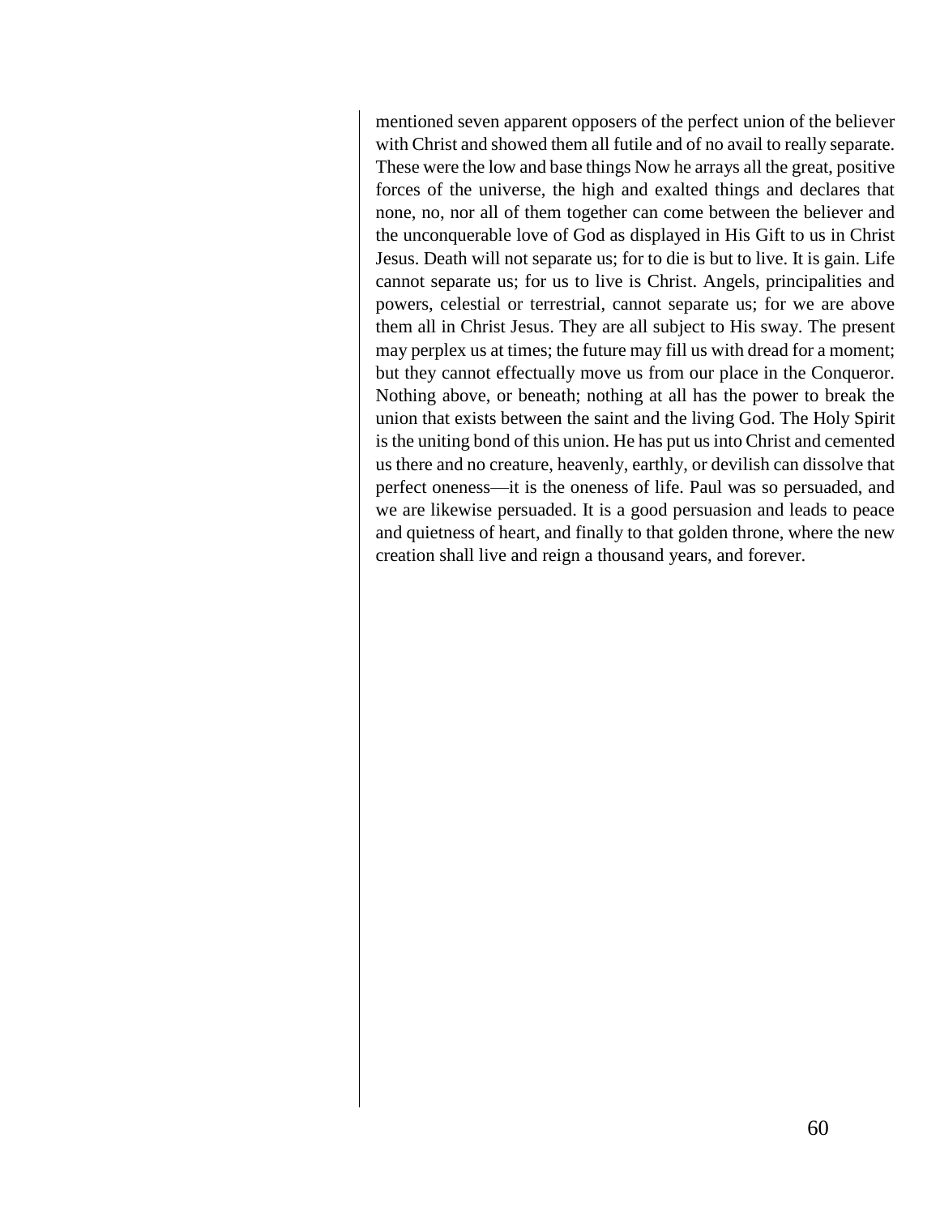mentioned seven apparent opposers of the perfect union of the believer with Christ and showed them all futile and of no avail to really separate. These were the low and base things Now he arrays all the great, positive forces of the universe, the high and exalted things and declares that none, no, nor all of them together can come between the believer and the unconquerable love of God as displayed in His Gift to us in Christ Jesus. Death will not separate us; for to die is but to live. It is gain. Life cannot separate us; for us to live is Christ. Angels, principalities and powers, celestial or terrestrial, cannot separate us; for we are above them all in Christ Jesus. They are all subject to His sway. The present may perplex us at times; the future may fill us with dread for a moment; but they cannot effectually move us from our place in the Conqueror. Nothing above, or beneath; nothing at all has the power to break the union that exists between the saint and the living God. The Holy Spirit is the uniting bond of this union. He has put us into Christ and cemented us there and no creature, heavenly, earthly, or devilish can dissolve that perfect oneness—it is the oneness of life. Paul was so persuaded, and we are likewise persuaded. It is a good persuasion and leads to peace and quietness of heart, and finally to that golden throne, where the new creation shall live and reign a thousand years, and forever.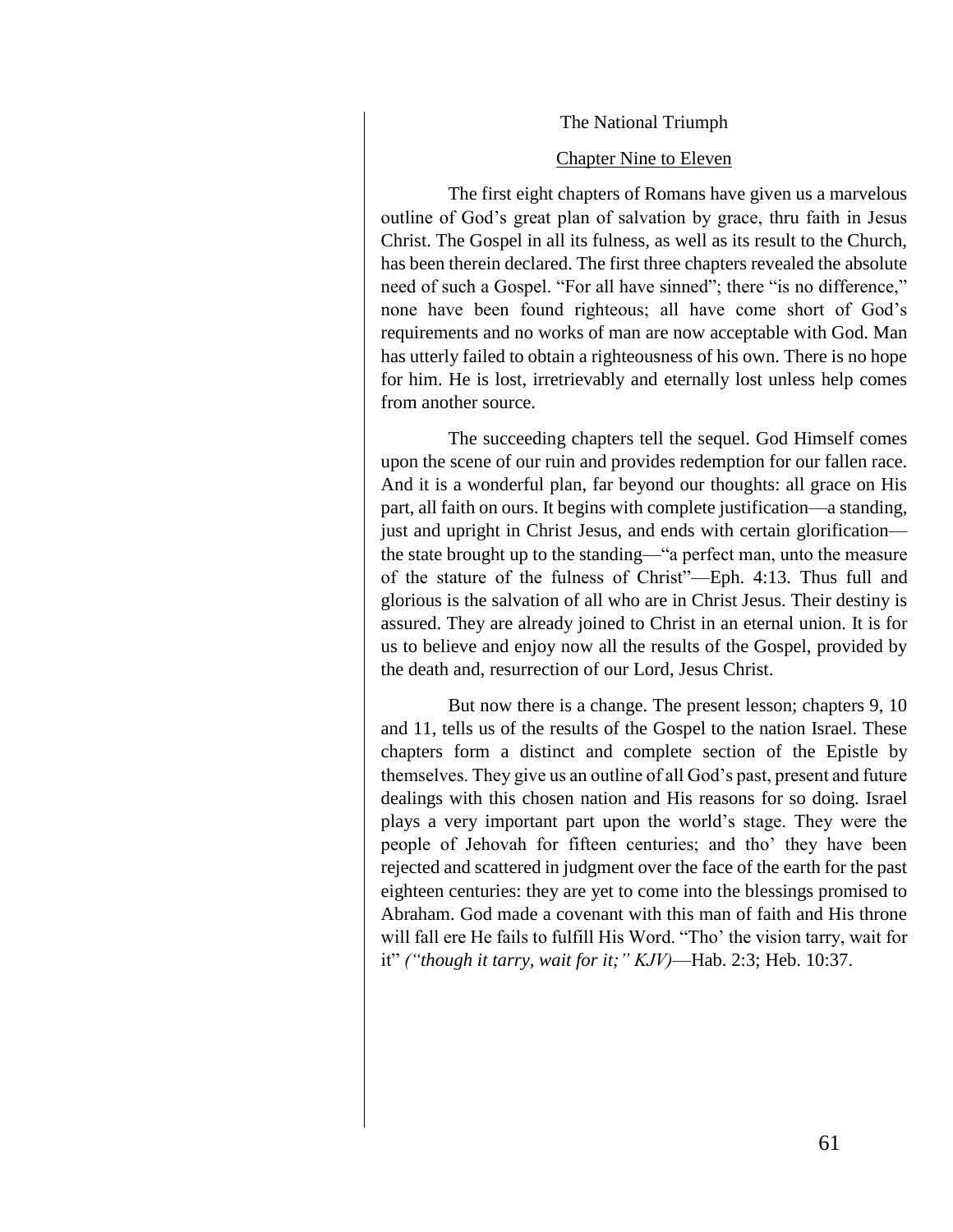## The National Triumph

### Chapter Nine to Eleven

The first eight chapters of Romans have given us a marvelous outline of God's great plan of salvation by grace, thru faith in Jesus Christ. The Gospel in all its fulness, as well as its result to the Church, has been therein declared. The first three chapters revealed the absolute need of such a Gospel. "For all have sinned"; there "is no difference," none have been found righteous; all have come short of God's requirements and no works of man are now acceptable with God. Man has utterly failed to obtain a righteousness of his own. There is no hope for him. He is lost, irretrievably and eternally lost unless help comes from another source.

The succeeding chapters tell the sequel. God Himself comes upon the scene of our ruin and provides redemption for our fallen race. And it is a wonderful plan, far beyond our thoughts: all grace on His part, all faith on ours. It begins with complete justification—a standing, just and upright in Christ Jesus, and ends with certain glorification—the state brought up to the standing—"a perfect man, unto the measure of the stature of the fulness of Christ"—Eph. 4:13. Thus full and glorious is the salvation of all who are in Christ Jesus. Their destiny is assured. They are already joined to Christ in an eternal union. It is for us to believe and enjoy now all the results of the Gospel, provided by the death and, resurrection of our Lord, Jesus Christ.

But now there is a change. The present lesson; chapters 9, 10 and 11, tells us of the results of the Gospel to the nation Israel. These chapters form a distinct and complete section of the Epistle by themselves. They give us an outline of all God's past, present and future dealings with this chosen nation and His reasons for so doing. Israel plays a very important part upon the world's stage. They were the people of Jehovah for fifteen centuries; and tho' they have been rejected and scattered in judgment over the face of the earth for the past eighteen centuries: they are yet to come into the blessings promised to Abraham. God made a covenant with this man of faith and His throne will fall ere He fails to fulfill His Word. "Tho' the vision tarry, wait for it" *("though it tarry, wait for it;" KJV)*—Hab. 2:3; Heb. 10:37.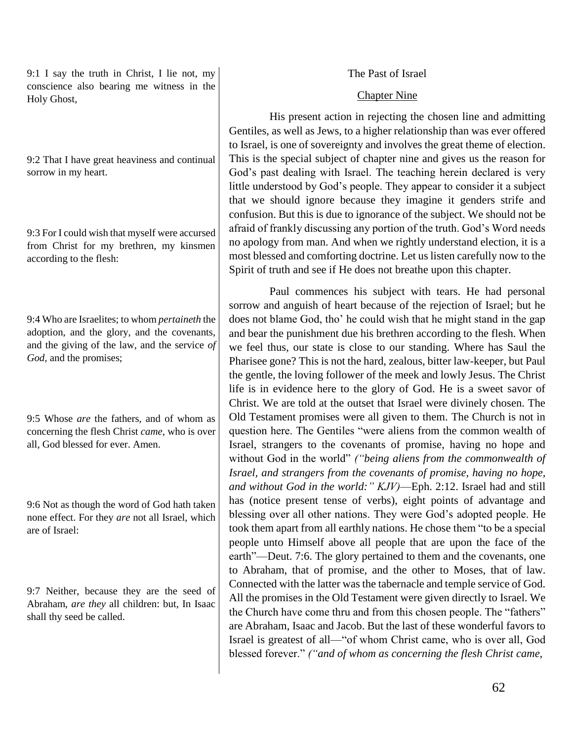9:1 I say the truth in Christ, I lie not, my conscience also bearing me witness in the Holy Ghost,

9:2 That I have great heaviness and continual sorrow in my heart.

9:3 For I could wish that myself were accursed from Christ for my brethren, my kinsmen according to the flesh:

9:4 Who are Israelites; to whom *pertaineth* the adoption, and the glory, and the covenants, and the giving of the law, and the service *of God*, and the promises;

9:5 Whose *are* the fathers, and of whom as concerning the flesh Christ *came*, who is over all, God blessed for ever. Amen.

9:6 Not as though the word of God hath taken none effect. For they *are* not all Israel, which are of Israel:

9:7 Neither, because they are the seed of Abraham, *are they* all children: but, In Isaac shall thy seed be called.

The Past of Israel

Chapter Nine

His present action in rejecting the chosen line and admitting Gentiles, as well as Jews, to a higher relationship than was ever offered to Israel, is one of sovereignty and involves the great theme of election. This is the special subject of chapter nine and gives us the reason for God's past dealing with Israel. The teaching herein declared is very little understood by God's people. They appear to consider it a subject that we should ignore because they imagine it genders strife and confusion. But this is due to ignorance of the subject. We should not be afraid of frankly discussing any portion of the truth. God's Word needs no apology from man. And when we rightly understand election, it is a most blessed and comforting doctrine. Let us listen carefully now to the Spirit of truth and see if He does not breathe upon this chapter.

Paul commences his subject with tears. He had personal sorrow and anguish of heart because of the rejection of Israel; but he does not blame God, tho' he could wish that he might stand in the gap and bear the punishment due his brethren according to the flesh. When we feel thus, our state is close to our standing. Where has Saul the Pharisee gone? This is not the hard, zealous, bitter law-keeper, but Paul the gentle, the loving follower of the meek and lowly Jesus. The Christ life is in evidence here to the glory of God. He is a sweet savor of Christ. We are told at the outset that Israel were divinely chosen. The Old Testament promises were all given to them. The Church is not in question here. The Gentiles "were aliens from the common wealth of Israel, strangers to the covenants of promise, having no hope and without God in the world" *("being aliens from the commonwealth of Israel, and strangers from the covenants of promise, having no hope, and without God in the world:" KJV)*—Eph. 2:12. Israel had and still has (notice present tense of verbs), eight points of advantage and blessing over all other nations. They were God's adopted people. He took them apart from all earthly nations. He chose them "to be a special people unto Himself above all people that are upon the face of the earth"—Deut. 7:6. The glory pertained to them and the covenants, one to Abraham, that of promise, and the other to Moses, that of law. Connected with the latter was the tabernacle and temple service of God. All the promises in the Old Testament were given directly to Israel. We the Church have come thru and from this chosen people. The "fathers" are Abraham, Isaac and Jacob. But the last of these wonderful favors to Israel is greatest of all—"of whom Christ came, who is over all, God blessed forever." *("and of whom as concerning the flesh Christ came,*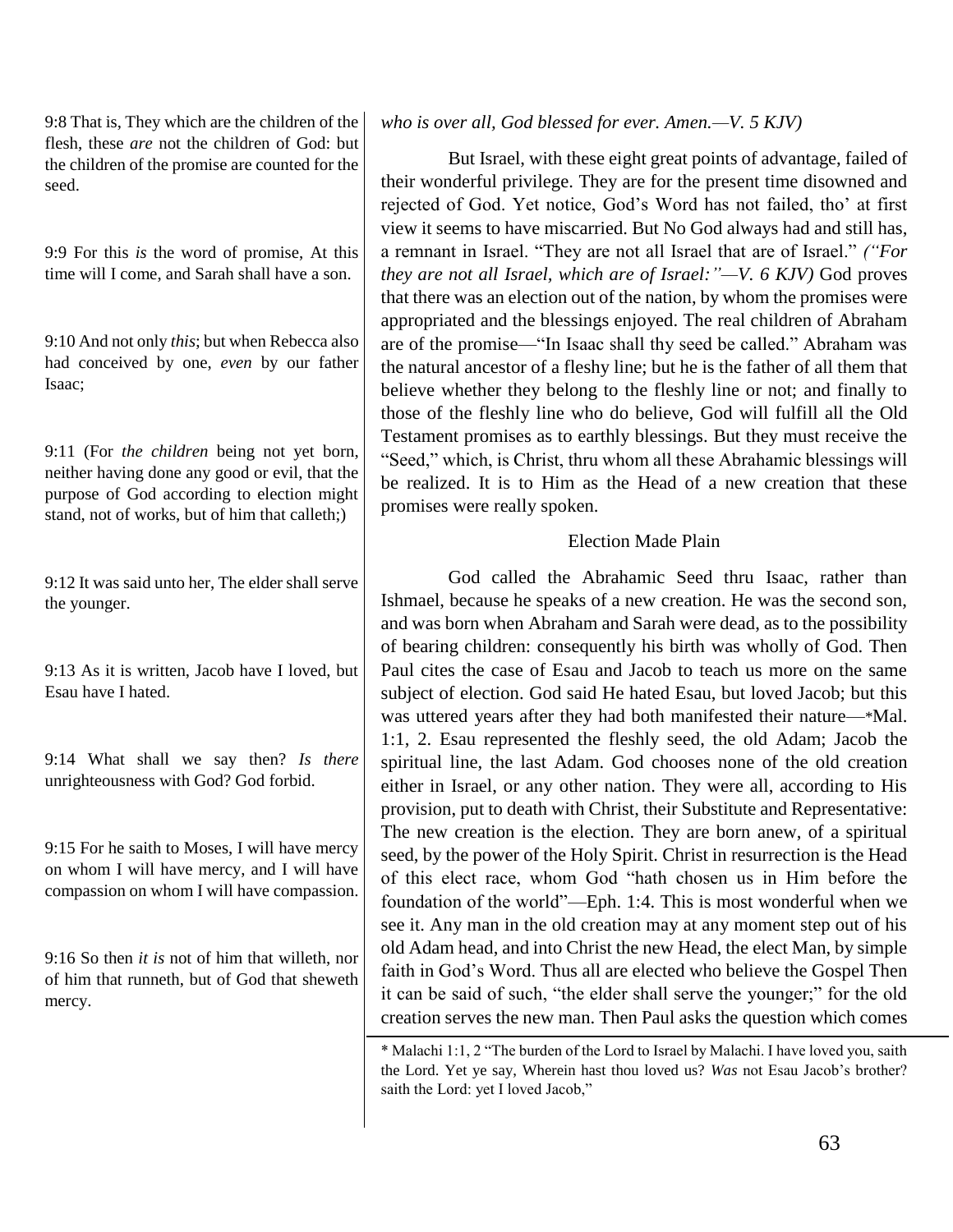9:8 That is, They which are the children of the flesh, these *are* not the children of God: but the children of the promise are counted for the seed.

9:9 For this *is* the word of promise, At this time will I come, and Sarah shall have a son.

9:10 And not only *this*; but when Rebecca also had conceived by one, *even* by our father Isaac;

9:11 (For *the children* being not yet born, neither having done any good or evil, that the purpose of God according to election might stand, not of works, but of him that calleth;)

9:12 It was said unto her, The elder shall serve the younger.

9:13 As it is written, Jacob have I loved, but Esau have I hated.

9:14 What shall we say then? *Is there* unrighteousness with God? God forbid.

9:15 For he saith to Moses, I will have mercy on whom I will have mercy, and I will have compassion on whom I will have compassion.

9:16 So then *it is* not of him that willeth, nor of him that runneth, but of God that sheweth mercy.

*who is over all, God blessed for ever. Amen.—V. 5 KJV)*

But Israel, with these eight great points of advantage, failed of their wonderful privilege. They are for the present time disowned and rejected of God. Yet notice, God's Word has not failed, tho' at first view it seems to have miscarried. But No God always had and still has, a remnant in Israel. "They are not all Israel that are of Israel." *("For they are not all Israel, which are of Israel:"—V. 6 KJV)* God proves that there was an election out of the nation, by whom the promises were appropriated and the blessings enjoyed. The real children of Abraham are of the promise—"In Isaac shall thy seed be called." Abraham was the natural ancestor of a fleshy line; but he is the father of all them that believe whether they belong to the fleshly line or not; and finally to those of the fleshly line who do believe, God will fulfill all the Old Testament promises as to earthly blessings. But they must receive the "Seed," which, is Christ, thru whom all these Abrahamic blessings will be realized. It is to Him as the Head of a new creation that these promises were really spoken.

## Election Made Plain

God called the Abrahamic Seed thru Isaac, rather than Ishmael, because he speaks of a new creation. He was the second son, and was born when Abraham and Sarah were dead, as to the possibility of bearing children: consequently his birth was wholly of God. Then Paul cites the case of Esau and Jacob to teach us more on the same subject of election. God said He hated Esau, but loved Jacob; but this was uttered years after they had both manifested their nature—*Mal. 1:1, 2. Esau represented the fleshly seed, the old Adam; Jacob the spiritual line, the last Adam. God chooses none of the old creation either in Israel, or any other nation. They were all, according to His provision, put to death with Christ, their Substitute and Representative: The new creation is the election. They are born anew, of a spiritual seed, by the power of the Holy Spirit. Christ in resurrection is the Head of this elect race, whom God "hath chosen us in Him before the foundation of the world"—Eph. 1:4. This is most wonderful when we see it. Any man in the old creation may at any moment step out of his old Adam head, and into Christ the new Head, the elect Man, by simple faith in God's Word. Thus all are elected who believe the Gospel Then it can be said of such, "the elder shall serve the younger;" for the old creation serves the new man. Then Paul asks the question which comes

\* Malachi 1:1, 2 "The burden of the Lord to Israel by Malachi. I have loved you, saith the Lord. Yet ye say, Wherein hast thou loved us? *Was* not Esau Jacob's brother? saith the Lord: yet I loved Jacob,"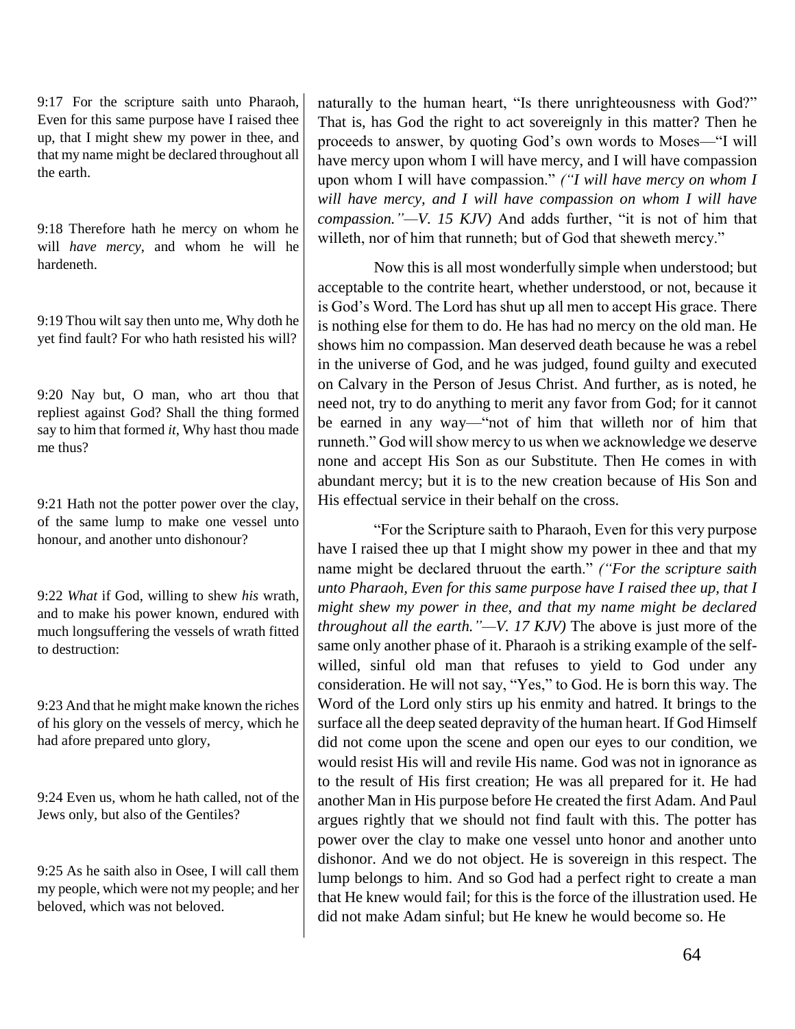9:17 For the scripture saith unto Pharaoh, Even for this same purpose have I raised thee up, that I might shew my power in thee, and that my name might be declared throughout all the earth.

9:18 Therefore hath he mercy on whom he will *have mercy*, and whom he will he hardeneth.

9:19 Thou wilt say then unto me, Why doth he yet find fault? For who hath resisted his will?

9:20 Nay but, O man, who art thou that repliest against God? Shall the thing formed say to him that formed *it*, Why hast thou made me thus?

9:21 Hath not the potter power over the clay, of the same lump to make one vessel unto honour, and another unto dishonour?

9:22 *What* if God, willing to shew *his* wrath, and to make his power known, endured with much longsuffering the vessels of wrath fitted to destruction:

9:23 And that he might make known the riches of his glory on the vessels of mercy, which he had afore prepared unto glory,

9:24 Even us, whom he hath called, not of the Jews only, but also of the Gentiles?

9:25 As he saith also in Osee, I will call them my people, which were not my people; and her beloved, which was not beloved.

naturally to the human heart, "Is there unrighteousness with God?" That is, has God the right to act sovereignly in this matter? Then he proceeds to answer, by quoting God's own words to Moses—"I will have mercy upon whom I will have mercy, and I will have compassion upon whom I will have compassion." *("I will have mercy on whom I will have mercy, and I will have compassion on whom I will have compassion."—V. 15 KJV)* And adds further, "it is not of him that willeth, nor of him that runneth; but of God that sheweth mercy."

Now this is all most wonderfully simple when understood; but acceptable to the contrite heart, whether understood, or not, because it is God's Word. The Lord has shut up all men to accept His grace. There is nothing else for them to do. He has had no mercy on the old man. He shows him no compassion. Man deserved death because he was a rebel in the universe of God, and he was judged, found guilty and executed on Calvary in the Person of Jesus Christ. And further, as is noted, he need not, try to do anything to merit any favor from God; for it cannot be earned in any way—"not of him that willeth nor of him that runneth." God will show mercy to us when we acknowledge we deserve none and accept His Son as our Substitute. Then He comes in with abundant mercy; but it is to the new creation because of His Son and His effectual service in their behalf on the cross.

"For the Scripture saith to Pharaoh, Even for this very purpose have I raised thee up that I might show my power in thee and that my name might be declared thruout the earth." *("For the scripture saith unto Pharaoh, Even for this same purpose have I raised thee up, that I might shew my power in thee, and that my name might be declared throughout all the earth."—V. 17 KJV)* The above is just more of the same only another phase of it. Pharaoh is a striking example of the self-willed, sinful old man that refuses to yield to God under any consideration. He will not say, "Yes," to God. He is born this way. The Word of the Lord only stirs up his enmity and hatred. It brings to the surface all the deep seated depravity of the human heart. If God Himself did not come upon the scene and open our eyes to our condition, we would resist His will and revile His name. God was not in ignorance as to the result of His first creation; He was all prepared for it. He had another Man in His purpose before He created the first Adam. And Paul argues rightly that we should not find fault with this. The potter has power over the clay to make one vessel unto honor and another unto dishonor. And we do not object. He is sovereign in this respect. The lump belongs to him. And so God had a perfect right to create a man that He knew would fail; for this is the force of the illustration used. He did not make Adam sinful; but He knew he would become so. He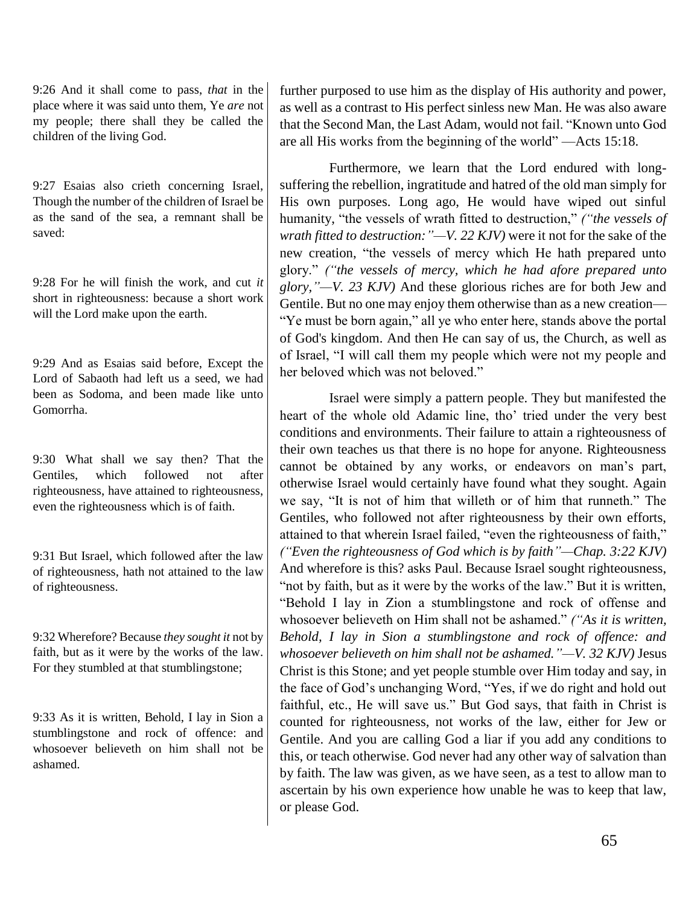9:26 And it shall come to pass, *that* in the place where it was said unto them, Ye *are* not my people; there shall they be called the children of the living God.

9:27 Esaias also crieth concerning Israel, Though the number of the children of Israel be as the sand of the sea, a remnant shall be saved:

9:28 For he will finish the work, and cut *it* short in righteousness: because a short work will the Lord make upon the earth.

9:29 And as Esaias said before, Except the Lord of Sabaoth had left us a seed, we had been as Sodoma, and been made like unto Gomorrha.

9:30 What shall we say then? That the Gentiles, which followed not after righteousness, have attained to righteousness, even the righteousness which is of faith.

9:31 But Israel, which followed after the law of righteousness, hath not attained to the law of righteousness.

9:32 Wherefore? Because *they sought it* not by faith, but as it were by the works of the law. For they stumbled at that stumblingstone;

9:33 As it is written, Behold, I lay in Sion a stumblingstone and rock of offence: and whosoever believeth on him shall not be ashamed.

further purposed to use him as the display of His authority and power, as well as a contrast to His perfect sinless new Man. He was also aware that the Second Man, the Last Adam, would not fail. "Known unto God are all His works from the beginning of the world" —Acts 15:18.

Furthermore, we learn that the Lord endured with long-suffering the rebellion, ingratitude and hatred of the old man simply for His own purposes. Long ago, He would have wiped out sinful humanity, "the vessels of wrath fitted to destruction," *("the vessels of wrath fitted to destruction:"—V. 22 KJV)* were it not for the sake of the new creation, "the vessels of mercy which He hath prepared unto glory." *("the vessels of mercy, which he had afore prepared unto glory,"—V. 23 KJV)* And these glorious riches are for both Jew and Gentile. But no one may enjoy them otherwise than as a new creation—"Ye must be born again," all ye who enter here, stands above the portal of God's kingdom. And then He can say of us, the Church, as well as of Israel, "I will call them my people which were not my people and her beloved which was not beloved."

Israel were simply a pattern people. They but manifested the heart of the whole old Adamic line, tho' tried under the very best conditions and environments. Their failure to attain a righteousness of their own teaches us that there is no hope for anyone. Righteousness cannot be obtained by any works, or endeavors on man's part, otherwise Israel would certainly have found what they sought. Again we say, "It is not of him that willeth or of him that runneth." The Gentiles, who followed not after righteousness by their own efforts, attained to that wherein Israel failed, "even the righteousness of faith," *("Even the righteousness of God which is by faith"—Chap. 3:22 KJV)* And wherefore is this? asks Paul. Because Israel sought righteousness, "not by faith, but as it were by the works of the law." But it is written, "Behold I lay in Zion a stumblingstone and rock of offense and whosoever believeth on Him shall not be ashamed." *("As it is written, Behold, I lay in Sion a stumblingstone and rock of offence: and whosoever believeth on him shall not be ashamed."—V. 32 KJV)* Jesus Christ is this Stone; and yet people stumble over Him today and say, in the face of God's unchanging Word, "Yes, if we do right and hold out faithful, etc., He will save us." But God says, that faith in Christ is counted for righteousness, not works of the law, either for Jew or Gentile. And you are calling God a liar if you add any conditions to this, or teach otherwise. God never had any other way of salvation than by faith. The law was given, as we have seen, as a test to allow man to ascertain by his own experience how unable he was to keep that law, or please God.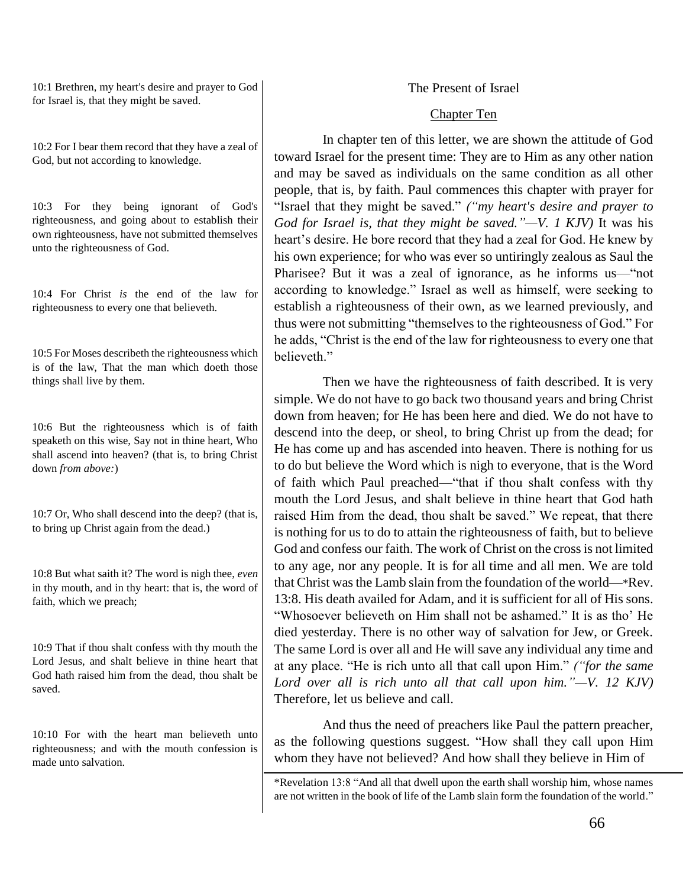10:1 Brethren, my heart's desire and prayer to God for Israel is, that they might be saved.

10:2 For I bear them record that they have a zeal of God, but not according to knowledge.

10:3 For they being ignorant of God's righteousness, and going about to establish their own righteousness, have not submitted themselves unto the righteousness of God.

10:4 For Christ *is* the end of the law for righteousness to every one that believeth.

10:5 For Moses describeth the righteousness which is of the law, That the man which doeth those things shall live by them.

10:6 But the righteousness which is of faith speaketh on this wise, Say not in thine heart, Who shall ascend into heaven? (that is, to bring Christ down *from above:*)

10:7 Or, Who shall descend into the deep? (that is, to bring up Christ again from the dead.)

10:8 But what saith it? The word is nigh thee, *even* in thy mouth, and in thy heart: that is, the word of faith, which we preach;

10:9 That if thou shalt confess with thy mouth the Lord Jesus, and shalt believe in thine heart that God hath raised him from the dead, thou shalt be saved.

10:10 For with the heart man believeth unto righteousness; and with the mouth confession is made unto salvation.

The Present of Israel

Chapter Ten

In chapter ten of this letter, we are shown the attitude of God toward Israel for the present time: They are to Him as any other nation and may be saved as individuals on the same condition as all other people, that is, by faith. Paul commences this chapter with prayer for "Israel that they might be saved." *("my heart's desire and prayer to God for Israel is, that they might be saved."—V. 1 KJV)* It was his heart's desire. He bore record that they had a zeal for God. He knew by his own experience; for who was ever so untiringly zealous as Saul the Pharisee? But it was a zeal of ignorance, as he informs us—"not according to knowledge." Israel as well as himself, were seeking to establish a righteousness of their own, as we learned previously, and thus were not submitting "themselves to the righteousness of God." For he adds, "Christ is the end of the law for righteousness to every one that believeth."

Then we have the righteousness of faith described. It is very simple. We do not have to go back two thousand years and bring Christ down from heaven; for He has been here and died. We do not have to descend into the deep, or sheol, to bring Christ up from the dead; for He has come up and has ascended into heaven. There is nothing for us to do but believe the Word which is nigh to everyone, that is the Word of faith which Paul preached—"that if thou shalt confess with thy mouth the Lord Jesus, and shalt believe in thine heart that God hath raised Him from the dead, thou shalt be saved." We repeat, that there is nothing for us to do to attain the righteousness of faith, but to believe God and confess our faith. The work of Christ on the cross is not limited to any age, nor any people. It is for all time and all men. We are told that Christ was the Lamb slain from the foundation of the world—*Rev. 13:8. His death availed for Adam, and it is sufficient for all of His sons. "Whosoever believeth on Him shall not be ashamed." It is as tho' He died yesterday. There is no other way of salvation for Jew, or Greek. The same Lord is over all and He will save any individual any time and at any place. "He is rich unto all that call upon Him." *("for the same Lord over all is rich unto all that call upon him."—V. 12 KJV)* Therefore, let us believe and call.

And thus the need of preachers like Paul the pattern preacher, as the following questions suggest. "How shall they call upon Him whom they have not believed? And how shall they believe in Him of

*Revelation 13:8 "And all that dwell upon the earth shall worship him, whose names are not written in the book of life of the Lamb slain form the foundation of the world."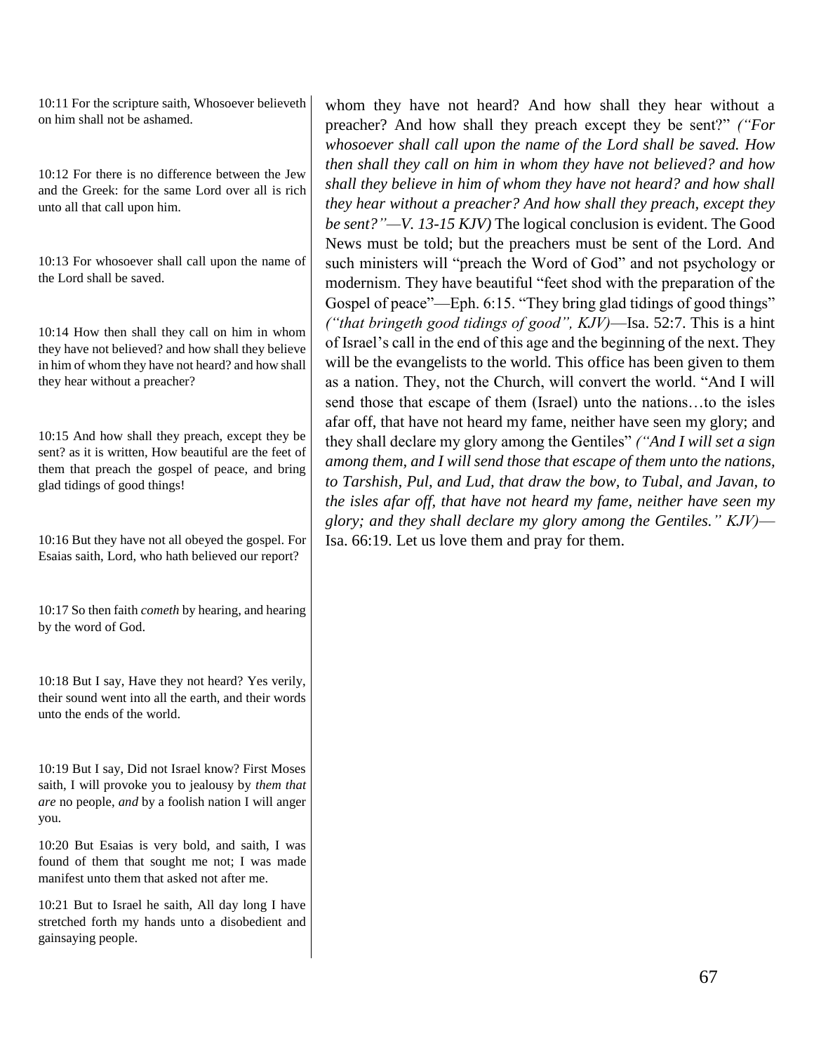10:11 For the scripture saith, Whosoever believeth on him shall not be ashamed.

10:12 For there is no difference between the Jew and the Greek: for the same Lord over all is rich unto all that call upon him.

10:13 For whosoever shall call upon the name of the Lord shall be saved.

10:14 How then shall they call on him in whom they have not believed? and how shall they believe in him of whom they have not heard? and how shall they hear without a preacher?

10:15 And how shall they preach, except they be sent? as it is written, How beautiful are the feet of them that preach the gospel of peace, and bring glad tidings of good things!

10:16 But they have not all obeyed the gospel. For Esaias saith, Lord, who hath believed our report?

10:17 So then faith *cometh* by hearing, and hearing by the word of God.

10:18 But I say, Have they not heard? Yes verily, their sound went into all the earth, and their words unto the ends of the world.

10:19 But I say, Did not Israel know? First Moses saith, I will provoke you to jealousy by *them that are* no people, *and* by a foolish nation I will anger you.

10:20 But Esaias is very bold, and saith, I was found of them that sought me not; I was made manifest unto them that asked not after me.

10:21 But to Israel he saith, All day long I have stretched forth my hands unto a disobedient and gainsaying people.

whom they have not heard? And how shall they hear without a preacher? And how shall they preach except they be sent?" *("For whosoever shall call upon the name of the Lord shall be saved. How then shall they call on him in whom they have not believed? and how shall they believe in him of whom they have not heard? and how shall they hear without a preacher? And how shall they preach, except they be sent?"—V. 13-15 KJV)* The logical conclusion is evident. The Good News must be told; but the preachers must be sent of the Lord. And such ministers will "preach the Word of God" and not psychology or modernism. They have beautiful "feet shod with the preparation of the Gospel of peace"—Eph. 6:15. "They bring glad tidings of good things" *("that bringeth good tidings of good", KJV)*—Isa. 52:7. This is a hint of Israel's call in the end of this age and the beginning of the next. They will be the evangelists to the world. This office has been given to them as a nation. They, not the Church, will convert the world. "And I will send those that escape of them (Israel) unto the nations…to the isles afar off, that have not heard my fame, neither have seen my glory; and they shall declare my glory among the Gentiles" *("And I will set a sign among them, and I will send those that escape of them unto the nations, to Tarshish, Pul, and Lud, that draw the bow, to Tubal, and Javan, to the isles afar off, that have not heard my fame, neither have seen my glory; and they shall declare my glory among the Gentiles." KJV)*—Isa. 66:19. Let us love them and pray for them.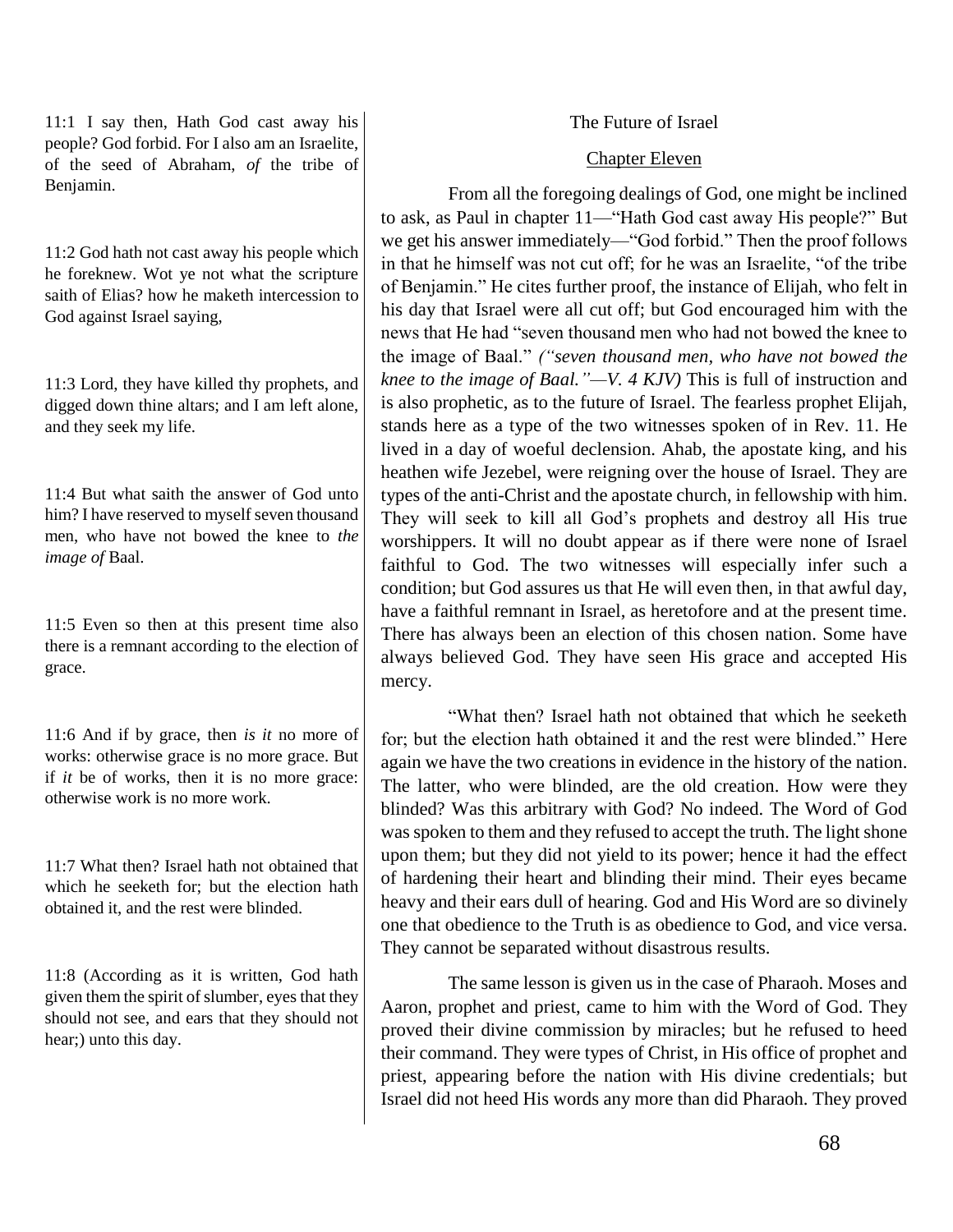11:1 I say then, Hath God cast away his people? God forbid. For I also am an Israelite, of the seed of Abraham, *of* the tribe of Benjamin.

11:2 God hath not cast away his people which he foreknew. Wot ye not what the scripture saith of Elias? how he maketh intercession to God against Israel saying,

11:3 Lord, they have killed thy prophets, and digged down thine altars; and I am left alone, and they seek my life.

11:4 But what saith the answer of God unto him? I have reserved to myself seven thousand men, who have not bowed the knee to *the image of* Baal.

11:5 Even so then at this present time also there is a remnant according to the election of grace.

11:6 And if by grace, then *is it* no more of works: otherwise grace is no more grace. But if *it* be of works, then it is no more grace: otherwise work is no more work.

11:7 What then? Israel hath not obtained that which he seeketh for; but the election hath obtained it, and the rest were blinded.

11:8 (According as it is written, God hath given them the spirit of slumber, eyes that they should not see, and ears that they should not hear;) unto this day.

# The Future of Israel

## Chapter Eleven

From all the foregoing dealings of God, one might be inclined to ask, as Paul in chapter 11—"Hath God cast away His people?" But we get his answer immediately—"God forbid." Then the proof follows in that he himself was not cut off; for he was an Israelite, "of the tribe of Benjamin." He cites further proof, the instance of Elijah, who felt in his day that Israel were all cut off; but God encouraged him with the news that He had "seven thousand men who had not bowed the knee to the image of Baal." *("seven thousand men, who have not bowed the knee to the image of Baal."—V. 4 KJV)* This is full of instruction and is also prophetic, as to the future of Israel. The fearless prophet Elijah, stands here as a type of the two witnesses spoken of in Rev. 11. He lived in a day of woeful declension. Ahab, the apostate king, and his heathen wife Jezebel, were reigning over the house of Israel. They are types of the anti-Christ and the apostate church, in fellowship with him. They will seek to kill all God's prophets and destroy all His true worshippers. It will no doubt appear as if there were none of Israel faithful to God. The two witnesses will especially infer such a condition; but God assures us that He will even then, in that awful day, have a faithful remnant in Israel, as heretofore and at the present time. There has always been an election of this chosen nation. Some have always believed God. They have seen His grace and accepted His mercy.

"What then? Israel hath not obtained that which he seeketh for; but the election hath obtained it and the rest were blinded." Here again we have the two creations in evidence in the history of the nation. The latter, who were blinded, are the old creation. How were they blinded? Was this arbitrary with God? No indeed. The Word of God was spoken to them and they refused to accept the truth. The light shone upon them; but they did not yield to its power; hence it had the effect of hardening their heart and blinding their mind. Their eyes became heavy and their ears dull of hearing. God and His Word are so divinely one that obedience to the Truth is as obedience to God, and vice versa. They cannot be separated without disastrous results.

The same lesson is given us in the case of Pharaoh. Moses and Aaron, prophet and priest, came to him with the Word of God. They proved their divine commission by miracles; but he refused to heed their command. They were types of Christ, in His office of prophet and priest, appearing before the nation with His divine credentials; but Israel did not heed His words any more than did Pharaoh. They proved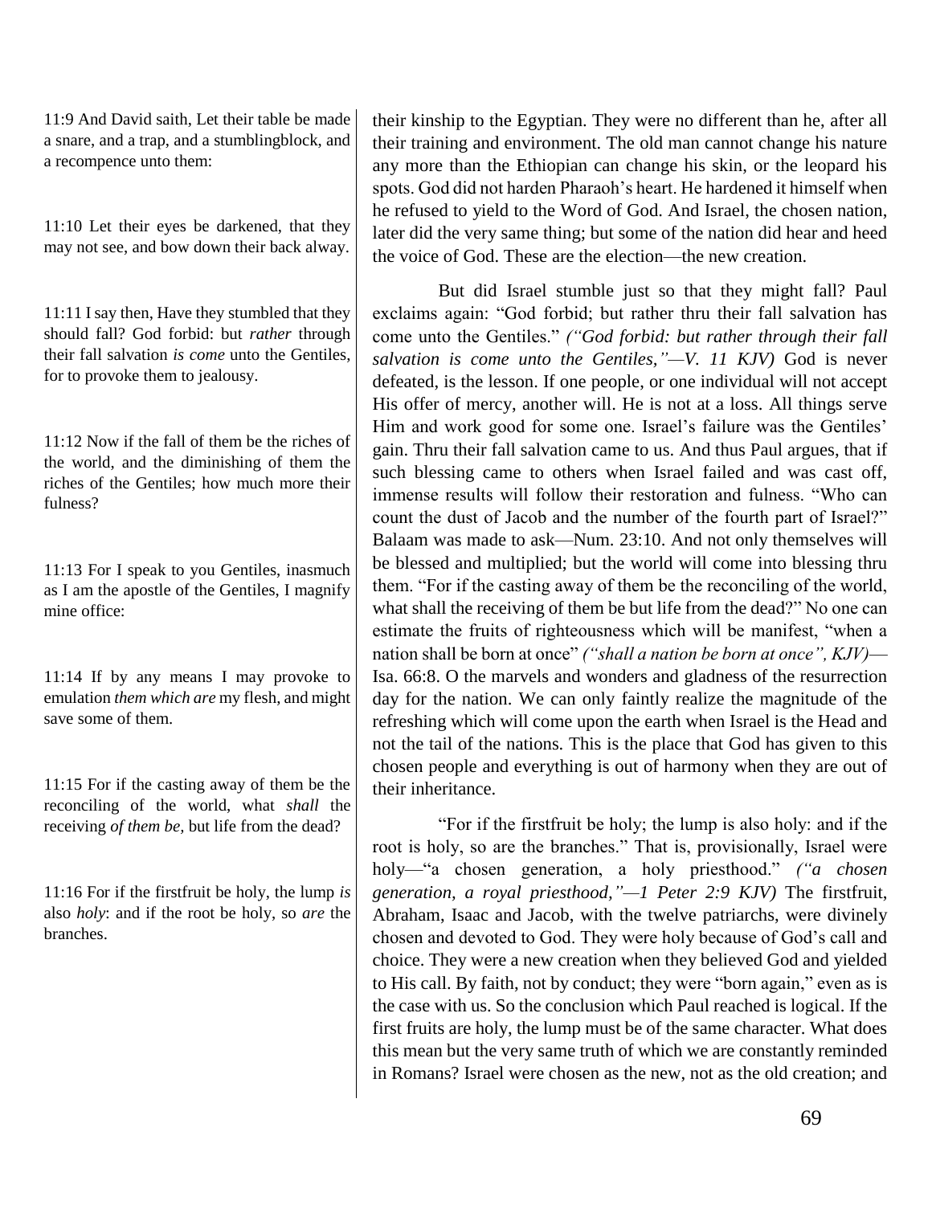11:9 And David saith, Let their table be made a snare, and a trap, and a stumblingblock, and a recompence unto them:

11:10 Let their eyes be darkened, that they may not see, and bow down their back alway.

11:11 I say then, Have they stumbled that they should fall? God forbid: but *rather* through their fall salvation *is come* unto the Gentiles, for to provoke them to jealousy.

11:12 Now if the fall of them be the riches of the world, and the diminishing of them the riches of the Gentiles; how much more their fulness?

11:13 For I speak to you Gentiles, inasmuch as I am the apostle of the Gentiles, I magnify mine office:

11:14 If by any means I may provoke to emulation *them which are* my flesh, and might save some of them.

11:15 For if the casting away of them be the reconciling of the world, what *shall* the receiving *of them be*, but life from the dead?

11:16 For if the firstfruit be holy, the lump *is* also *holy*: and if the root be holy, so *are* the branches.

their kinship to the Egyptian. They were no different than he, after all their training and environment. The old man cannot change his nature any more than the Ethiopian can change his skin, or the leopard his spots. God did not harden Pharaoh's heart. He hardened it himself when he refused to yield to the Word of God. And Israel, the chosen nation, later did the very same thing; but some of the nation did hear and heed the voice of God. These are the election—the new creation.

But did Israel stumble just so that they might fall? Paul exclaims again: "God forbid; but rather thru their fall salvation has come unto the Gentiles." *("God forbid: but rather through their fall salvation is come unto the Gentiles,"—V. 11 KJV)* God is never defeated, is the lesson. If one people, or one individual will not accept His offer of mercy, another will. He is not at a loss. All things serve Him and work good for some one. Israel's failure was the Gentiles' gain. Thru their fall salvation came to us. And thus Paul argues, that if such blessing came to others when Israel failed and was cast off, immense results will follow their restoration and fulness. "Who can count the dust of Jacob and the number of the fourth part of Israel?" Balaam was made to ask—Num. 23:10. And not only themselves will be blessed and multiplied; but the world will come into blessing thru them. "For if the casting away of them be the reconciling of the world, what shall the receiving of them be but life from the dead?" No one can estimate the fruits of righteousness which will be manifest, "when a nation shall be born at once" *("shall a nation be born at once", KJV)*—Isa. 66:8. O the marvels and wonders and gladness of the resurrection day for the nation. We can only faintly realize the magnitude of the refreshing which will come upon the earth when Israel is the Head and not the tail of the nations. This is the place that God has given to this chosen people and everything is out of harmony when they are out of their inheritance.

"For if the firstfruit be holy; the lump is also holy: and if the root is holy, so are the branches." That is, provisionally, Israel were holy—"a chosen generation, a holy priesthood." *("a chosen generation, a royal priesthood,"—1 Peter 2:9 KJV)* The firstfruit, Abraham, Isaac and Jacob, with the twelve patriarchs, were divinely chosen and devoted to God. They were holy because of God's call and choice. They were a new creation when they believed God and yielded to His call. By faith, not by conduct; they were "born again," even as is the case with us. So the conclusion which Paul reached is logical. If the first fruits are holy, the lump must be of the same character. What does this mean but the very same truth of which we are constantly reminded in Romans? Israel were chosen as the new, not as the old creation; and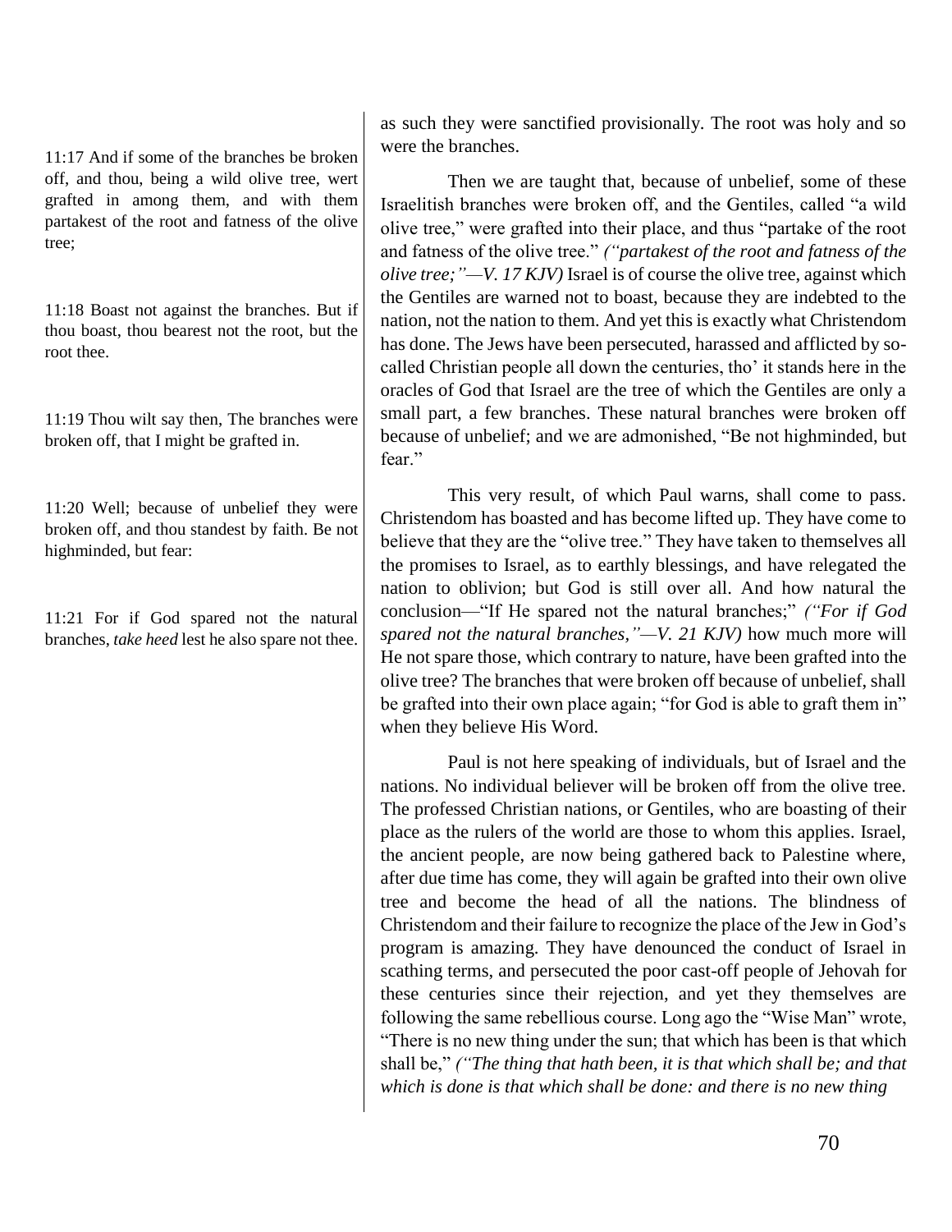11:17 And if some of the branches be broken off, and thou, being a wild olive tree, wert grafted in among them, and with them partakest of the root and fatness of the olive tree;

11:18 Boast not against the branches. But if thou boast, thou bearest not the root, but the root thee.

11:19 Thou wilt say then, The branches were broken off, that I might be grafted in.

11:20 Well; because of unbelief they were broken off, and thou standest by faith. Be not highminded, but fear:

11:21 For if God spared not the natural branches, *take heed* lest he also spare not thee.

as such they were sanctified provisionally. The root was holy and so were the branches.

Then we are taught that, because of unbelief, some of these Israelitish branches were broken off, and the Gentiles, called "a wild olive tree," were grafted into their place, and thus "partake of the root and fatness of the olive tree." *("partakest of the root and fatness of the olive tree;"—V. 17 KJV)* Israel is of course the olive tree, against which the Gentiles are warned not to boast, because they are indebted to the nation, not the nation to them. And yet this is exactly what Christendom has done. The Jews have been persecuted, harassed and afflicted by so-called Christian people all down the centuries, tho' it stands here in the oracles of God that Israel are the tree of which the Gentiles are only a small part, a few branches. These natural branches were broken off because of unbelief; and we are admonished, "Be not highminded, but fear."

This very result, of which Paul warns, shall come to pass. Christendom has boasted and has become lifted up. They have come to believe that they are the "olive tree." They have taken to themselves all the promises to Israel, as to earthly blessings, and have relegated the nation to oblivion; but God is still over all. And how natural the conclusion—"If He spared not the natural branches;" *("For if God spared not the natural branches,"—V. 21 KJV)* how much more will He not spare those, which contrary to nature, have been grafted into the olive tree? The branches that were broken off because of unbelief, shall be grafted into their own place again; "for God is able to graft them in" when they believe His Word.

Paul is not here speaking of individuals, but of Israel and the nations. No individual believer will be broken off from the olive tree. The professed Christian nations, or Gentiles, who are boasting of their place as the rulers of the world are those to whom this applies. Israel, the ancient people, are now being gathered back to Palestine where, after due time has come, they will again be grafted into their own olive tree and become the head of all the nations. The blindness of Christendom and their failure to recognize the place of the Jew in God's program is amazing. They have denounced the conduct of Israel in scathing terms, and persecuted the poor cast-off people of Jehovah for these centuries since their rejection, and yet they themselves are following the same rebellious course. Long ago the "Wise Man" wrote, "There is no new thing under the sun; that which has been is that which shall be," *("The thing that hath been, it is that which shall be; and that which is done is that which shall be done: and there is no new thing*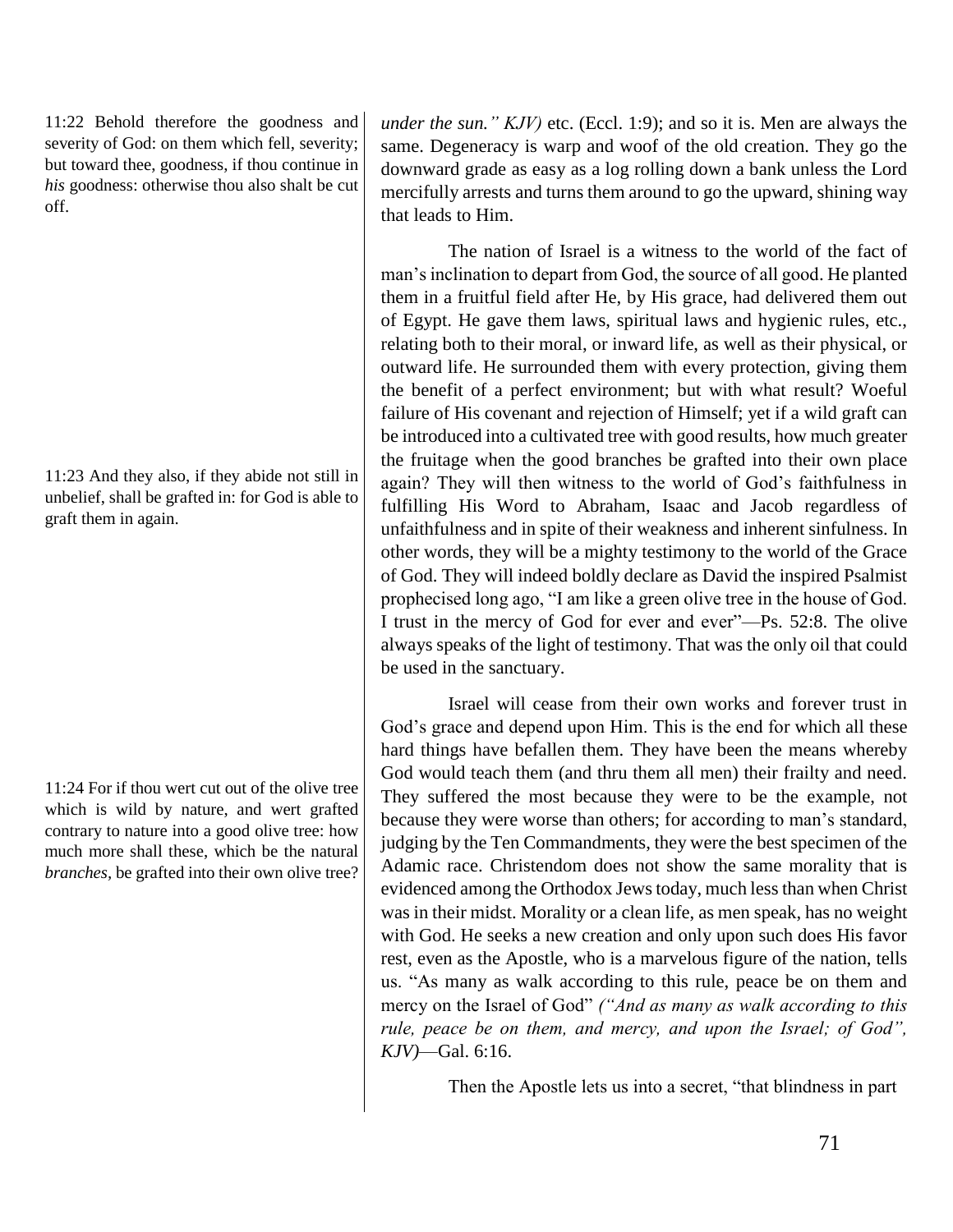11:22 Behold therefore the goodness and severity of God: on them which fell, severity; but toward thee, goodness, if thou continue in *his* goodness: otherwise thou also shalt be cut off.

*under the sun." KJV)* etc. (Eccl. 1:9); and so it is. Men are always the same. Degeneracy is warp and woof of the old creation. They go the downward grade as easy as a log rolling down a bank unless the Lord mercifully arrests and turns them around to go the upward, shining way that leads to Him.

The nation of Israel is a witness to the world of the fact of man's inclination to depart from God, the source of all good. He planted them in a fruitful field after He, by His grace, had delivered them out of Egypt. He gave them laws, spiritual laws and hygienic rules, etc., relating both to their moral, or inward life, as well as their physical, or outward life. He surrounded them with every protection, giving them the benefit of a perfect environment; but with what result? Woeful failure of His covenant and rejection of Himself; yet if a wild graft can be introduced into a cultivated tree with good results, how much greater the fruitage when the good branches be grafted into their own place again? They will then witness to the world of God's faithfulness in fulfilling His Word to Abraham, Isaac and Jacob regardless of unfaithfulness and in spite of their weakness and inherent sinfulness. In other words, they will be a mighty testimony to the world of the Grace of God. They will indeed boldly declare as David the inspired Psalmist prophecised long ago, "I am like a green olive tree in the house of God. I trust in the mercy of God for ever and ever"—Ps. 52:8. The olive always speaks of the light of testimony. That was the only oil that could be used in the sanctuary.

11:23 And they also, if they abide not still in unbelief, shall be grafted in: for God is able to graft them in again.

Israel will cease from their own works and forever trust in God's grace and depend upon Him. This is the end for which all these hard things have befallen them. They have been the means whereby God would teach them (and thru them all men) their frailty and need. They suffered the most because they were to be the example, not because they were worse than others; for according to man's standard, judging by the Ten Commandments, they were the best specimen of the Adamic race. Christendom does not show the same morality that is evidenced among the Orthodox Jews today, much less than when Christ was in their midst. Morality or a clean life, as men speak, has no weight with God. He seeks a new creation and only upon such does His favor rest, even as the Apostle, who is a marvelous figure of the nation, tells us. "As many as walk according to this rule, peace be on them and mercy on the Israel of God" *("And as many as walk according to this rule, peace be on them, and mercy, and upon the Israel; of God", KJV)*—Gal. 6:16.

11:24 For if thou wert cut out of the olive tree which is wild by nature, and wert grafted contrary to nature into a good olive tree: how much more shall these, which be the natural *branches*, be grafted into their own olive tree?

Then the Apostle lets us into a secret, "that blindness in part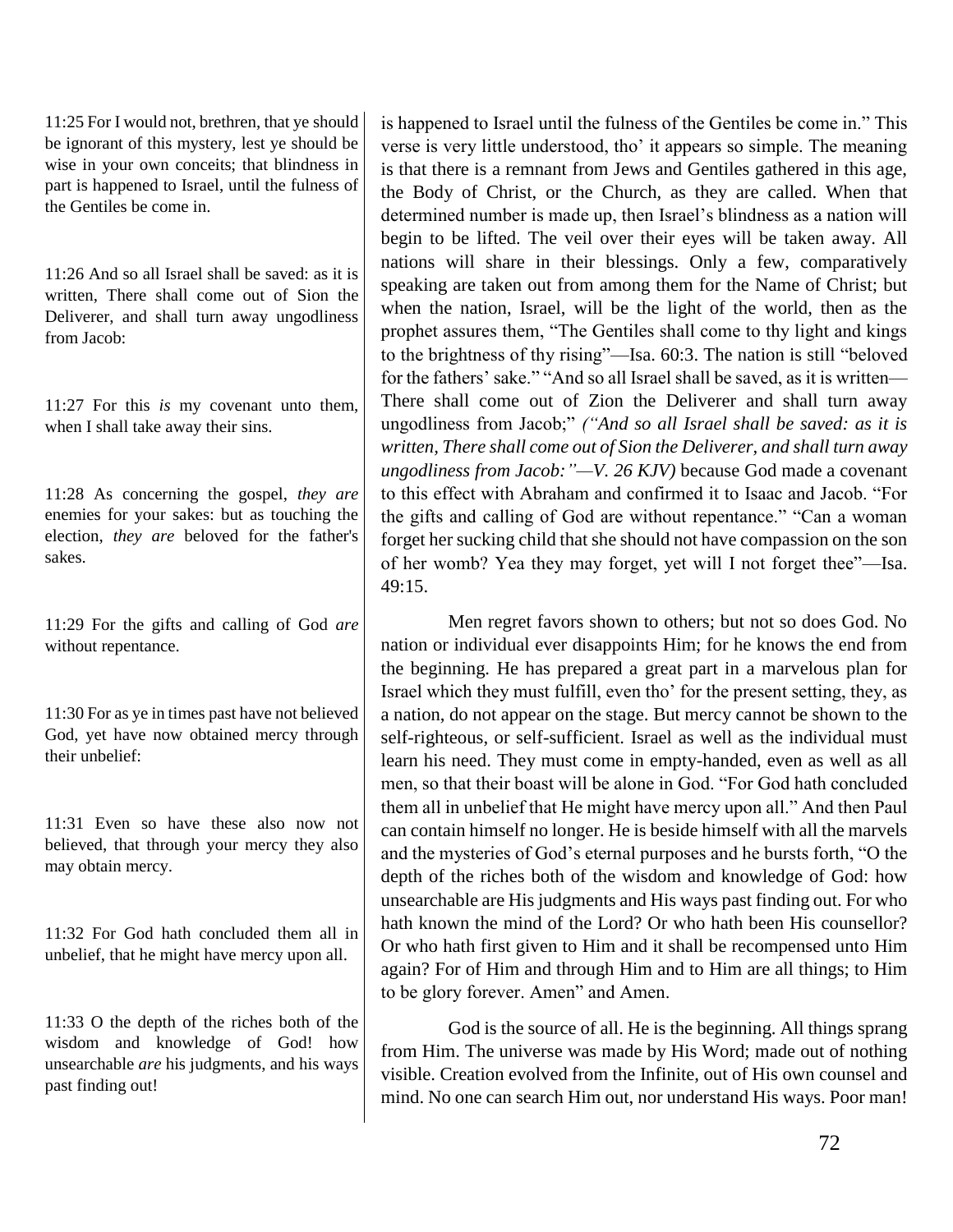11:25 For I would not, brethren, that ye should be ignorant of this mystery, lest ye should be wise in your own conceits; that blindness in part is happened to Israel, until the fulness of the Gentiles be come in.

11:26 And so all Israel shall be saved: as it is written, There shall come out of Sion the Deliverer, and shall turn away ungodliness from Jacob:

11:27 For this *is* my covenant unto them, when I shall take away their sins.

11:28 As concerning the gospel, *they are* enemies for your sakes: but as touching the election, *they are* beloved for the father's sakes.

11:29 For the gifts and calling of God *are* without repentance.

11:30 For as ye in times past have not believed God, yet have now obtained mercy through their unbelief:

11:31 Even so have these also now not believed, that through your mercy they also may obtain mercy.

11:32 For God hath concluded them all in unbelief, that he might have mercy upon all.

11:33 O the depth of the riches both of the wisdom and knowledge of God! how unsearchable *are* his judgments, and his ways past finding out!

is happened to Israel until the fulness of the Gentiles be come in." This verse is very little understood, tho' it appears so simple. The meaning is that there is a remnant from Jews and Gentiles gathered in this age, the Body of Christ, or the Church, as they are called. When that determined number is made up, then Israel's blindness as a nation will begin to be lifted. The veil over their eyes will be taken away. All nations will share in their blessings. Only a few, comparatively speaking are taken out from among them for the Name of Christ; but when the nation, Israel, will be the light of the world, then as the prophet assures them, "The Gentiles shall come to thy light and kings to the brightness of thy rising"—Isa. 60:3. The nation is still "beloved for the fathers' sake." "And so all Israel shall be saved, as it is written—There shall come out of Zion the Deliverer and shall turn away ungodliness from Jacob;" *("And so all Israel shall be saved: as it is written, There shall come out of Sion the Deliverer, and shall turn away ungodliness from Jacob:"—V. 26 KJV)* because God made a covenant to this effect with Abraham and confirmed it to Isaac and Jacob. "For the gifts and calling of God are without repentance." "Can a woman forget her sucking child that she should not have compassion on the son of her womb? Yea they may forget, yet will I not forget thee"—Isa. 49:15.

Men regret favors shown to others; but not so does God. No nation or individual ever disappoints Him; for he knows the end from the beginning. He has prepared a great part in a marvelous plan for Israel which they must fulfill, even tho' for the present setting, they, as a nation, do not appear on the stage. But mercy cannot be shown to the self-righteous, or self-sufficient. Israel as well as the individual must learn his need. They must come in empty-handed, even as well as all men, so that their boast will be alone in God. "For God hath concluded them all in unbelief that He might have mercy upon all." And then Paul can contain himself no longer. He is beside himself with all the marvels and the mysteries of God's eternal purposes and he bursts forth, "O the depth of the riches both of the wisdom and knowledge of God: how unsearchable are His judgments and His ways past finding out. For who hath known the mind of the Lord? Or who hath been His counsellor? Or who hath first given to Him and it shall be recompensed unto Him again? For of Him and through Him and to Him are all things; to Him to be glory forever. Amen" and Amen.

God is the source of all. He is the beginning. All things sprang from Him. The universe was made by His Word; made out of nothing visible. Creation evolved from the Infinite, out of His own counsel and mind. No one can search Him out, nor understand His ways. Poor man!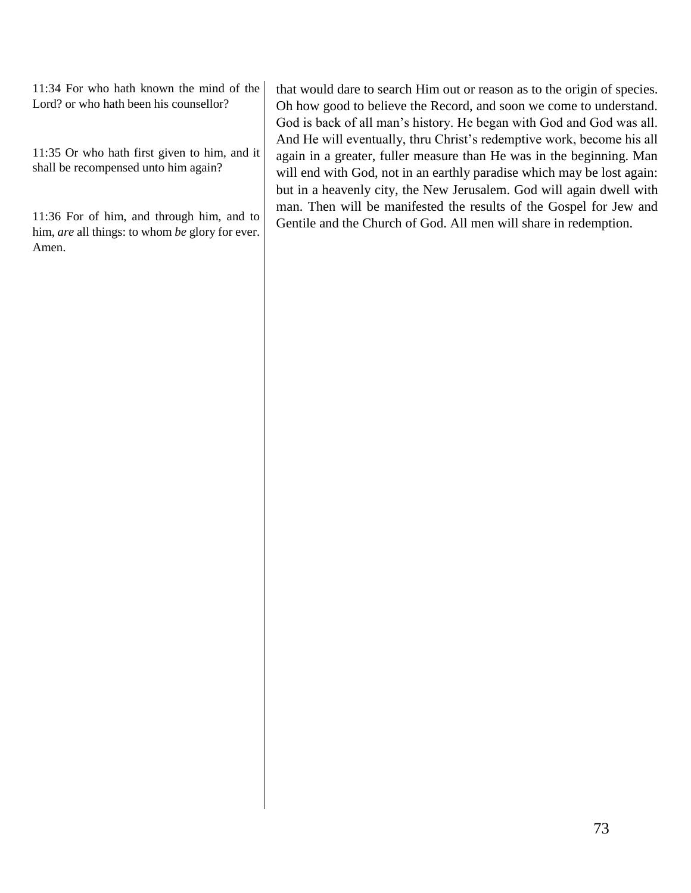11:34 For who hath known the mind of the Lord? or who hath been his counsellor?

11:35 Or who hath first given to him, and it shall be recompensed unto him again?

11:36 For of him, and through him, and to him, *are* all things: to whom *be* glory for ever. Amen.

that would dare to search Him out or reason as to the origin of species. Oh how good to believe the Record, and soon we come to understand. God is back of all man's history. He began with God and God was all. And He will eventually, thru Christ's redemptive work, become his all again in a greater, fuller measure than He was in the beginning. Man will end with God, not in an earthly paradise which may be lost again: but in a heavenly city, the New Jerusalem. God will again dwell with man. Then will be manifested the results of the Gospel for Jew and Gentile and the Church of God. All men will share in redemption.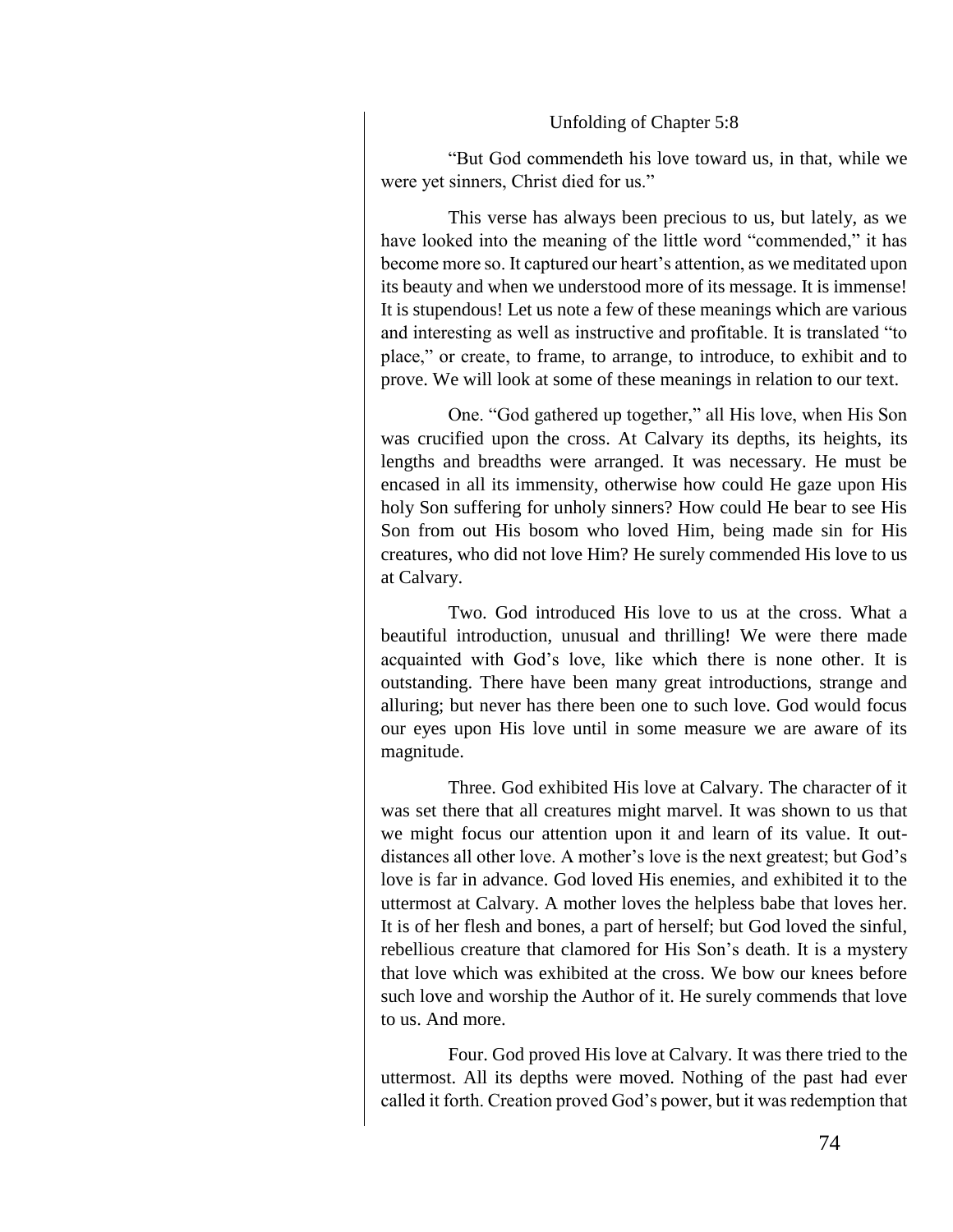## Unfolding of Chapter 5:8

"But God commendeth his love toward us, in that, while we were yet sinners, Christ died for us."

This verse has always been precious to us, but lately, as we have looked into the meaning of the little word "commended," it has become more so. It captured our heart's attention, as we meditated upon its beauty and when we understood more of its message. It is immense! It is stupendous! Let us note a few of these meanings which are various and interesting as well as instructive and profitable. It is translated "to place," or create, to frame, to arrange, to introduce, to exhibit and to prove. We will look at some of these meanings in relation to our text.

One. "God gathered up together," all His love, when His Son was crucified upon the cross. At Calvary its depths, its heights, its lengths and breadths were arranged. It was necessary. He must be encased in all its immensity, otherwise how could He gaze upon His holy Son suffering for unholy sinners? How could He bear to see His Son from out His bosom who loved Him, being made sin for His creatures, who did not love Him? He surely commended His love to us at Calvary.

Two. God introduced His love to us at the cross. What a beautiful introduction, unusual and thrilling! We were there made acquainted with God's love, like which there is none other. It is outstanding. There have been many great introductions, strange and alluring; but never has there been one to such love. God would focus our eyes upon His love until in some measure we are aware of its magnitude.

Three. God exhibited His love at Calvary. The character of it was set there that all creatures might marvel. It was shown to us that we might focus our attention upon it and learn of its value. It out-distances all other love. A mother's love is the next greatest; but God's love is far in advance. God loved His enemies, and exhibited it to the uttermost at Calvary. A mother loves the helpless babe that loves her. It is of her flesh and bones, a part of herself; but God loved the sinful, rebellious creature that clamored for His Son's death. It is a mystery that love which was exhibited at the cross. We bow our knees before such love and worship the Author of it. He surely commends that love to us. And more.

Four. God proved His love at Calvary. It was there tried to the uttermost. All its depths were moved. Nothing of the past had ever called it forth. Creation proved God's power, but it was redemption that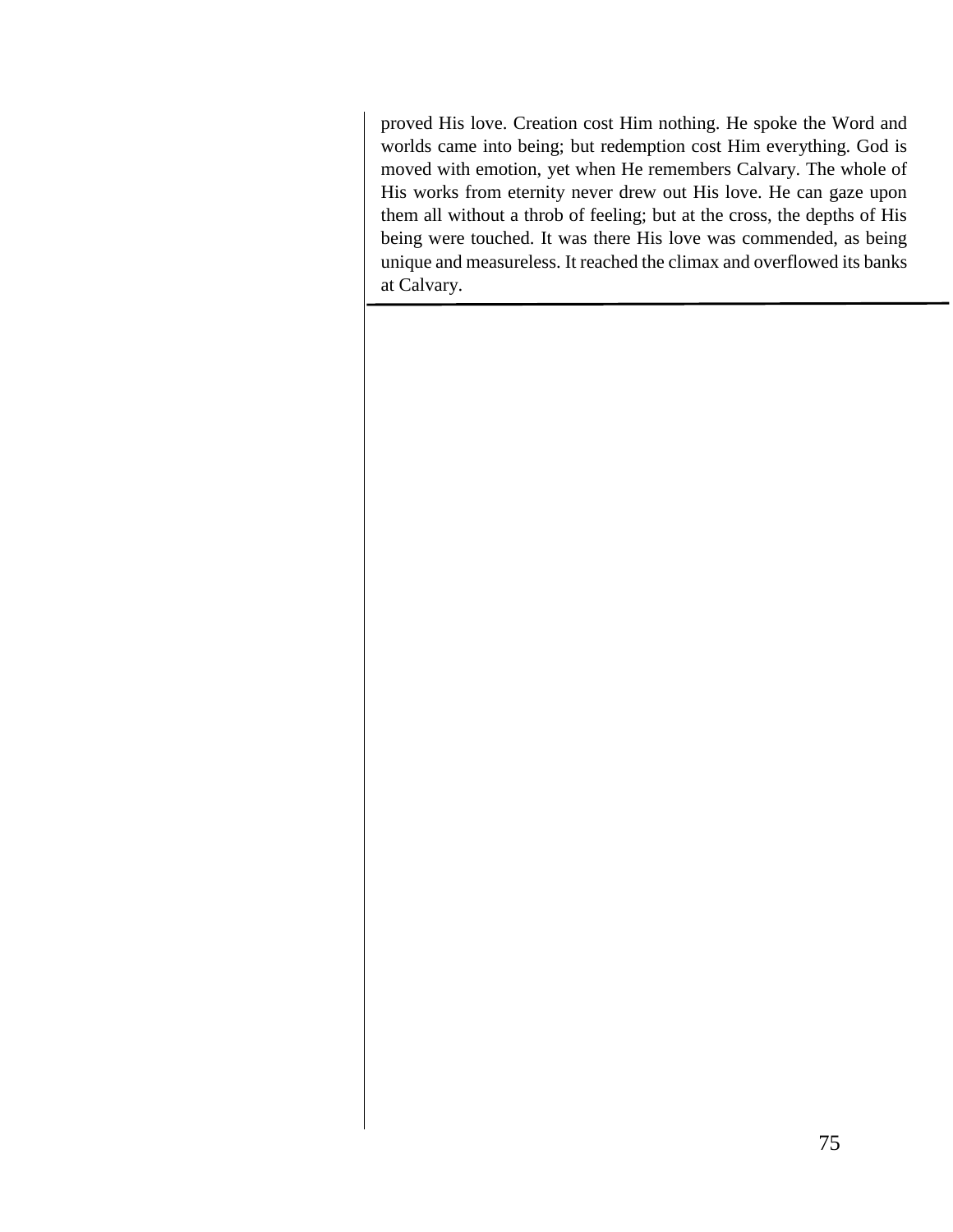proved His love. Creation cost Him nothing. He spoke the Word and worlds came into being; but redemption cost Him everything. God is moved with emotion, yet when He remembers Calvary. The whole of His works from eternity never drew out His love. He can gaze upon them all without a throb of feeling; but at the cross, the depths of His being were touched. It was there His love was commended, as being unique and measureless. It reached the climax and overflowed its banks at Calvary.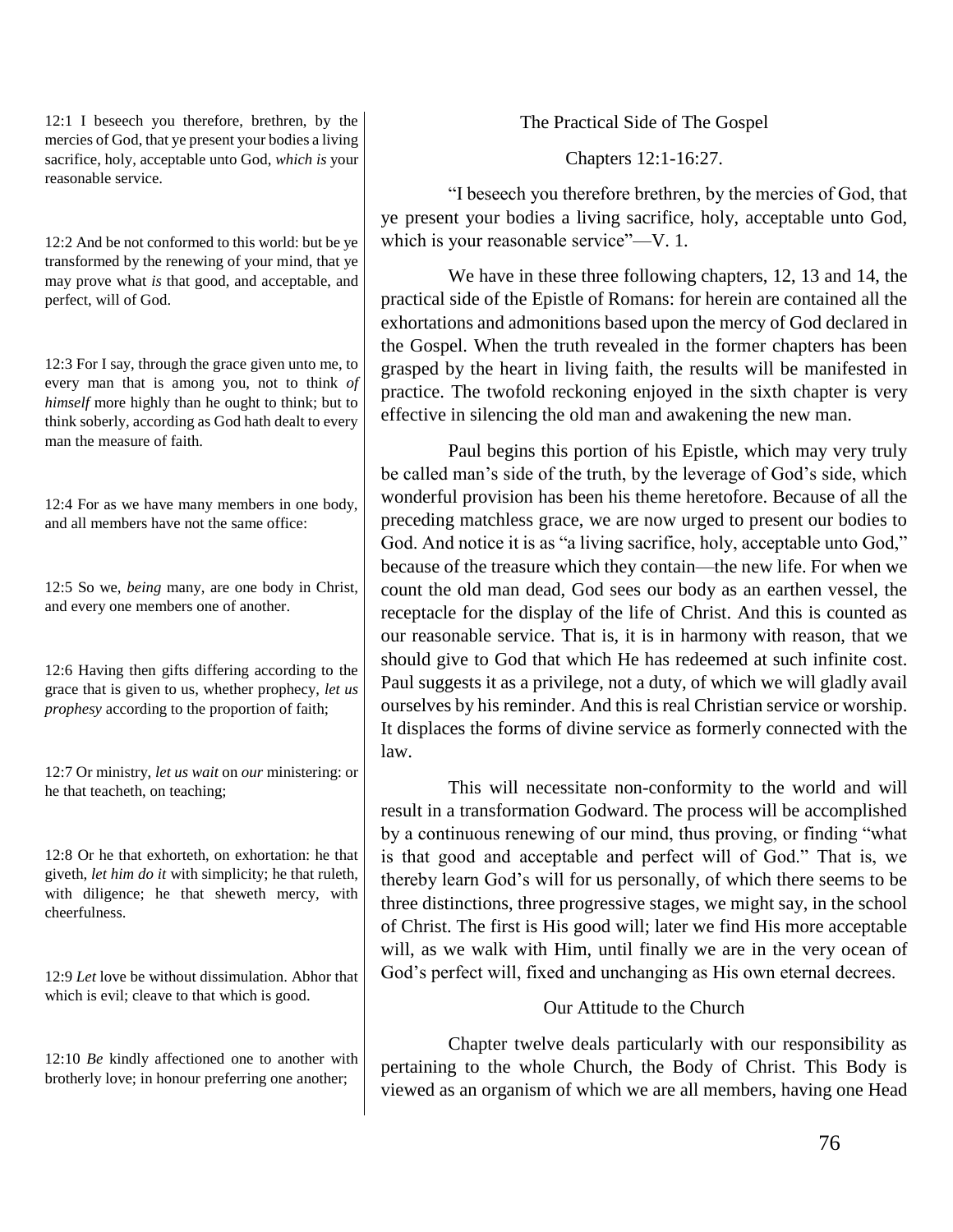12:1 I beseech you therefore, brethren, by the mercies of God, that ye present your bodies a living sacrifice, holy, acceptable unto God, *which is* your reasonable service.

12:2 And be not conformed to this world: but be ye transformed by the renewing of your mind, that ye may prove what *is* that good, and acceptable, and perfect, will of God.

12:3 For I say, through the grace given unto me, to every man that is among you, not to think *of himself* more highly than he ought to think; but to think soberly, according as God hath dealt to every man the measure of faith.

12:4 For as we have many members in one body, and all members have not the same office:

12:5 So we, *being* many, are one body in Christ, and every one members one of another.

12:6 Having then gifts differing according to the grace that is given to us, whether prophecy, *let us prophesy* according to the proportion of faith;

12:7 Or ministry, *let us wait* on *our* ministering: or he that teacheth, on teaching;

12:8 Or he that exhorteth, on exhortation: he that giveth, *let him do it* with simplicity; he that ruleth, with diligence; he that sheweth mercy, with cheerfulness.

12:9 *Let* love be without dissimulation. Abhor that which is evil; cleave to that which is good.

12:10 *Be* kindly affectioned one to another with brotherly love; in honour preferring one another;

## The Practical Side of The Gospel

### Chapters 12:1-16:27.

"I beseech you therefore brethren, by the mercies of God, that ye present your bodies a living sacrifice, holy, acceptable unto God, which is your reasonable service"—V. 1.

We have in these three following chapters, 12, 13 and 14, the practical side of the Epistle of Romans: for herein are contained all the exhortations and admonitions based upon the mercy of God declared in the Gospel. When the truth revealed in the former chapters has been grasped by the heart in living faith, the results will be manifested in practice. The twofold reckoning enjoyed in the sixth chapter is very effective in silencing the old man and awakening the new man.

Paul begins this portion of his Epistle, which may very truly be called man's side of the truth, by the leverage of God's side, which wonderful provision has been his theme heretofore. Because of all the preceding matchless grace, we are now urged to present our bodies to God. And notice it is as "a living sacrifice, holy, acceptable unto God," because of the treasure which they contain—the new life. For when we count the old man dead, God sees our body as an earthen vessel, the receptacle for the display of the life of Christ. And this is counted as our reasonable service. That is, it is in harmony with reason, that we should give to God that which He has redeemed at such infinite cost. Paul suggests it as a privilege, not a duty, of which we will gladly avail ourselves by his reminder. And this is real Christian service or worship. It displaces the forms of divine service as formerly connected with the law.

This will necessitate non-conformity to the world and will result in a transformation Godward. The process will be accomplished by a continuous renewing of our mind, thus proving, or finding "what is that good and acceptable and perfect will of God." That is, we thereby learn God's will for us personally, of which there seems to be three distinctions, three progressive stages, we might say, in the school of Christ. The first is His good will; later we find His more acceptable will, as we walk with Him, until finally we are in the very ocean of God's perfect will, fixed and unchanging as His own eternal decrees.

### Our Attitude to the Church

Chapter twelve deals particularly with our responsibility as pertaining to the whole Church, the Body of Christ. This Body is viewed as an organism of which we are all members, having one Head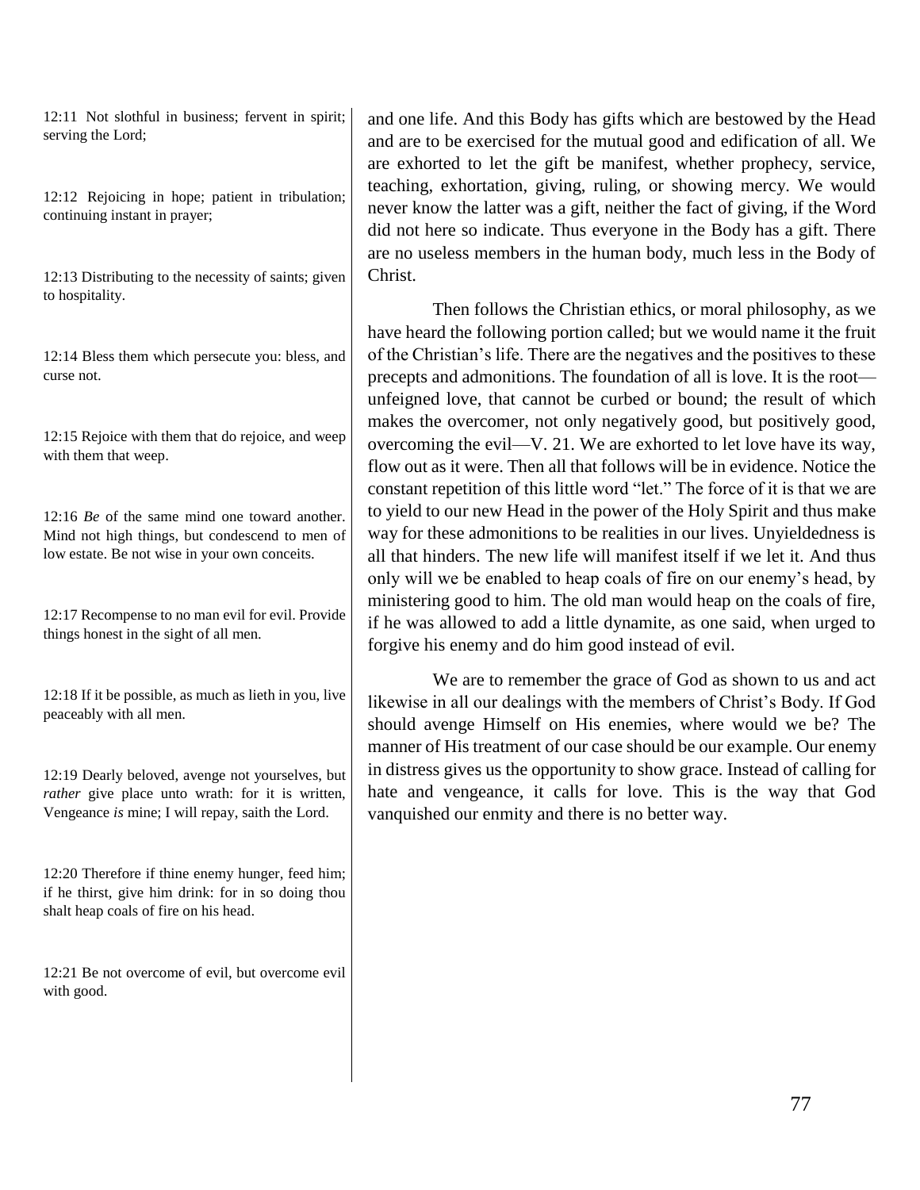12:11 Not slothful in business; fervent in spirit; serving the Lord;

12:12 Rejoicing in hope; patient in tribulation; continuing instant in prayer;

12:13 Distributing to the necessity of saints; given to hospitality.

12:14 Bless them which persecute you: bless, and curse not.

12:15 Rejoice with them that do rejoice, and weep with them that weep.

12:16 *Be* of the same mind one toward another. Mind not high things, but condescend to men of low estate. Be not wise in your own conceits.

12:17 Recompense to no man evil for evil. Provide things honest in the sight of all men.

12:18 If it be possible, as much as lieth in you, live peaceably with all men.

12:19 Dearly beloved, avenge not yourselves, but *rather* give place unto wrath: for it is written, Vengeance *is* mine; I will repay, saith the Lord.

12:20 Therefore if thine enemy hunger, feed him; if he thirst, give him drink: for in so doing thou shalt heap coals of fire on his head.

12:21 Be not overcome of evil, but overcome evil with good.

and one life. And this Body has gifts which are bestowed by the Head and are to be exercised for the mutual good and edification of all. We are exhorted to let the gift be manifest, whether prophecy, service, teaching, exhortation, giving, ruling, or showing mercy. We would never know the latter was a gift, neither the fact of giving, if the Word did not here so indicate. Thus everyone in the Body has a gift. There are no useless members in the human body, much less in the Body of Christ.

Then follows the Christian ethics, or moral philosophy, as we have heard the following portion called; but we would name it the fruit of the Christian's life. There are the negatives and the positives to these precepts and admonitions. The foundation of all is love. It is the root—unfeigned love, that cannot be curbed or bound; the result of which makes the overcomer, not only negatively good, but positively good, overcoming the evil—V. 21. We are exhorted to let love have its way, flow out as it were. Then all that follows will be in evidence. Notice the constant repetition of this little word "let." The force of it is that we are to yield to our new Head in the power of the Holy Spirit and thus make way for these admonitions to be realities in our lives. Unyieldedness is all that hinders. The new life will manifest itself if we let it. And thus only will we be enabled to heap coals of fire on our enemy's head, by ministering good to him. The old man would heap on the coals of fire, if he was allowed to add a little dynamite, as one said, when urged to forgive his enemy and do him good instead of evil.

We are to remember the grace of God as shown to us and act likewise in all our dealings with the members of Christ's Body. If God should avenge Himself on His enemies, where would we be? The manner of His treatment of our case should be our example. Our enemy in distress gives us the opportunity to show grace. Instead of calling for hate and vengeance, it calls for love. This is the way that God vanquished our enmity and there is no better way.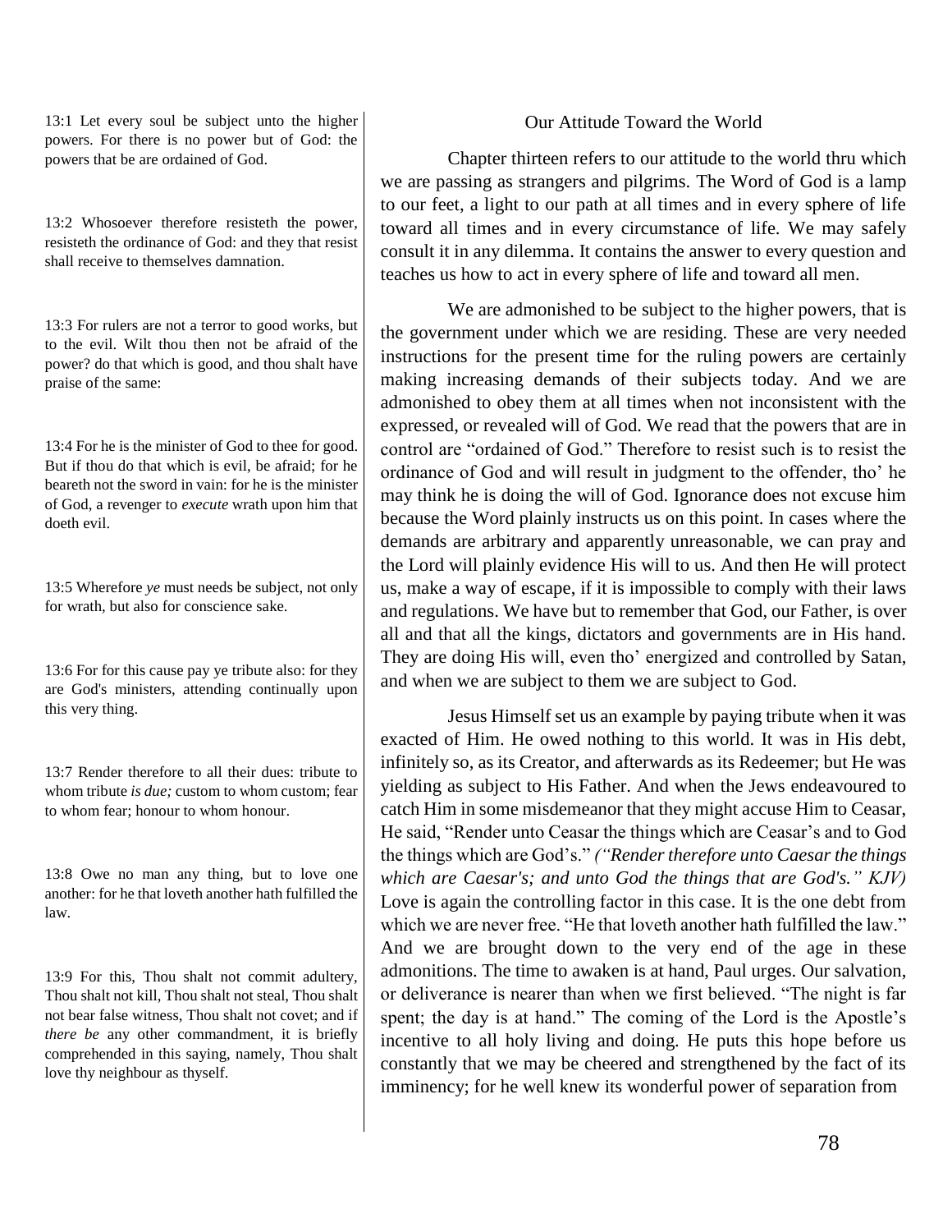13:1 Let every soul be subject unto the higher powers. For there is no power but of God: the powers that be are ordained of God.

13:2 Whosoever therefore resisteth the power, resisteth the ordinance of God: and they that resist shall receive to themselves damnation.

13:3 For rulers are not a terror to good works, but to the evil. Wilt thou then not be afraid of the power? do that which is good, and thou shalt have praise of the same:

13:4 For he is the minister of God to thee for good. But if thou do that which is evil, be afraid; for he beareth not the sword in vain: for he is the minister of God, a revenger to *execute* wrath upon him that doeth evil.

13:5 Wherefore *ye* must needs be subject, not only for wrath, but also for conscience sake.

13:6 For for this cause pay ye tribute also: for they are God's ministers, attending continually upon this very thing.

13:7 Render therefore to all their dues: tribute to whom tribute *is due;* custom to whom custom; fear to whom fear; honour to whom honour.

13:8 Owe no man any thing, but to love one another: for he that loveth another hath fulfilled the law.

13:9 For this, Thou shalt not commit adultery, Thou shalt not kill, Thou shalt not steal, Thou shalt not bear false witness, Thou shalt not covet; and if *there be* any other commandment, it is briefly comprehended in this saying, namely, Thou shalt love thy neighbour as thyself.

## Our Attitude Toward the World

Chapter thirteen refers to our attitude to the world thru which we are passing as strangers and pilgrims. The Word of God is a lamp to our feet, a light to our path at all times and in every sphere of life toward all times and in every circumstance of life. We may safely consult it in any dilemma. It contains the answer to every question and teaches us how to act in every sphere of life and toward all men.

We are admonished to be subject to the higher powers, that is the government under which we are residing. These are very needed instructions for the present time for the ruling powers are certainly making increasing demands of their subjects today. And we are admonished to obey them at all times when not inconsistent with the expressed, or revealed will of God. We read that the powers that are in control are "ordained of God." Therefore to resist such is to resist the ordinance of God and will result in judgment to the offender, tho' he may think he is doing the will of God. Ignorance does not excuse him because the Word plainly instructs us on this point. In cases where the demands are arbitrary and apparently unreasonable, we can pray and the Lord will plainly evidence His will to us. And then He will protect us, make a way of escape, if it is impossible to comply with their laws and regulations. We have but to remember that God, our Father, is over all and that all the kings, dictators and governments are in His hand. They are doing His will, even tho' energized and controlled by Satan, and when we are subject to them we are subject to God.

Jesus Himself set us an example by paying tribute when it was exacted of Him. He owed nothing to this world. It was in His debt, infinitely so, as its Creator, and afterwards as its Redeemer; but He was yielding as subject to His Father. And when the Jews endeavoured to catch Him in some misdemeanor that they might accuse Him to Ceasar, He said, "Render unto Ceasar the things which are Ceasar's and to God the things which are God's." *("Render therefore unto Caesar the things which are Caesar's; and unto God the things that are God's." KJV)* Love is again the controlling factor in this case. It is the one debt from which we are never free. "He that loveth another hath fulfilled the law." And we are brought down to the very end of the age in these admonitions. The time to awaken is at hand, Paul urges. Our salvation, or deliverance is nearer than when we first believed. "The night is far spent; the day is at hand." The coming of the Lord is the Apostle's incentive to all holy living and doing. He puts this hope before us constantly that we may be cheered and strengthened by the fact of its imminency; for he well knew its wonderful power of separation from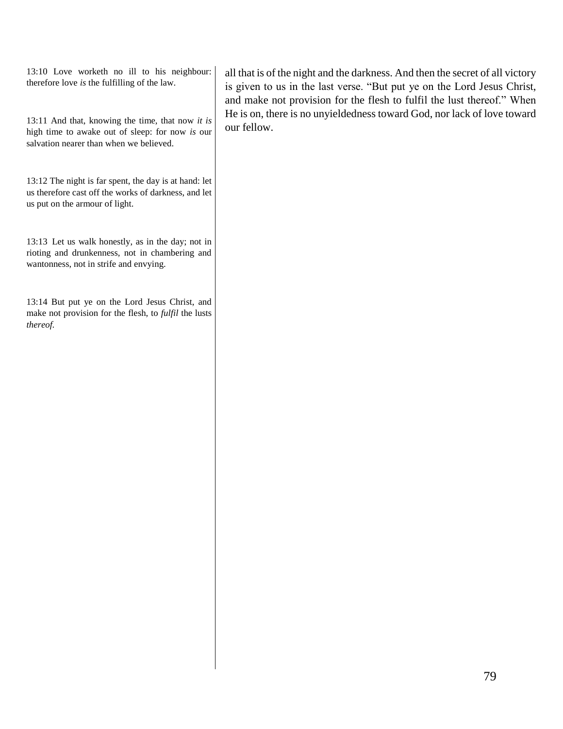13:10 Love worketh no ill to his neighbour: therefore love *is* the fulfilling of the law.

13:11 And that, knowing the time, that now *it is* high time to awake out of sleep: for now *is* our salvation nearer than when we believed.

13:12 The night is far spent, the day is at hand: let us therefore cast off the works of darkness, and let us put on the armour of light.

13:13 Let us walk honestly, as in the day; not in rioting and drunkenness, not in chambering and wantonness, not in strife and envying.

13:14 But put ye on the Lord Jesus Christ, and make not provision for the flesh, to *fulfil* the lusts *thereof.*

all that is of the night and the darkness. And then the secret of all victory is given to us in the last verse. "But put ye on the Lord Jesus Christ, and make not provision for the flesh to fulfil the lust thereof." When He is on, there is no unyieldedness toward God, nor lack of love toward our fellow.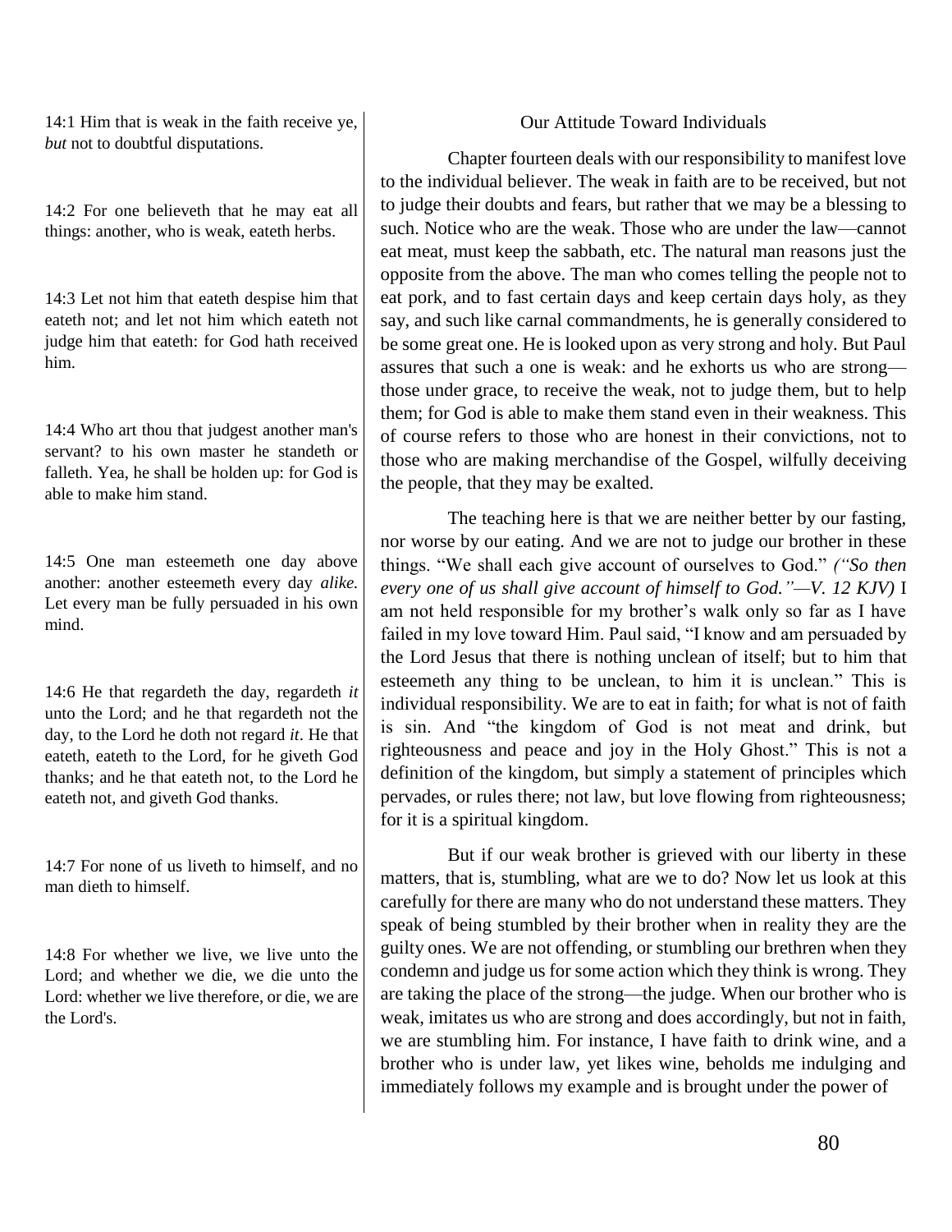14:1 Him that is weak in the faith receive ye, *but* not to doubtful disputations.

14:2 For one believeth that he may eat all things: another, who is weak, eateth herbs.

14:3 Let not him that eateth despise him that eateth not; and let not him which eateth not judge him that eateth: for God hath received him.

14:4 Who art thou that judgest another man's servant? to his own master he standeth or falleth. Yea, he shall be holden up: for God is able to make him stand.

14:5 One man esteemeth one day above another: another esteemeth every day *alike.* Let every man be fully persuaded in his own mind.

14:6 He that regardeth the day, regardeth *it* unto the Lord; and he that regardeth not the day, to the Lord he doth not regard *it*. He that eateth, eateth to the Lord, for he giveth God thanks; and he that eateth not, to the Lord he eateth not, and giveth God thanks.

14:7 For none of us liveth to himself, and no man dieth to himself.

14:8 For whether we live, we live unto the Lord; and whether we die, we die unto the Lord: whether we live therefore, or die, we are the Lord's.

## Our Attitude Toward Individuals

Chapter fourteen deals with our responsibility to manifest love to the individual believer. The weak in faith are to be received, but not to judge their doubts and fears, but rather that we may be a blessing to such. Notice who are the weak. Those who are under the law—cannot eat meat, must keep the sabbath, etc. The natural man reasons just the opposite from the above. The man who comes telling the people not to eat pork, and to fast certain days and keep certain days holy, as they say, and such like carnal commandments, he is generally considered to be some great one. He is looked upon as very strong and holy. But Paul assures that such a one is weak: and he exhorts us who are strong—those under grace, to receive the weak, not to judge them, but to help them; for God is able to make them stand even in their weakness. This of course refers to those who are honest in their convictions, not to those who are making merchandise of the Gospel, wilfully deceiving the people, that they may be exalted.

The teaching here is that we are neither better by our fasting, nor worse by our eating. And we are not to judge our brother in these things. "We shall each give account of ourselves to God." *("So then every one of us shall give account of himself to God."—V. 12 KJV)* I am not held responsible for my brother's walk only so far as I have failed in my love toward Him. Paul said, "I know and am persuaded by the Lord Jesus that there is nothing unclean of itself; but to him that esteemeth any thing to be unclean, to him it is unclean." This is individual responsibility. We are to eat in faith; for what is not of faith is sin. And "the kingdom of God is not meat and drink, but righteousness and peace and joy in the Holy Ghost." This is not a definition of the kingdom, but simply a statement of principles which pervades, or rules there; not law, but love flowing from righteousness; for it is a spiritual kingdom.

But if our weak brother is grieved with our liberty in these matters, that is, stumbling, what are we to do? Now let us look at this carefully for there are many who do not understand these matters. They speak of being stumbled by their brother when in reality they are the guilty ones. We are not offending, or stumbling our brethren when they condemn and judge us for some action which they think is wrong. They are taking the place of the strong—the judge. When our brother who is weak, imitates us who are strong and does accordingly, but not in faith, we are stumbling him. For instance, I have faith to drink wine, and a brother who is under law, yet likes wine, beholds me indulging and immediately follows my example and is brought under the power of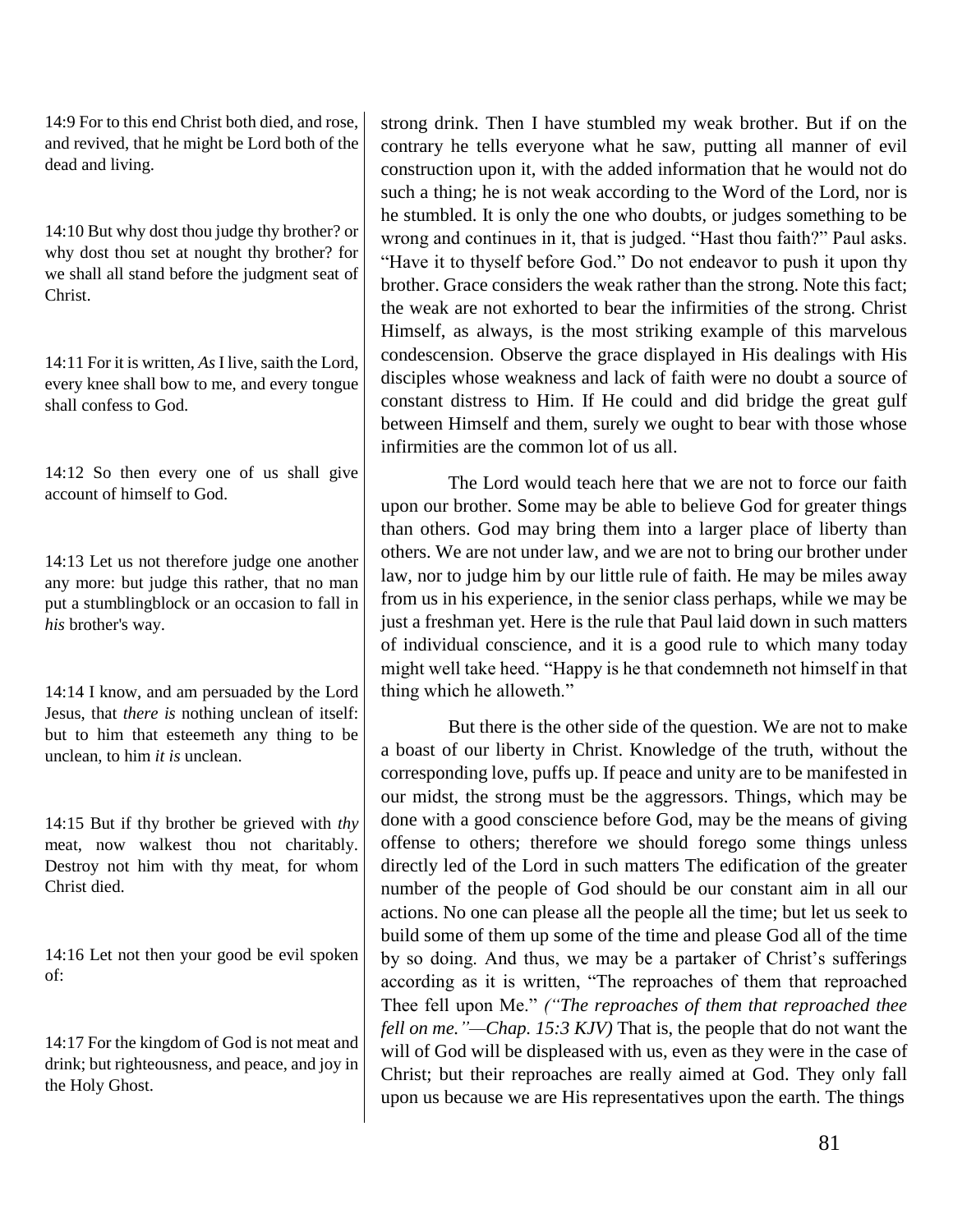14:9 For to this end Christ both died, and rose, and revived, that he might be Lord both of the dead and living.

14:10 But why dost thou judge thy brother? or why dost thou set at nought thy brother? for we shall all stand before the judgment seat of Christ.

14:11 For it is written, *As* I live, saith the Lord, every knee shall bow to me, and every tongue shall confess to God.

14:12 So then every one of us shall give account of himself to God.

14:13 Let us not therefore judge one another any more: but judge this rather, that no man put a stumblingblock or an occasion to fall in *his* brother's way.

14:14 I know, and am persuaded by the Lord Jesus, that *there is* nothing unclean of itself: but to him that esteemeth any thing to be unclean, to him *it is* unclean.

14:15 But if thy brother be grieved with *thy* meat, now walkest thou not charitably. Destroy not him with thy meat, for whom Christ died.

14:16 Let not then your good be evil spoken of:

14:17 For the kingdom of God is not meat and drink; but righteousness, and peace, and joy in the Holy Ghost.

strong drink. Then I have stumbled my weak brother. But if on the contrary he tells everyone what he saw, putting all manner of evil construction upon it, with the added information that he would not do such a thing; he is not weak according to the Word of the Lord, nor is he stumbled. It is only the one who doubts, or judges something to be wrong and continues in it, that is judged. “Hast thou faith?” Paul asks. “Have it to thyself before God.” Do not endeavor to push it upon thy brother. Grace considers the weak rather than the strong. Note this fact; the weak are not exhorted to bear the infirmities of the strong. Christ Himself, as always, is the most striking example of this marvelous condescension. Observe the grace displayed in His dealings with His disciples whose weakness and lack of faith were no doubt a source of constant distress to Him. If He could and did bridge the great gulf between Himself and them, surely we ought to bear with those whose infirmities are the common lot of us all.

The Lord would teach here that we are not to force our faith upon our brother. Some may be able to believe God for greater things than others. God may bring them into a larger place of liberty than others. We are not under law, and we are not to bring our brother under law, nor to judge him by our little rule of faith. He may be miles away from us in his experience, in the senior class perhaps, while we may be just a freshman yet. Here is the rule that Paul laid down in such matters of individual conscience, and it is a good rule to which many today might well take heed. “Happy is he that condemneth not himself in that thing which he alloweth.”

But there is the other side of the question. We are not to make a boast of our liberty in Christ. Knowledge of the truth, without the corresponding love, puffs up. If peace and unity are to be manifested in our midst, the strong must be the aggressors. Things, which may be done with a good conscience before God, may be the means of giving offense to others; therefore we should forego some things unless directly led of the Lord in such matters The edification of the greater number of the people of God should be our constant aim in all our actions. No one can please all the people all the time; but let us seek to build some of them up some of the time and please God all of the time by so doing. And thus, we may be a partaker of Christ’s sufferings according as it is written, “The reproaches of them that reproached Thee fell upon Me.” *(“The reproaches of them that reproached thee fell on me.”—Chap. 15:3 KJV)* That is, the people that do not want the will of God will be displeased with us, even as they were in the case of Christ; but their reproaches are really aimed at God. They only fall upon us because we are His representatives upon the earth. The things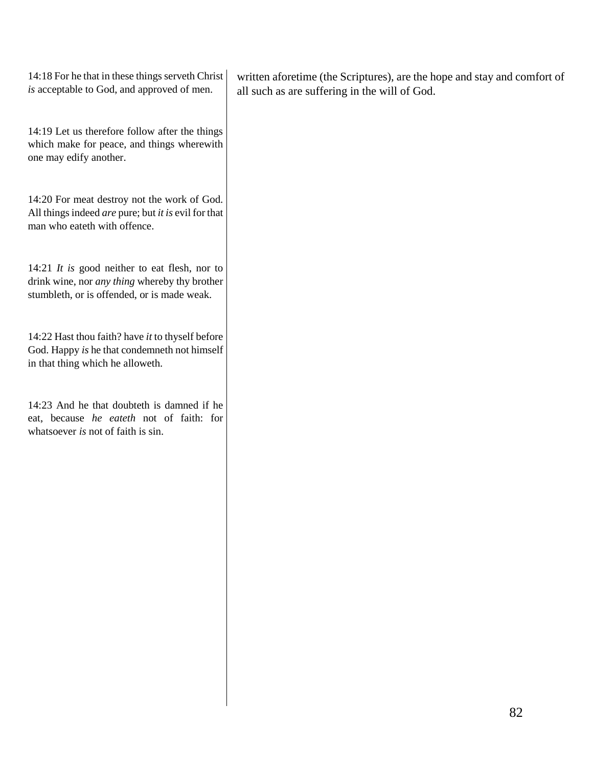14:18 For he that in these things serveth Christ *is* acceptable to God, and approved of men.

14:19 Let us therefore follow after the things which make for peace, and things wherewith one may edify another.

14:20 For meat destroy not the work of God. All things indeed *are* pure; but *it is* evil for that man who eateth with offence.

14:21 *It is* good neither to eat flesh, nor to drink wine, nor *any thing* whereby thy brother stumbleth, or is offended, or is made weak.

14:22 Hast thou faith? have *it* to thyself before God. Happy *is* he that condemneth not himself in that thing which he alloweth.

14:23 And he that doubteth is damned if he eat, because *he eateth* not of faith: for whatsoever *is* not of faith is sin.

written aforetime (the Scriptures), are the hope and stay and comfort of all such as are suffering in the will of God.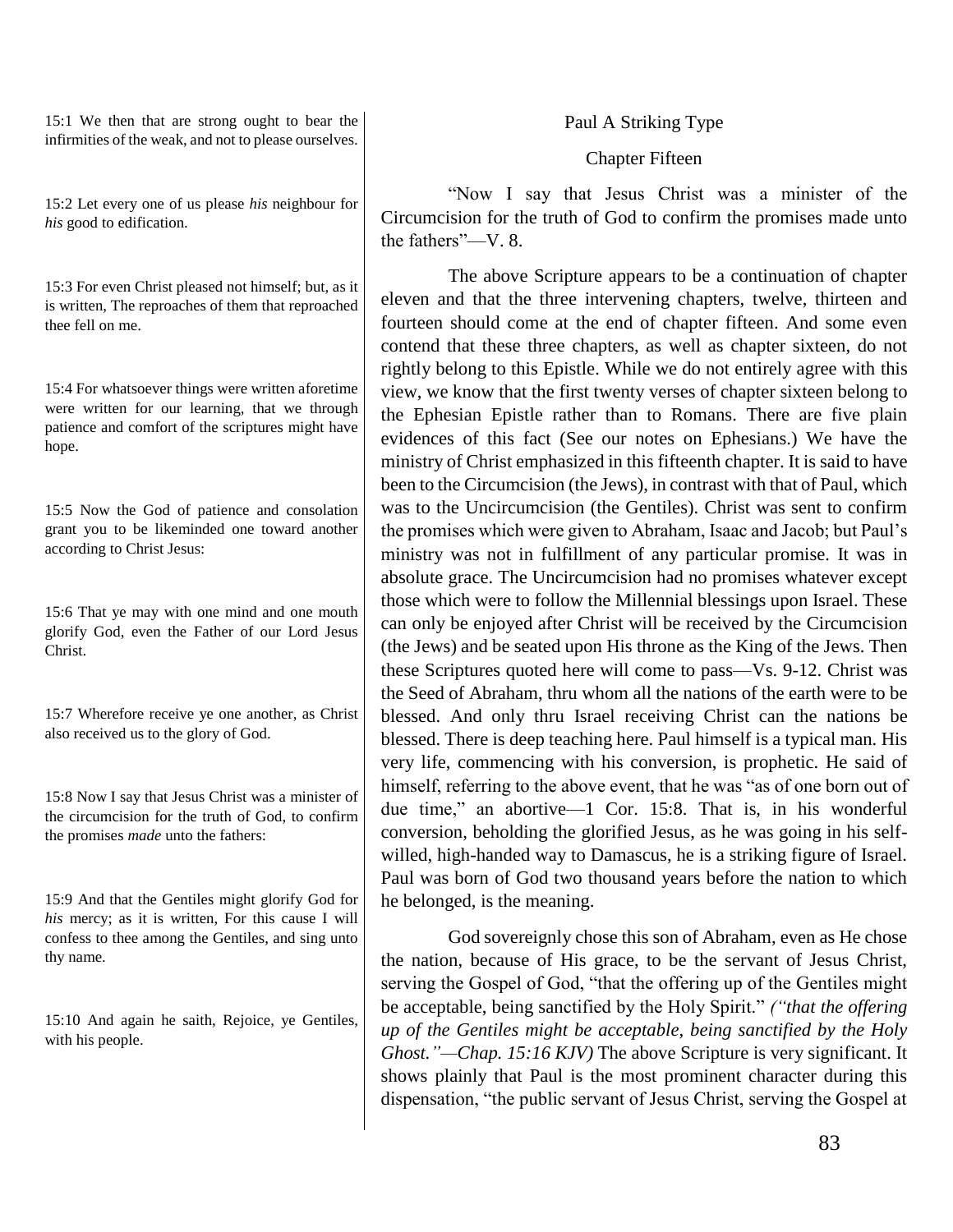15:1 We then that are strong ought to bear the infirmities of the weak, and not to please ourselves.

15:2 Let every one of us please *his* neighbour for *his* good to edification.

15:3 For even Christ pleased not himself; but, as it is written, The reproaches of them that reproached thee fell on me.

15:4 For whatsoever things were written aforetime were written for our learning, that we through patience and comfort of the scriptures might have hope.

15:5 Now the God of patience and consolation grant you to be likeminded one toward another according to Christ Jesus:

15:6 That ye may with one mind and one mouth glorify God, even the Father of our Lord Jesus Christ.

15:7 Wherefore receive ye one another, as Christ also received us to the glory of God.

15:8 Now I say that Jesus Christ was a minister of the circumcision for the truth of God, to confirm the promises *made* unto the fathers:

15:9 And that the Gentiles might glorify God for *his* mercy; as it is written, For this cause I will confess to thee among the Gentiles, and sing unto thy name.

15:10 And again he saith, Rejoice, ye Gentiles, with his people.

## Paul A Striking Type

### Chapter Fifteen

"Now I say that Jesus Christ was a minister of the Circumcision for the truth of God to confirm the promises made unto the fathers"—V. 8.

The above Scripture appears to be a continuation of chapter eleven and that the three intervening chapters, twelve, thirteen and fourteen should come at the end of chapter fifteen. And some even contend that these three chapters, as well as chapter sixteen, do not rightly belong to this Epistle. While we do not entirely agree with this view, we know that the first twenty verses of chapter sixteen belong to the Ephesian Epistle rather than to Romans. There are five plain evidences of this fact (See our notes on Ephesians.) We have the ministry of Christ emphasized in this fifteenth chapter. It is said to have been to the Circumcision (the Jews), in contrast with that of Paul, which was to the Uncircumcision (the Gentiles). Christ was sent to confirm the promises which were given to Abraham, Isaac and Jacob; but Paul's ministry was not in fulfillment of any particular promise. It was in absolute grace. The Uncircumcision had no promises whatever except those which were to follow the Millennial blessings upon Israel. These can only be enjoyed after Christ will be received by the Circumcision (the Jews) and be seated upon His throne as the King of the Jews. Then these Scriptures quoted here will come to pass—Vs. 9-12. Christ was the Seed of Abraham, thru whom all the nations of the earth were to be blessed. And only thru Israel receiving Christ can the nations be blessed. There is deep teaching here. Paul himself is a typical man. His very life, commencing with his conversion, is prophetic. He said of himself, referring to the above event, that he was "as of one born out of due time," an abortive—1 Cor. 15:8. That is, in his wonderful conversion, beholding the glorified Jesus, as he was going in his self-willed, high-handed way to Damascus, he is a striking figure of Israel. Paul was born of God two thousand years before the nation to which he belonged, is the meaning.

God sovereignly chose this son of Abraham, even as He chose the nation, because of His grace, to be the servant of Jesus Christ, serving the Gospel of God, "that the offering up of the Gentiles might be acceptable, being sanctified by the Holy Spirit." *("that the offering up of the Gentiles might be acceptable, being sanctified by the Holy Ghost."—Chap. 15:16 KJV)* The above Scripture is very significant. It shows plainly that Paul is the most prominent character during this dispensation, "the public servant of Jesus Christ, serving the Gospel at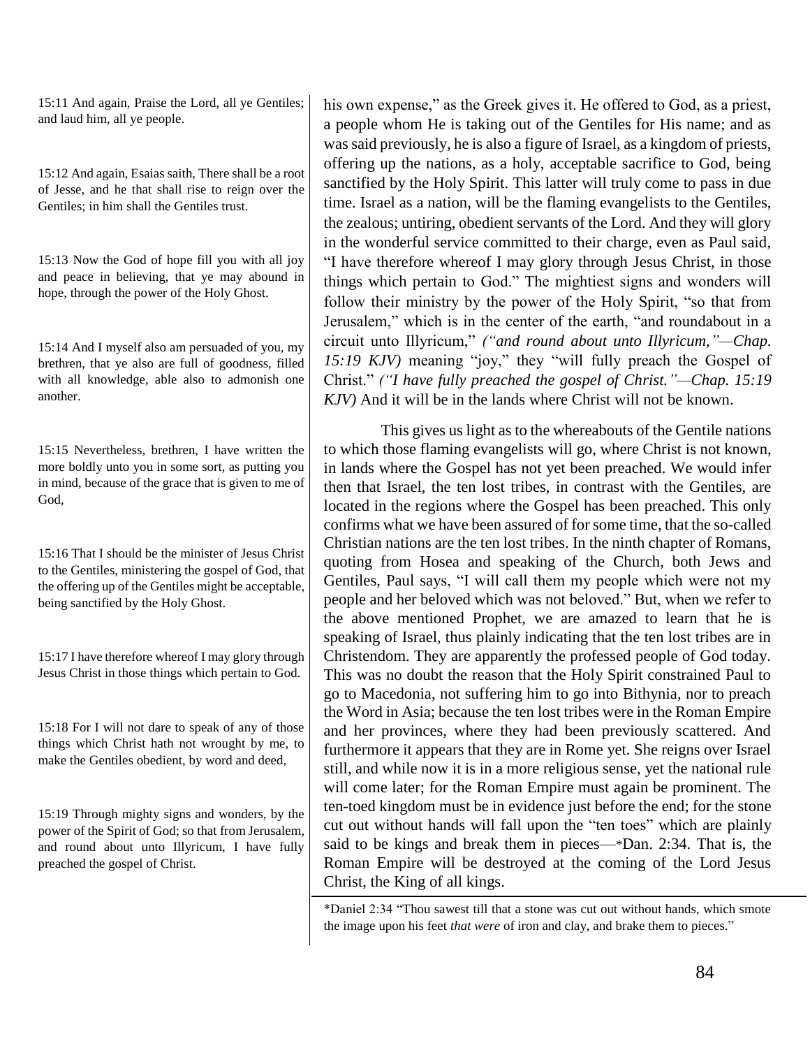15:11 And again, Praise the Lord, all ye Gentiles; and laud him, all ye people.

15:12 And again, Esaias saith, There shall be a root of Jesse, and he that shall rise to reign over the Gentiles; in him shall the Gentiles trust.

15:13 Now the God of hope fill you with all joy and peace in believing, that ye may abound in hope, through the power of the Holy Ghost.

15:14 And I myself also am persuaded of you, my brethren, that ye also are full of goodness, filled with all knowledge, able also to admonish one another.

15:15 Nevertheless, brethren, I have written the more boldly unto you in some sort, as putting you in mind, because of the grace that is given to me of God,

15:16 That I should be the minister of Jesus Christ to the Gentiles, ministering the gospel of God, that the offering up of the Gentiles might be acceptable, being sanctified by the Holy Ghost.

15:17 I have therefore whereof I may glory through Jesus Christ in those things which pertain to God.

15:18 For I will not dare to speak of any of those things which Christ hath not wrought by me, to make the Gentiles obedient, by word and deed,

15:19 Through mighty signs and wonders, by the power of the Spirit of God; so that from Jerusalem, and round about unto Illyricum, I have fully preached the gospel of Christ.

his own expense," as the Greek gives it. He offered to God, as a priest, a people whom He is taking out of the Gentiles for His name; and as was said previously, he is also a figure of Israel, as a kingdom of priests, offering up the nations, as a holy, acceptable sacrifice to God, being sanctified by the Holy Spirit. This latter will truly come to pass in due time. Israel as a nation, will be the flaming evangelists to the Gentiles, the zealous; untiring, obedient servants of the Lord. And they will glory in the wonderful service committed to their charge, even as Paul said, "I have therefore whereof I may glory through Jesus Christ, in those things which pertain to God." The mightiest signs and wonders will follow their ministry by the power of the Holy Spirit, "so that from Jerusalem," which is in the center of the earth, "and roundabout in a circuit unto Illyricum," *("and round about unto Illyricum,"—Chap. 15:19 KJV)* meaning "joy," they "will fully preach the Gospel of Christ." *("I have fully preached the gospel of Christ."—Chap. 15:19 KJV)* And it will be in the lands where Christ will not be known.

This gives us light as to the whereabouts of the Gentile nations to which those flaming evangelists will go, where Christ is not known, in lands where the Gospel has not yet been preached. We would infer then that Israel, the ten lost tribes, in contrast with the Gentiles, are located in the regions where the Gospel has been preached. This only confirms what we have been assured of for some time, that the so-called Christian nations are the ten lost tribes. In the ninth chapter of Romans, quoting from Hosea and speaking of the Church, both Jews and Gentiles, Paul says, "I will call them my people which were not my people and her beloved which was not beloved." But, when we refer to the above mentioned Prophet, we are amazed to learn that he is speaking of Israel, thus plainly indicating that the ten lost tribes are in Christendom. They are apparently the professed people of God today. This was no doubt the reason that the Holy Spirit constrained Paul to go to Macedonia, not suffering him to go into Bithynia, nor to preach the Word in Asia; because the ten lost tribes were in the Roman Empire and her provinces, where they had been previously scattered. And furthermore it appears that they are in Rome yet. She reigns over Israel still, and while now it is in a more religious sense, yet the national rule will come later; for the Roman Empire must again be prominent. The ten-toed kingdom must be in evidence just before the end; for the stone cut out without hands will fall upon the "ten toes" which are plainly said to be kings and break them in pieces—*Dan. 2:34. That is, the Roman Empire will be destroyed at the coming of the Lord Jesus Christ, the King of all kings.

*Daniel 2:34 "Thou sawest till that a stone was cut out without hands, which smote the image upon his feet *that were* of iron and clay, and brake them to pieces."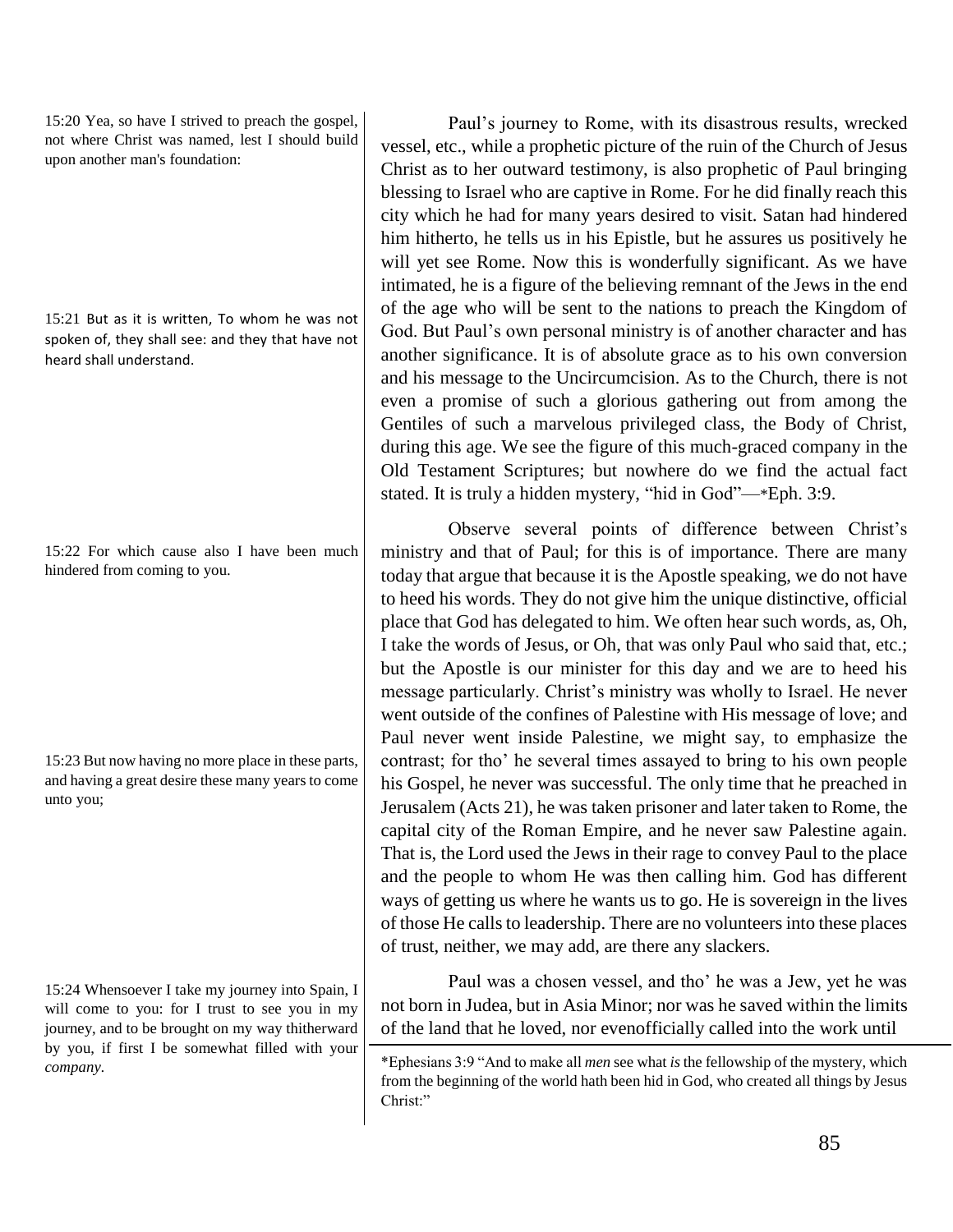15:20 Yea, so have I strived to preach the gospel, not where Christ was named, lest I should build upon another man's foundation:

15:21 But as it is written, To whom he was not spoken of, they shall see: and they that have not heard shall understand.

15:22 For which cause also I have been much hindered from coming to you.

15:23 But now having no more place in these parts, and having a great desire these many years to come unto you;

15:24 Whensoever I take my journey into Spain, I will come to you: for I trust to see you in my journey, and to be brought on my way thitherward by you, if first I be somewhat filled with your *company*.

Paul's journey to Rome, with its disastrous results, wrecked vessel, etc., while a prophetic picture of the ruin of the Church of Jesus Christ as to her outward testimony, is also prophetic of Paul bringing blessing to Israel who are captive in Rome. For he did finally reach this city which he had for many years desired to visit. Satan had hindered him hitherto, he tells us in his Epistle, but he assures us positively he will yet see Rome. Now this is wonderfully significant. As we have intimated, he is a figure of the believing remnant of the Jews in the end of the age who will be sent to the nations to preach the Kingdom of God. But Paul's own personal ministry is of another character and has another significance. It is of absolute grace as to his own conversion and his message to the Uncircumcision. As to the Church, there is not even a promise of such a glorious gathering out from among the Gentiles of such a marvelous privileged class, the Body of Christ, during this age. We see the figure of this much-graced company in the Old Testament Scriptures; but nowhere do we find the actual fact stated. It is truly a hidden mystery, "hid in God"—*Eph. 3:9.

Observe several points of difference between Christ's ministry and that of Paul; for this is of importance. There are many today that argue that because it is the Apostle speaking, we do not have to heed his words. They do not give him the unique distinctive, official place that God has delegated to him. We often hear such words, as, Oh, I take the words of Jesus, or Oh, that was only Paul who said that, etc.; but the Apostle is our minister for this day and we are to heed his message particularly. Christ's ministry was wholly to Israel. He never went outside of the confines of Palestine with His message of love; and Paul never went inside Palestine, we might say, to emphasize the contrast; for tho' he several times assayed to bring to his own people his Gospel, he never was successful. The only time that he preached in Jerusalem (Acts 21), he was taken prisoner and later taken to Rome, the capital city of the Roman Empire, and he never saw Palestine again. That is, the Lord used the Jews in their rage to convey Paul to the place and the people to whom He was then calling him. God has different ways of getting us where he wants us to go. He is sovereign in the lives of those He calls to leadership. There are no volunteers into these places of trust, neither, we may add, are there any slackers.

Paul was a chosen vessel, and tho' he was a Jew, yet he was not born in Judea, but in Asia Minor; nor was he saved within the limits of the land that he loved, nor evenofficially called into the work until

---

*Ephesians 3:9 "And to make all *men* see what *is* the fellowship of the mystery, which from the beginning of the world hath been hid in God, who created all things by Jesus Christ:"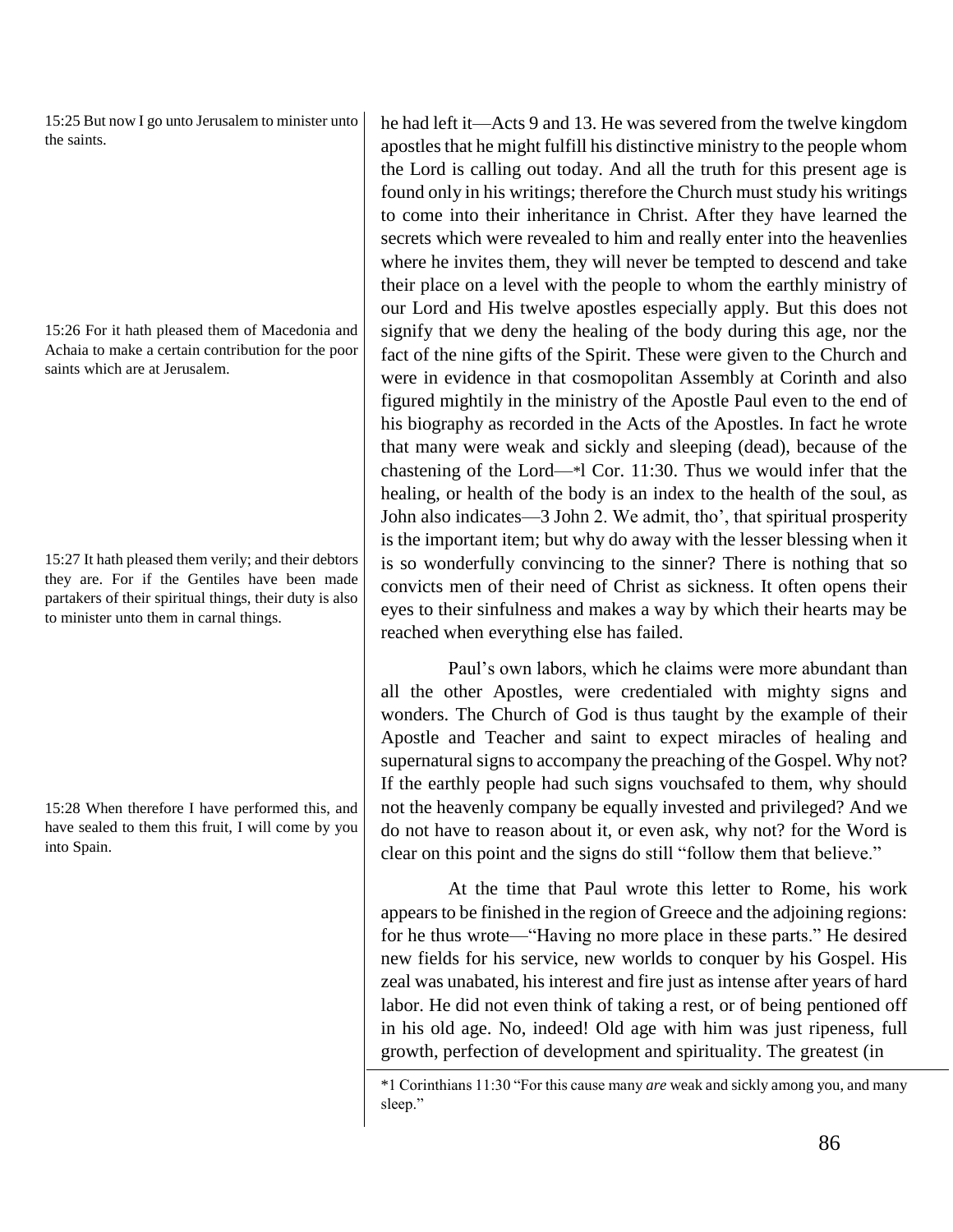15:25 But now I go unto Jerusalem to minister unto the saints.

15:26 For it hath pleased them of Macedonia and Achaia to make a certain contribution for the poor saints which are at Jerusalem.

15:27 It hath pleased them verily; and their debtors they are. For if the Gentiles have been made partakers of their spiritual things, their duty is also to minister unto them in carnal things.

15:28 When therefore I have performed this, and have sealed to them this fruit, I will come by you into Spain.

he had left it—Acts 9 and 13. He was severed from the twelve kingdom apostles that he might fulfill his distinctive ministry to the people whom the Lord is calling out today. And all the truth for this present age is found only in his writings; therefore the Church must study his writings to come into their inheritance in Christ. After they have learned the secrets which were revealed to him and really enter into the heavenlies where he invites them, they will never be tempted to descend and take their place on a level with the people to whom the earthly ministry of our Lord and His twelve apostles especially apply. But this does not signify that we deny the healing of the body during this age, nor the fact of the nine gifts of the Spirit. These were given to the Church and were in evidence in that cosmopolitan Assembly at Corinth and also figured mightily in the ministry of the Apostle Paul even to the end of his biography as recorded in the Acts of the Apostles. In fact he wrote that many were weak and sickly and sleeping (dead), because of the chastening of the Lord—*l Cor. 11:30. Thus we would infer that the healing, or health of the body is an index to the health of the soul, as John also indicates—3 John 2. We admit, tho', that spiritual prosperity is the important item; but why do away with the lesser blessing when it is so wonderfully convincing to the sinner? There is nothing that so convicts men of their need of Christ as sickness. It often opens their eyes to their sinfulness and makes a way by which their hearts may be reached when everything else has failed.

Paul's own labors, which he claims were more abundant than all the other Apostles, were credentialed with mighty signs and wonders. The Church of God is thus taught by the example of their Apostle and Teacher and saint to expect miracles of healing and supernatural signs to accompany the preaching of the Gospel. Why not? If the earthly people had such signs vouchsafed to them, why should not the heavenly company be equally invested and privileged? And we do not have to reason about it, or even ask, why not? for the Word is clear on this point and the signs do still "follow them that believe."

At the time that Paul wrote this letter to Rome, his work appears to be finished in the region of Greece and the adjoining regions: for he thus wrote—"Having no more place in these parts." He desired new fields for his service, new worlds to conquer by his Gospel. His zeal was unabated, his interest and fire just as intense after years of hard labor. He did not even think of taking a rest, or of being pentioned off in his old age. No, indeed! Old age with him was just ripeness, full growth, perfection of development and spirituality. The greatest (in

---

*1 Corinthians 11:30 "For this cause many *are* weak and sickly among you, and many sleep."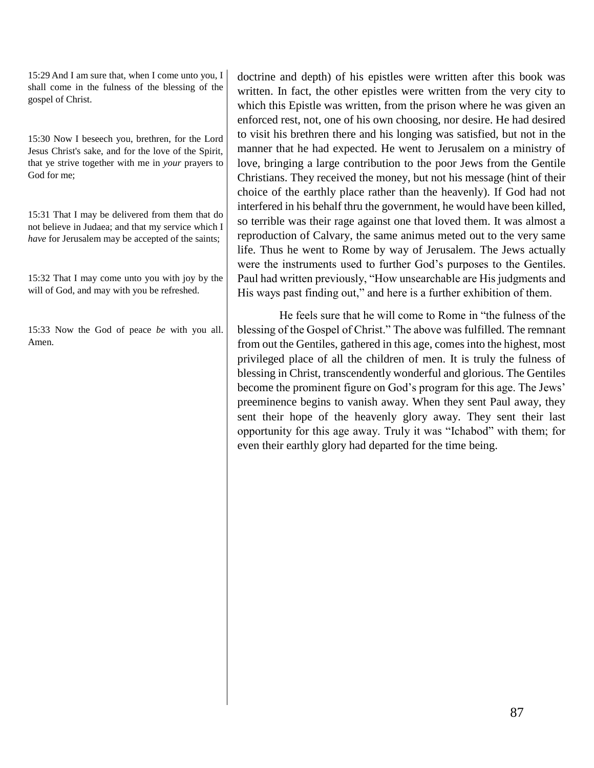15:29 And I am sure that, when I come unto you, I shall come in the fulness of the blessing of the gospel of Christ.

15:30 Now I beseech you, brethren, for the Lord Jesus Christ's sake, and for the love of the Spirit, that ye strive together with me in *your* prayers to God for me;

15:31 That I may be delivered from them that do not believe in Judaea; and that my service which I *have* for Jerusalem may be accepted of the saints;

15:32 That I may come unto you with joy by the will of God, and may with you be refreshed.

15:33 Now the God of peace *be* with you all. Amen.

doctrine and depth) of his epistles were written after this book was written. In fact, the other epistles were written from the very city to which this Epistle was written, from the prison where he was given an enforced rest, not, one of his own choosing, nor desire. He had desired to visit his brethren there and his longing was satisfied, but not in the manner that he had expected. He went to Jerusalem on a ministry of love, bringing a large contribution to the poor Jews from the Gentile Christians. They received the money, but not his message (hint of their choice of the earthly place rather than the heavenly). If God had not interfered in his behalf thru the government, he would have been killed, so terrible was their rage against one that loved them. It was almost a reproduction of Calvary, the same animus meted out to the very same life. Thus he went to Rome by way of Jerusalem. The Jews actually were the instruments used to further God's purposes to the Gentiles. Paul had written previously, "How unsearchable are His judgments and His ways past finding out," and here is a further exhibition of them.

He feels sure that he will come to Rome in "the fulness of the blessing of the Gospel of Christ." The above was fulfilled. The remnant from out the Gentiles, gathered in this age, comes into the highest, most privileged place of all the children of men. It is truly the fulness of blessing in Christ, transcendently wonderful and glorious. The Gentiles become the prominent figure on God's program for this age. The Jews' preeminence begins to vanish away. When they sent Paul away, they sent their hope of the heavenly glory away. They sent their last opportunity for this age away. Truly it was "Ichabod" with them; for even their earthly glory had departed for the time being.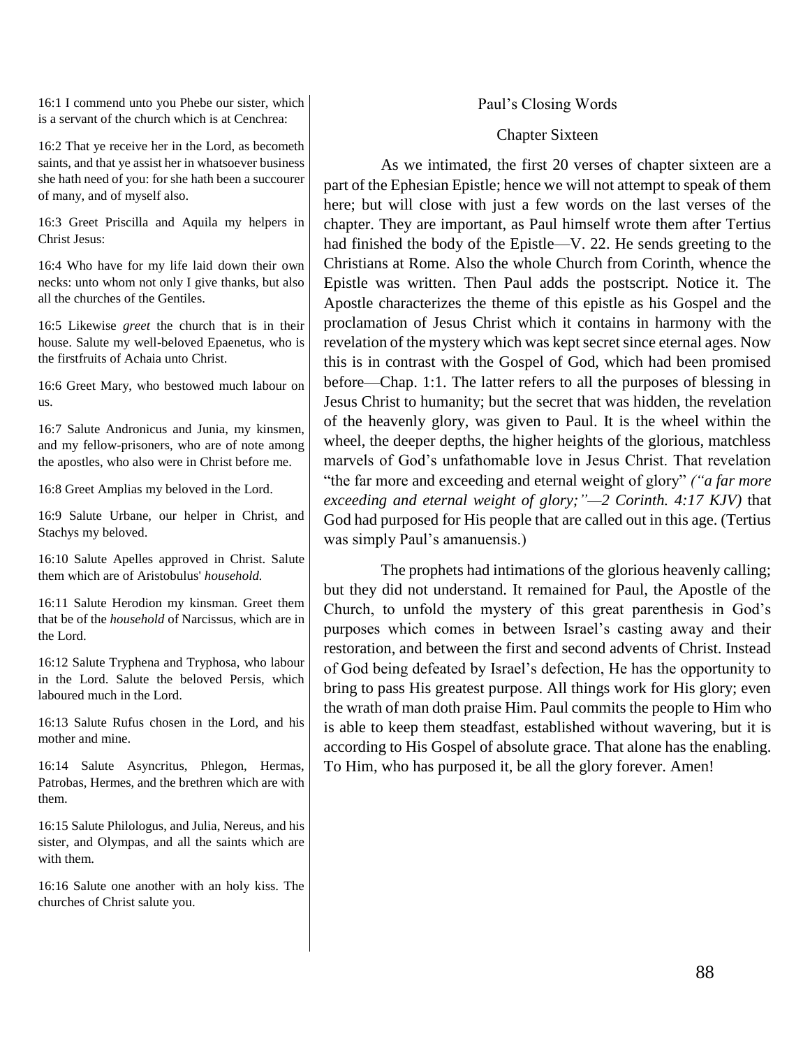16:1 I commend unto you Phebe our sister, which is a servant of the church which is at Cenchrea:

16:2 That ye receive her in the Lord, as becometh saints, and that ye assist her in whatsoever business she hath need of you: for she hath been a succourer of many, and of myself also.

16:3 Greet Priscilla and Aquila my helpers in Christ Jesus:

16:4 Who have for my life laid down their own necks: unto whom not only I give thanks, but also all the churches of the Gentiles.

16:5 Likewise *greet* the church that is in their house. Salute my well-beloved Epaenetus, who is the firstfruits of Achaia unto Christ.

16:6 Greet Mary, who bestowed much labour on us.

16:7 Salute Andronicus and Junia, my kinsmen, and my fellow-prisoners, who are of note among the apostles, who also were in Christ before me.

16:8 Greet Amplias my beloved in the Lord.

16:9 Salute Urbane, our helper in Christ, and Stachys my beloved.

16:10 Salute Apelles approved in Christ. Salute them which are of Aristobulus' *household.*

16:11 Salute Herodion my kinsman. Greet them that be of the *household* of Narcissus, which are in the Lord.

16:12 Salute Tryphena and Tryphosa, who labour in the Lord. Salute the beloved Persis, which laboured much in the Lord.

16:13 Salute Rufus chosen in the Lord, and his mother and mine.

16:14 Salute Asyncritus, Phlegon, Hermas, Patrobas, Hermes, and the brethren which are with them.

16:15 Salute Philologus, and Julia, Nereus, and his sister, and Olympas, and all the saints which are with them.

16:16 Salute one another with an holy kiss. The churches of Christ salute you.

## Paul's Closing Words

### Chapter Sixteen

As we intimated, the first 20 verses of chapter sixteen are a part of the Ephesian Epistle; hence we will not attempt to speak of them here; but will close with just a few words on the last verses of the chapter. They are important, as Paul himself wrote them after Tertius had finished the body of the Epistle—V. 22. He sends greeting to the Christians at Rome. Also the whole Church from Corinth, whence the Epistle was written. Then Paul adds the postscript. Notice it. The Apostle characterizes the theme of this epistle as his Gospel and the proclamation of Jesus Christ which it contains in harmony with the revelation of the mystery which was kept secret since eternal ages. Now this is in contrast with the Gospel of God, which had been promised before—Chap. 1:1. The latter refers to all the purposes of blessing in Jesus Christ to humanity; but the secret that was hidden, the revelation of the heavenly glory, was given to Paul. It is the wheel within the wheel, the deeper depths, the higher heights of the glorious, matchless marvels of God's unfathomable love in Jesus Christ. That revelation "the far more and exceeding and eternal weight of glory" *("a far more exceeding and eternal weight of glory;"—2 Corinth. 4:17 KJV)* that God had purposed for His people that are called out in this age. (Tertius was simply Paul's amanuensis.)

The prophets had intimations of the glorious heavenly calling; but they did not understand. It remained for Paul, the Apostle of the Church, to unfold the mystery of this great parenthesis in God's purposes which comes in between Israel's casting away and their restoration, and between the first and second advents of Christ. Instead of God being defeated by Israel's defection, He has the opportunity to bring to pass His greatest purpose. All things work for His glory; even the wrath of man doth praise Him. Paul commits the people to Him who is able to keep them steadfast, established without wavering, but it is according to His Gospel of absolute grace. That alone has the enabling. To Him, who has purposed it, be all the glory forever. Amen!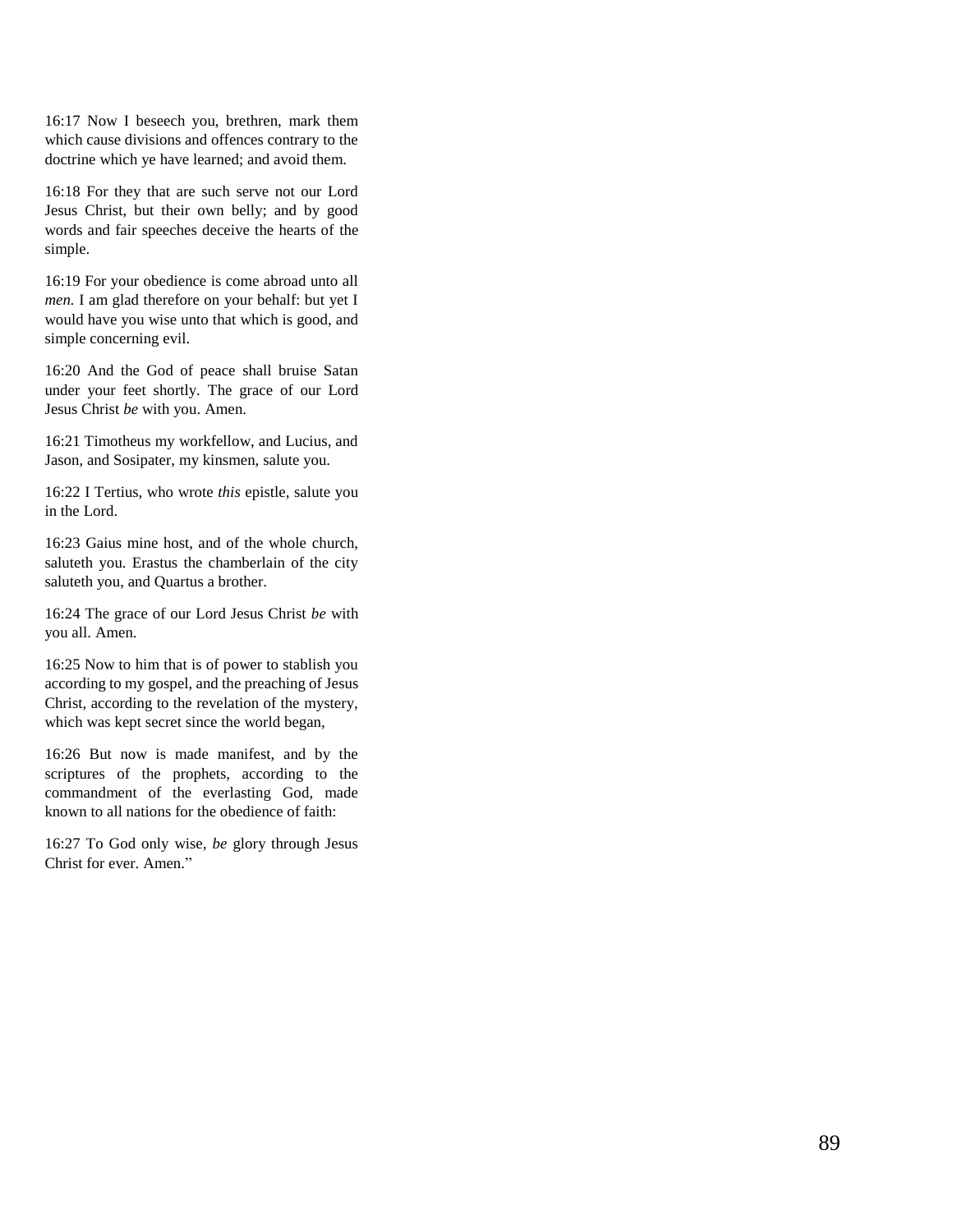16:17 Now I beseech you, brethren, mark them which cause divisions and offences contrary to the doctrine which ye have learned; and avoid them.

16:18 For they that are such serve not our Lord Jesus Christ, but their own belly; and by good words and fair speeches deceive the hearts of the simple.

16:19 For your obedience is come abroad unto all *men.* I am glad therefore on your behalf: but yet I would have you wise unto that which is good, and simple concerning evil.

16:20 And the God of peace shall bruise Satan under your feet shortly. The grace of our Lord Jesus Christ *be* with you. Amen.

16:21 Timotheus my workfellow, and Lucius, and Jason, and Sosipater, my kinsmen, salute you.

16:22 I Tertius, who wrote *this* epistle, salute you in the Lord.

16:23 Gaius mine host, and of the whole church, saluteth you. Erastus the chamberlain of the city saluteth you, and Quartus a brother.

16:24 The grace of our Lord Jesus Christ *be* with you all. Amen.

16:25 Now to him that is of power to stablish you according to my gospel, and the preaching of Jesus Christ, according to the revelation of the mystery, which was kept secret since the world began,

16:26 But now is made manifest, and by the scriptures of the prophets, according to the commandment of the everlasting God, made known to all nations for the obedience of faith:

16:27 To God only wise, *be* glory through Jesus Christ for ever. Amen."